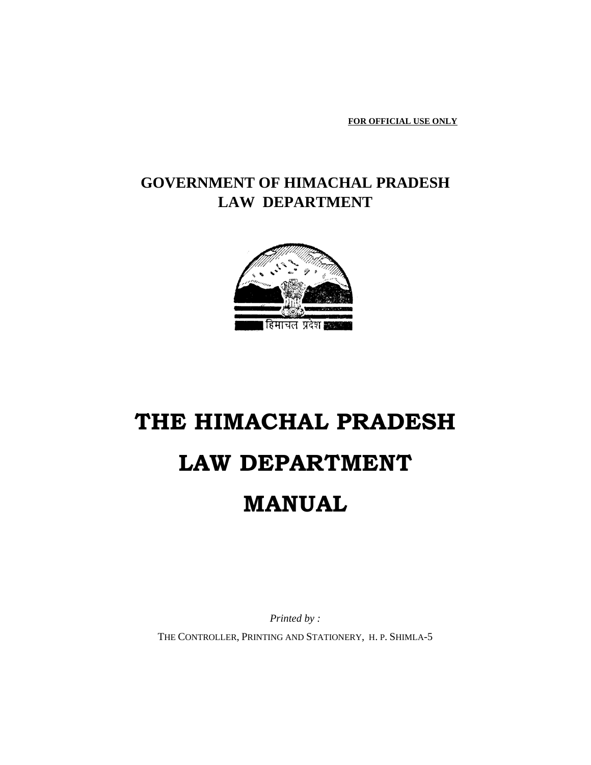**FOR OFFICIAL USE ONLY**

## GOVERNMENT OF HIMACHAL PRADESH
## LAW DEPARTMENT

हिमाचल प्रदेश

# THE HIMACHAL PRADESH
# LAW DEPARTMENT
# MANUAL

*Printed by :*

THE CONTROLLER, PRINTING AND STATIONERY, H. P. SHIMLA-5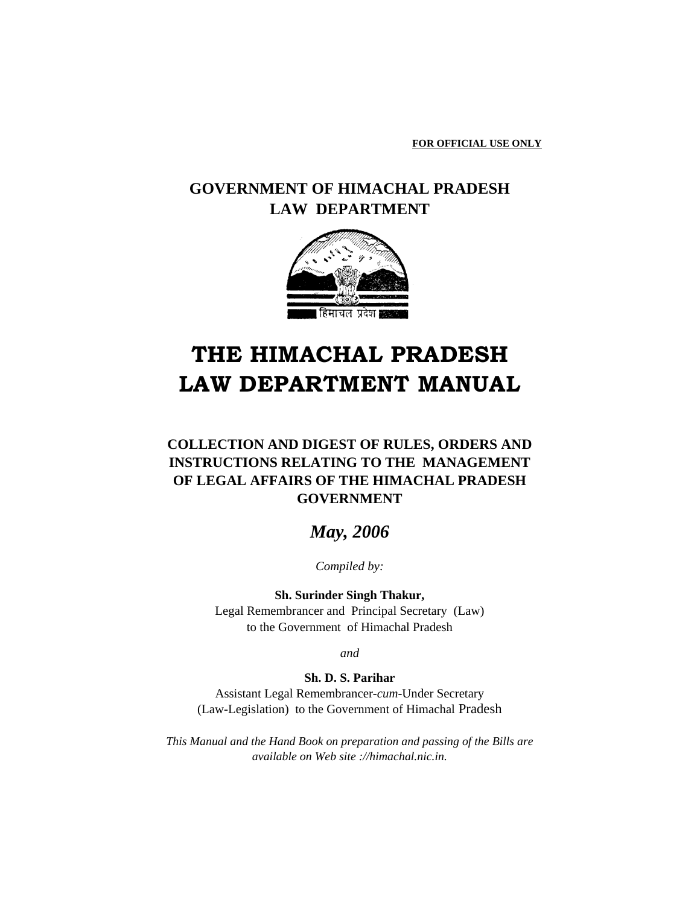**FOR OFFICIAL USE ONLY**

## GOVERNMENT OF HIMACHAL PRADESH
## LAW DEPARTMENT

हिमाचल प्रदेश

# THE HIMACHAL PRADESH LAW DEPARTMENT MANUAL

### COLLECTION AND DIGEST OF RULES, ORDERS AND INSTRUCTIONS RELATING TO THE MANAGEMENT OF LEGAL AFFAIRS OF THE HIMACHAL PRADESH GOVERNMENT

***May, 2006***

*Compiled by:*

**Sh. Surinder Singh Thakur,**
Legal Remembrancer and Principal Secretary (Law)
to the Government of Himachal Pradesh

*and*

**Sh. D. S. Parihar**
Assistant Legal Remembrancer-*cum*-Under Secretary
(Law-Legislation) to the Government of Himachal Pradesh

*This Manual and the Hand Book on preparation and passing of the Bills are available on Web site ://himachal.nic.in.*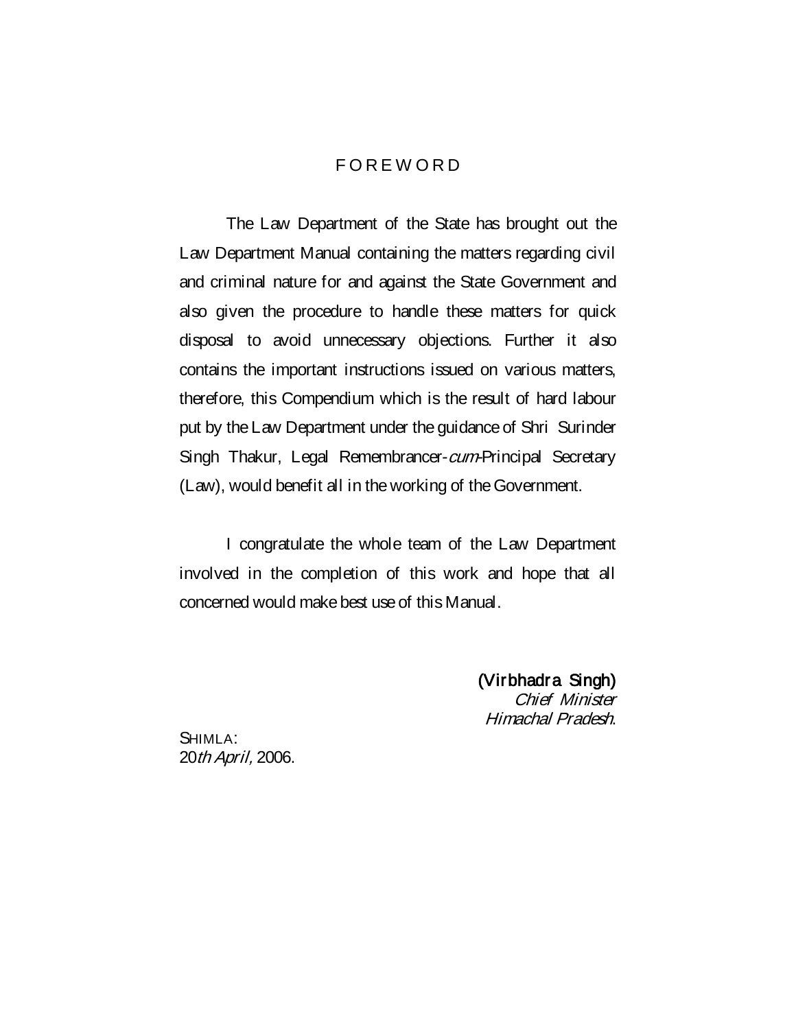# FOREWORD

The Law Department of the State has brought out the Law Department Manual containing the matters regarding civil and criminal nature for and against the State Government and also given the procedure to handle these matters for quick disposal to avoid unnecessary objections. Further it also contains the important instructions issued on various matters, therefore, this Compendium which is the result of hard labour put by the Law Department under the guidance of Shri Surinder Singh Thakur, Legal Remembrancer-*cum*-Principal Secretary (Law), would benefit all in the working of the Government.

I congratulate the whole team of the Law Department involved in the completion of this work and hope that all concerned would make best use of this Manual.

**(Virbhadra Singh)**
*Chief Minister*
*Himachal Pradesh*.

SHIMLA:
20*th April,* 2006.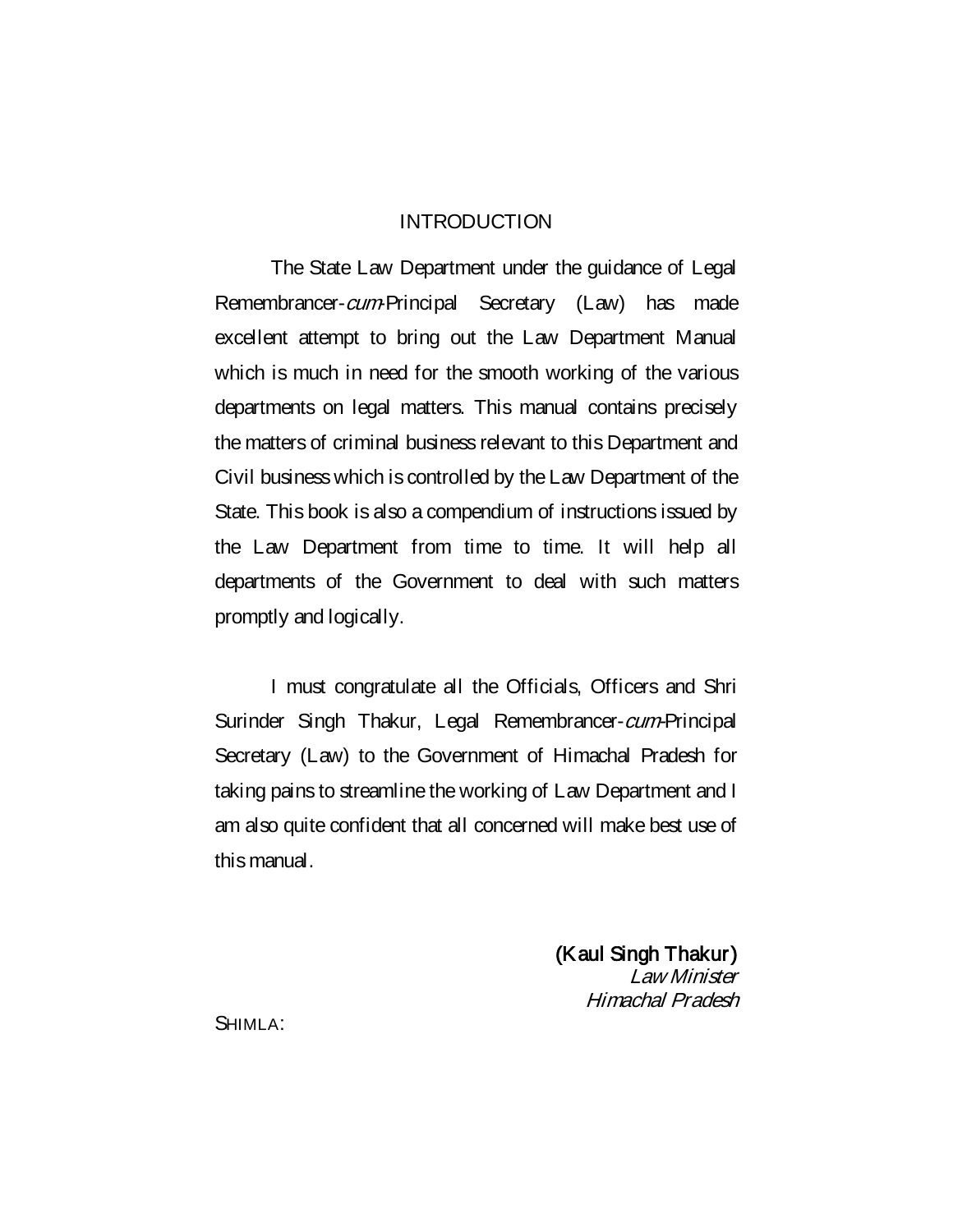# INTRODUCTION

The State Law Department under the guidance of Legal Remembrancer-*cum*-Principal Secretary (Law) has made excellent attempt to bring out the Law Department Manual which is much in need for the smooth working of the various departments on legal matters. This manual contains precisely the matters of criminal business relevant to this Department and Civil business which is controlled by the Law Department of the State. This book is also a compendium of instructions issued by the Law Department from time to time. It will help all departments of the Government to deal with such matters promptly and logically.

I must congratulate all the Officials, Officers and Shri Surinder Singh Thakur, Legal Remembrancer-*cum*-Principal Secretary (Law) to the Government of Himachal Pradesh for taking pains to streamline the working of Law Department and I am also quite confident that all concerned will make best use of this manual.

**(Kaul Singh Thakur)**
*Law Minister*
*Himachal Pradesh*

SHIMLA: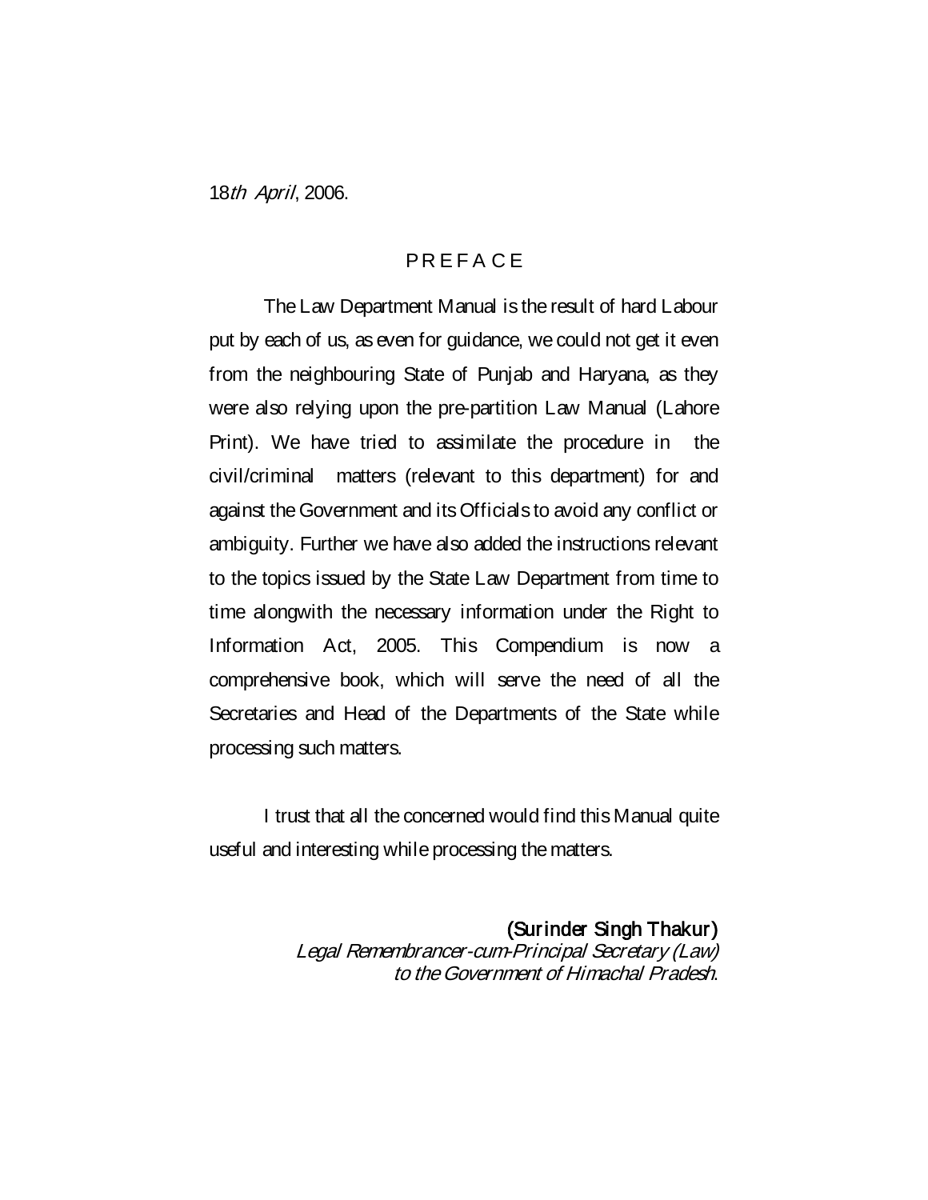18*th April*, 2006.

# P R E F A C E

The Law Department Manual is the result of hard Labour put by each of us, as even for guidance, we could not get it even from the neighbouring State of Punjab and Haryana, as they were also relying upon the pre-partition Law Manual (Lahore Print). We have tried to assimilate the procedure in the civil/criminal matters (relevant to this department) for and against the Government and its Officials to avoid any conflict or ambiguity. Further we have also added the instructions relevant to the topics issued by the State Law Department from time to time alongwith the necessary information under the Right to Information Act, 2005. This Compendium is now a comprehensive book, which will serve the need of all the Secretaries and Head of the Departments of the State while processing such matters.

I trust that all the concerned would find this Manual quite useful and interesting while processing the matters.

**(Surinder Singh Thakur)**
*Legal Remembrancer-cum-Principal Secretary (Law) to the Government of Himachal Pradesh.*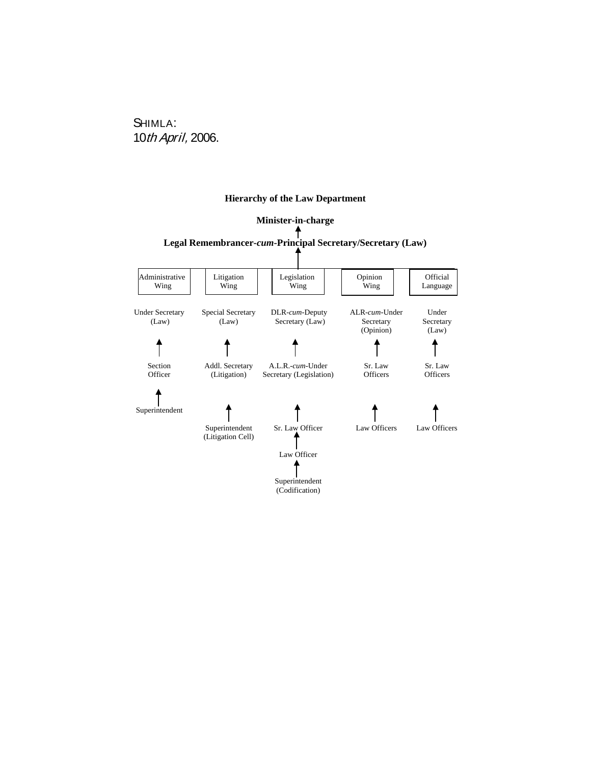SHIMLA:
10*th April*, 2006.

**Hierarchy of the Law Department**

**Minister-in-charge**

↑

**Legal Remembrancer-*cum*-Principal Secretary/Secretary (Law)**

↑

| Administrative Wing | Litigation Wing | Legislation Wing | Opinion Wing | Official Language |
|---|---|---|---|---|
| Under Secretary (Law) | Special Secretary (Law) | DLR-*cum*-Deputy Secretary (Law) | ALR-*cum*-Under Secretary (Opinion) | Under Secretary (Law) |
| ↑ | ↑ | ↑ | ↑ | ↑ |
| Section Officer | Addl. Secretary (Litigation) | A.L.R.-*cum*-Under Secretary (Legislation) | Sr. Law Officers | Sr. Law Officers |
| ↑ | ↑ | ↑ | ↑ | ↑ |
| Superintendent | Superintendent (Litigation Cell) | Sr. Law Officer | Law Officers | Law Officers |
| | | ↑ | | |
| | | Law Officer | | |
| | | ↑ | | |
| | | Superintendent (Codification) | | |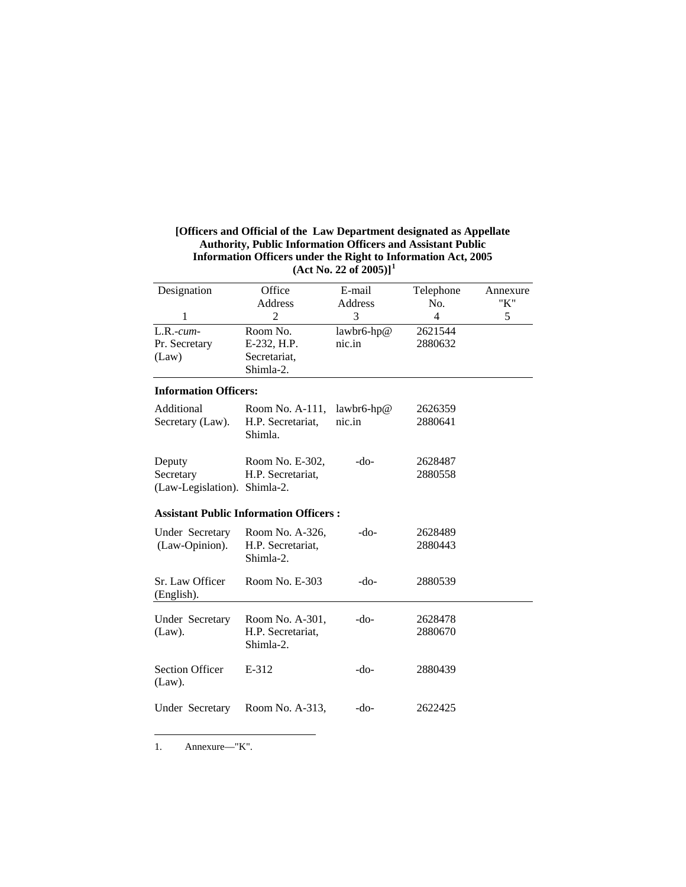**[Officers and Official of the Law Department designated as Appellate Authority, Public Information Officers and Assistant Public Information Officers under the Right to Information Act, 2005 (Act No. 22 of 2005)][1]**

| Designation | Office Address | E-mail Address | Telephone No. | Annexure "K" |
|---|---|---|---|---|
| 1 | 2 | 3 | 4 | 5 |
| L.R.-*cum*-Pr. Secretary (Law) | Room No. E-232, H.P. Secretariat, Shimla-2. | lawbr6-hp@nic.in | 2621544 2880632 | |
| **Information Officers:** | | | | |
| Additional Secretary (Law). | Room No. A-111, H.P. Secretariat, Shimla. | lawbr6-hp@nic.in | 2626359 2880641 | |
| Deputy Secretary (Law-Legislation). | Room No. E-302, H.P. Secretariat, Shimla-2. | -do- | 2628487 2880558 | |
| **Assistant Public Information Officers :** | | | | |
| Under Secretary (Law-Opinion). | Room No. A-326, H.P. Secretariat, Shimla-2. | -do- | 2628489 2880443 | |
| Sr. Law Officer (English). | Room No. E-303 | -do- | 2880539 | |
| Under Secretary (Law). | Room No. A-301, H.P. Secretariat, Shimla-2. | -do- | 2628478 2880670 | |
| Section Officer (Law). | E-312 | -do- | 2880439 | |
| Under Secretary | Room No. A-313, | -do- | 2622425 | |

1. Annexure—"K".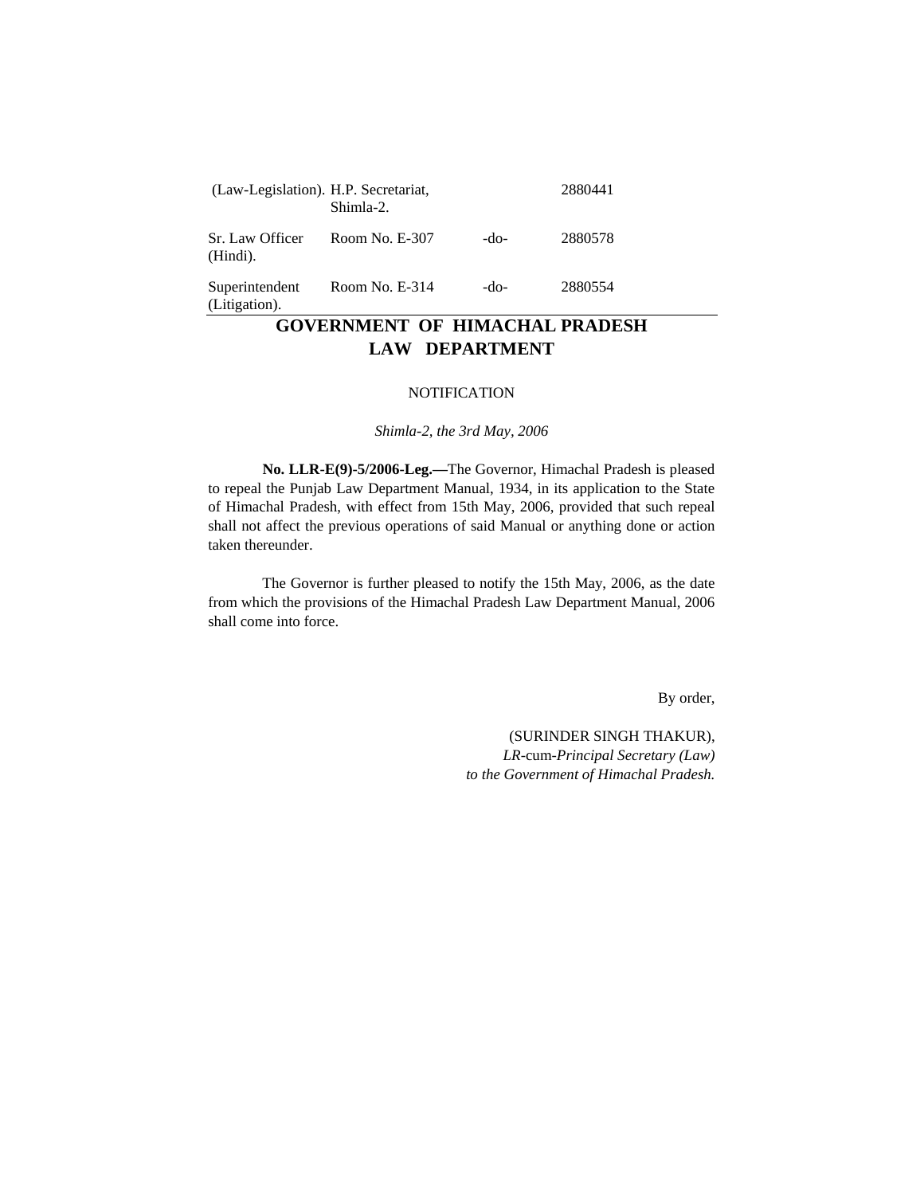| | | | |
|---|---|---|---|
| (Law-Legislation). | H.P. Secretariat, Shimla-2. | | 2880441 |
| Sr. Law Officer (Hindi). | Room No. E-307 | -do- | 2880578 |
| Superintendent (Litigation). | Room No. E-314 | -do- | 2880554 |

---

## GOVERNMENT OF HIMACHAL PRADESH
## LAW DEPARTMENT

NOTIFICATION

*Shimla-2, the 3rd May, 2006*

**No. LLR-E(9)-5/2006-Leg.—**The Governor, Himachal Pradesh is pleased to repeal the Punjab Law Department Manual, 1934, in its application to the State of Himachal Pradesh, with effect from 15th May, 2006, provided that such repeal shall not affect the previous operations of said Manual or anything done or action taken thereunder.

The Governor is further pleased to notify the 15th May, 2006, as the date from which the provisions of the Himachal Pradesh Law Department Manual, 2006 shall come into force.

By order,

(SURINDER SINGH THAKUR),
*LR*-cum-*Principal Secretary (Law)*
*to the Government of Himachal Pradesh.*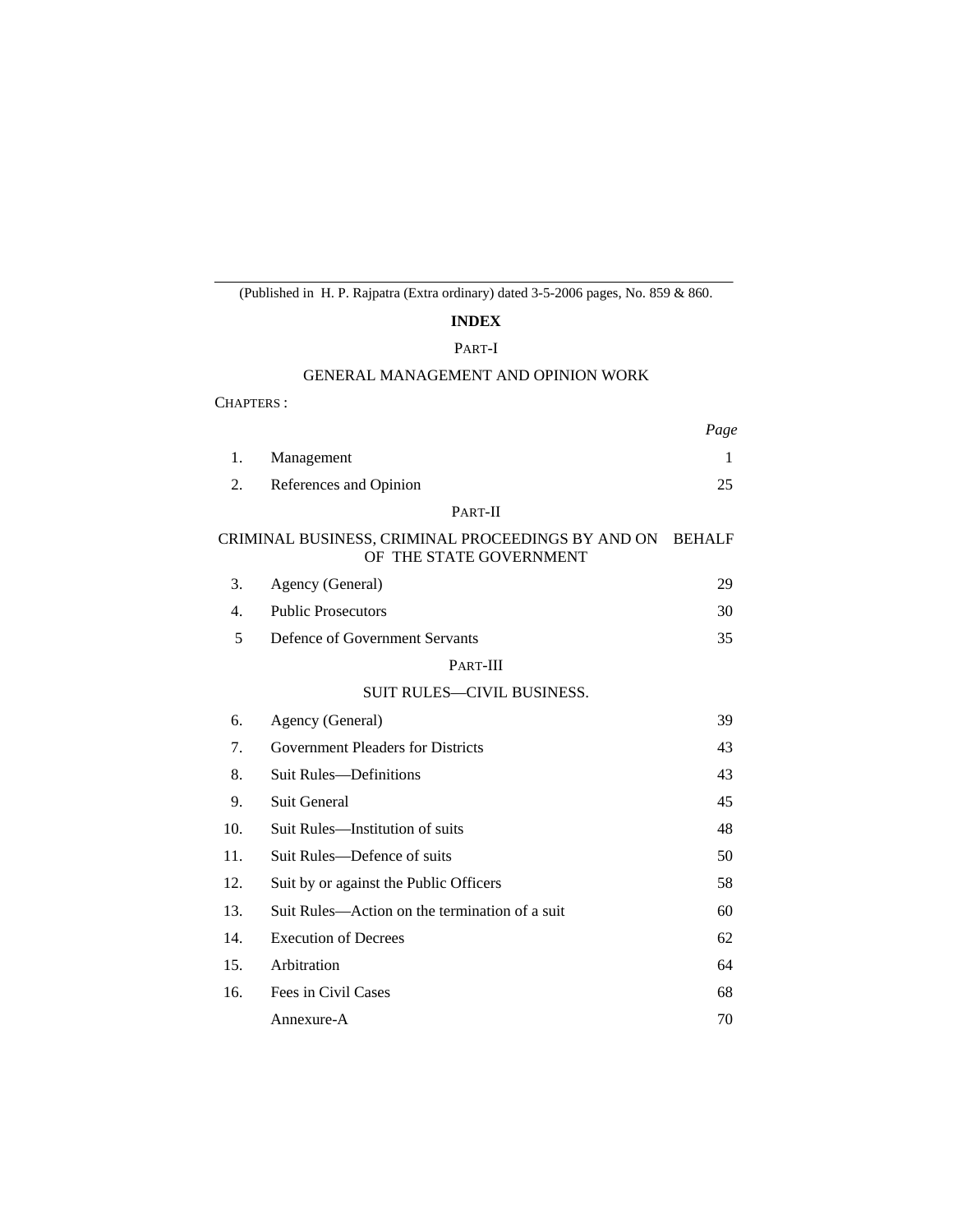(Published in H. P. Rajpatra (Extra ordinary) dated 3-5-2006 pages, No. 859 & 860.

# INDEX

## PART-I

### GENERAL MANAGEMENT AND OPINION WORK

CHAPTERS :

| | | *Page* |
|---|---|---|
| 1. | Management | 1 |
| 2. | References and Opinion | 25 |

## PART-II

### CRIMINAL BUSINESS, CRIMINAL PROCEEDINGS BY AND ON BEHALF OF THE STATE GOVERNMENT

| | | |
|---|---|---|
| 3. | Agency (General) | 29 |
| 4. | Public Prosecutors | 30 |
| 5 | Defence of Government Servants | 35 |

## PART-III

### SUIT RULES—CIVIL BUSINESS.

| | | |
|---|---|---|
| 6. | Agency (General) | 39 |
| 7. | Government Pleaders for Districts | 43 |
| 8. | Suit Rules—Definitions | 43 |
| 9. | Suit General | 45 |
| 10. | Suit Rules—Institution of suits | 48 |
| 11. | Suit Rules—Defence of suits | 50 |
| 12. | Suit by or against the Public Officers | 58 |
| 13. | Suit Rules—Action on the termination of a suit | 60 |
| 14. | Execution of Decrees | 62 |
| 15. | Arbitration | 64 |
| 16. | Fees in Civil Cases | 68 |
| | Annexure-A | 70 |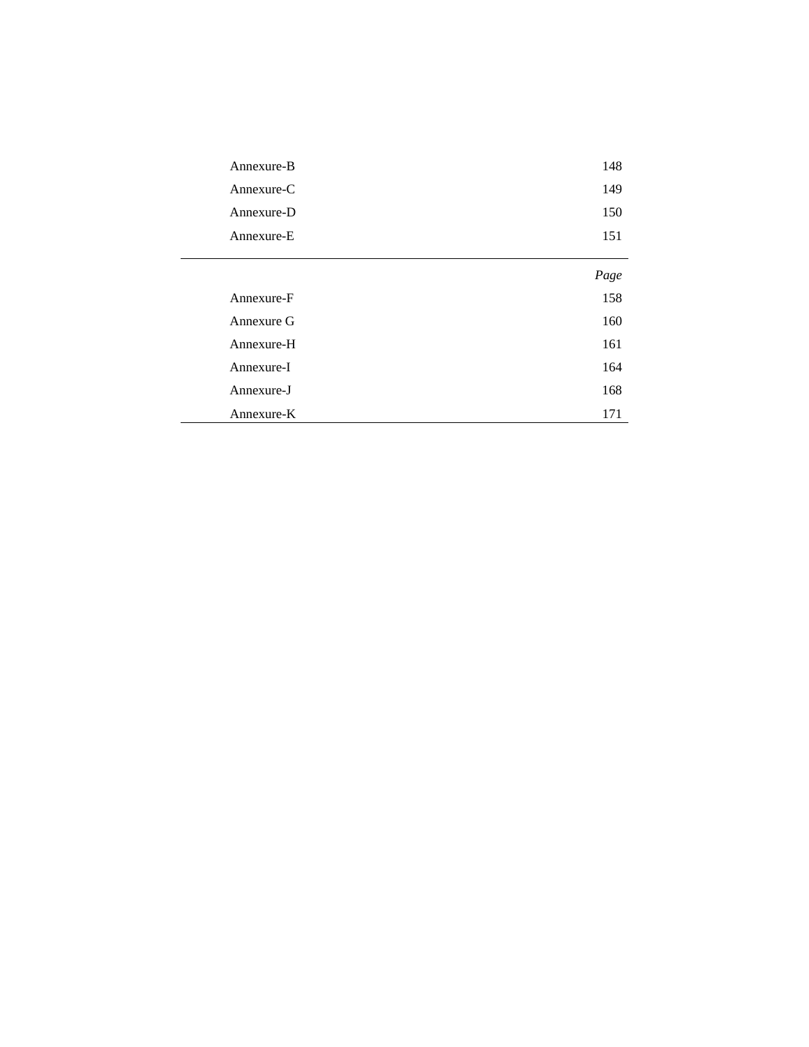| | |
|---|---|
| Annexure-B | 148 |
| Annexure-C | 149 |
| Annexure-D | 150 |
| Annexure-E | 151 |

| | *Page* |
|---|---|
| Annexure-F | 158 |
| Annexure G | 160 |
| Annexure-H | 161 |
| Annexure-I | 164 |
| Annexure-J | 168 |
| Annexure-K | 171 |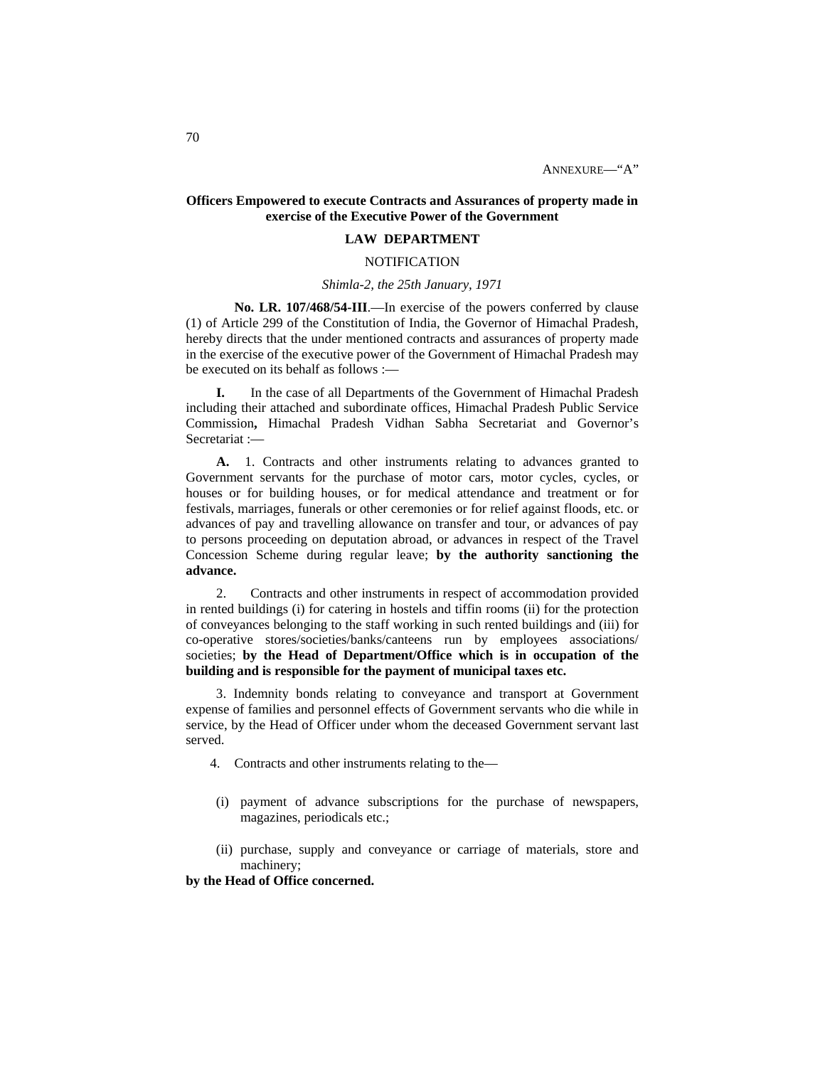ANNEXURE—"A"

**Officers Empowered to execute Contracts and Assurances of property made in exercise of the Executive Power of the Government**

**LAW DEPARTMENT**

NOTIFICATION

*Shimla-2, the 25th January, 1971*

**No. LR. 107/468/54-III**.—In exercise of the powers conferred by clause (1) of Article 299 of the Constitution of India, the Governor of Himachal Pradesh, hereby directs that the under mentioned contracts and assurances of property made in the exercise of the executive power of the Government of Himachal Pradesh may be executed on its behalf as follows :—

**I.** In the case of all Departments of the Government of Himachal Pradesh including their attached and subordinate offices, Himachal Pradesh Public Service Commission**,** Himachal Pradesh Vidhan Sabha Secretariat and Governor's Secretariat :—

**A.** 1. Contracts and other instruments relating to advances granted to Government servants for the purchase of motor cars, motor cycles, cycles, or houses or for building houses, or for medical attendance and treatment or for festivals, marriages, funerals or other ceremonies or for relief against floods, etc. or advances of pay and travelling allowance on transfer and tour, or advances of pay to persons proceeding on deputation abroad, or advances in respect of the Travel Concession Scheme during regular leave; **by the authority sanctioning the advance.**

2. Contracts and other instruments in respect of accommodation provided in rented buildings (i) for catering in hostels and tiffin rooms (ii) for the protection of conveyances belonging to the staff working in such rented buildings and (iii) for co-operative stores/societies/banks/canteens run by employees associations/ societies; **by the Head of Department/Office which is in occupation of the building and is responsible for the payment of municipal taxes etc.**

3. Indemnity bonds relating to conveyance and transport at Government expense of families and personnel effects of Government servants who die while in service, by the Head of Officer under whom the deceased Government servant last served.

4. Contracts and other instruments relating to the—

(i) payment of advance subscriptions for the purchase of newspapers, magazines, periodicals etc.;

(ii) purchase, supply and conveyance or carriage of materials, store and machinery;

**by the Head of Office concerned.**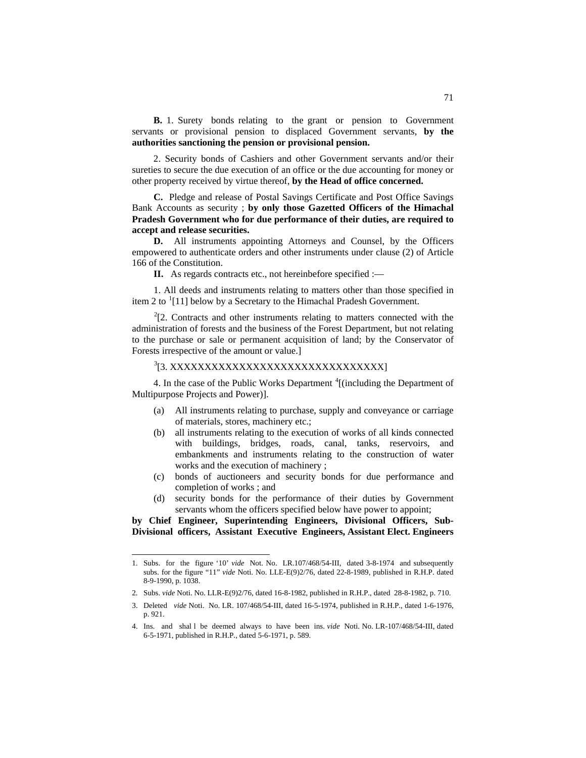**B.** 1. Surety bonds relating to the grant or pension to Government servants or provisional pension to displaced Government servants, **by the authorities sanctioning the pension or provisional pension.**

2. Security bonds of Cashiers and other Government servants and/or their sureties to secure the due execution of an office or the due accounting for money or other property received by virtue thereof, **by the Head of office concerned.**

**C.** Pledge and release of Postal Savings Certificate and Post Office Savings Bank Accounts as security ; **by only those Gazetted Officers of the Himachal Pradesh Government who for due performance of their duties, are required to accept and release securities.**

**D.** All instruments appointing Attorneys and Counsel, by the Officers empowered to authenticate orders and other instruments under clause (2) of Article 166 of the Constitution.

**II.** As regards contracts etc., not hereinbefore specified :—

1. All deeds and instruments relating to matters other than those specified in item 2 to [1][11] below by a Secretary to the Himachal Pradesh Government.

[2][2. Contracts and other instruments relating to matters connected with the administration of forests and the business of the Forest Department, but not relating to the purchase or sale or permanent acquisition of land; by the Conservator of Forests irrespective of the amount or value.]

[3][3. XXXXXXXXXXXXXXXXXXXXXXXXXXXXXXXX]

4. In the case of the Public Works Department [4][(including the Department of Multipurpose Projects and Power)].

(a) All instruments relating to purchase, supply and conveyance or carriage of materials, stores, machinery etc.;

(b) all instruments relating to the execution of works of all kinds connected with buildings, bridges, roads, canal, tanks, reservoirs, and embankments and instruments relating to the construction of water works and the execution of machinery ;

(c) bonds of auctioneers and security bonds for due performance and completion of works ; and

(d) security bonds for the performance of their duties by Government servants whom the officers specified below have power to appoint;

**by Chief Engineer, Superintending Engineers, Divisional Officers, Sub-Divisional officers, Assistant Executive Engineers, Assistant Elect. Engineers**

---

1. Subs. for the figure '10' *vide* Not. No. LR.107/468/54-III, dated 3-8-1974 and subsequently subs. for the figure "11" *vide* Noti. No. LLE-E(9)2/76, dated 22-8-1989, published in R.H.P. dated 8-9-1990, p. 1038.

2. Subs. *vide* Noti. No. LLR-E(9)2/76, dated 16-8-1982, published in R.H.P., dated 28-8-1982, p. 710.

3. Deleted *vide* Noti. No. LR. 107/468/54-III, dated 16-5-1974, published in R.H.P., dated 1-6-1976, p. 921.

4. Ins. and shal l be deemed always to have been ins. *vide* Noti. No. LR-107/468/54-III, dated 6-5-1971, published in R.H.P., dated 5-6-1971, p. 589.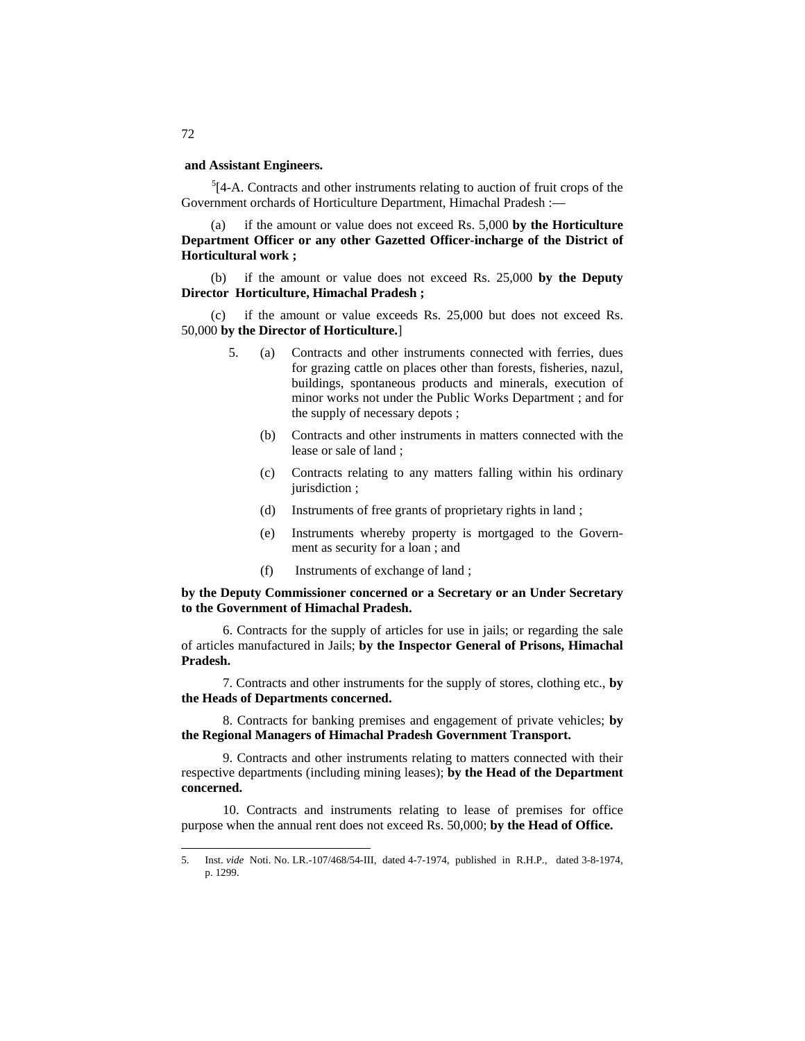**and Assistant Engineers.**

[5][4-A. Contracts and other instruments relating to auction of fruit crops of the Government orchards of Horticulture Department, Himachal Pradesh :—

(a) if the amount or value does not exceed Rs. 5,000 **by the Horticulture Department Officer or any other Gazetted Officer-incharge of the District of Horticultural work ;**

(b) if the amount or value does not exceed Rs. 25,000 **by the Deputy Director Horticulture, Himachal Pradesh ;**

(c) if the amount or value exceeds Rs. 25,000 but does not exceed Rs. 50,000 **by the Director of Horticulture.**]

5. (a) Contracts and other instruments connected with ferries, dues for grazing cattle on places other than forests, fisheries, nazul, buildings, spontaneous products and minerals, execution of minor works not under the Public Works Department ; and for the supply of necessary depots ;

(b) Contracts and other instruments in matters connected with the lease or sale of land ;

(c) Contracts relating to any matters falling within his ordinary jurisdiction ;

(d) Instruments of free grants of proprietary rights in land ;

(e) Instruments whereby property is mortgaged to the Government as security for a loan ; and

(f) Instruments of exchange of land ;

**by the Deputy Commissioner concerned or a Secretary or an Under Secretary to the Government of Himachal Pradesh.**

6. Contracts for the supply of articles for use in jails; or regarding the sale of articles manufactured in Jails; **by the Inspector General of Prisons, Himachal Pradesh.**

7. Contracts and other instruments for the supply of stores, clothing etc., **by the Heads of Departments concerned.**

8. Contracts for banking premises and engagement of private vehicles; **by the Regional Managers of Himachal Pradesh Government Transport.**

9. Contracts and other instruments relating to matters connected with their respective departments (including mining leases); **by the Head of the Department concerned.**

10. Contracts and instruments relating to lease of premises for office purpose when the annual rent does not exceed Rs. 50,000; **by the Head of Office.**

---

5. Inst. *vide* Noti. No. LR.-107/468/54-III, dated 4-7-1974, published in R.H.P., dated 3-8-1974, p. 1299.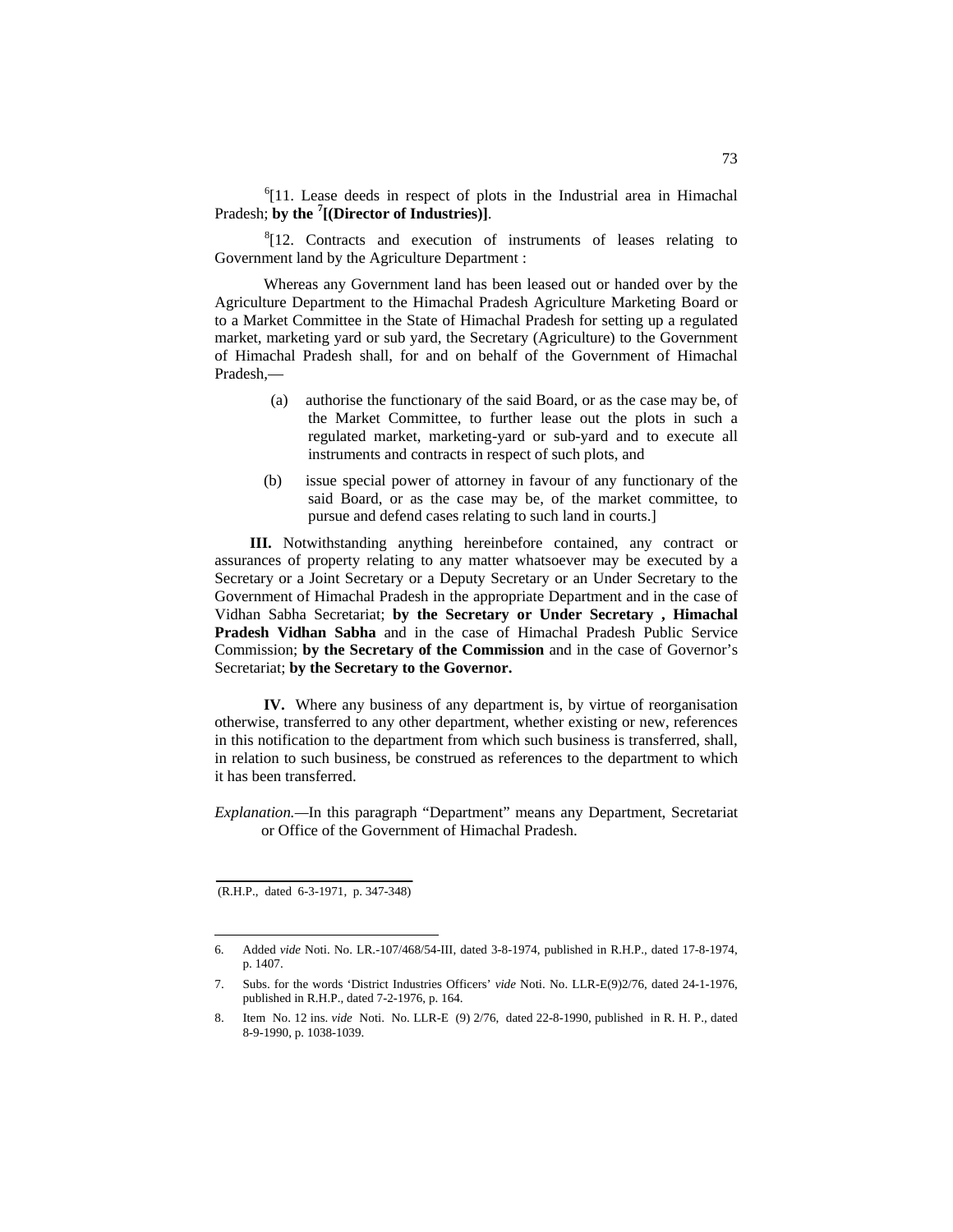[6][11. Lease deeds in respect of plots in the Industrial area in Himachal Pradesh; **by the [7][(Director of Industries)]**.

[8][12. Contracts and execution of instruments of leases relating to Government land by the Agriculture Department :

Whereas any Government land has been leased out or handed over by the Agriculture Department to the Himachal Pradesh Agriculture Marketing Board or to a Market Committee in the State of Himachal Pradesh for setting up a regulated market, marketing yard or sub yard, the Secretary (Agriculture) to the Government of Himachal Pradesh shall, for and on behalf of the Government of Himachal Pradesh,—

(a) authorise the functionary of the said Board, or as the case may be, of the Market Committee, to further lease out the plots in such a regulated market, marketing-yard or sub-yard and to execute all instruments and contracts in respect of such plots, and

(b) issue special power of attorney in favour of any functionary of the said Board, or as the case may be, of the market committee, to pursue and defend cases relating to such land in courts.]

**III.** Notwithstanding anything hereinbefore contained, any contract or assurances of property relating to any matter whatsoever may be executed by a Secretary or a Joint Secretary or a Deputy Secretary or an Under Secretary to the Government of Himachal Pradesh in the appropriate Department and in the case of Vidhan Sabha Secretariat; **by the Secretary or Under Secretary , Himachal Pradesh Vidhan Sabha** and in the case of Himachal Pradesh Public Service Commission; **by the Secretary of the Commission** and in the case of Governor's Secretariat; **by the Secretary to the Governor.**

**IV.** Where any business of any department is, by virtue of reorganisation otherwise, transferred to any other department, whether existing or new, references in this notification to the department from which such business is transferred, shall, in relation to such business, be construed as references to the department to which it has been transferred.

*Explanation.*—In this paragraph "Department" means any Department, Secretariat or Office of the Government of Himachal Pradesh.

(R.H.P., dated 6-3-1971, p. 347-348)

---

6. Added *vide* Noti. No. LR.-107/468/54-III, dated 3-8-1974, published in R.H.P., dated 17-8-1974, p. 1407.

7. Subs. for the words 'District Industries Officers' *vide* Noti. No. LLR-E(9)2/76, dated 24-1-1976, published in R.H.P., dated 7-2-1976, p. 164.

8. Item No. 12 ins. *vide* Noti. No. LLR-E (9) 2/76, dated 22-8-1990, published in R. H. P., dated 8-9-1990, p. 1038-1039.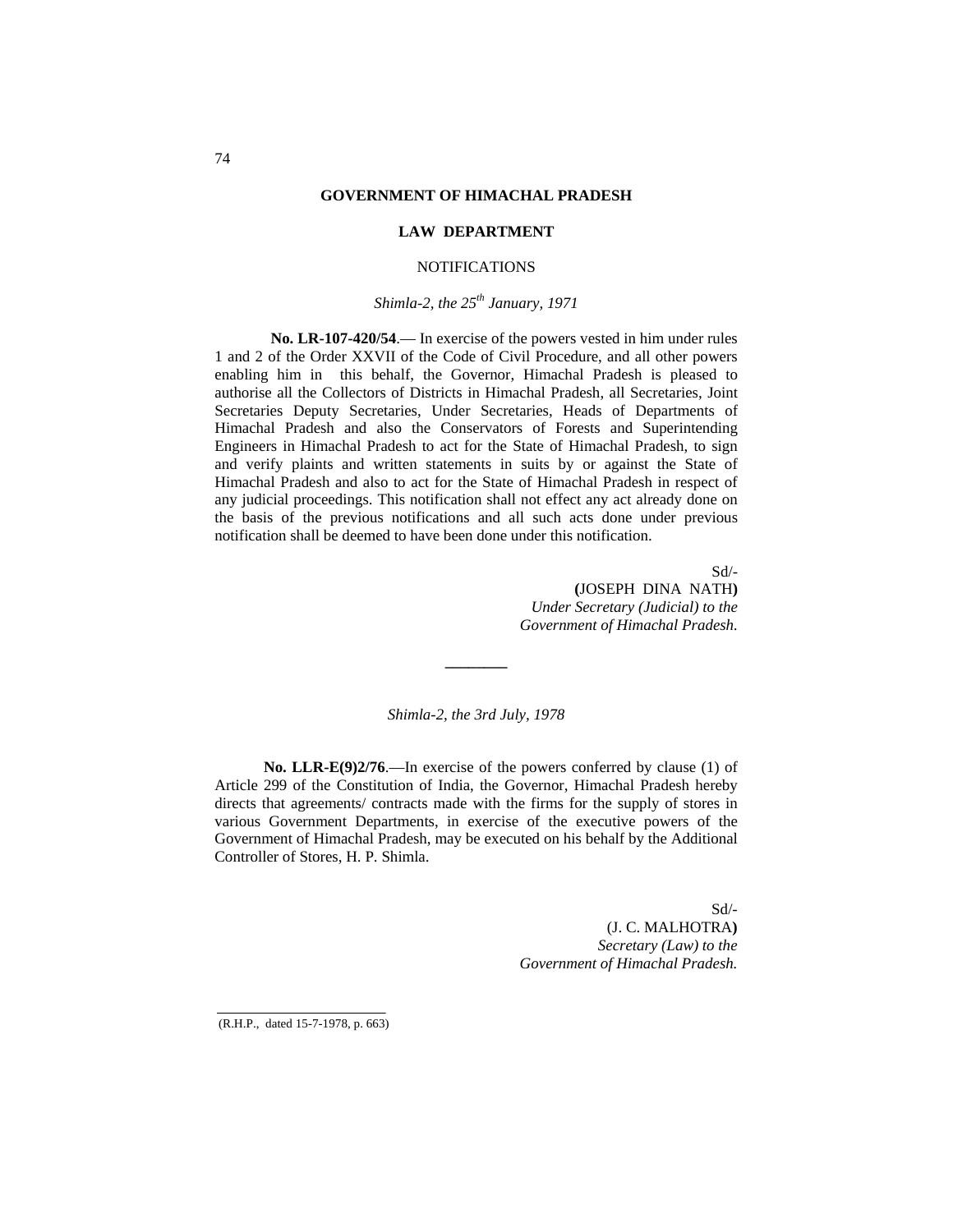**GOVERNMENT OF HIMACHAL PRADESH**

**LAW DEPARTMENT**

NOTIFICATIONS

*Shimla-2, the 25th January, 1971*

**No. LR-107-420/54**.— In exercise of the powers vested in him under rules 1 and 2 of the Order XXVII of the Code of Civil Procedure, and all other powers enabling him in this behalf, the Governor, Himachal Pradesh is pleased to authorise all the Collectors of Districts in Himachal Pradesh, all Secretaries, Joint Secretaries Deputy Secretaries, Under Secretaries, Heads of Departments of Himachal Pradesh and also the Conservators of Forests and Superintending Engineers in Himachal Pradesh to act for the State of Himachal Pradesh, to sign and verify plaints and written statements in suits by or against the State of Himachal Pradesh and also to act for the State of Himachal Pradesh in respect of any judicial proceedings. This notification shall not effect any act already done on the basis of the previous notifications and all such acts done under previous notification shall be deemed to have been done under this notification.

Sd/-
**(**JOSEPH DINA NATH**)**
*Under Secretary (Judicial) to the Government of Himachal Pradesh.*

---

*Shimla-2, the 3rd July, 1978*

**No. LLR-E(9)2/76**.—In exercise of the powers conferred by clause (1) of Article 299 of the Constitution of India, the Governor, Himachal Pradesh hereby directs that agreements/ contracts made with the firms for the supply of stores in various Government Departments, in exercise of the executive powers of the Government of Himachal Pradesh, may be executed on his behalf by the Additional Controller of Stores, H. P. Shimla.

Sd/-
(J. C. MALHOTRA**)**
*Secretary (Law) to the Government of Himachal Pradesh.*

---

(R.H.P., dated 15-7-1978, p. 663)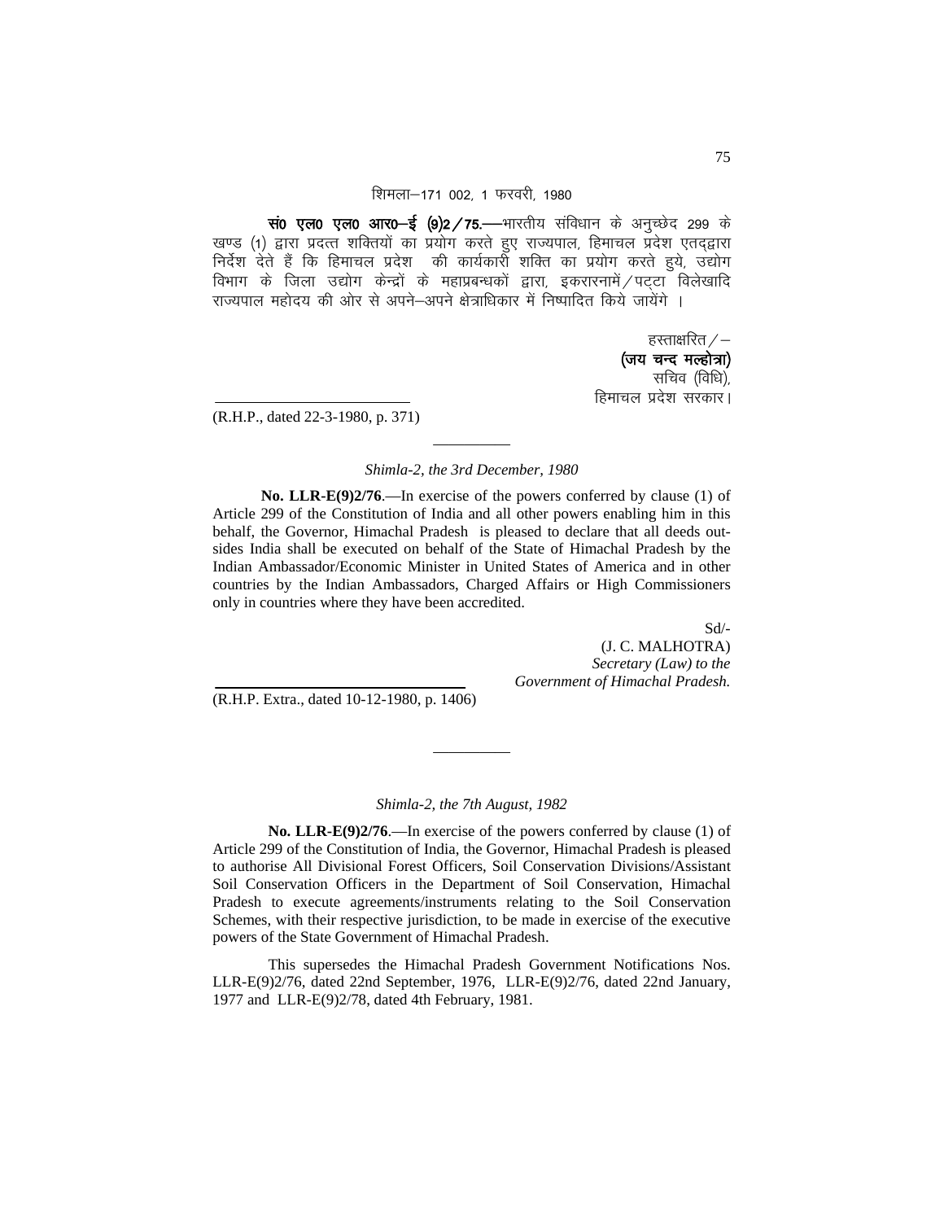शिमला–171 002, 1 फरवरी, 1980

**सं0 एल0 एल0 आर0–ई (9)2/75.**—भारतीय संविधान के अनुच्छेद 299 के खण्ड (1) द्वारा प्रदत्त शक्तियों का प्रयोग करते हुए राज्यपाल, हिमाचल प्रदेश एतद्द्वारा निर्देश देते हैं कि हिमाचल प्रदेश की कार्यकारी शक्ति का प्रयोग करते हुये, उद्योग विभाग के जिला उद्योग केन्द्रों के महाप्रबन्धकों द्वारा, इकरारनामें/पट्टा विलेखादि राज्यपाल महोदय की ओर से अपने–अपने क्षेत्राधिकार में निष्पादित किये जायेंगे ।

हस्ताक्षरित/–
**(जय चन्द मल्होत्रा)**
सचिव (विधि),
हिमाचल प्रदेश सरकार।

(R.H.P., dated 22-3-1980, p. 371)

---

*Shimla-2, the 3rd December, 1980*

**No. LLR-E(9)2/76**.—In exercise of the powers conferred by clause (1) of Article 299 of the Constitution of India and all other powers enabling him in this behalf, the Governor, Himachal Pradesh is pleased to declare that all deeds out-sides India shall be executed on behalf of the State of Himachal Pradesh by the Indian Ambassador/Economic Minister in United States of America and in other countries by the Indian Ambassadors, Charged Affairs or High Commissioners only in countries where they have been accredited.

Sd/-
(J. C. MALHOTRA)
*Secretary (Law) to the*
*Government of Himachal Pradesh.*

(R.H.P. Extra., dated 10-12-1980, p. 1406)

---

*Shimla-2, the 7th August, 1982*

**No. LLR-E(9)2/76**.—In exercise of the powers conferred by clause (1) of Article 299 of the Constitution of India, the Governor, Himachal Pradesh is pleased to authorise All Divisional Forest Officers, Soil Conservation Divisions/Assistant Soil Conservation Officers in the Department of Soil Conservation, Himachal Pradesh to execute agreements/instruments relating to the Soil Conservation Schemes, with their respective jurisdiction, to be made in exercise of the executive powers of the State Government of Himachal Pradesh.

This supersedes the Himachal Pradesh Government Notifications Nos. LLR-E(9)2/76, dated 22nd September, 1976, LLR-E(9)2/76, dated 22nd January, 1977 and LLR-E(9)2/78, dated 4th February, 1981.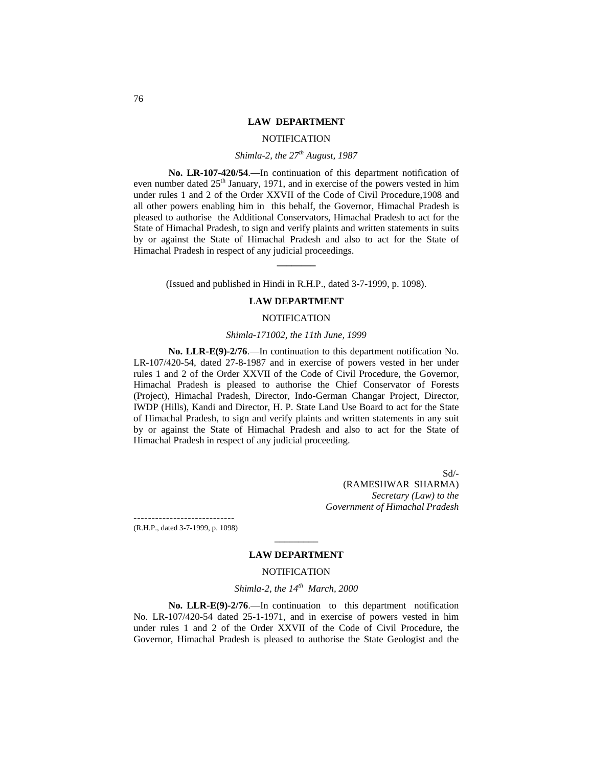**LAW DEPARTMENT**

NOTIFICATION

*Shimla-2, the 27th August, 1987*

**No. LR-107-420/54**.—In continuation of this department notification of even number dated 25th January, 1971, and in exercise of the powers vested in him under rules 1 and 2 of the Order XXVII of the Code of Civil Procedure,1908 and all other powers enabling him in this behalf, the Governor, Himachal Pradesh is pleased to authorise the Additional Conservators, Himachal Pradesh to act for the State of Himachal Pradesh, to sign and verify plaints and written statements in suits by or against the State of Himachal Pradesh and also to act for the State of Himachal Pradesh in respect of any judicial proceedings.

---

(Issued and published in Hindi in R.H.P., dated 3-7-1999, p. 1098).

**LAW DEPARTMENT**

NOTIFICATION

*Shimla-171002, the 11th June, 1999*

**No. LLR-E(9)-2/76**.—In continuation to this department notification No. LR-107/420-54, dated 27-8-1987 and in exercise of powers vested in her under rules 1 and 2 of the Order XXVII of the Code of Civil Procedure, the Governor, Himachal Pradesh is pleased to authorise the Chief Conservator of Forests (Project), Himachal Pradesh, Director, Indo-German Changar Project, Director, IWDP (Hills), Kandi and Director, H. P. State Land Use Board to act for the State of Himachal Pradesh, to sign and verify plaints and written statements in any suit by or against the State of Himachal Pradesh and also to act for the State of Himachal Pradesh in respect of any judicial proceeding.

Sd/-
(RAMESHWAR SHARMA)
*Secretary (Law) to the*
*Government of Himachal Pradesh*

---

(R.H.P., dated 3-7-1999, p. 1098)

---

**LAW DEPARTMENT**

NOTIFICATION

*Shimla-2, the 14th March, 2000*

**No. LLR-E(9)-2/76**.—In continuation to this department notification No. LR-107/420-54 dated 25-1-1971, and in exercise of powers vested in him under rules 1 and 2 of the Order XXVII of the Code of Civil Procedure, the Governor, Himachal Pradesh is pleased to authorise the State Geologist and the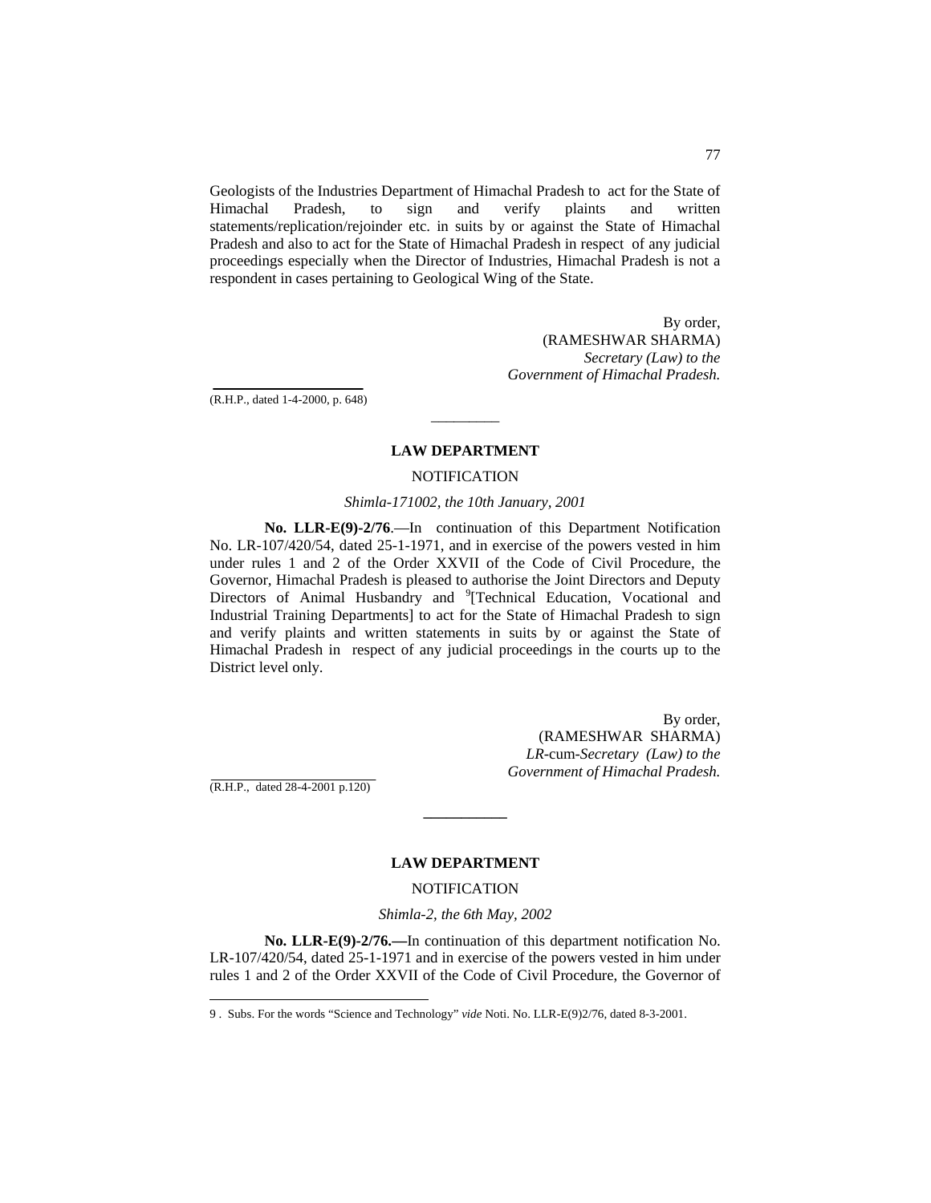Geologists of the Industries Department of Himachal Pradesh to act for the State of Himachal Pradesh, to sign and verify plaints and written statements/replication/rejoinder etc. in suits by or against the State of Himachal Pradesh and also to act for the State of Himachal Pradesh in respect of any judicial proceedings especially when the Director of Industries, Himachal Pradesh is not a respondent in cases pertaining to Geological Wing of the State.

By order,
(RAMESHWAR SHARMA)
*Secretary (Law) to the*
*Government of Himachal Pradesh.*

(R.H.P., dated 1-4-2000, p. 648)

---

**LAW DEPARTMENT**

NOTIFICATION

*Shimla-171002, the 10th January, 2001*

**No. LLR-E(9)-2/76**.—In continuation of this Department Notification No. LR-107/420/54, dated 25-1-1971, and in exercise of the powers vested in him under rules 1 and 2 of the Order XXVII of the Code of Civil Procedure, the Governor, Himachal Pradesh is pleased to authorise the Joint Directors and Deputy Directors of Animal Husbandry and [9][Technical Education, Vocational and Industrial Training Departments] to act for the State of Himachal Pradesh to sign and verify plaints and written statements in suits by or against the State of Himachal Pradesh in respect of any judicial proceedings in the courts up to the District level only.

By order,
(RAMESHWAR SHARMA)
*LR*-cum-*Secretary (Law) to the*
*Government of Himachal Pradesh.*

(R.H.P., dated 28-4-2001 p.120)

---

**LAW DEPARTMENT**

NOTIFICATION

*Shimla-2, the 6th May, 2002*

**No. LLR-E(9)-2/76.—**In continuation of this department notification No. LR-107/420/54, dated 25-1-1971 and in exercise of the powers vested in him under rules 1 and 2 of the Order XXVII of the Code of Civil Procedure, the Governor of

---

9 . Subs. For the words "Science and Technology" *vide* Noti. No. LLR-E(9)2/76, dated 8-3-2001.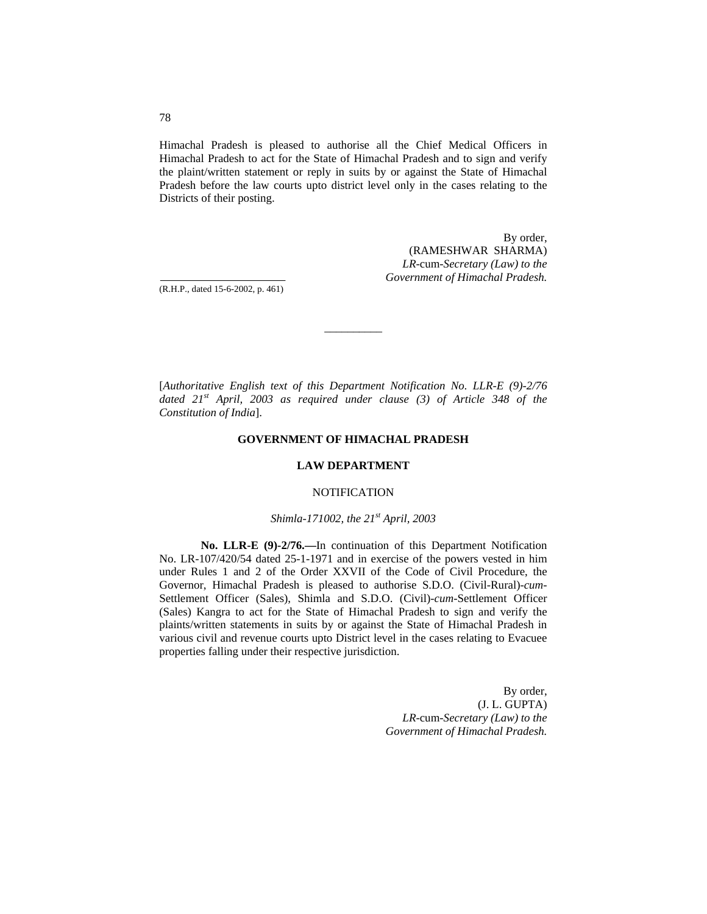Himachal Pradesh is pleased to authorise all the Chief Medical Officers in Himachal Pradesh to act for the State of Himachal Pradesh and to sign and verify the plaint/written statement or reply in suits by or against the State of Himachal Pradesh before the law courts upto district level only in the cases relating to the Districts of their posting.

By order,
(RAMESHWAR SHARMA)
*LR*-cum-*Secretary (Law) to the Government of Himachal Pradesh.*

(R.H.P., dated 15-6-2002, p. 461)

---

[*Authoritative English text of this Department Notification No. LLR-E (9)-2/76 dated 21st April, 2003 as required under clause (3) of Article 348 of the Constitution of India*].

**GOVERNMENT OF HIMACHAL PRADESH**

**LAW DEPARTMENT**

NOTIFICATION

*Shimla-171002, the 21st April, 2003*

**No. LLR-E (9)-2/76.—**In continuation of this Department Notification No. LR-107/420/54 dated 25-1-1971 and in exercise of the powers vested in him under Rules 1 and 2 of the Order XXVII of the Code of Civil Procedure, the Governor, Himachal Pradesh is pleased to authorise S.D.O. (Civil-Rural)-*cum*-Settlement Officer (Sales), Shimla and S.D.O. (Civil)-*cum*-Settlement Officer (Sales) Kangra to act for the State of Himachal Pradesh to sign and verify the plaints/written statements in suits by or against the State of Himachal Pradesh in various civil and revenue courts upto District level in the cases relating to Evacuee properties falling under their respective jurisdiction.

By order,
(J. L. GUPTA)
*LR*-cum-*Secretary (Law) to the Government of Himachal Pradesh.*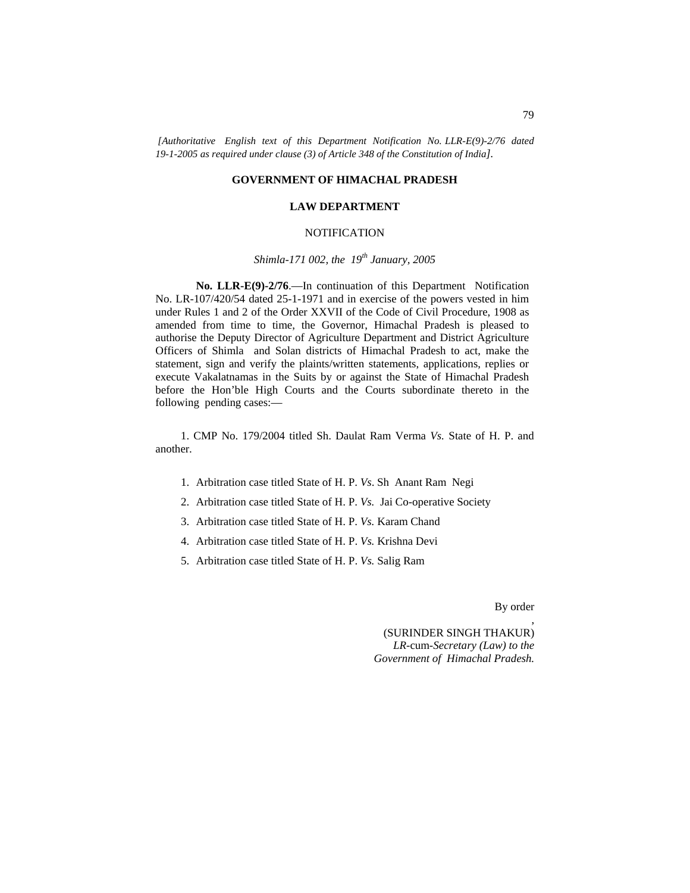*[Authoritative English text of this Department Notification No. LLR-E(9)-2/76 dated 19-1-2005 as required under clause (3) of Article 348 of the Constitution of India].*

**GOVERNMENT OF HIMACHAL PRADESH**

**LAW DEPARTMENT**

NOTIFICATION

*Shimla-171 002, the 19th January, 2005*

**No. LLR-E(9)-2/76**.—In continuation of this Department Notification No. LR-107/420/54 dated 25-1-1971 and in exercise of the powers vested in him under Rules 1 and 2 of the Order XXVII of the Code of Civil Procedure, 1908 as amended from time to time, the Governor, Himachal Pradesh is pleased to authorise the Deputy Director of Agriculture Department and District Agriculture Officers of Shimla and Solan districts of Himachal Pradesh to act, make the statement, sign and verify the plaints/written statements, applications, replies or execute Vakalatnamas in the Suits by or against the State of Himachal Pradesh before the Hon'ble High Courts and the Courts subordinate thereto in the following pending cases:—

1. CMP No. 179/2004 titled Sh. Daulat Ram Verma *Vs.* State of H. P. and another.

1. Arbitration case titled State of H. P. *Vs*. Sh Anant Ram Negi
2. Arbitration case titled State of H. P. *Vs.* Jai Co-operative Society
3. Arbitration case titled State of H. P. *Vs.* Karam Chand
4. Arbitration case titled State of H. P. *Vs.* Krishna Devi
5. Arbitration case titled State of H. P. *Vs.* Salig Ram

By order,

(SURINDER SINGH THAKUR)
*LR*-cum-*Secretary (Law) to the Government of Himachal Pradesh.*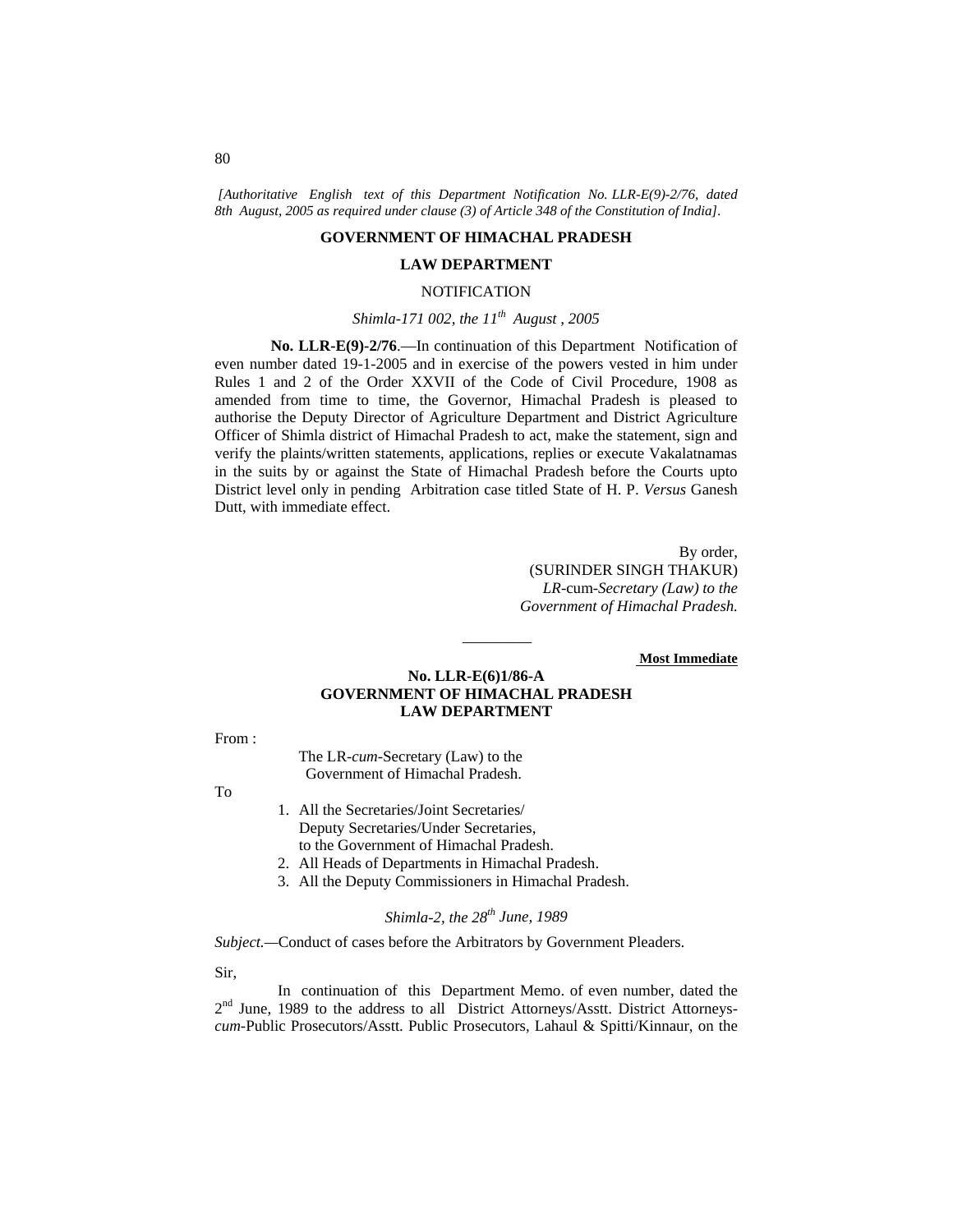*[Authoritative English text of this Department Notification No. LLR-E(9)-2/76, dated 8th August, 2005 as required under clause (3) of Article 348 of the Constitution of India].*

**GOVERNMENT OF HIMACHAL PRADESH**

**LAW DEPARTMENT**

NOTIFICATION

*Shimla-171 002, the 11th August , 2005*

**No. LLR-E(9)-2/76**.—In continuation of this Department Notification of even number dated 19-1-2005 and in exercise of the powers vested in him under Rules 1 and 2 of the Order XXVII of the Code of Civil Procedure, 1908 as amended from time to time, the Governor, Himachal Pradesh is pleased to authorise the Deputy Director of Agriculture Department and District Agriculture Officer of Shimla district of Himachal Pradesh to act, make the statement, sign and verify the plaints/written statements, applications, replies or execute Vakalatnamas in the suits by or against the State of Himachal Pradesh before the Courts upto District level only in pending Arbitration case titled State of H. P. *Versus* Ganesh Dutt, with immediate effect.

By order,
(SURINDER SINGH THAKUR)
*LR*-cum-*Secretary (Law) to the Government of Himachal Pradesh.*

---

**Most Immediate**

**No. LLR-E(6)1/86-A**
**GOVERNMENT OF HIMACHAL PRADESH**
**LAW DEPARTMENT**

From :

The LR-*cum*-Secretary (Law) to the Government of Himachal Pradesh.

To

1. All the Secretaries/Joint Secretaries/ Deputy Secretaries/Under Secretaries, to the Government of Himachal Pradesh.
2. All Heads of Departments in Himachal Pradesh.
3. All the Deputy Commissioners in Himachal Pradesh.

*Shimla-2, the 28th June, 1989*

*Subject.*—Conduct of cases before the Arbitrators by Government Pleaders.

Sir,

In continuation of this Department Memo. of even number, dated the 2nd June, 1989 to the address to all District Attorneys/Asstt. District Attorneys-*cum*-Public Prosecutors/Asstt. Public Prosecutors, Lahaul & Spitti/Kinnaur, on the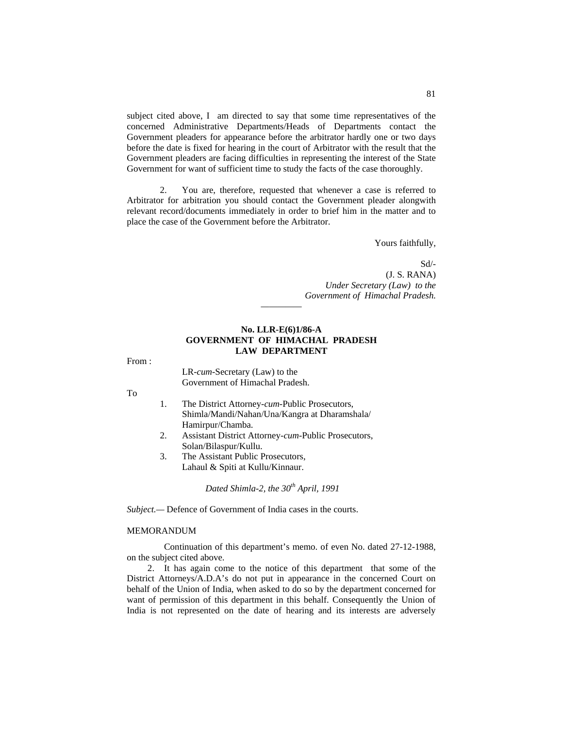subject cited above, I am directed to say that some time representatives of the concerned Administrative Departments/Heads of Departments contact the Government pleaders for appearance before the arbitrator hardly one or two days before the date is fixed for hearing in the court of Arbitrator with the result that the Government pleaders are facing difficulties in representing the interest of the State Government for want of sufficient time to study the facts of the case thoroughly.

2. You are, therefore, requested that whenever a case is referred to Arbitrator for arbitration you should contact the Government pleader alongwith relevant record/documents immediately in order to brief him in the matter and to place the case of the Government before the Arbitrator.

Yours faithfully,

Sd/-
(J. S. RANA)
*Under Secretary (Law) to the Government of Himachal Pradesh.*

---

**No. LLR-E(6)1/86-A**
**GOVERNMENT OF HIMACHAL PRADESH**
**LAW DEPARTMENT**

From :

LR-*cum*-Secretary (Law) to the Government of Himachal Pradesh.

To

1. The District Attorney-*cum*-Public Prosecutors, Shimla/Mandi/Nahan/Una/Kangra at Dharamshala/ Hamirpur/Chamba.
2. Assistant District Attorney-*cum*-Public Prosecutors, Solan/Bilaspur/Kullu.
3. The Assistant Public Prosecutors, Lahaul & Spiti at Kullu/Kinnaur.

*Dated Shimla-2, the 30th April, 1991*

*Subject.*— Defence of Government of India cases in the courts.

MEMORANDUM

Continuation of this department's memo. of even No. dated 27-12-1988, on the subject cited above.

2. It has again come to the notice of this department that some of the District Attorneys/A.D.A's do not put in appearance in the concerned Court on behalf of the Union of India, when asked to do so by the department concerned for want of permission of this department in this behalf. Consequently the Union of India is not represented on the date of hearing and its interests are adversely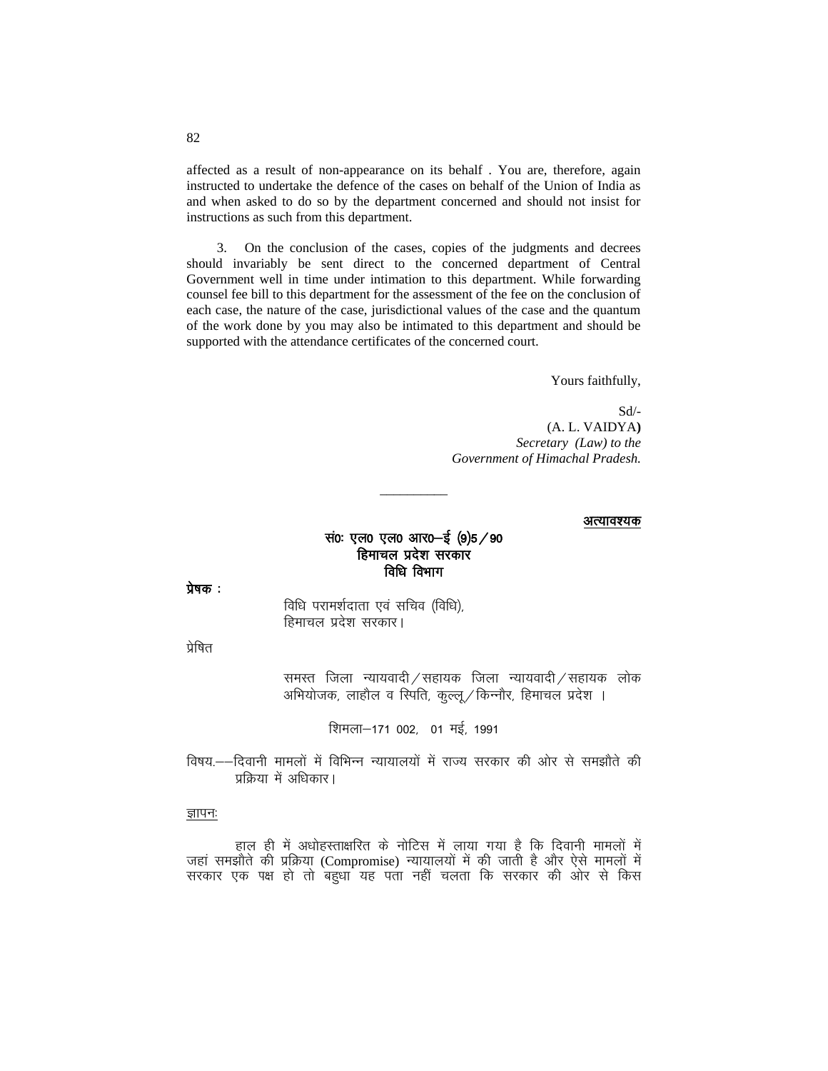affected as a result of non-appearance on its behalf . You are, therefore, again instructed to undertake the defence of the cases on behalf of the Union of India as and when asked to do so by the department concerned and should not insist for instructions as such from this department.

3. On the conclusion of the cases, copies of the judgments and decrees should invariably be sent direct to the concerned department of Central Government well in time under intimation to this department. While forwarding counsel fee bill to this department for the assessment of the fee on the conclusion of each case, the nature of the case, jurisdictional values of the case and the quantum of the work done by you may also be intimated to this department and should be supported with the attendance certificates of the concerned court.

Yours faithfully,

Sd/-
(A. L. VAIDYA**)**
*Secretary (Law) to the*
*Government of Himachal Pradesh.*

---

<u>अत्यावश्यक</u>

**सं0ः एल0 एल0 आर0–ई (9)5/90**
**हिमाचल प्रदेश सरकार**
**विधि विभाग**

**प्रेषक :**

विधि परामर्शदाता एवं सचिव (विधि),
हिमाचल प्रदेश सरकार।

प्रेषित

समस्त जिला न्यायवादी/सहायक जिला न्यायवादी/सहायक लोक अभियोजक, लाहौल व स्पिति, कुल्लू/किन्नौर, हिमाचल प्रदेश ।

शिमला–171 002, 01 मई, 1991

विषय.––दिवानी मामलों में विभिन्न न्यायालयों में राज्य सरकार की ओर से समझौते की प्रक्रिया में अधिकार।

<u>ज्ञापनः</u>

हाल ही में अधोहस्ताक्षरित के नोटिस में लाया गया है कि दिवानी मामलों में जहां समझौते की प्रक्रिया (Compromise) न्यायालयों में की जाती है और ऐसे मामलों में सरकार एक पक्ष हो तो बहुधा यह पता नहीं चलता कि सरकार की ओर से किस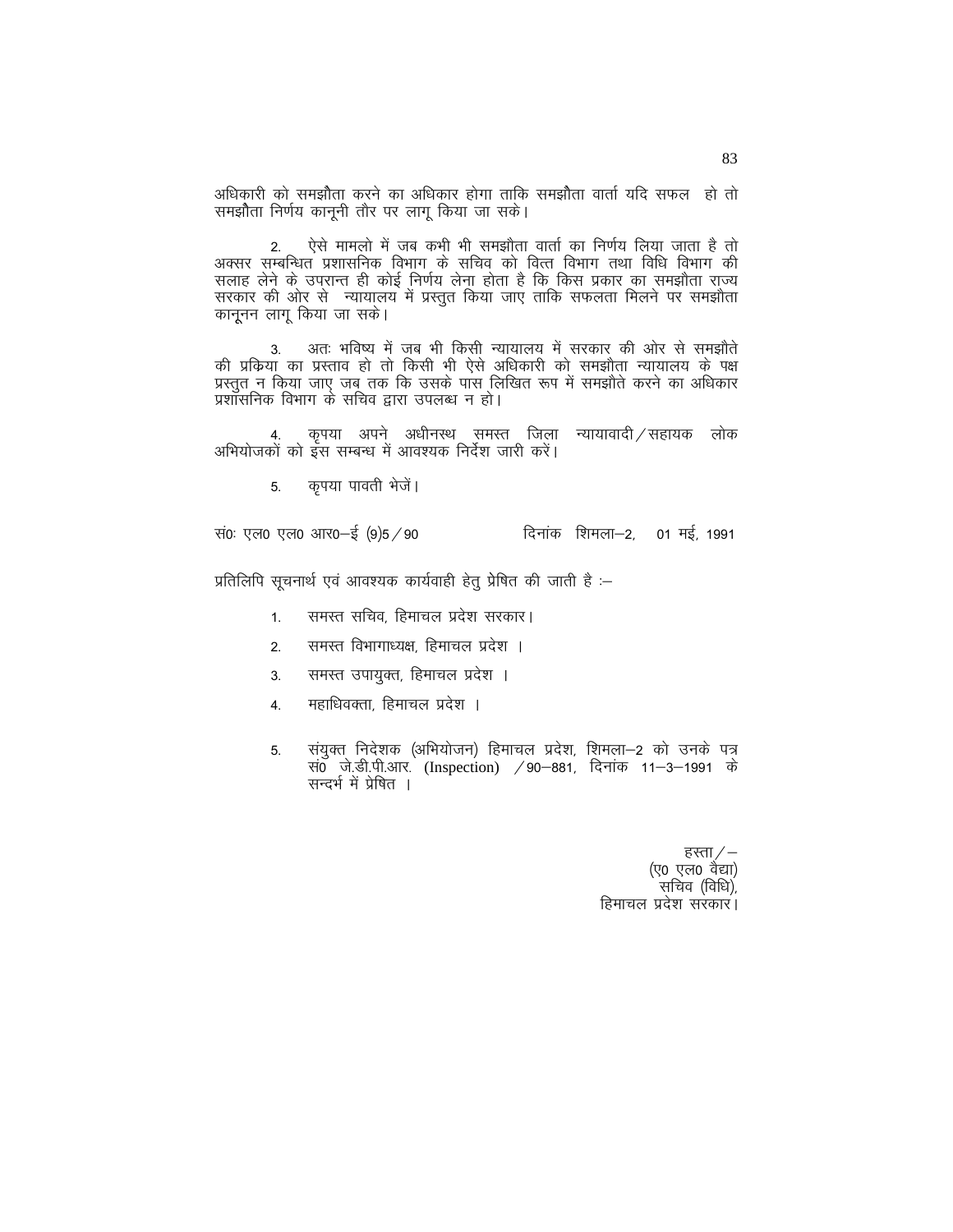अधिकारी को समझौता करने का अधिकार होगा ताकि समझौता वार्ता यदि सफल हो तो समझौता निर्णय कानूनी तौर पर लागू किया जा सके।

2. ऐसे मामलो में जब कभी भी समझौता वार्ता का निर्णय लिया जाता है तो अक्सर सम्बन्धित प्रशासनिक विभाग के सचिव को वित्त विभाग तथा विधि विभाग की सलाह लेने के उपरान्त ही कोई निर्णय लेना होता है कि किस प्रकार का समझौता राज्य सरकार की ओर से न्यायालय में प्रस्तुत किया जाए ताकि सफलता मिलने पर समझौता कानूनन लागू किया जा सके।

3. अतः भविष्य में जब भी किसी न्यायालय में सरकार की ओर से समझौते की प्रक्रिया का प्रस्ताव हो तो किसी भी ऐसे अधिकारी को समझौता न्यायालय के पक्ष प्रस्तुत न किया जाए जब तक कि उसके पास लिखित रूप में समझौते करने का अधिकार प्रशासनिक विभाग के सचिव द्वारा उपलब्ध न हो।

4. कृपया अपने अधीनस्थ समस्त जिला न्यायावादी/सहायक लोक अभियोजकों को इस सम्बन्ध में आवश्यक निर्देश जारी करें।

5. कृपया पावती भेजें।

सं0ः एल0 एल0 आर0–ई (9)5/90 दिनांक शिमला–2, 01 मई, 1991

प्रतिलिपि सूचनार्थ एवं आवश्यक कार्यवाही हेतु प्रेषित की जाती है :–

1. समस्त सचिव, हिमाचल प्रदेश सरकार।
2. समस्त विभागाध्यक्ष, हिमाचल प्रदेश ।
3. समस्त उपायुक्त, हिमाचल प्रदेश ।
4. महाधिवक्ता, हिमाचल प्रदेश ।
5. संयुक्त निदेशक (अभियोजन) हिमाचल प्रदेश, शिमला–2 को उनके पत्र सं0 जे.डी.पी.आर. (Inspection) /90–881, दिनांक 11–3–1991 के सन्दर्भ में प्रेषित ।

हस्ता/–
(ए0 एल0 वैद्या)
सचिव (विधि),
हिमाचल प्रदेश सरकार।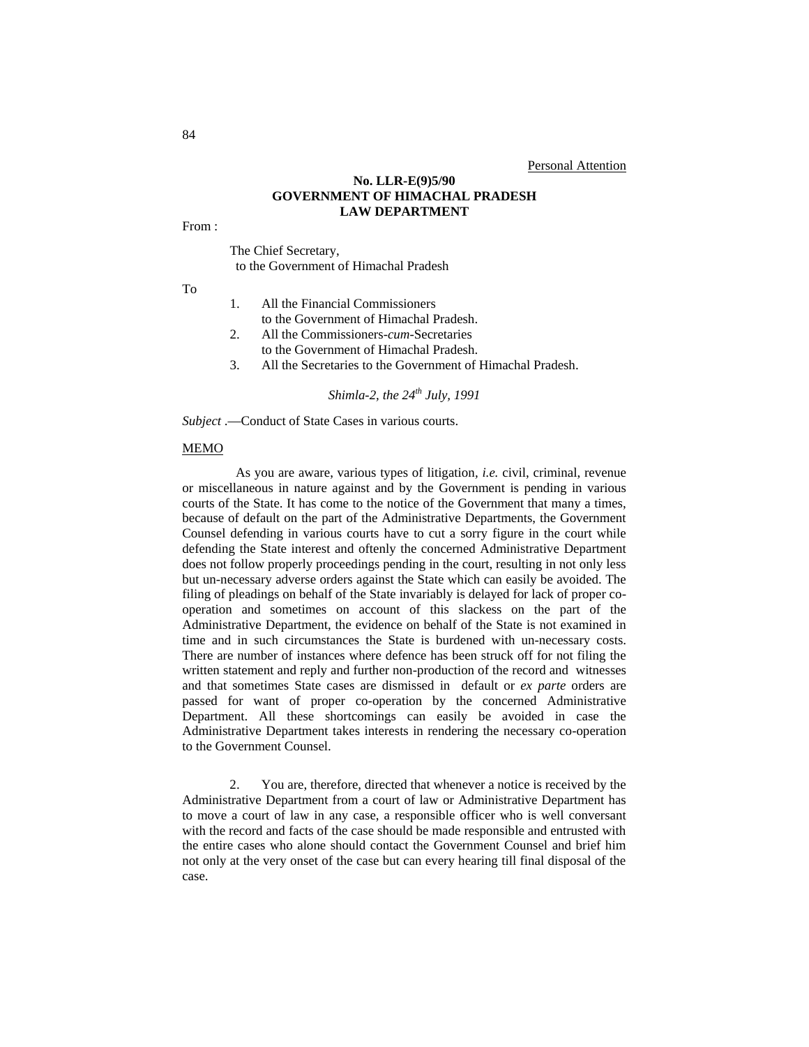Personal Attention

**No. LLR-E(9)5/90**
**GOVERNMENT OF HIMACHAL PRADESH**
**LAW DEPARTMENT**

From :

The Chief Secretary,
to the Government of Himachal Pradesh

To

1. All the Financial Commissioners
   to the Government of Himachal Pradesh.
2. All the Commissioners-*cum*-Secretaries
   to the Government of Himachal Pradesh.
3. All the Secretaries to the Government of Himachal Pradesh.

*Shimla-2, the 24th July, 1991*

*Subject* .—Conduct of State Cases in various courts.

MEMO

As you are aware, various types of litigation, *i.e.* civil, criminal, revenue or miscellaneous in nature against and by the Government is pending in various courts of the State. It has come to the notice of the Government that many a times, because of default on the part of the Administrative Departments, the Government Counsel defending in various courts have to cut a sorry figure in the court while defending the State interest and oftenly the concerned Administrative Department does not follow properly proceedings pending in the court, resulting in not only less but un-necessary adverse orders against the State which can easily be avoided. The filing of pleadings on behalf of the State invariably is delayed for lack of proper co-operation and sometimes on account of this slackess on the part of the Administrative Department, the evidence on behalf of the State is not examined in time and in such circumstances the State is burdened with un-necessary costs. There are number of instances where defence has been struck off for not filing the written statement and reply and further non-production of the record and witnesses and that sometimes State cases are dismissed in default or *ex parte* orders are passed for want of proper co-operation by the concerned Administrative Department. All these shortcomings can easily be avoided in case the Administrative Department takes interests in rendering the necessary co-operation to the Government Counsel.

2. You are, therefore, directed that whenever a notice is received by the Administrative Department from a court of law or Administrative Department has to move a court of law in any case, a responsible officer who is well conversant with the record and facts of the case should be made responsible and entrusted with the entire cases who alone should contact the Government Counsel and brief him not only at the very onset of the case but can every hearing till final disposal of the case.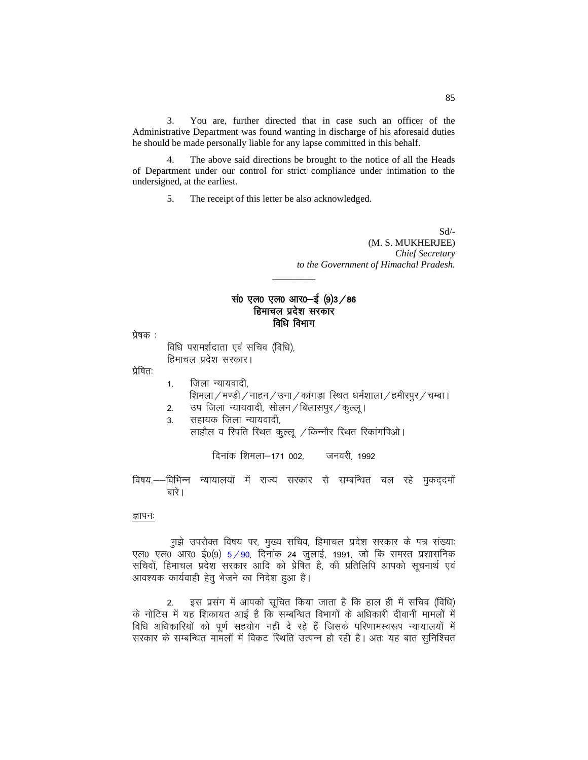3. You are, further directed that in case such an officer of the Administrative Department was found wanting in discharge of his aforesaid duties he should be made personally liable for any lapse committed in this behalf.

4. The above said directions be brought to the notice of all the Heads of Department under our control for strict compliance under intimation to the undersigned, at the earliest.

5. The receipt of this letter be also acknowledged.

Sd/-
(M. S. MUKHERJEE)
*Chief Secretary*
*to the Government of Himachal Pradesh.*

---

**सं0 एल0 एल0 आर0–ई (9)3/86**
**हिमाचल प्रदेश सरकार**
**विधि विभाग**

प्रेषक :

विधि परामर्शदाता एवं सचिव (विधि),
हिमाचल प्रदेश सरकार।

प्रेषितः

1. जिला न्यायवादी,
   शिमला/मण्डी/नाहन/उना/कांगड़ा स्थित धर्मशाला/हमीरपुर/चम्बा।
2. उप जिला न्यायवादी, सोलन/बिलासपुर/कुल्लू।
3. सहायक जिला न्यायवादी,
   लाहौल व स्पिति स्थित कुल्लू /किन्नौर स्थित रिकांगपिओ।

दिनांक शिमला–171 002, जनवरी, 1992

विषय.––विभिन्न न्यायालयों में राज्य सरकार से सम्बन्धित चल रहे मुकद्दमों बारे।

ज्ञापनः

मुझे उपरोक्त विषय पर, मुख्य सचिव, हिमाचल प्रदेश सरकार के पत्र संख्याः एल0 एल0 आर0 ई0(9) 5/90, दिनांक 24 जुलाई, 1991, जो कि समस्त प्रशासनिक सचिवों, हिमाचल प्रदेश सरकार आदि को प्रेषित है, की प्रतिलिपि आपको सूचनार्थ एवं आवश्यक कार्यवाही हेतु भेजने का निदेश हुआ है।

2. इस प्रसंग में आपको सूचित किया जाता है कि हाल ही में सचिव (विधि) के नोटिस में यह शिकायत आई है कि सम्बन्धित विभागों के अधिकारी दीवानी मामलों में विधि अधिकारियों को पूर्ण सहयोग नहीं दे रहे हैं जिसके परिणामस्वरूप न्यायालयों में सरकार के सम्बन्धित मामलों में विकट स्थिति उत्पन्न हो रही है। अतः यह बात सुनिश्चित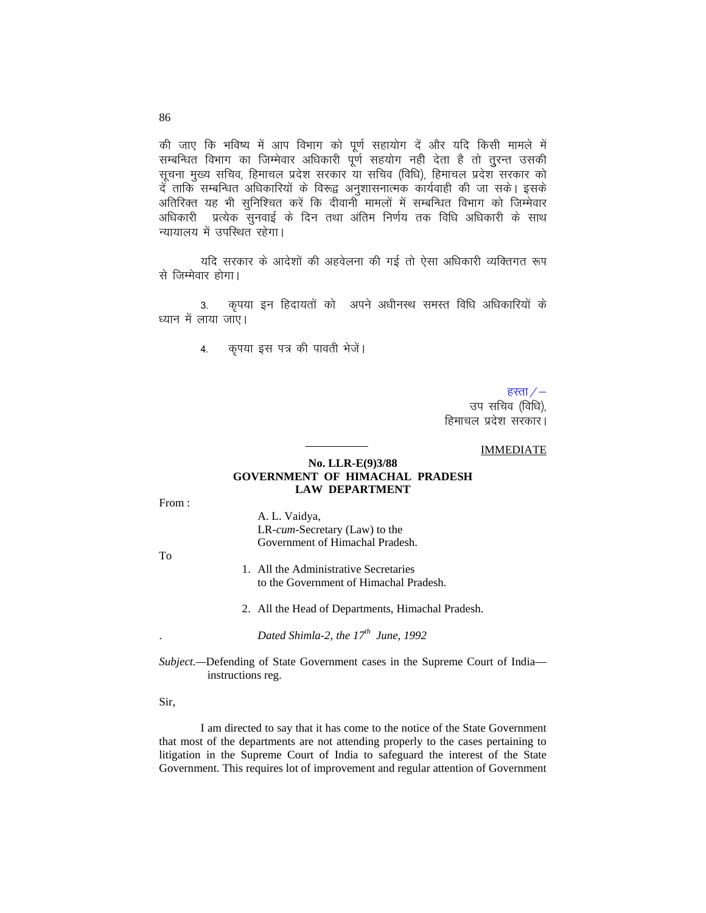की जाए कि भविष्य में आप विभाग को पूर्ण सहायोग दें और यदि किसी मामले में सम्बन्धित विभाग का जिम्मेवार अधिकारी पूर्ण सहयोग नही देता है तो तुरन्त उसकी सूचना मुख्य सचिव, हिमाचल प्रदेश सरकार या सचिव (विधि), हिमाचल प्रदेश सरकार को दें ताकि सम्बन्धित अधिकारियों के विरूद्व अनुशासनात्मक कार्यवाही की जा सके। इसके अतिरिक्त यह भी सुनिश्चित करें कि दीवानी मामलों में सम्बन्धित विभाग को जिम्मेवार अधिकारी प्रत्येक सुनवाई के दिन तथा अंतिम निर्णय तक विधि अधिकारी के साथ न्यायालय में उपस्थित रहेगा।

यदि सरकार के आदेशों की अहवेलना की गई तो ऐसा अधिकारी व्यक्तिगत रूप से जिम्मेवार होगा।

3. कृपया इन हिदायतों को अपने अधीनस्थ समस्त विधि अधिकारियों के ध्यान में लाया जाए।

4. कृपया इस पत्र की पावती भेजें।

हस्ता/—
उप सचिव (विधि),
हिमाचल प्रदेश सरकार।

---

IMMEDIATE

**No. LLR-E(9)3/88**
**GOVERNMENT OF HIMACHAL PRADESH**
**LAW DEPARTMENT**

From :

A. L. Vaidya,
LR-*cum*-Secretary (Law) to the
Government of Himachal Pradesh.

To

1. All the Administrative Secretaries to the Government of Himachal Pradesh.

2. All the Head of Departments, Himachal Pradesh.

*Dated Shimla-2, the 17th June, 1992*

*Subject.*—Defending of State Government cases in the Supreme Court of India—instructions reg.

Sir,

I am directed to say that it has come to the notice of the State Government that most of the departments are not attending properly to the cases pertaining to litigation in the Supreme Court of India to safeguard the interest of the State Government. This requires lot of improvement and regular attention of Government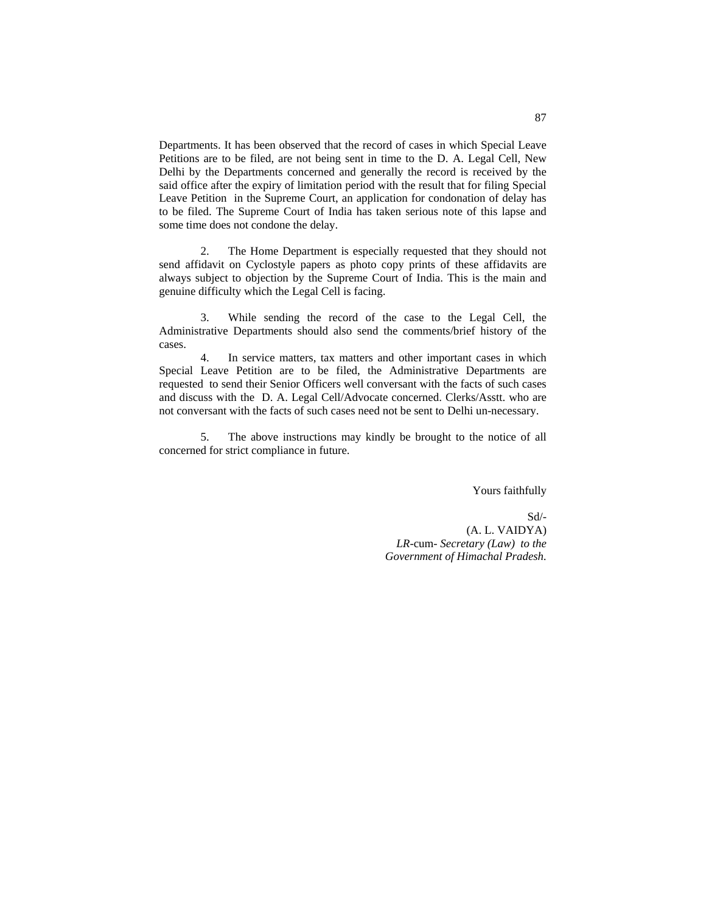Departments. It has been observed that the record of cases in which Special Leave Petitions are to be filed, are not being sent in time to the D. A. Legal Cell, New Delhi by the Departments concerned and generally the record is received by the said office after the expiry of limitation period with the result that for filing Special Leave Petition in the Supreme Court, an application for condonation of delay has to be filed. The Supreme Court of India has taken serious note of this lapse and some time does not condone the delay.

2. The Home Department is especially requested that they should not send affidavit on Cyclostyle papers as photo copy prints of these affidavits are always subject to objection by the Supreme Court of India. This is the main and genuine difficulty which the Legal Cell is facing.

3. While sending the record of the case to the Legal Cell, the Administrative Departments should also send the comments/brief history of the cases.

4. In service matters, tax matters and other important cases in which Special Leave Petition are to be filed, the Administrative Departments are requested to send their Senior Officers well conversant with the facts of such cases and discuss with the D. A. Legal Cell/Advocate concerned. Clerks/Asstt. who are not conversant with the facts of such cases need not be sent to Delhi un-necessary.

5. The above instructions may kindly be brought to the notice of all concerned for strict compliance in future.

Yours faithfully

Sd/-
(A. L. VAIDYA)
*LR*-cum- *Secretary (Law) to the Government of Himachal Pradesh.*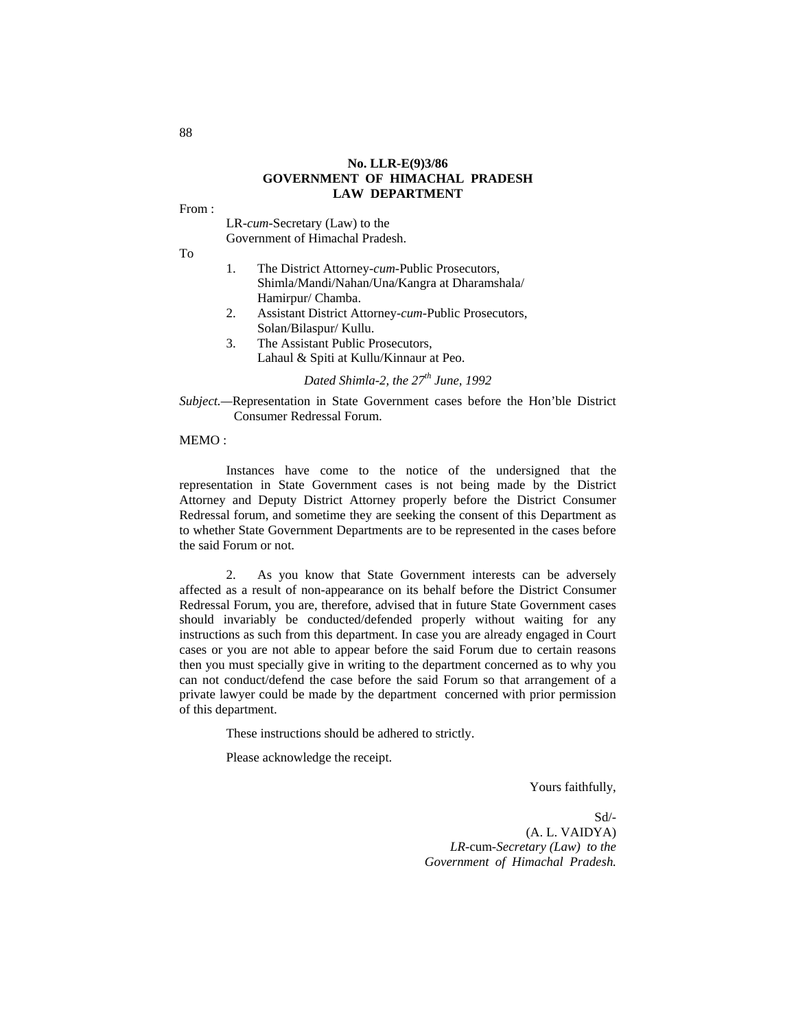**No. LLR-E(9)3/86**
**GOVERNMENT OF HIMACHAL PRADESH**
**LAW DEPARTMENT**

From :

LR-*cum*-Secretary (Law) to the
Government of Himachal Pradesh.

To

1. The District Attorney-*cum*-Public Prosecutors, Shimla/Mandi/Nahan/Una/Kangra at Dharamshala/ Hamirpur/ Chamba.
2. Assistant District Attorney-*cum*-Public Prosecutors, Solan/Bilaspur/ Kullu.
3. The Assistant Public Prosecutors, Lahaul & Spiti at Kullu/Kinnaur at Peo.

*Dated Shimla-2, the 27th June, 1992*

*Subject.*—Representation in State Government cases before the Hon'ble District Consumer Redressal Forum.

MEMO :

Instances have come to the notice of the undersigned that the representation in State Government cases is not being made by the District Attorney and Deputy District Attorney properly before the District Consumer Redressal forum, and sometime they are seeking the consent of this Department as to whether State Government Departments are to be represented in the cases before the said Forum or not.

2. As you know that State Government interests can be adversely affected as a result of non-appearance on its behalf before the District Consumer Redressal Forum, you are, therefore, advised that in future State Government cases should invariably be conducted/defended properly without waiting for any instructions as such from this department. In case you are already engaged in Court cases or you are not able to appear before the said Forum due to certain reasons then you must specially give in writing to the department concerned as to why you can not conduct/defend the case before the said Forum so that arrangement of a private lawyer could be made by the department concerned with prior permission of this department.

These instructions should be adhered to strictly.

Please acknowledge the receipt.

Yours faithfully,

Sd/-
(A. L. VAIDYA)
*LR*-cum-*Secretary (Law) to the*
*Government of Himachal Pradesh.*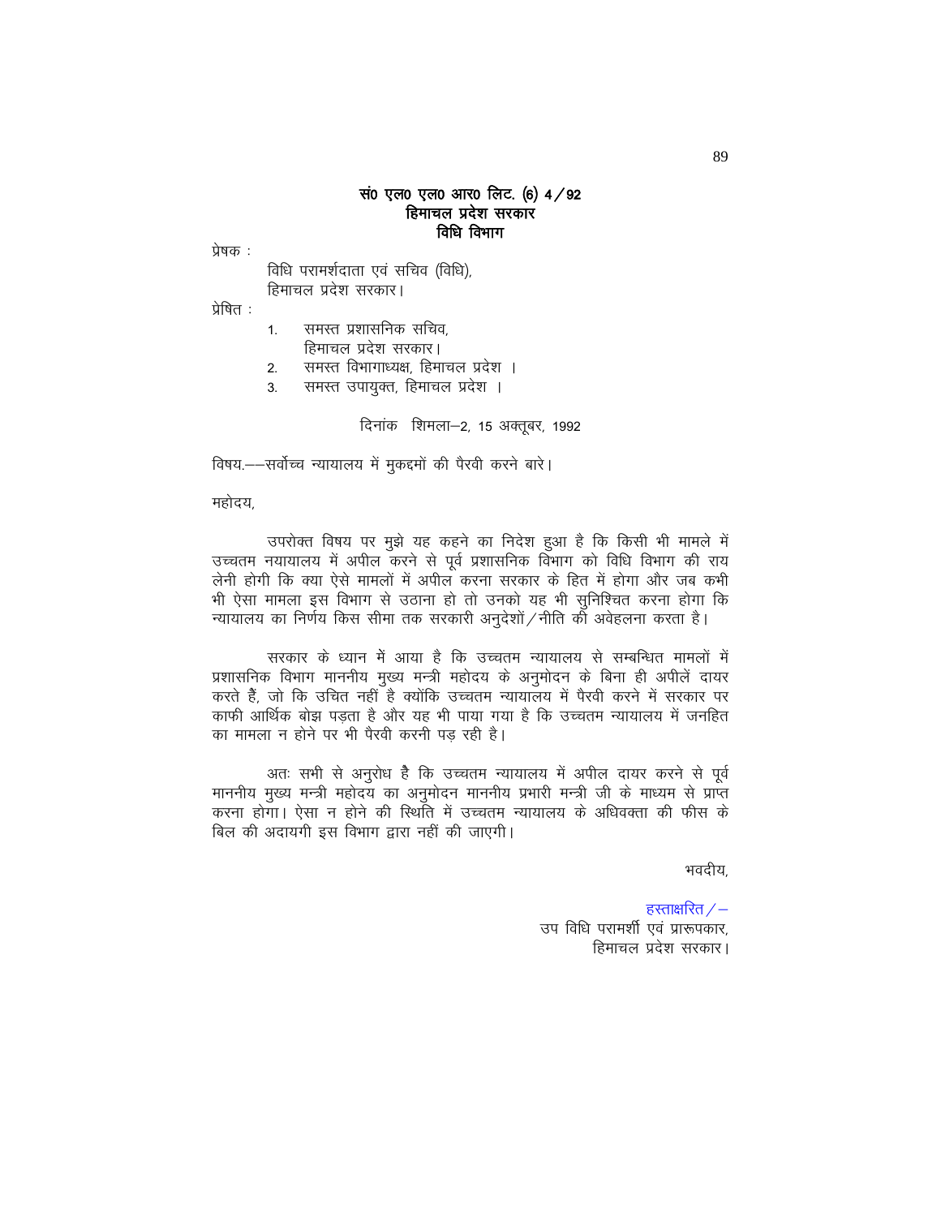**सं० एल० एल० आर० लिट. (6) 4/92**
**हिमाचल प्रदेश सरकार**
**विधि विभाग**

प्रेषक :

विधि परामर्शदाता एवं सचिव (विधि),
हिमाचल प्रदेश सरकार।

प्रेषित :

1. समस्त प्रशासनिक सचिव,
   हिमाचल प्रदेश सरकार।
2. समस्त विभागाध्यक्ष, हिमाचल प्रदेश ।
3. समस्त उपायुक्त, हिमाचल प्रदेश ।

दिनांक शिमला–2, 15 अक्तूबर, 1992

विषय.––सर्वोच्च न्यायालय में मुकद्मों की पैरवी करने बारे।

महोदय,

उपरोक्त विषय पर मुझे यह कहने का निदेश हुआ है कि किसी भी मामले में उच्चतम नयायालय में अपील करने से पूर्व प्रशासनिक विभाग को विधि विभाग की राय लेनी होगी कि क्या ऐसे मामलों में अपील करना सरकार के हित में होगा और जब कभी भी ऐसा मामला इस विभाग से उठाना हो तो उनको यह भी सुनिश्चित करना होगा कि न्यायालय का निर्णय किस सीमा तक सरकारी अनुदेशों/नीति की अवेहलना करता है।

सरकार के ध्यान में आया है कि उच्चतम न्यायालय से सम्बन्धित मामलों में प्रशासनिक विभाग माननीय मुख्य मन्त्री महोदय के अनुमोदन के बिना ही अपीलें दायर करते हैं, जो कि उचित नहीं है क्योंकि उच्चतम न्यायालय में पैरवी करने में सरकार पर काफी आर्थिक बोझ पड़ता है और यह भी पाया गया है कि उच्चतम न्यायालय में जनहित का मामला न होने पर भी पैरवी करनी पड़ रही है।

अतः सभी से अनुरोध है कि उच्चतम न्यायालय में अपील दायर करने से पूर्व माननीय मुख्य मन्त्री महोदय का अनुमोदन माननीय प्रभारी मन्त्री जी के माध्यम से प्राप्त करना होगा। ऐसा न होने की स्थिति में उच्चतम न्यायालय के अधिवक्ता की फीस के बिल की अदायगी इस विभाग द्वारा नहीं की जाएगी।

भवदीय,

हस्ताक्षरित/–
उप विधि परामर्शी एवं प्रारूपकार,
हिमाचल प्रदेश सरकार।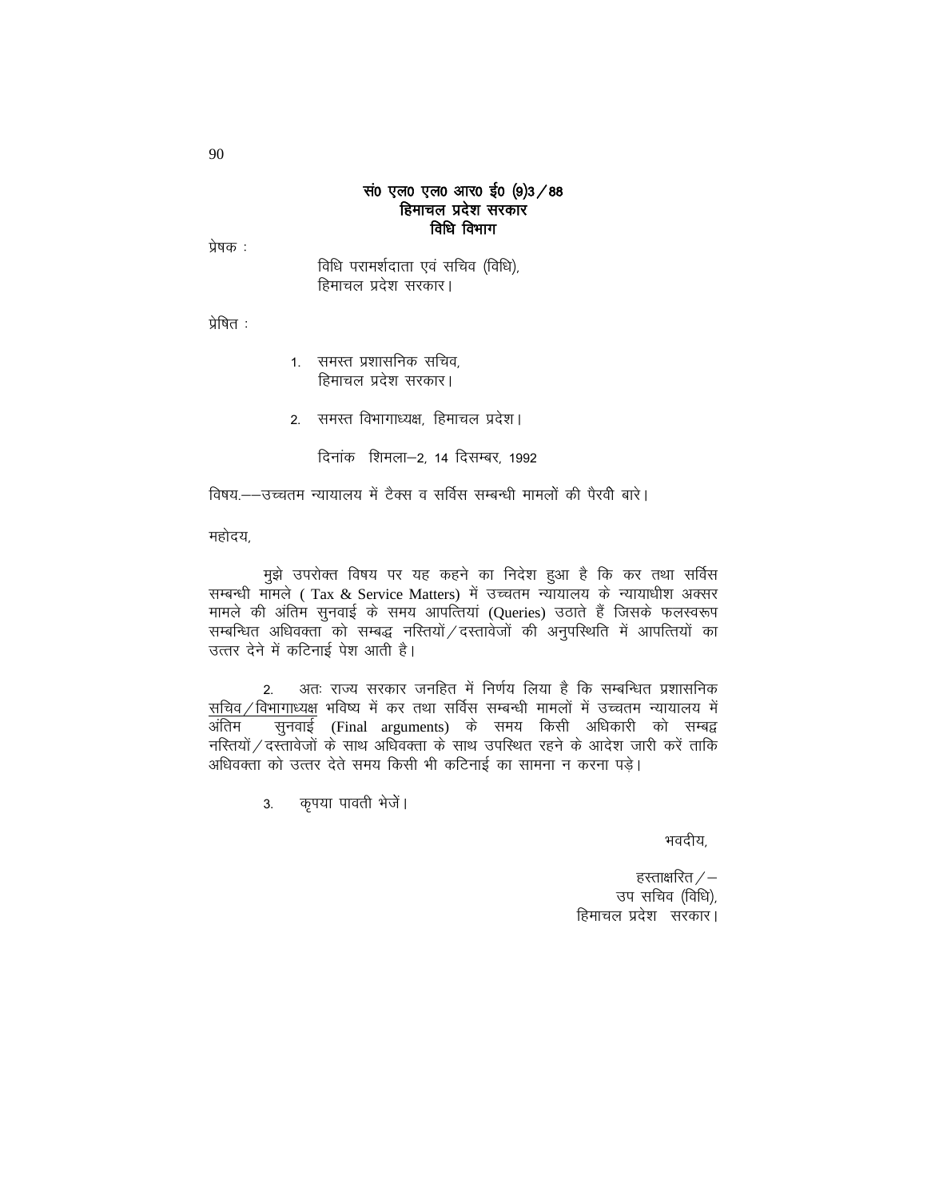**सं० एल० एल० आर० ई० (9)3 / 88**
**हिमाचल प्रदेश सरकार**
**विधि विभाग**

प्रेषक :

विधि परामर्शदाता एवं सचिव (विधि),
हिमाचल प्रदेश सरकार।

प्रेषित :

1. समस्त प्रशासनिक सचिव,
   हिमाचल प्रदेश सरकार।

2. समस्त विभागाध्यक्ष, हिमाचल प्रदेश।

दिनांक शिमला–2, 14 दिसम्बर, 1992

विषय.——उच्चतम न्यायालय में टैक्स व सर्विस सम्बन्धी मामलों की पैरवी बारे।

महोदय,

मुझे उपरोक्त विषय पर यह कहने का निदेश हुआ है कि कर तथा सर्विस सम्बन्धी मामले ( Tax & Service Matters) में उच्चतम न्यायालय के न्यायाधीश अक्सर मामले की अंतिम सुनवाई के समय आपत्तियां (Queries) उठाते हैं जिसके फलस्वरूप सम्बन्धित अधिवक्ता को सम्बद्ध नस्तियों / दस्तावेजों की अनुपस्थिति में आपत्तियों का उत्तर देने में कठिनाई पेश आती है।

2. अतः राज्य सरकार जनहित में निर्णय लिया है कि सम्बन्धित प्रशासनिक सचिव / विभागाध्यक्ष भविष्य में कर तथा सर्विस सम्बन्धी मामलों में उच्चतम न्यायालय में अंतिम सुनवाई (Final arguments) के समय किसी अधिकारी को सम्बद्ध नस्तियों / दस्तावेजों के साथ अधिवक्ता के साथ उपस्थित रहने के आदेश जारी करें ताकि अधिवक्ता को उत्तर देते समय किसी भी कठिनाई का सामना न करना पड़े।

3. कृपया पावती भेजें।

भवदीय,

हस्ताक्षरित / –
उप सचिव (विधि),
हिमाचल प्रदेश सरकार।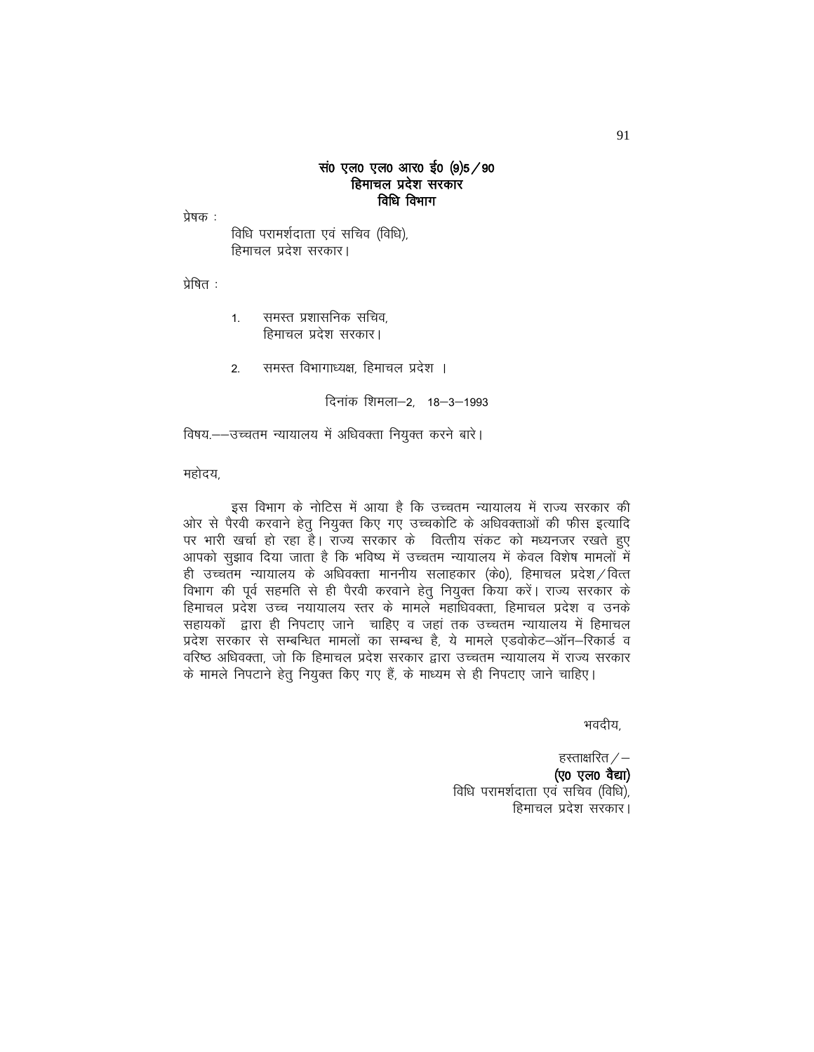**सं0 एल0 एल0 आर0 ई0 (9)5/90**
**हिमाचल प्रदेश सरकार**
**विधि विभाग**

प्रेषक :

विधि परामर्शदाता एवं सचिव (विधि),
हिमाचल प्रदेश सरकार।

प्रेषित :

1. समस्त प्रशासनिक सचिव,
   हिमाचल प्रदेश सरकार।

2. समस्त विभागाध्यक्ष, हिमाचल प्रदेश ।

दिनांक शिमला–2, 18–3–1993

विषय.––उच्चतम न्यायालय में अधिवक्ता नियुक्त करने बारे।

महोदय,

इस विभाग के नोटिस में आया है कि उच्चतम न्यायालय में राज्य सरकार की ओर से पैरवी करवाने हेतु नियुक्त किए गए उच्चकोटि के अधिवक्ताओं की फीस इत्यादि पर भारी खर्चा हो रहा है। राज्य सरकार के वित्तीय संकट को मध्यनजर रखते हुए आपको सुझाव दिया जाता है कि भविष्य में उच्चतम न्यायालय में केवल विशेष मामलों में ही उच्चतम न्यायालय के अधिवक्ता माननीय सलाहकार (के0), हिमाचल प्रदेश/वित्त विभाग की पूर्व सहमति से ही पैरवी करवाने हेतु नियुक्त किया करें। राज्य सरकार के हिमाचल प्रदेश उच्च नयायालय स्तर के मामले महाधिवक्ता, हिमाचल प्रदेश व उनके सहायकों द्वारा ही निपटाए जाने चाहिए व जहां तक उच्चतम न्यायालय में हिमाचल प्रदेश सरकार से सम्बन्धित मामलों का सम्बन्ध है, ये मामले एडवोकेट–ऑन–रिकार्ड व वरिष्ठ अधिवक्ता, जो कि हिमाचल प्रदेश सरकार द्वारा उच्चतम न्यायालय में राज्य सरकार के मामले निपटाने हेतु नियुक्त किए गए हैं, के माध्यम से ही निपटाए जाने चाहिए।

भवदीय,

हस्ताक्षरित/–
**(ए0 एल0 वैद्या)**
विधि परामर्शदाता एवं सचिव (विधि),
हिमाचल प्रदेश सरकार।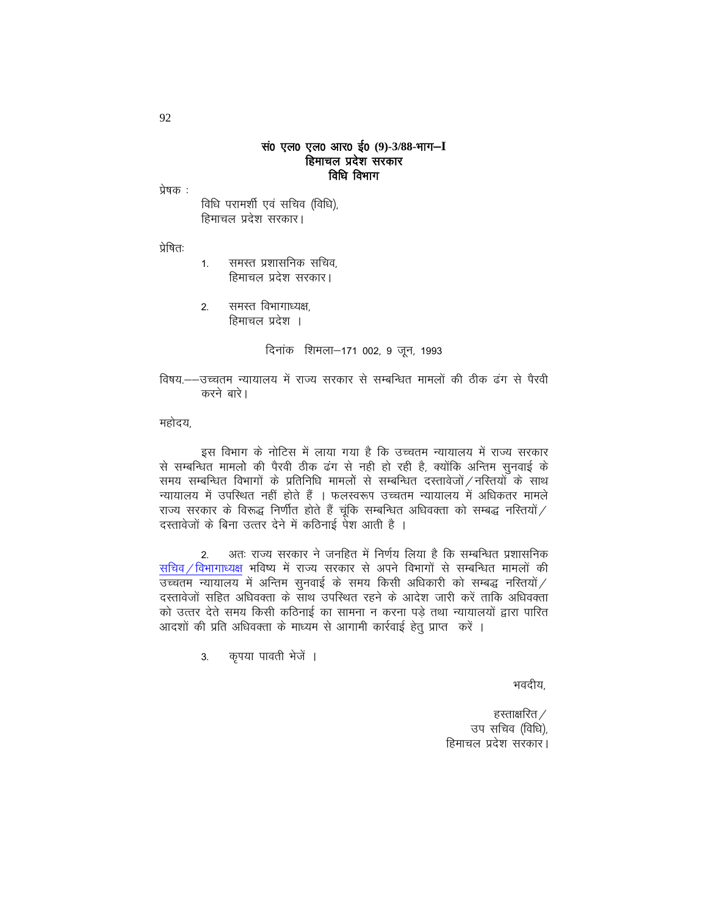**सं० एल० एल० आर० ई० (9)-3/88-भाग–I**
**हिमाचल प्रदेश सरकार**
**विधि विभाग**

प्रेषक :

विधि परामर्शी एवं सचिव (विधि),
हिमाचल प्रदेश सरकार।

प्रेषितः

1. समस्त प्रशासनिक सचिव,
   हिमाचल प्रदेश सरकार।

2. समस्त विभागाध्यक्ष,
   हिमाचल प्रदेश ।

दिनांक शिमला–171 002, 9 जून, 1993

विषय.––उच्चतम न्यायालय में राज्य सरकार से सम्बन्धित मामलों की ठीक ढंग से पैरवी करने बारे।

महोदय,

इस विभाग के नोटिस में लाया गया है कि उच्चतम न्यायालय में राज्य सरकार से सम्बन्धित मामलो की पैरवी ठीक ढंग से नही हो रही है, क्योंकि अन्तिम सुनवाई के समय सम्बन्धित विभागों के प्रतिनिधि मामलों से सम्बन्धित दस्तावेजों/नस्तियों के साथ न्यायालय में उपस्थित नहीं होते हैं । फलस्वरूप उच्चतम न्यायालय में अधिकतर मामले राज्य सरकार के विरूद्ध निर्णीत होते हैं चूंकि सम्बन्धित अधिवक्ता को सम्बद्ध नस्तियों/दस्तावेजों के बिना उत्तर देने में कठिनाई पेश आती है ।

2. अतः राज्य सरकार ने जनहित में निर्णय लिया है कि सम्बन्धित प्रशासनिक सचिव/विभागाध्यक्ष भविष्य में राज्य सरकार से अपने विभागों से सम्बन्धित मामलों की उच्चतम न्यायालय में अन्तिम सुनवाई के समय किसी अधिकारी को सम्बद्ध नस्तियों/दस्तावेजों सहित अधिवक्ता के साथ उपस्थित रहने के आदेश जारी करें ताकि अधिवक्ता को उत्तर देते समय किसी कठिनाई का सामना न करना पड़े तथा न्यायालयों द्वारा पारित आदशों की प्रति अधिवक्ता के माध्यम से आगामी कार्रवाई हेतु प्राप्त करें ।

3. कृपया पावती भेजें ।

भवदीय,

हस्ताक्षरित/
उप सचिव (विधि),
हिमाचल प्रदेश सरकार।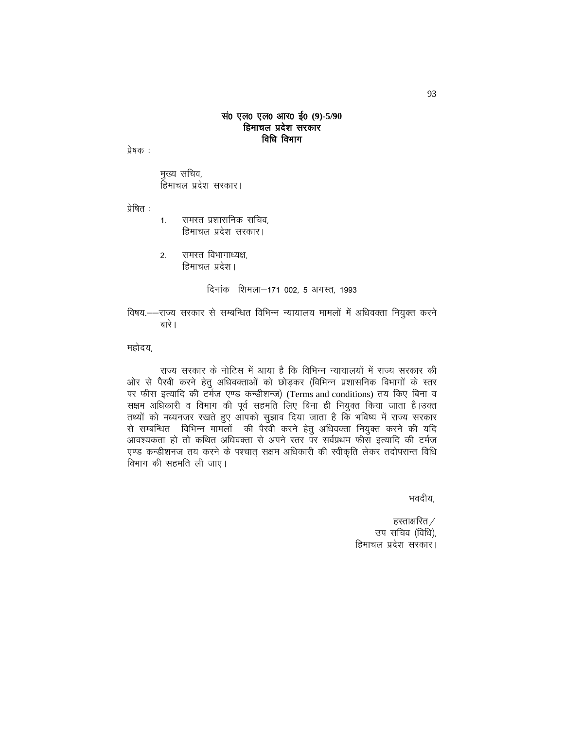**सं० एल० एल० आर० ई० (9)-5/90**
**हिमाचल प्रदेश सरकार**
**विधि विभाग**

प्रेषक :

मुख्य सचिव,
हिमाचल प्रदेश सरकार।

प्रेषित :

1. समस्त प्रशासनिक सचिव,
   हिमाचल प्रदेश सरकार।

2. समस्त विभागाध्यक्ष,
   हिमाचल प्रदेश।

दिनांक शिमला–171 002, 5 अगस्त, 1993

विषय.––राज्य सरकार से सम्बन्धित विभिन्न न्यायालय मामलों में अधिवक्ता नियुक्त करने बारे।

महोदय,

राज्य सरकार के नोटिस में आया है कि विभिन्न न्यायालयों में राज्य सरकार की ओर से पैरवी करने हेतु अधिवक्ताओं को छोड़कर (विभिन्न प्रशासनिक विभागों के स्तर पर फीस इत्यादि की टर्मज एण्ड कन्डीशन्ज) (Terms and conditions) तय किए बिना व सक्षम अधिकारी व विभाग की पूर्व सहमति लिए बिना ही नियुक्त किया जाता है।उक्त तथ्यों को मध्यनजर रखते हुए आपको सुझाव दिया जाता है कि भविष्य में राज्य सरकार से सम्बन्धित विभिन्न मामलों की पैरवी करने हेतु अधिवक्ता नियुक्त करने की यदि आवश्यकता हो तो कथित अधिवक्ता से अपने स्तर पर सर्वप्रथम फीस इत्यादि की टर्मज एण्ड कन्डीशनज तय करने के पश्चात् सक्षम अधिकारी की स्वीकृति लेकर तदोपरान्त विधि विभाग की सहमति ली जाए।

भवदीय,

हस्ताक्षरित/
उप सचिव (विधि),
हिमाचल प्रदेश सरकार।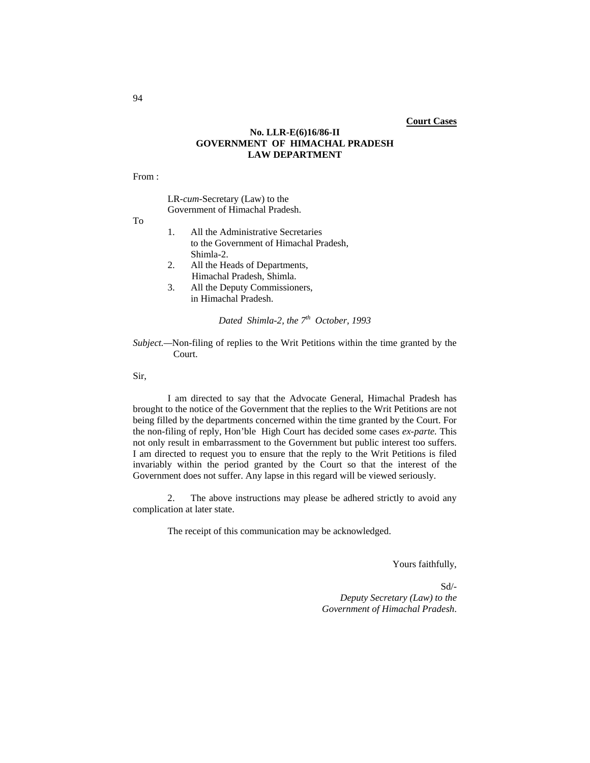**Court Cases**

**No. LLR-E(6)16/86-II**
**GOVERNMENT OF HIMACHAL PRADESH**
**LAW DEPARTMENT**

From :

LR-*cum*-Secretary (Law) to the
Government of Himachal Pradesh.

To

1. All the Administrative Secretaries
   to the Government of Himachal Pradesh,
   Shimla-2.
2. All the Heads of Departments,
   Himachal Pradesh, Shimla.
3. All the Deputy Commissioners,
   in Himachal Pradesh.

*Dated Shimla-2, the 7th October, 1993*

*Subject.*—Non-filing of replies to the Writ Petitions within the time granted by the Court.

Sir,

I am directed to say that the Advocate General, Himachal Pradesh has brought to the notice of the Government that the replies to the Writ Petitions are not being filled by the departments concerned within the time granted by the Court. For the non-filing of reply, Hon'ble High Court has decided some cases *ex-parte.* This not only result in embarrassment to the Government but public interest too suffers. I am directed to request you to ensure that the reply to the Writ Petitions is filed invariably within the period granted by the Court so that the interest of the Government does not suffer. Any lapse in this regard will be viewed seriously.

2. The above instructions may please be adhered strictly to avoid any complication at later state.

The receipt of this communication may be acknowledged.

Yours faithfully,

Sd/-
*Deputy Secretary (Law) to the*
*Government of Himachal Pradesh*.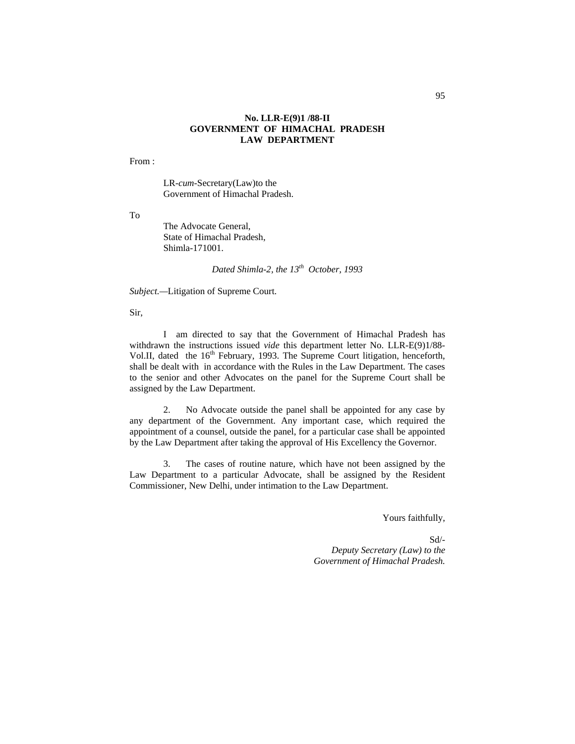**No. LLR-E(9)1 /88-II**
**GOVERNMENT OF HIMACHAL PRADESH**
**LAW DEPARTMENT**

From :

LR-*cum*-Secretary(Law)to the
Government of Himachal Pradesh.

To

The Advocate General,
State of Himachal Pradesh,
Shimla-171001.

*Dated Shimla-2, the 13th October, 1993*

*Subject.*—Litigation of Supreme Court.

Sir,

I am directed to say that the Government of Himachal Pradesh has withdrawn the instructions issued *vide* this department letter No. LLR-E(9)1/88-Vol.II, dated the 16th February, 1993. The Supreme Court litigation, henceforth, shall be dealt with in accordance with the Rules in the Law Department. The cases to the senior and other Advocates on the panel for the Supreme Court shall be assigned by the Law Department.

2. No Advocate outside the panel shall be appointed for any case by any department of the Government. Any important case, which required the appointment of a counsel, outside the panel, for a particular case shall be appointed by the Law Department after taking the approval of His Excellency the Governor.

3. The cases of routine nature, which have not been assigned by the Law Department to a particular Advocate, shall be assigned by the Resident Commissioner, New Delhi, under intimation to the Law Department.

Yours faithfully,

Sd/-
*Deputy Secretary (Law) to the*
*Government of Himachal Pradesh.*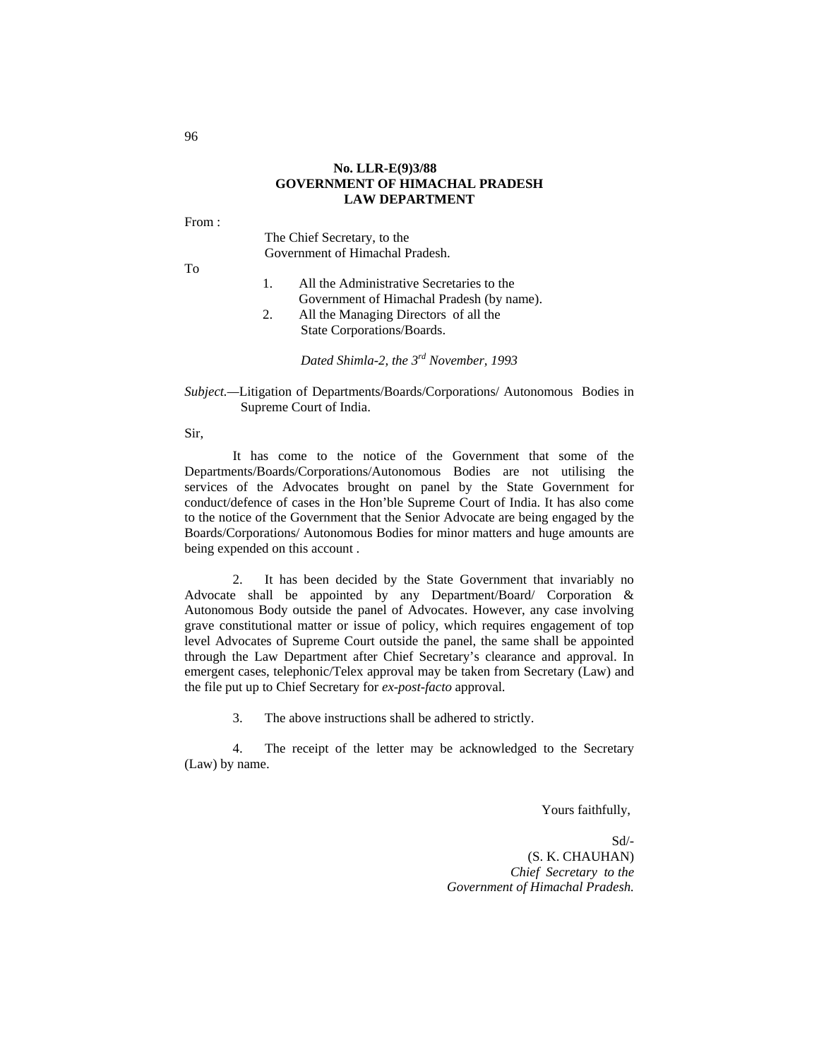**No. LLR-E(9)3/88**
**GOVERNMENT OF HIMACHAL PRADESH**
**LAW DEPARTMENT**

From :

The Chief Secretary, to the
Government of Himachal Pradesh.

To

1. All the Administrative Secretaries to the Government of Himachal Pradesh (by name).
2. All the Managing Directors of all the State Corporations/Boards.

*Dated Shimla-2, the 3rd November, 1993*

*Subject.*—Litigation of Departments/Boards/Corporations/ Autonomous Bodies in Supreme Court of India.

Sir,

It has come to the notice of the Government that some of the Departments/Boards/Corporations/Autonomous Bodies are not utilising the services of the Advocates brought on panel by the State Government for conduct/defence of cases in the Hon'ble Supreme Court of India. It has also come to the notice of the Government that the Senior Advocate are being engaged by the Boards/Corporations/ Autonomous Bodies for minor matters and huge amounts are being expended on this account .

2. It has been decided by the State Government that invariably no Advocate shall be appointed by any Department/Board/ Corporation & Autonomous Body outside the panel of Advocates. However, any case involving grave constitutional matter or issue of policy, which requires engagement of top level Advocates of Supreme Court outside the panel, the same shall be appointed through the Law Department after Chief Secretary's clearance and approval. In emergent cases, telephonic/Telex approval may be taken from Secretary (Law) and the file put up to Chief Secretary for *ex-post-facto* approval.

3. The above instructions shall be adhered to strictly.

4. The receipt of the letter may be acknowledged to the Secretary (Law) by name.

Yours faithfully,

Sd/-
(S. K. CHAUHAN)
*Chief Secretary to the*
*Government of Himachal Pradesh.*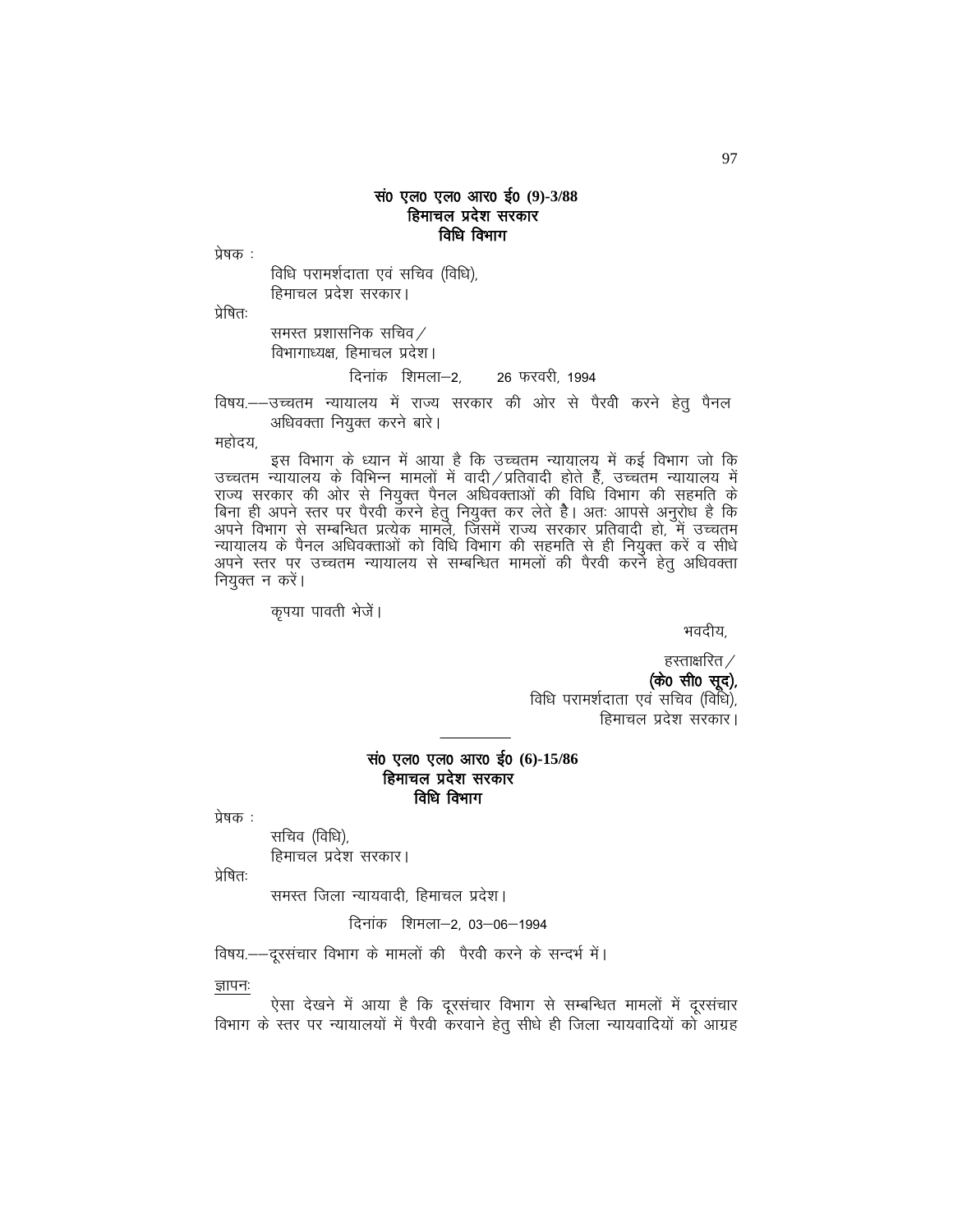**सं0 एल0 एल0 आर0 ई0 (9)-3/88**
**हिमाचल प्रदेश सरकार**
**विधि विभाग**

प्रेषक :

विधि परामर्शदाता एवं सचिव (विधि),
हिमाचल प्रदेश सरकार।

प्रेषितः

समस्त प्रशासनिक सचिव/
विभागाध्यक्ष, हिमाचल प्रदेश।

दिनांक शिमला–2, 26 फरवरी, 1994

विषय.––उच्चतम न्यायालय में राज्य सरकार की ओर से पैरवी करने हेतु पैनल अधिवक्ता नियुक्त करने बारे।

महोदय,

इस विभाग के ध्यान में आया है कि उच्चतम न्यायालय में कई विभाग जो कि उच्चतम न्यायालय के विभिन्न मामलों में वादी/प्रतिवादी होते हैं, उच्चतम न्यायालय में राज्य सरकार की ओर से नियुक्त पैनल अधिवक्ताओं की विधि विभाग की सहमति के बिना ही अपने स्तर पर पैरवी करने हेतु नियुक्त कर लेते है। अतः आपसे अनुरोध है कि अपने विभाग से सम्बन्धित प्रत्येक मामले, जिसमें राज्य सरकार प्रतिवादी हो, में उच्चतम न्यायालय के पैनल अधिवक्ताओं को विधि विभाग की सहमति से ही नियुक्त करें व सीधे अपने स्तर पर उच्चतम न्यायालय से सम्बन्धित मामलों की पैरवी करने हेतु अधिवक्ता नियुक्त न करें।

कृपया पावती भेजें।

भवदीय,

हस्ताक्षरित/
**(के0 सी0 सूद),**
विधि परामर्शदाता एवं सचिव (विधि),
हिमाचल प्रदेश सरकार।

---

**सं0 एल0 एल0 आर0 ई0 (6)-15/86**
**हिमाचल प्रदेश सरकार**
**विधि विभाग**

प्रेषक :

सचिव (विधि),
हिमाचल प्रदेश सरकार।

प्रेषितः

समस्त जिला न्यायवादी, हिमाचल प्रदेश।

दिनांक शिमला–2, 03–06–1994

विषय.––दूरसंचार विभाग के मामलों की पैरवी करने के सन्दर्भ में।

ज्ञापनः

ऐसा देखने में आया है कि दूरसंचार विभाग से सम्बन्धित मामलों में दूरसंचार विभाग के स्तर पर न्यायालयों में पैरवी करवाने हेतु सीधे ही जिला न्यायवादियों को आग्रह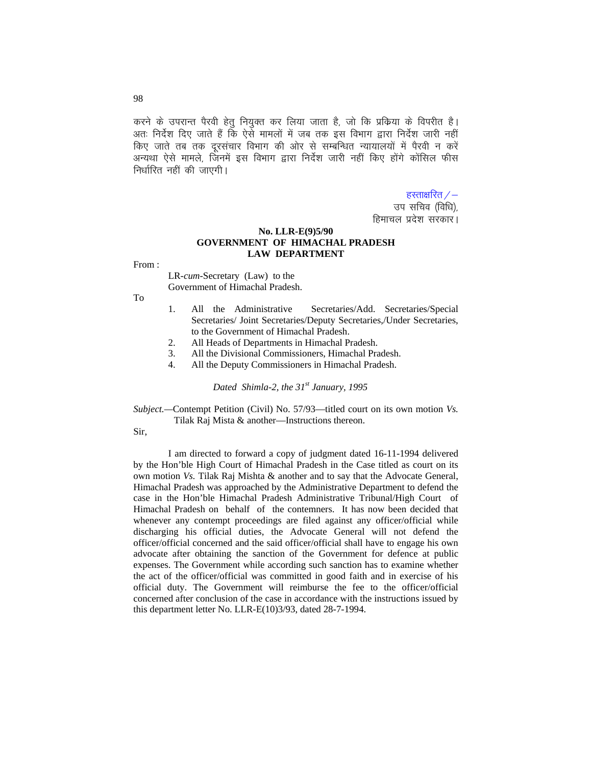करने के उपरान्त पैरवी हेतु नियुक्त कर लिया जाता है, जो कि प्रक्रिया के विपरीत है। अतः निर्देश दिए जाते हैं कि ऐसे मामलों में जब तक इस विभाग द्वारा निर्देश जारी नहीं किए जाते तब तक दूरसंचार विभाग की ओर से सम्बन्धित न्यायालयों में पैरवी न करें अन्यथा ऐसे मामले, जिनमें इस विभाग द्वारा निर्देश जारी नहीं किए होंगे कोंसिल फीस निर्धारित नहीं की जाएगी।

हस्ताक्षरित/–
उप सचिव (विधि),
हिमाचल प्रदेश सरकार।

**No. LLR-E(9)5/90**
**GOVERNMENT OF HIMACHAL PRADESH**
**LAW DEPARTMENT**

From :

LR-*cum*-Secretary (Law) to the
Government of Himachal Pradesh.

To

1. All the Administrative Secretaries/Add. Secretaries/Special Secretaries/ Joint Secretaries/Deputy Secretaries,/Under Secretaries, to the Government of Himachal Pradesh.
2. All Heads of Departments in Himachal Pradesh.
3. All the Divisional Commissioners, Himachal Pradesh.
4. All the Deputy Commissioners in Himachal Pradesh.

*Dated Shimla-2, the 31st January, 1995*

*Subject.*—Contempt Petition (Civil) No. 57/93—titled court on its own motion *Vs.* Tilak Raj Mista & another—Instructions thereon.

Sir,

I am directed to forward a copy of judgment dated 16-11-1994 delivered by the Hon'ble High Court of Himachal Pradesh in the Case titled as court on its own motion *Vs.* Tilak Raj Mishta & another and to say that the Advocate General, Himachal Pradesh was approached by the Administrative Department to defend the case in the Hon'ble Himachal Pradesh Administrative Tribunal/High Court of Himachal Pradesh on behalf of the contemners. It has now been decided that whenever any contempt proceedings are filed against any officer/official while discharging his official duties, the Advocate General will not defend the officer/official concerned and the said officer/official shall have to engage his own advocate after obtaining the sanction of the Government for defence at public expenses. The Government while according such sanction has to examine whether the act of the officer/official was committed in good faith and in exercise of his official duty. The Government will reimburse the fee to the officer/official concerned after conclusion of the case in accordance with the instructions issued by this department letter No. LLR-E(10)3/93, dated 28-7-1994.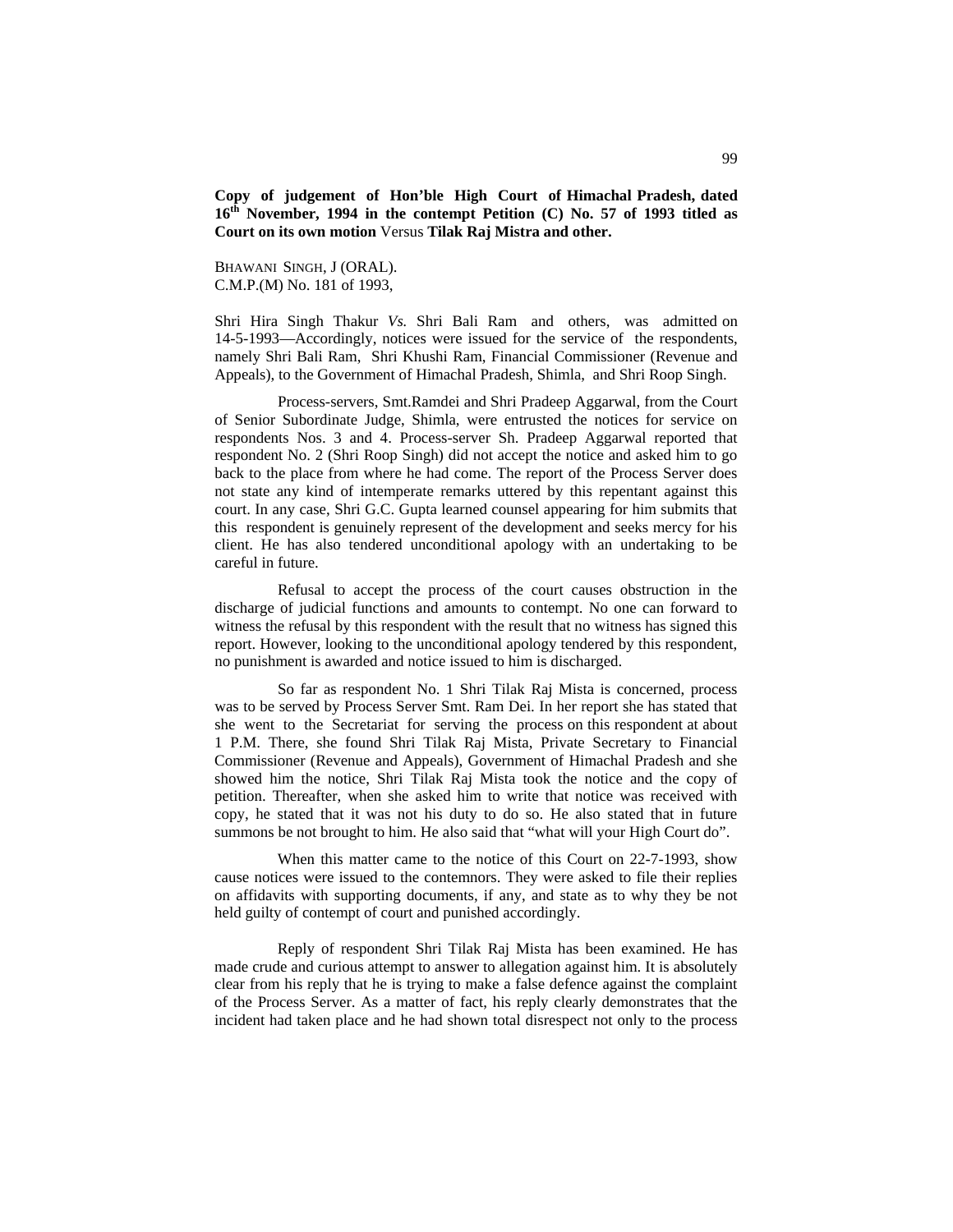**Copy of judgement of Hon'ble High Court of Himachal Pradesh, dated 16th November, 1994 in the contempt Petition (C) No. 57 of 1993 titled as Court on its own motion** Versus **Tilak Raj Mistra and other.**

BHAWANI SINGH, J (ORAL).
C.M.P.(M) No. 181 of 1993,

Shri Hira Singh Thakur *Vs.* Shri Bali Ram and others, was admitted on 14-5-1993—Accordingly, notices were issued for the service of the respondents, namely Shri Bali Ram, Shri Khushi Ram, Financial Commissioner (Revenue and Appeals), to the Government of Himachal Pradesh, Shimla, and Shri Roop Singh.

Process-servers, Smt.Ramdei and Shri Pradeep Aggarwal, from the Court of Senior Subordinate Judge, Shimla, were entrusted the notices for service on respondents Nos. 3 and 4. Process-server Sh. Pradeep Aggarwal reported that respondent No. 2 (Shri Roop Singh) did not accept the notice and asked him to go back to the place from where he had come. The report of the Process Server does not state any kind of intemperate remarks uttered by this repentant against this court. In any case, Shri G.C. Gupta learned counsel appearing for him submits that this respondent is genuinely represent of the development and seeks mercy for his client. He has also tendered unconditional apology with an undertaking to be careful in future.

Refusal to accept the process of the court causes obstruction in the discharge of judicial functions and amounts to contempt. No one can forward to witness the refusal by this respondent with the result that no witness has signed this report. However, looking to the unconditional apology tendered by this respondent, no punishment is awarded and notice issued to him is discharged.

So far as respondent No. 1 Shri Tilak Raj Mista is concerned, process was to be served by Process Server Smt. Ram Dei. In her report she has stated that she went to the Secretariat for serving the process on this respondent at about 1 P.M. There, she found Shri Tilak Raj Mista, Private Secretary to Financial Commissioner (Revenue and Appeals), Government of Himachal Pradesh and she showed him the notice, Shri Tilak Raj Mista took the notice and the copy of petition. Thereafter, when she asked him to write that notice was received with copy, he stated that it was not his duty to do so. He also stated that in future summons be not brought to him. He also said that "what will your High Court do".

When this matter came to the notice of this Court on 22-7-1993, show cause notices were issued to the contemnors. They were asked to file their replies on affidavits with supporting documents, if any, and state as to why they be not held guilty of contempt of court and punished accordingly.

Reply of respondent Shri Tilak Raj Mista has been examined. He has made crude and curious attempt to answer to allegation against him. It is absolutely clear from his reply that he is trying to make a false defence against the complaint of the Process Server. As a matter of fact, his reply clearly demonstrates that the incident had taken place and he had shown total disrespect not only to the process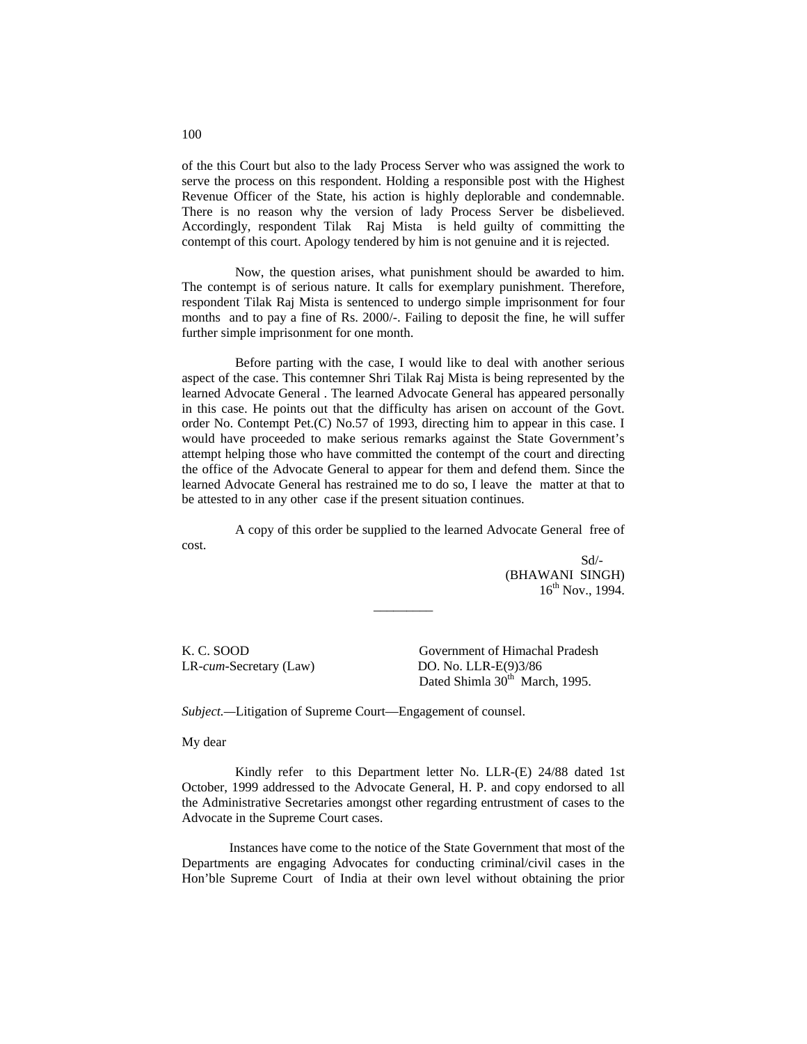of the this Court but also to the lady Process Server who was assigned the work to serve the process on this respondent. Holding a responsible post with the Highest Revenue Officer of the State, his action is highly deplorable and condemnable. There is no reason why the version of lady Process Server be disbelieved. Accordingly, respondent Tilak Raj Mista is held guilty of committing the contempt of this court. Apology tendered by him is not genuine and it is rejected.

Now, the question arises, what punishment should be awarded to him. The contempt is of serious nature. It calls for exemplary punishment. Therefore, respondent Tilak Raj Mista is sentenced to undergo simple imprisonment for four months and to pay a fine of Rs. 2000/-. Failing to deposit the fine, he will suffer further simple imprisonment for one month.

Before parting with the case, I would like to deal with another serious aspect of the case. This contemner Shri Tilak Raj Mista is being represented by the learned Advocate General . The learned Advocate General has appeared personally in this case. He points out that the difficulty has arisen on account of the Govt. order No. Contempt Pet.(C) No.57 of 1993, directing him to appear in this case. I would have proceeded to make serious remarks against the State Government's attempt helping those who have committed the contempt of the court and directing the office of the Advocate General to appear for them and defend them. Since the learned Advocate General has restrained me to do so, I leave the matter at that to be attested to in any other case if the present situation continues.

A copy of this order be supplied to the learned Advocate General free of cost.

Sd/-
(BHAWANI SINGH)
16th Nov., 1994.

---

K. C. SOOD
LR-*cum*-Secretary (Law)

Government of Himachal Pradesh
DO. No. LLR-E(9)3/86
Dated Shimla 30th March, 1995.

*Subject.*—Litigation of Supreme Court—Engagement of counsel.

My dear

Kindly refer to this Department letter No. LLR-(E) 24/88 dated 1st October, 1999 addressed to the Advocate General, H. P. and copy endorsed to all the Administrative Secretaries amongst other regarding entrustment of cases to the Advocate in the Supreme Court cases.

Instances have come to the notice of the State Government that most of the Departments are engaging Advocates for conducting criminal/civil cases in the Hon'ble Supreme Court of India at their own level without obtaining the prior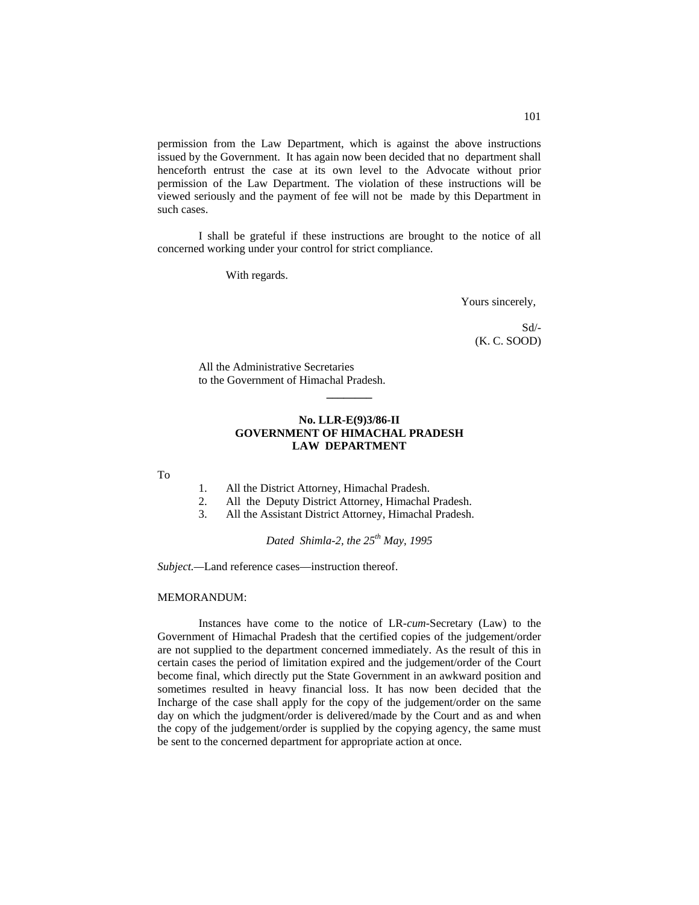permission from the Law Department, which is against the above instructions issued by the Government. It has again now been decided that no department shall henceforth entrust the case at its own level to the Advocate without prior permission of the Law Department. The violation of these instructions will be viewed seriously and the payment of fee will not be made by this Department in such cases.

I shall be grateful if these instructions are brought to the notice of all concerned working under your control for strict compliance.

With regards.

Yours sincerely,

Sd/-
(K. C. SOOD)

All the Administrative Secretaries
to the Government of Himachal Pradesh.

---

**No. LLR-E(9)3/86-II**
**GOVERNMENT OF HIMACHAL PRADESH**
**LAW DEPARTMENT**

To

1. All the District Attorney, Himachal Pradesh.
2. All the Deputy District Attorney, Himachal Pradesh.
3. All the Assistant District Attorney, Himachal Pradesh.

*Dated Shimla-2, the 25th May, 1995*

*Subject.*—Land reference cases—instruction thereof.

MEMORANDUM:

Instances have come to the notice of LR-*cum*-Secretary (Law) to the Government of Himachal Pradesh that the certified copies of the judgement/order are not supplied to the department concerned immediately. As the result of this in certain cases the period of limitation expired and the judgement/order of the Court become final, which directly put the State Government in an awkward position and sometimes resulted in heavy financial loss. It has now been decided that the Incharge of the case shall apply for the copy of the judgement/order on the same day on which the judgment/order is delivered/made by the Court and as and when the copy of the judgement/order is supplied by the copying agency, the same must be sent to the concerned department for appropriate action at once.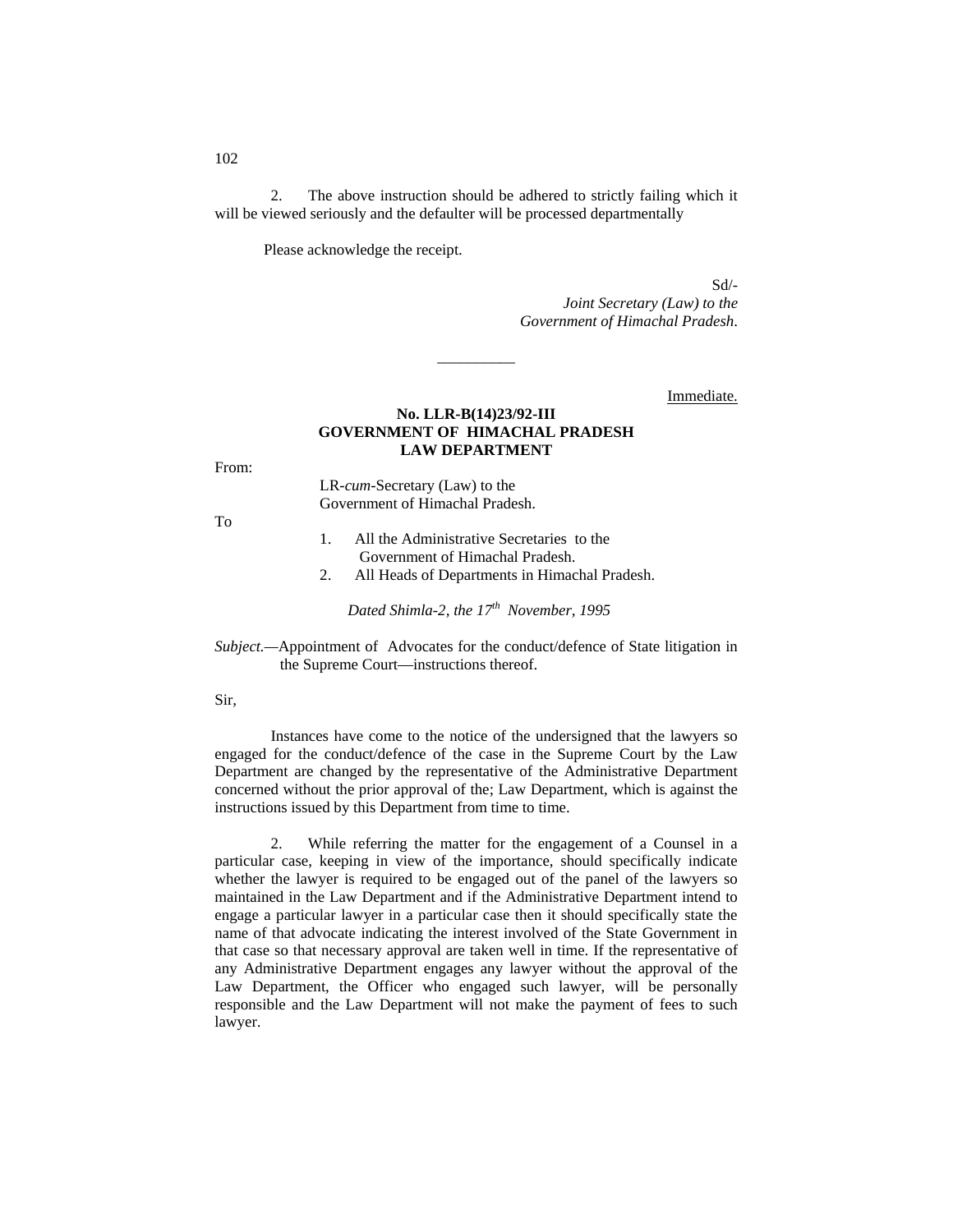2. The above instruction should be adhered to strictly failing which it will be viewed seriously and the defaulter will be processed departmentally

Please acknowledge the receipt.

Sd/-
*Joint Secretary (Law) to the*
*Government of Himachal Pradesh*.

---

Immediate.

**No. LLR-B(14)23/92-III**
**GOVERNMENT OF HIMACHAL PRADESH**
**LAW DEPARTMENT**

From:

LR-*cum*-Secretary (Law) to the
Government of Himachal Pradesh.

To

1. All the Administrative Secretaries to the Government of Himachal Pradesh.
2. All Heads of Departments in Himachal Pradesh.

*Dated Shimla-2, the 17th November, 1995*

*Subject.*—Appointment of Advocates for the conduct/defence of State litigation in the Supreme Court—instructions thereof.

Sir,

Instances have come to the notice of the undersigned that the lawyers so engaged for the conduct/defence of the case in the Supreme Court by the Law Department are changed by the representative of the Administrative Department concerned without the prior approval of the; Law Department, which is against the instructions issued by this Department from time to time.

2. While referring the matter for the engagement of a Counsel in a particular case, keeping in view of the importance, should specifically indicate whether the lawyer is required to be engaged out of the panel of the lawyers so maintained in the Law Department and if the Administrative Department intend to engage a particular lawyer in a particular case then it should specifically state the name of that advocate indicating the interest involved of the State Government in that case so that necessary approval are taken well in time. If the representative of any Administrative Department engages any lawyer without the approval of the Law Department, the Officer who engaged such lawyer, will be personally responsible and the Law Department will not make the payment of fees to such lawyer.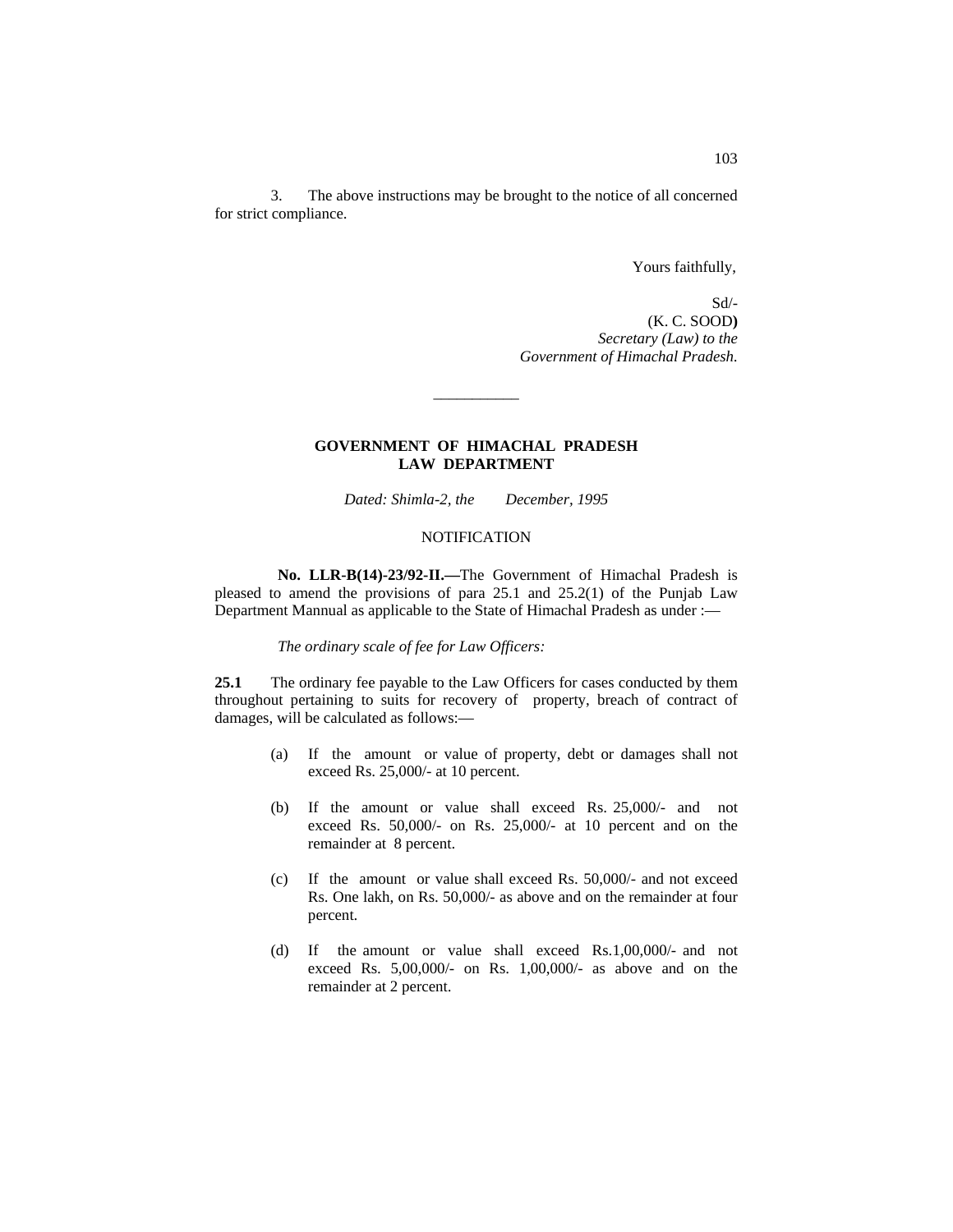3. The above instructions may be brought to the notice of all concerned for strict compliance.

Yours faithfully,

Sd/-
(K. C. SOOD**)**
*Secretary (Law) to the*
*Government of Himachal Pradesh.*

---

**GOVERNMENT OF HIMACHAL PRADESH**
**LAW DEPARTMENT**

*Dated: Shimla-2, the December, 1995*

NOTIFICATION

**No. LLR-B(14)-23/92-II.—**The Government of Himachal Pradesh is pleased to amend the provisions of para 25.1 and 25.2(1) of the Punjab Law Department Mannual as applicable to the State of Himachal Pradesh as under :—

*The ordinary scale of fee for Law Officers:*

**25.1** The ordinary fee payable to the Law Officers for cases conducted by them throughout pertaining to suits for recovery of property, breach of contract of damages, will be calculated as follows:—

(a) If the amount or value of property, debt or damages shall not exceed Rs. 25,000/- at 10 percent.

(b) If the amount or value shall exceed Rs. 25,000/- and not exceed Rs. 50,000/- on Rs. 25,000/- at 10 percent and on the remainder at 8 percent.

(c) If the amount or value shall exceed Rs. 50,000/- and not exceed Rs. One lakh, on Rs. 50,000/- as above and on the remainder at four percent.

(d) If the amount or value shall exceed Rs.1,00,000/- and not exceed Rs. 5,00,000/- on Rs. 1,00,000/- as above and on the remainder at 2 percent.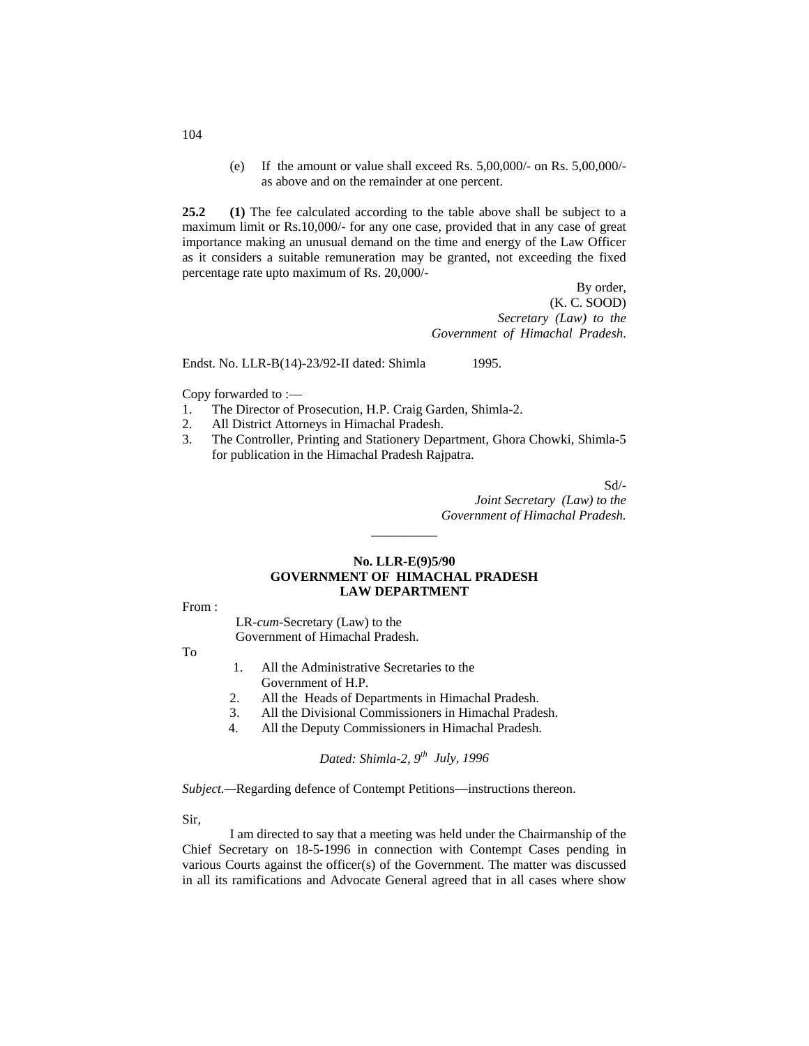(e) If the amount or value shall exceed Rs. 5,00,000/- on Rs. 5,00,000/- as above and on the remainder at one percent.

**25.2** **(1)** The fee calculated according to the table above shall be subject to a maximum limit or Rs.10,000/- for any one case, provided that in any case of great importance making an unusual demand on the time and energy of the Law Officer as it considers a suitable remuneration may be granted, not exceeding the fixed percentage rate upto maximum of Rs. 20,000/-

By order,
(K. C. SOOD)
*Secretary (Law) to the Government of Himachal Pradesh*.

Endst. No. LLR-B(14)-23/92-II dated: Shimla 1995.

Copy forwarded to :—

1. The Director of Prosecution, H.P. Craig Garden, Shimla-2.
2. All District Attorneys in Himachal Pradesh.
3. The Controller, Printing and Stationery Department, Ghora Chowki, Shimla-5 for publication in the Himachal Pradesh Rajpatra.

Sd/-
*Joint Secretary (Law) to the Government of Himachal Pradesh.*

---

**No. LLR-E(9)5/90**
**GOVERNMENT OF HIMACHAL PRADESH**
**LAW DEPARTMENT**

From :

LR-*cum*-Secretary (Law) to the
Government of Himachal Pradesh.

To

1. All the Administrative Secretaries to the Government of H.P.
2. All the Heads of Departments in Himachal Pradesh.
3. All the Divisional Commissioners in Himachal Pradesh.
4. All the Deputy Commissioners in Himachal Pradesh.

*Dated: Shimla-2, 9th July, 1996*

*Subject.*—Regarding defence of Contempt Petitions—instructions thereon.

Sir,

I am directed to say that a meeting was held under the Chairmanship of the Chief Secretary on 18-5-1996 in connection with Contempt Cases pending in various Courts against the officer(s) of the Government. The matter was discussed in all its ramifications and Advocate General agreed that in all cases where show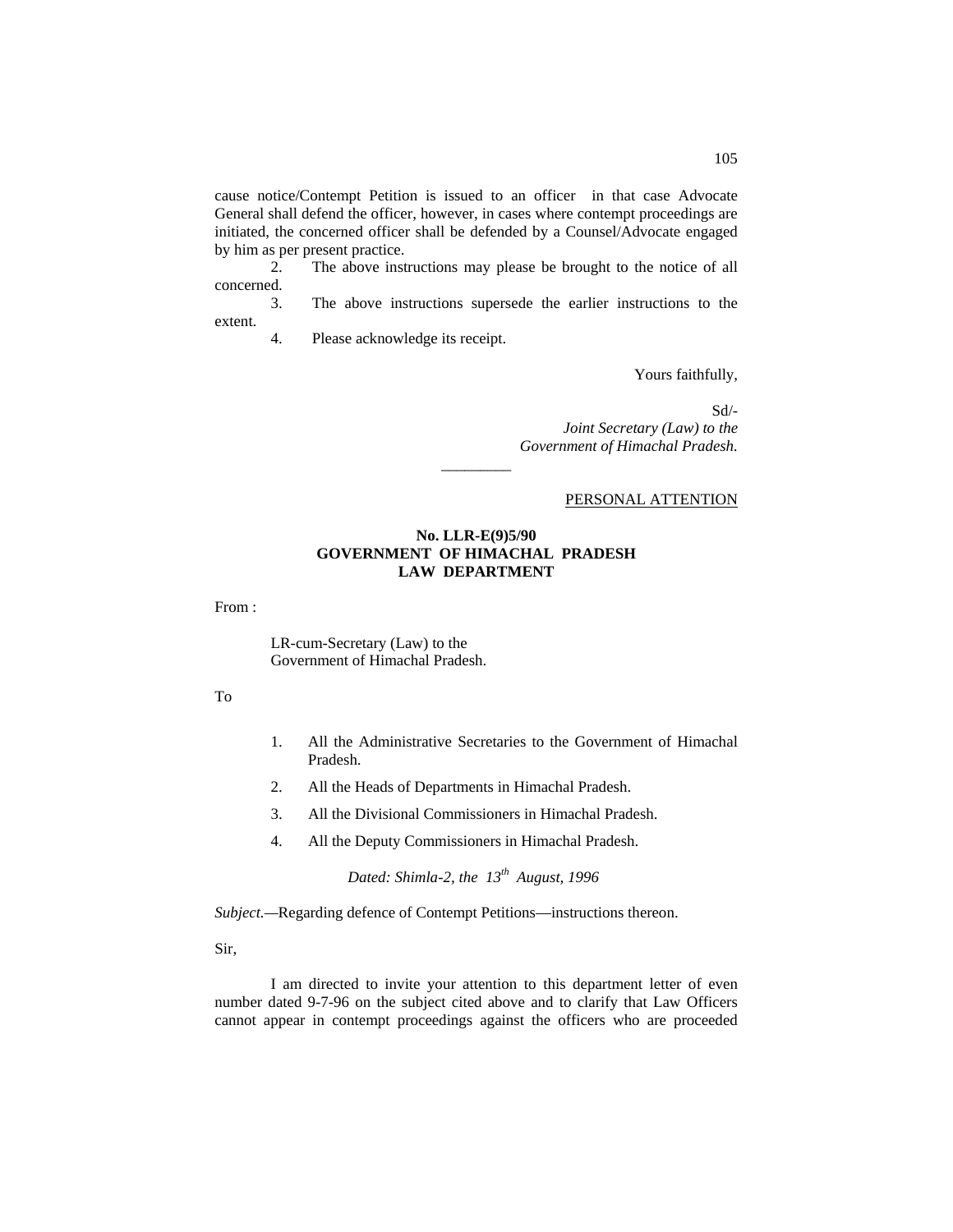cause notice/Contempt Petition is issued to an officer in that case Advocate General shall defend the officer, however, in cases where contempt proceedings are initiated, the concerned officer shall be defended by a Counsel/Advocate engaged by him as per present practice.

2. The above instructions may please be brought to the notice of all concerned.

3. The above instructions supersede the earlier instructions to the extent.

4. Please acknowledge its receipt.

Yours faithfully,

Sd/-
*Joint Secretary (Law) to the Government of Himachal Pradesh.*

---

PERSONAL ATTENTION

**No. LLR-E(9)5/90**
**GOVERNMENT OF HIMACHAL PRADESH**
**LAW DEPARTMENT**

From :

LR-cum-Secretary (Law) to the
Government of Himachal Pradesh.

To

1. All the Administrative Secretaries to the Government of Himachal Pradesh.
2. All the Heads of Departments in Himachal Pradesh.
3. All the Divisional Commissioners in Himachal Pradesh.
4. All the Deputy Commissioners in Himachal Pradesh.

*Dated: Shimla-2, the 13th August, 1996*

*Subject.*—Regarding defence of Contempt Petitions—instructions thereon.

Sir,

I am directed to invite your attention to this department letter of even number dated 9-7-96 on the subject cited above and to clarify that Law Officers cannot appear in contempt proceedings against the officers who are proceeded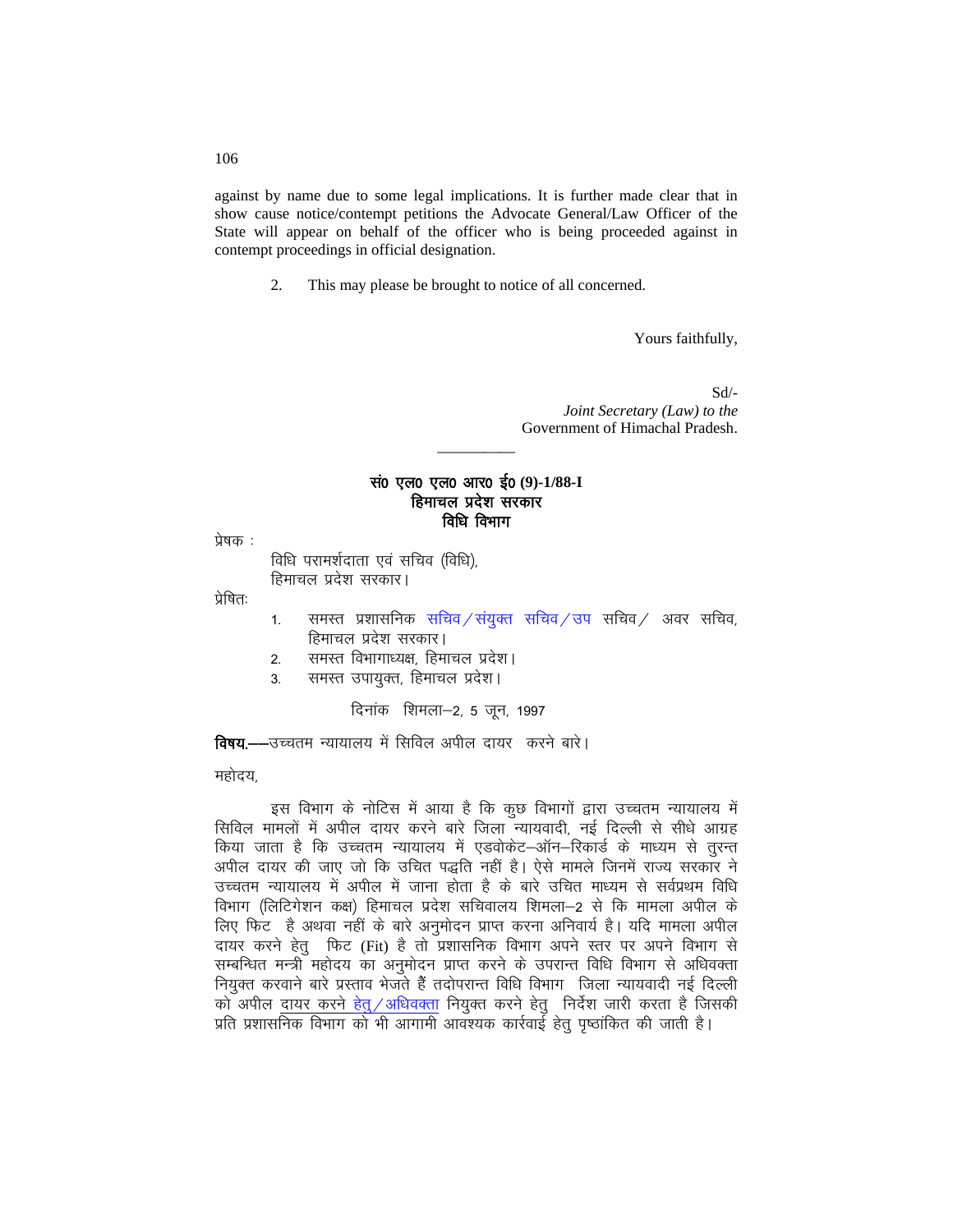against by name due to some legal implications. It is further made clear that in show cause notice/contempt petitions the Advocate General/Law Officer of the State will appear on behalf of the officer who is being proceeded against in contempt proceedings in official designation.

2. This may please be brought to notice of all concerned.

Yours faithfully,

Sd/-
*Joint Secretary (Law) to the*
Government of Himachal Pradesh.

---

**सं0 एल0 एल0 आर0 ई0 (9)-1/88-I**
**हिमाचल प्रदेश सरकार**
**विधि विभाग**

प्रेषक :

विधि परामर्शदाता एवं सचिव (विधि),
हिमाचल प्रदेश सरकार।

प्रेषितः

1. समस्त प्रशासनिक सचिव/संयुक्त सचिव/उप सचिव/ अवर सचिव, हिमाचल प्रदेश सरकार।
2. समस्त विभागाध्यक्ष, हिमाचल प्रदेश।
3. समस्त उपायुक्त, हिमाचल प्रदेश।

दिनांक शिमला–2, 5 जून, 1997

**विषय.**––उच्चतम न्यायालय में सिविल अपील दायर करने बारे।

महोदय,

इस विभाग के नोटिस में आया है कि कुछ विभागों द्वारा उच्चतम न्यायालय में सिविल मामलों में अपील दायर करने बारे जिला न्यायवादी, नई दिल्ली से सीधे आग्रह किया जाता है कि उच्चतम न्यायालय में एडवोकेट–ऑन–रिकार्ड के माध्यम से तुरन्त अपील दायर की जाए जो कि उचित पद्धति नहीं है। ऐसे मामले जिनमें राज्य सरकार ने उच्चतम न्यायालय में अपील में जाना होता है के बारे उचित माध्यम से सर्वप्रथम विधि विभाग (लिटिगेशन कक्ष) हिमाचल प्रदेश सचिवालय शिमला–2 से कि मामला अपील के लिए फिट है अथवा नहीं के बारे अनुमोदन प्राप्त करना अनिवार्य है। यदि मामला अपील दायर करने हेतु फिट (Fit) है तो प्रशासनिक विभाग अपने स्तर पर अपने विभाग से सम्बन्धित मन्त्री महोदय का अनुमोदन प्राप्त करने के उपरान्त विधि विभाग से अधिवक्ता नियुक्त करवाने बारे प्रस्ताव भेजते हैं तदोपरान्त विधि विभाग जिला न्यायवादी नई दिल्ली को अपील दायर करने हेतु/अधिवक्ता नियुक्त करने हेतु निर्देश जारी करता है जिसकी प्रति प्रशासनिक विभाग को भी आगामी आवश्यक कार्यवाई हेतु पृष्ठांकित की जाती है।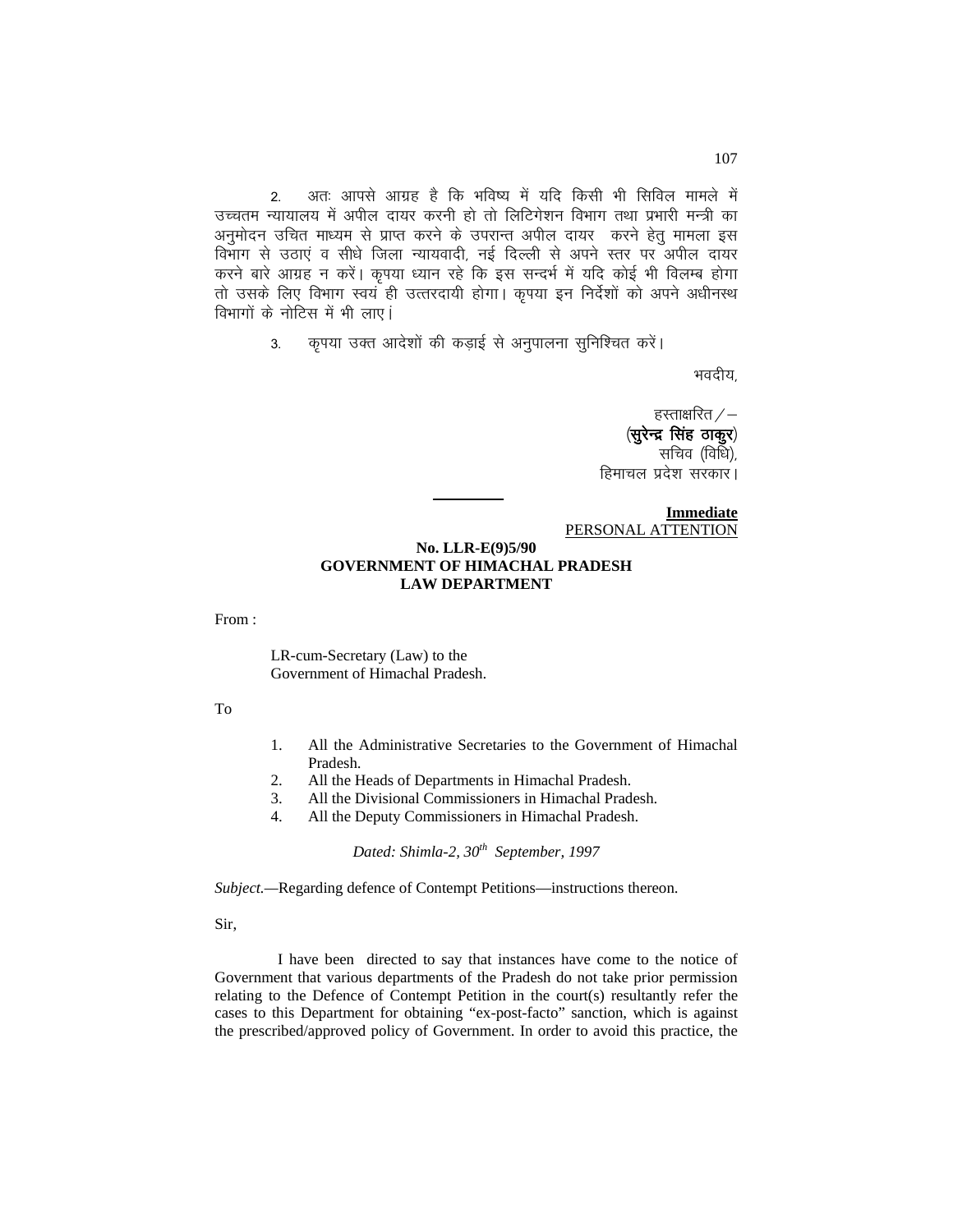2. अतः आपसे आग्रह है कि भविष्य में यदि किसी भी सिविल मामले में उच्चतम न्यायालय में अपील दायर करनी हो तो लिटिगेशन विभाग तथा प्रभारी मन्त्री का अनुमोदन उचित माध्यम से प्राप्त करने के उपरान्त अपील दायर करने हेतु मामला इस विभाग से उठाएं व सीधे जिला न्यायवादी, नई दिल्ली से अपने स्तर पर अपील दायर करने बारे आग्रह न करें। कृपया ध्यान रहे कि इस सन्दर्भ में यदि कोई भी विलम्ब होगा तो उसके लिए विभाग स्वयं ही उत्तरदायी होगा। कृपया इन निर्देशों को अपने अधीनस्थ विभागों के नोटिस में भी लाएं।

3. कृपया उक्त आदेशों की कड़ाई से अनुपालना सुनिश्चित करें।

भवदीय,

हस्ताक्षरित/–
**(सुरेन्द्र सिंह ठाकुर)**
सचिव (विधि),
हिमाचल प्रदेश सरकार।

---

**Immediate**
PERSONAL ATTENTION

**No. LLR-E(9)5/90**
**GOVERNMENT OF HIMACHAL PRADESH**
**LAW DEPARTMENT**

From :

LR-cum-Secretary (Law) to the
Government of Himachal Pradesh.

To

1. All the Administrative Secretaries to the Government of Himachal Pradesh.
2. All the Heads of Departments in Himachal Pradesh.
3. All the Divisional Commissioners in Himachal Pradesh.
4. All the Deputy Commissioners in Himachal Pradesh.

*Dated: Shimla-2, 30th September, 1997*

*Subject.*—Regarding defence of Contempt Petitions—instructions thereon.

Sir,

I have been directed to say that instances have come to the notice of Government that various departments of the Pradesh do not take prior permission relating to the Defence of Contempt Petition in the court(s) resultantly refer the cases to this Department for obtaining "ex-post-facto" sanction, which is against the prescribed/approved policy of Government. In order to avoid this practice, the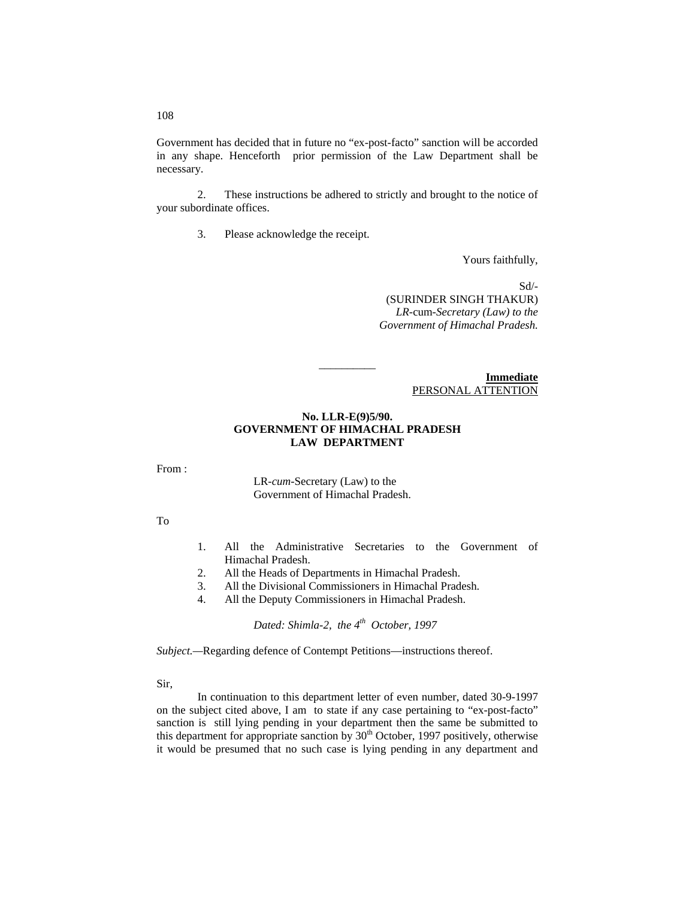Government has decided that in future no "ex-post-facto" sanction will be accorded in any shape. Henceforth prior permission of the Law Department shall be necessary.

2. These instructions be adhered to strictly and brought to the notice of your subordinate offices.

3. Please acknowledge the receipt.

Yours faithfully,

Sd/-
(SURINDER SINGH THAKUR)
*LR*-cum-*Secretary (Law) to the Government of Himachal Pradesh.*

---

**Immediate**
PERSONAL ATTENTION

**No. LLR-E(9)5/90.**
**GOVERNMENT OF HIMACHAL PRADESH**
**LAW DEPARTMENT**

From :

LR-*cum*-Secretary (Law) to the Government of Himachal Pradesh.

To

1. All the Administrative Secretaries to the Government of Himachal Pradesh.
2. All the Heads of Departments in Himachal Pradesh.
3. All the Divisional Commissioners in Himachal Pradesh.
4. All the Deputy Commissioners in Himachal Pradesh.

*Dated: Shimla-2, the 4th October, 1997*

*Subject.*—Regarding defence of Contempt Petitions—instructions thereof.

Sir,

In continuation to this department letter of even number, dated 30-9-1997 on the subject cited above, I am to state if any case pertaining to "ex-post-facto" sanction is still lying pending in your department then the same be submitted to this department for appropriate sanction by 30th October, 1997 positively, otherwise it would be presumed that no such case is lying pending in any department and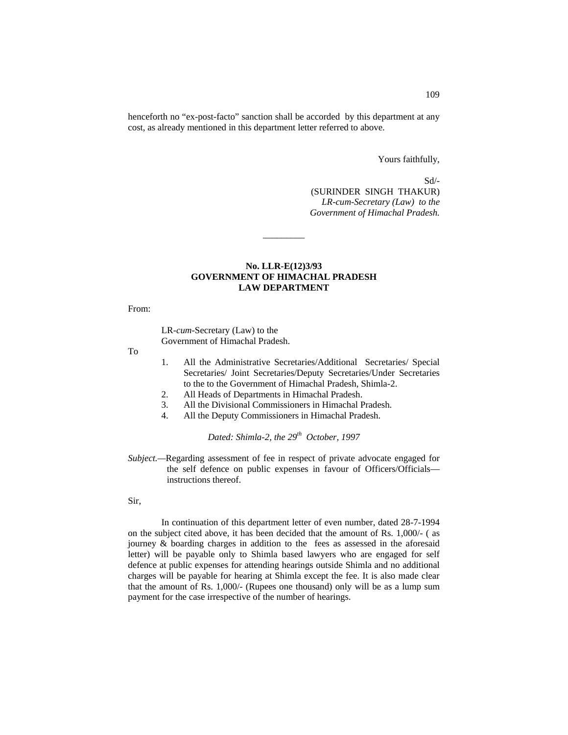henceforth no "ex-post-facto" sanction shall be accorded by this department at any cost, as already mentioned in this department letter referred to above.

Yours faithfully,

Sd/-
(SURINDER SINGH THAKUR)
*LR-cum-Secretary (Law) to the Government of Himachal Pradesh.*

---

**No. LLR-E(12)3/93**
**GOVERNMENT OF HIMACHAL PRADESH**
**LAW DEPARTMENT**

From:

LR-*cum*-Secretary (Law) to the
Government of Himachal Pradesh.

To

1. All the Administrative Secretaries/Additional Secretaries/ Special Secretaries/ Joint Secretaries/Deputy Secretaries/Under Secretaries to the to the Government of Himachal Pradesh, Shimla-2.
2. All Heads of Departments in Himachal Pradesh.
3. All the Divisional Commissioners in Himachal Pradesh.
4. All the Deputy Commissioners in Himachal Pradesh.

*Dated: Shimla-2, the 29th October, 1997*

*Subject.*—Regarding assessment of fee in respect of private advocate engaged for the self defence on public expenses in favour of Officers/Officials—instructions thereof.

Sir,

In continuation of this department letter of even number, dated 28-7-1994 on the subject cited above, it has been decided that the amount of Rs. 1,000/- ( as journey & boarding charges in addition to the fees as assessed in the aforesaid letter) will be payable only to Shimla based lawyers who are engaged for self defence at public expenses for attending hearings outside Shimla and no additional charges will be payable for hearing at Shimla except the fee. It is also made clear that the amount of Rs. 1,000/- (Rupees one thousand) only will be as a lump sum payment for the case irrespective of the number of hearings.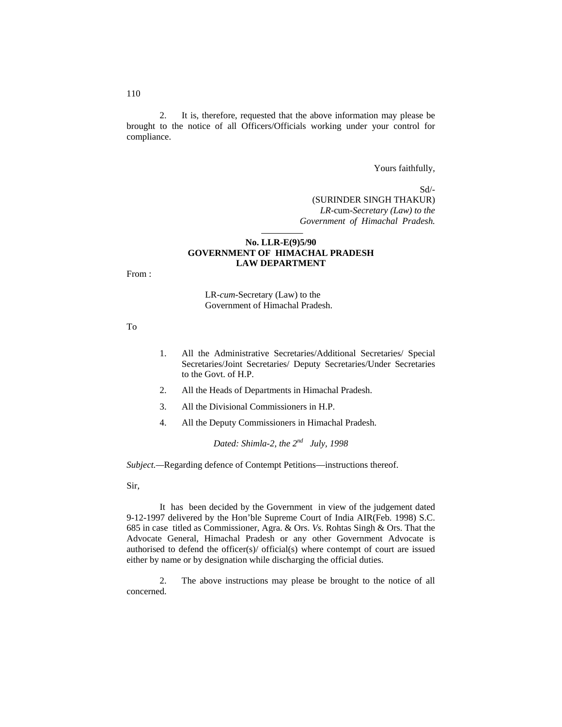2. It is, therefore, requested that the above information may please be brought to the notice of all Officers/Officials working under your control for compliance.

Yours faithfully,

Sd/-
(SURINDER SINGH THAKUR)
*LR*-cum-*Secretary (Law) to the Government of Himachal Pradesh.*

---

**No. LLR-E(9)5/90**
**GOVERNMENT OF HIMACHAL PRADESH**
**LAW DEPARTMENT**

From :

LR-*cum*-Secretary (Law) to the Government of Himachal Pradesh.

To

1. All the Administrative Secretaries/Additional Secretaries/ Special Secretaries/Joint Secretaries/ Deputy Secretaries/Under Secretaries to the Govt. of H.P.
2. All the Heads of Departments in Himachal Pradesh.
3. All the Divisional Commissioners in H.P.
4. All the Deputy Commissioners in Himachal Pradesh.

*Dated: Shimla-2, the 2nd July, 1998*

*Subject.*—Regarding defence of Contempt Petitions—instructions thereof.

Sir,

It has been decided by the Government in view of the judgement dated 9-12-1997 delivered by the Hon'ble Supreme Court of India AIR(Feb. 1998) S.C. 685 in case titled as Commissioner, Agra. & Ors. *Vs.* Rohtas Singh & Ors. That the Advocate General, Himachal Pradesh or any other Government Advocate is authorised to defend the officer(s)/ official(s) where contempt of court are issued either by name or by designation while discharging the official duties.

2. The above instructions may please be brought to the notice of all concerned.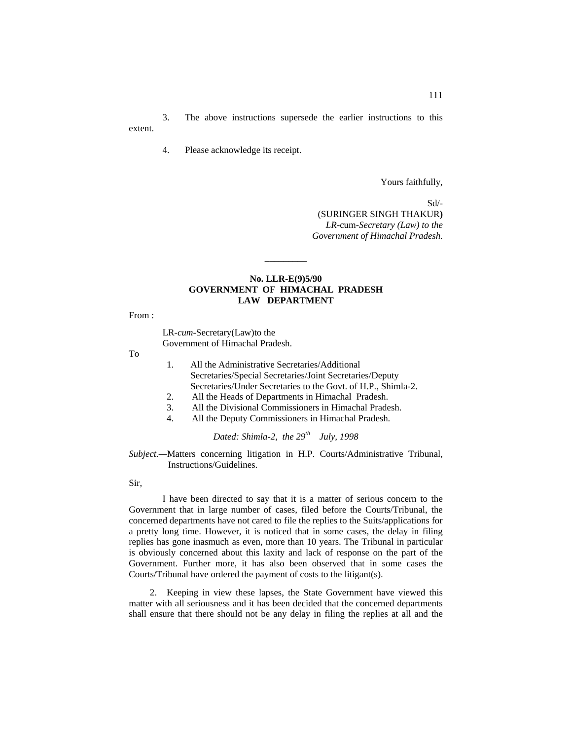3. The above instructions supersede the earlier instructions to this extent.

4. Please acknowledge its receipt.

Yours faithfully,

Sd/-
(SURINGER SINGH THAKUR)
*LR-*cum-*Secretary (Law) to the Government of Himachal Pradesh.*

---

**No. LLR-E(9)5/90**
**GOVERNMENT OF HIMACHAL PRADESH**
**LAW DEPARTMENT**

From :

LR-*cum*-Secretary(Law)to the
Government of Himachal Pradesh.

To

1. All the Administrative Secretaries/Additional Secretaries/Special Secretaries/Joint Secretaries/Deputy Secretaries/Under Secretaries to the Govt. of H.P., Shimla-2.
2. All the Heads of Departments in Himachal Pradesh.
3. All the Divisional Commissioners in Himachal Pradesh.
4. All the Deputy Commissioners in Himachal Pradesh.

*Dated: Shimla-2, the 29th July, 1998*

*Subject.*—Matters concerning litigation in H.P. Courts/Administrative Tribunal, Instructions/Guidelines.

Sir,

I have been directed to say that it is a matter of serious concern to the Government that in large number of cases, filed before the Courts/Tribunal, the concerned departments have not cared to file the replies to the Suits/applications for a pretty long time. However, it is noticed that in some cases, the delay in filing replies has gone inasmuch as even, more than 10 years. The Tribunal in particular is obviously concerned about this laxity and lack of response on the part of the Government. Further more, it has also been observed that in some cases the Courts/Tribunal have ordered the payment of costs to the litigant(s).

2. Keeping in view these lapses, the State Government have viewed this matter with all seriousness and it has been decided that the concerned departments shall ensure that there should not be any delay in filing the replies at all and the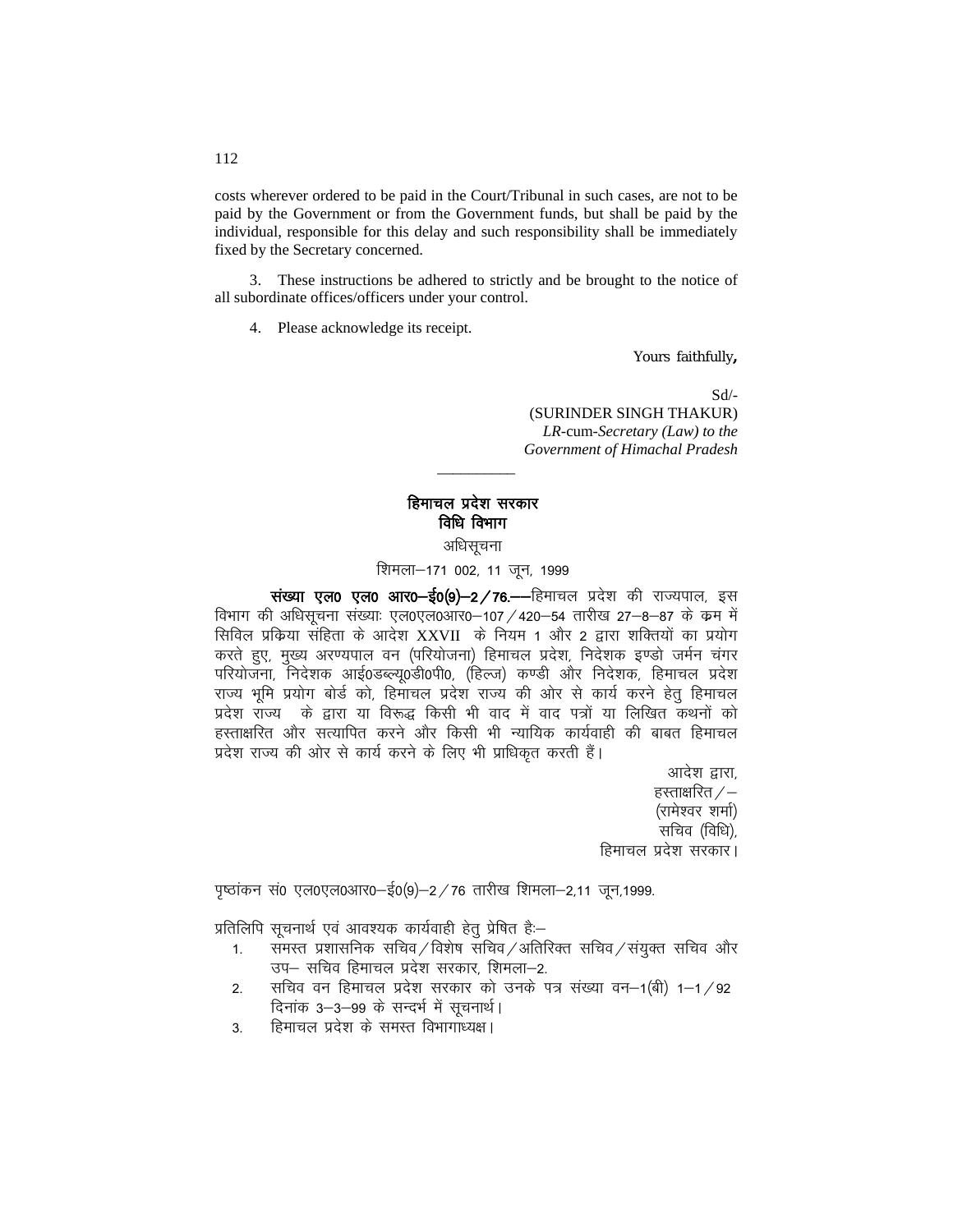costs wherever ordered to be paid in the Court/Tribunal in such cases, are not to be paid by the Government or from the Government funds, but shall be paid by the individual, responsible for this delay and such responsibility shall be immediately fixed by the Secretary concerned.

3. These instructions be adhered to strictly and be brought to the notice of all subordinate offices/officers under your control.

4. Please acknowledge its receipt.

Yours faithfully,

Sd/-
(SURINDER SINGH THAKUR)
*LR*-cum-*Secretary (Law) to the Government of Himachal Pradesh*

---

**हिमाचल प्रदेश सरकार**
**विधि विभाग**

अधिसूचना

शिमला–171 002, 11 जून, 1999

**संख्या एल0 एल0 आर0–ई0(9)–2/76.**—हिमाचल प्रदेश की राज्यपाल, इस विभाग की अधिसूचना संख्याः एल0एल0आर0–107/420–54 तारीख 27–8–87 के क्रम में सिविल प्रक्रिया संहिता के आदेश XXVII के नियम 1 और 2 द्वारा शक्तियों का प्रयोग करते हुए, मुख्य अरण्यपाल वन (परियोजना) हिमाचल प्रदेश, निदेशक इण्डो जर्मन चंगर परियोजना, निदेशक आई0डब्ल्यू0डी0पी0, (हिल्ज) कण्डी और निदेशक, हिमाचल प्रदेश राज्य भूमि प्रयोग बोर्ड को, हिमाचल प्रदेश राज्य की ओर से कार्य करने हेतु हिमाचल प्रदेश राज्य के द्वारा या विरूद्ध किसी भी वाद में वाद पत्रों या लिखित कथनों को हस्ताक्षरित और सत्यापित करने और किसी भी न्यायिक कार्यवाही की बाबत हिमाचल प्रदेश राज्य की ओर से कार्य करने के लिए भी प्राधिकृत करती हैं।

आदेश द्वारा,
हस्ताक्षरित/–
(रामेश्वर शर्मा)
सचिव (विधि),
हिमाचल प्रदेश सरकार।

पृष्ठांकन सं0 एल0एल0आर0–ई0(9)–2/76 तारीख शिमला–2,11 जून,1999.

प्रतिलिपि सूचनार्थ एवं आवश्यक कार्यवाही हेतु प्रेषित हैः–

1. समस्त प्रशासनिक सचिव/विशेष सचिव/अतिरिक्त सचिव/संयुक्त सचिव और उप– सचिव हिमाचल प्रदेश सरकार, शिमला–2.
2. सचिव वन हिमाचल प्रदेश सरकार को उनके पत्र संख्या वन–1(बी) 1–1/92 दिनांक 3–3–99 के सन्दर्भ में सूचनार्थ।
3. हिमाचल प्रदेश के समस्त विभागाध्यक्ष।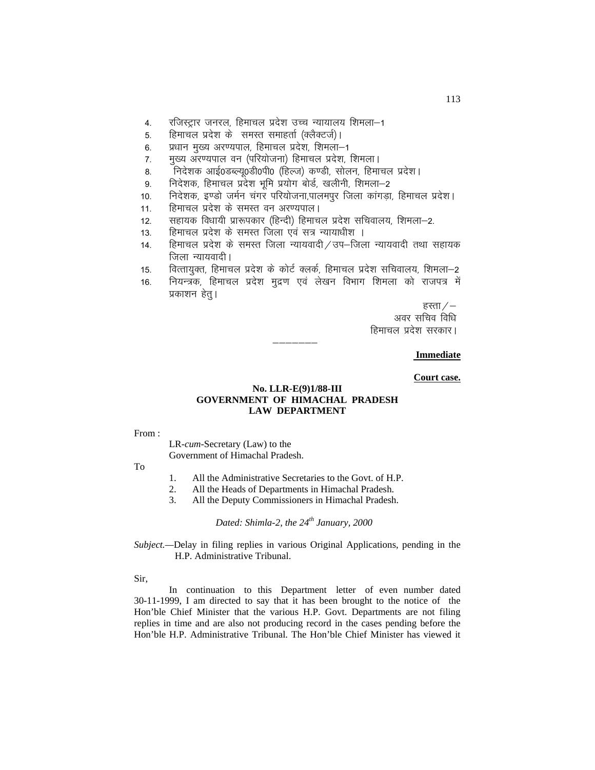4. रजिस्ट्रार जनरल, हिमाचल प्रदेश उच्च न्यायालय शिमला–1
5. हिमाचल प्रदेश के समस्त समाहर्ता (क्लैक्टर्ज)।
6. प्रधान मुख्य अरण्यपाल, हिमाचल प्रदेश, शिमला–1
7. मुख्य अरण्यपाल वन (परियोजना) हिमाचल प्रदेश, शिमला।
8. निदेशक आई0डब्ल्यू0डी0पी0 (हिल्ज) कण्डी, सोलन, हिमाचल प्रदेश।
9. निदेशक, हिमाचल प्रदेश भूमि प्रयोग बोर्ड, खलीनी, शिमला–2
10. निदेशक, इण्डो जर्मन चंगर परियोजना,पालमपुर जिला कांगड़ा, हिमाचल प्रदेश।
11. हिमाचल प्रदेश के समस्त वन अरण्यपाल।
12. सहायक विधायी प्रारूपकार (हिन्दी) हिमाचल प्रदेश सचिवालय, शिमला–2.
13. हिमाचल प्रदेश के समस्त जिला एवं सत्र न्यायाधीश ।
14. हिमाचल प्रदेश के समस्त जिला न्यायवादी/उप–जिला न्यायवादी तथा सहायक जिला न्यायवादी।
15. वित्तायुक्त, हिमाचल प्रदेश के कोर्ट क्लर्क, हिमाचल प्रदेश सचिवालय, शिमला–2
16. नियन्त्रक, हिमाचल प्रदेश मुद्रण एवं लेखन विभाग शिमला को राजपत्र में प्रकाशन हेतु।

हस्ता/–
अवर सचिव विधि
हिमाचल प्रदेश सरकार।

———————

**Immediate**

**Court case.**

**No. LLR-E(9)1/88-III**
**GOVERNMENT OF HIMACHAL PRADESH**
**LAW DEPARTMENT**

From :

LR-*cum*-Secretary (Law) to the
Government of Himachal Pradesh.

To

1. All the Administrative Secretaries to the Govt. of H.P.
2. All the Heads of Departments in Himachal Pradesh.
3. All the Deputy Commissioners in Himachal Pradesh.

*Dated: Shimla-2, the 24th January, 2000*

*Subject.*—Delay in filing replies in various Original Applications, pending in the H.P. Administrative Tribunal.

Sir,

In continuation to this Department letter of even number dated 30-11-1999, I am directed to say that it has been brought to the notice of the Hon'ble Chief Minister that the various H.P. Govt. Departments are not filing replies in time and are also not producing record in the cases pending before the Hon'ble H.P. Administrative Tribunal. The Hon'ble Chief Minister has viewed it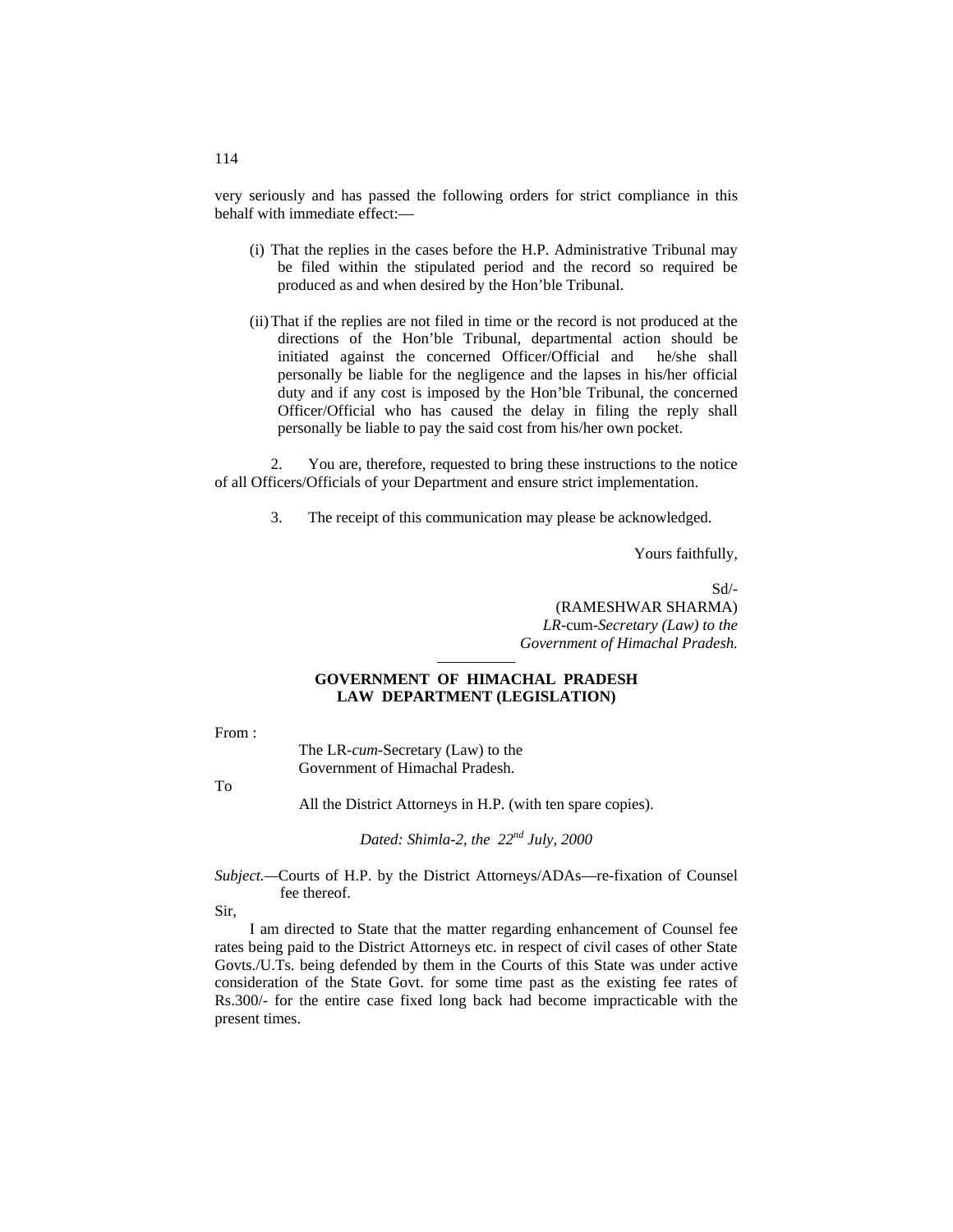very seriously and has passed the following orders for strict compliance in this behalf with immediate effect:—

(i) That the replies in the cases before the H.P. Administrative Tribunal may be filed within the stipulated period and the record so required be produced as and when desired by the Hon'ble Tribunal.

(ii) That if the replies are not filed in time or the record is not produced at the directions of the Hon'ble Tribunal, departmental action should be initiated against the concerned Officer/Official and he/she shall personally be liable for the negligence and the lapses in his/her official duty and if any cost is imposed by the Hon'ble Tribunal, the concerned Officer/Official who has caused the delay in filing the reply shall personally be liable to pay the said cost from his/her own pocket.

2. You are, therefore, requested to bring these instructions to the notice of all Officers/Officials of your Department and ensure strict implementation.

3. The receipt of this communication may please be acknowledged.

Yours faithfully,

Sd/-
(RAMESHWAR SHARMA)
*LR-*cum*-Secretary (Law) to the Government of Himachal Pradesh.*

---

**GOVERNMENT OF HIMACHAL PRADESH**
**LAW DEPARTMENT (LEGISLATION)**

From :

The LR-*cum*-Secretary (Law) to the Government of Himachal Pradesh.

To

All the District Attorneys in H.P. (with ten spare copies).

*Dated: Shimla-2, the 22nd July, 2000*

*Subject.*—Courts of H.P. by the District Attorneys/ADAs—re-fixation of Counsel fee thereof.

Sir,

I am directed to State that the matter regarding enhancement of Counsel fee rates being paid to the District Attorneys etc. in respect of civil cases of other State Govts./U.Ts. being defended by them in the Courts of this State was under active consideration of the State Govt. for some time past as the existing fee rates of Rs.300/- for the entire case fixed long back had become impracticable with the present times.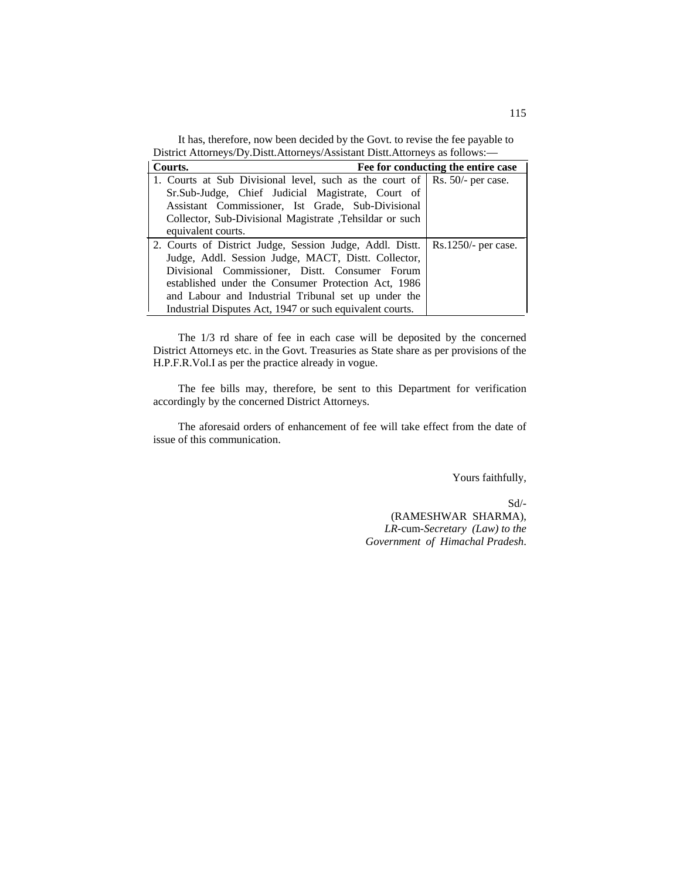It has, therefore, now been decided by the Govt. to revise the fee payable to District Attorneys/Dy.Distt.Attorneys/Assistant Distt.Attorneys as follows:—

| Courts. | Fee for conducting the entire case |
|---|---|
| 1. Courts at Sub Divisional level, such as the court of Sr.Sub-Judge, Chief Judicial Magistrate, Court of Assistant Commissioner, Ist Grade, Sub-Divisional Collector, Sub-Divisional Magistrate ,Tehsildar or such equivalent courts. | Rs. 50/- per case. |
| 2. Courts of District Judge, Session Judge, Addl. Distt. Judge, Addl. Session Judge, MACT, Distt. Collector, Divisional Commissioner, Distt. Consumer Forum established under the Consumer Protection Act, 1986 and Labour and Industrial Tribunal set up under the Industrial Disputes Act, 1947 or such equivalent courts. | Rs.1250/- per case. |

The 1/3 rd share of fee in each case will be deposited by the concerned District Attorneys etc. in the Govt. Treasuries as State share as per provisions of the H.P.F.R.Vol.I as per the practice already in vogue.

The fee bills may, therefore, be sent to this Department for verification accordingly by the concerned District Attorneys.

The aforesaid orders of enhancement of fee will take effect from the date of issue of this communication.

Yours faithfully,

Sd/-
(RAMESHWAR SHARMA),
*LR*-cum-*Secretary (Law) to the Government of Himachal Pradesh*.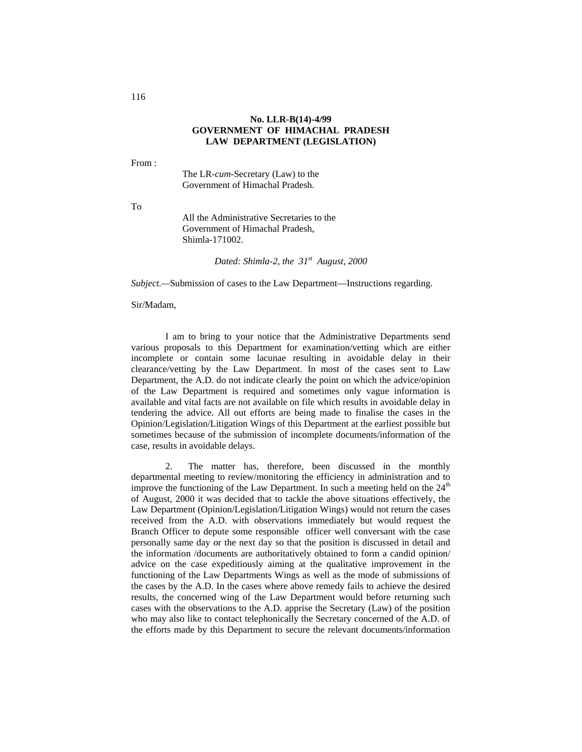**No. LLR-B(14)-4/99**
**GOVERNMENT OF HIMACHAL PRADESH**
**LAW DEPARTMENT (LEGISLATION)**

From :

The LR-*cum*-Secretary (Law) to the
Government of Himachal Pradesh.

To

All the Administrative Secretaries to the
Government of Himachal Pradesh,
Shimla-171002.

*Dated: Shimla-2, the 31st August, 2000*

*Subject.*—Submission of cases to the Law Department—Instructions regarding.

Sir/Madam,

I am to bring to your notice that the Administrative Departments send various proposals to this Department for examination/vetting which are either incomplete or contain some lacunae resulting in avoidable delay in their clearance/vetting by the Law Department. In most of the cases sent to Law Department, the A.D. do not indicate clearly the point on which the advice/opinion of the Law Department is required and sometimes only vague information is available and vital facts are not available on file which results in avoidable delay in tendering the advice. All out efforts are being made to finalise the cases in the Opinion/Legislation/Litigation Wings of this Department at the earliest possible but sometimes because of the submission of incomplete documents/information of the case, results in avoidable delays.

2. The matter has, therefore, been discussed in the monthly departmental meeting to review/monitoring the efficiency in administration and to improve the functioning of the Law Department. In such a meeting held on the 24th of August, 2000 it was decided that to tackle the above situations effectively, the Law Department (Opinion/Legislation/Litigation Wings) would not return the cases received from the A.D. with observations immediately but would request the Branch Officer to depute some responsible officer well conversant with the case personally same day or the next day so that the position is discussed in detail and the information /documents are authoritatively obtained to form a candid opinion/ advice on the case expeditiously aiming at the qualitative improvement in the functioning of the Law Departments Wings as well as the mode of submissions of the cases by the A.D. In the cases where above remedy fails to achieve the desired results, the concerned wing of the Law Department would before returning such cases with the observations to the A.D. apprise the Secretary (Law) of the position who may also like to contact telephonically the Secretary concerned of the A.D. of the efforts made by this Department to secure the relevant documents/information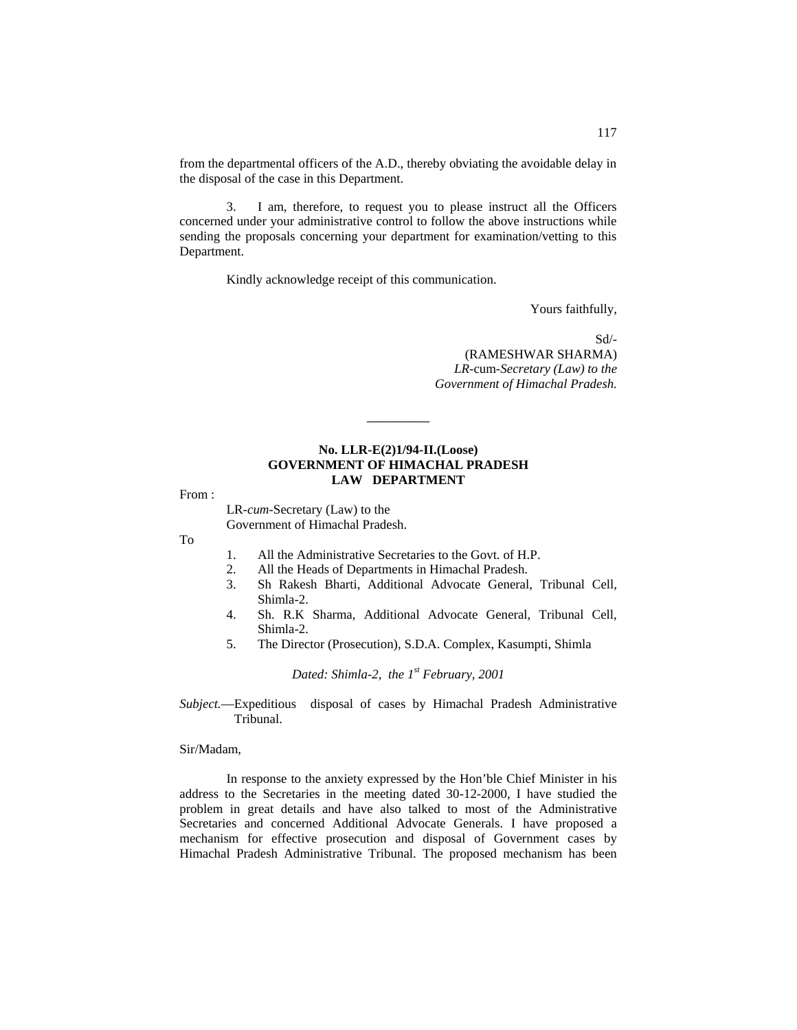from the departmental officers of the A.D., thereby obviating the avoidable delay in the disposal of the case in this Department.

3. I am, therefore, to request you to please instruct all the Officers concerned under your administrative control to follow the above instructions while sending the proposals concerning your department for examination/vetting to this Department.

Kindly acknowledge receipt of this communication.

Yours faithfully,

Sd/-
(RAMESHWAR SHARMA)
*LR*-cum-*Secretary (Law) to the Government of Himachal Pradesh.*

---

**No. LLR-E(2)1/94-II.(Loose)**
**GOVERNMENT OF HIMACHAL PRADESH**
**LAW DEPARTMENT**

From :

LR-*cum*-Secretary (Law) to the
Government of Himachal Pradesh.

To

1. All the Administrative Secretaries to the Govt. of H.P.
2. All the Heads of Departments in Himachal Pradesh.
3. Sh Rakesh Bharti, Additional Advocate General, Tribunal Cell, Shimla-2.
4. Sh. R.K Sharma, Additional Advocate General, Tribunal Cell, Shimla-2.
5. The Director (Prosecution), S.D.A. Complex, Kasumpti, Shimla

*Dated: Shimla-2, the 1st February, 2001*

*Subject.*—Expeditious disposal of cases by Himachal Pradesh Administrative Tribunal.

Sir/Madam,

In response to the anxiety expressed by the Hon'ble Chief Minister in his address to the Secretaries in the meeting dated 30-12-2000, I have studied the problem in great details and have also talked to most of the Administrative Secretaries and concerned Additional Advocate Generals. I have proposed a mechanism for effective prosecution and disposal of Government cases by Himachal Pradesh Administrative Tribunal. The proposed mechanism has been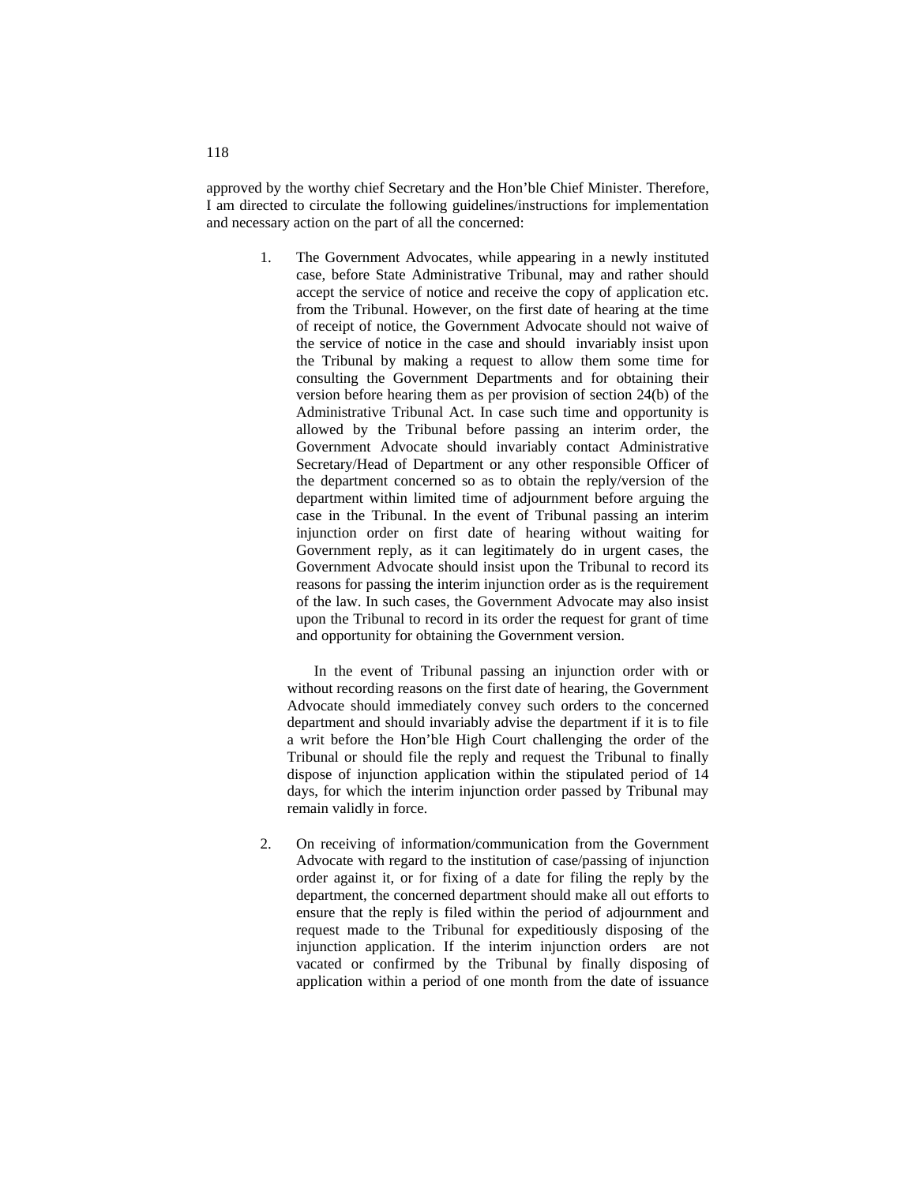approved by the worthy chief Secretary and the Hon'ble Chief Minister. Therefore, I am directed to circulate the following guidelines/instructions for implementation and necessary action on the part of all the concerned:

1. The Government Advocates, while appearing in a newly instituted case, before State Administrative Tribunal, may and rather should accept the service of notice and receive the copy of application etc. from the Tribunal. However, on the first date of hearing at the time of receipt of notice, the Government Advocate should not waive of the service of notice in the case and should invariably insist upon the Tribunal by making a request to allow them some time for consulting the Government Departments and for obtaining their version before hearing them as per provision of section 24(b) of the Administrative Tribunal Act. In case such time and opportunity is allowed by the Tribunal before passing an interim order, the Government Advocate should invariably contact Administrative Secretary/Head of Department or any other responsible Officer of the department concerned so as to obtain the reply/version of the department within limited time of adjournment before arguing the case in the Tribunal. In the event of Tribunal passing an interim injunction order on first date of hearing without waiting for Government reply, as it can legitimately do in urgent cases, the Government Advocate should insist upon the Tribunal to record its reasons for passing the interim injunction order as is the requirement of the law. In such cases, the Government Advocate may also insist upon the Tribunal to record in its order the request for grant of time and opportunity for obtaining the Government version.

   In the event of Tribunal passing an injunction order with or without recording reasons on the first date of hearing, the Government Advocate should immediately convey such orders to the concerned department and should invariably advise the department if it is to file a writ before the Hon'ble High Court challenging the order of the Tribunal or should file the reply and request the Tribunal to finally dispose of injunction application within the stipulated period of 14 days, for which the interim injunction order passed by Tribunal may remain validly in force.

2. On receiving of information/communication from the Government Advocate with regard to the institution of case/passing of injunction order against it, or for fixing of a date for filing the reply by the department, the concerned department should make all out efforts to ensure that the reply is filed within the period of adjournment and request made to the Tribunal for expeditiously disposing of the injunction application. If the interim injunction orders are not vacated or confirmed by the Tribunal by finally disposing of application within a period of one month from the date of issuance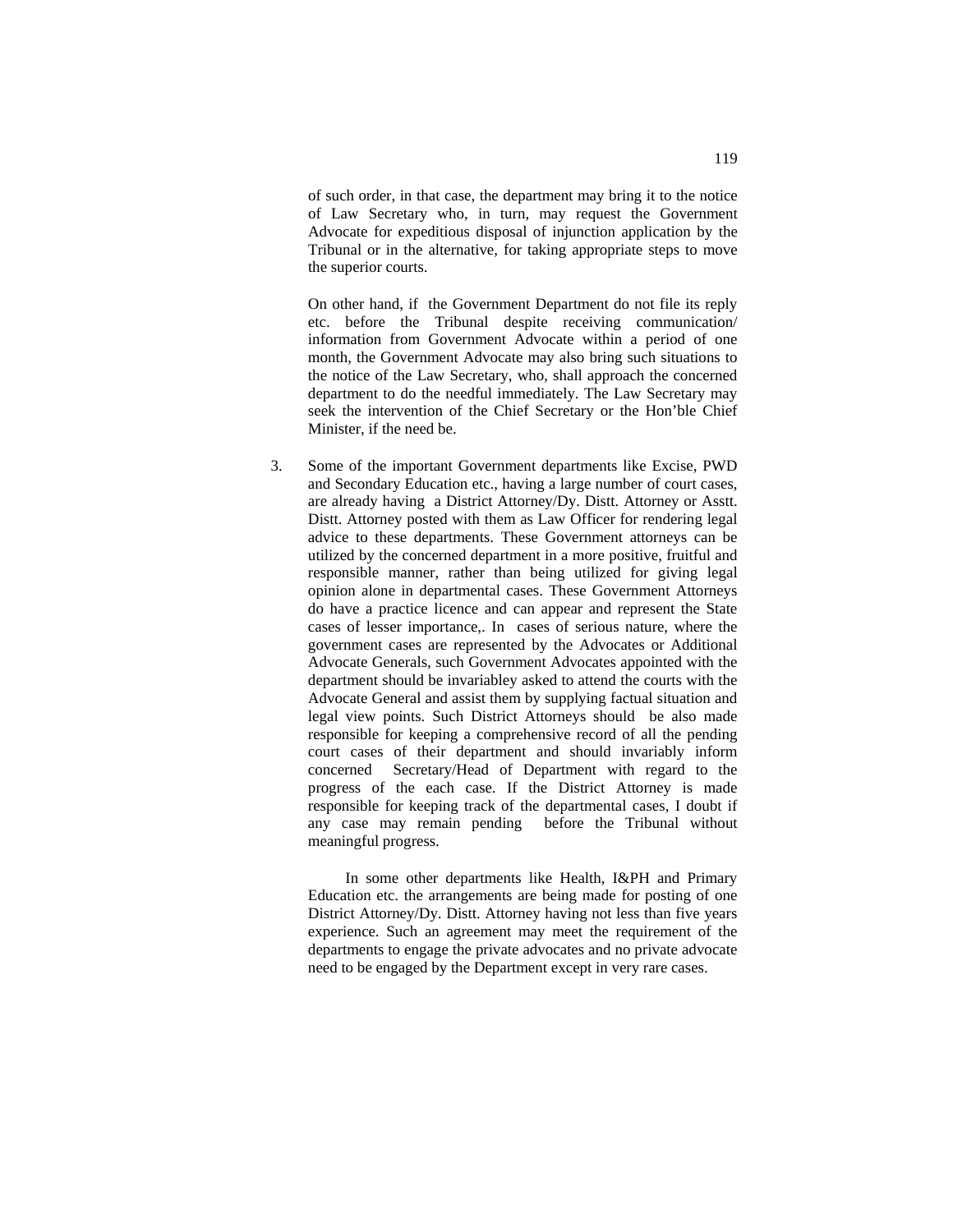of such order, in that case, the department may bring it to the notice of Law Secretary who, in turn, may request the Government Advocate for expeditious disposal of injunction application by the Tribunal or in the alternative, for taking appropriate steps to move the superior courts.

On other hand, if the Government Department do not file its reply etc. before the Tribunal despite receiving communication/ information from Government Advocate within a period of one month, the Government Advocate may also bring such situations to the notice of the Law Secretary, who, shall approach the concerned department to do the needful immediately. The Law Secretary may seek the intervention of the Chief Secretary or the Hon'ble Chief Minister, if the need be.

3. Some of the important Government departments like Excise, PWD and Secondary Education etc., having a large number of court cases, are already having a District Attorney/Dy. Distt. Attorney or Asstt. Distt. Attorney posted with them as Law Officer for rendering legal advice to these departments. These Government attorneys can be utilized by the concerned department in a more positive, fruitful and responsible manner, rather than being utilized for giving legal opinion alone in departmental cases. These Government Attorneys do have a practice licence and can appear and represent the State cases of lesser importance,. In cases of serious nature, where the government cases are represented by the Advocates or Additional Advocate Generals, such Government Advocates appointed with the department should be invariabley asked to attend the courts with the Advocate General and assist them by supplying factual situation and legal view points. Such District Attorneys should be also made responsible for keeping a comprehensive record of all the pending court cases of their department and should invariably inform concerned Secretary/Head of Department with regard to the progress of the each case. If the District Attorney is made responsible for keeping track of the departmental cases, I doubt if any case may remain pending before the Tribunal without meaningful progress.

   In some other departments like Health, I&PH and Primary Education etc. the arrangements are being made for posting of one District Attorney/Dy. Distt. Attorney having not less than five years experience. Such an agreement may meet the requirement of the departments to engage the private advocates and no private advocate need to be engaged by the Department except in very rare cases.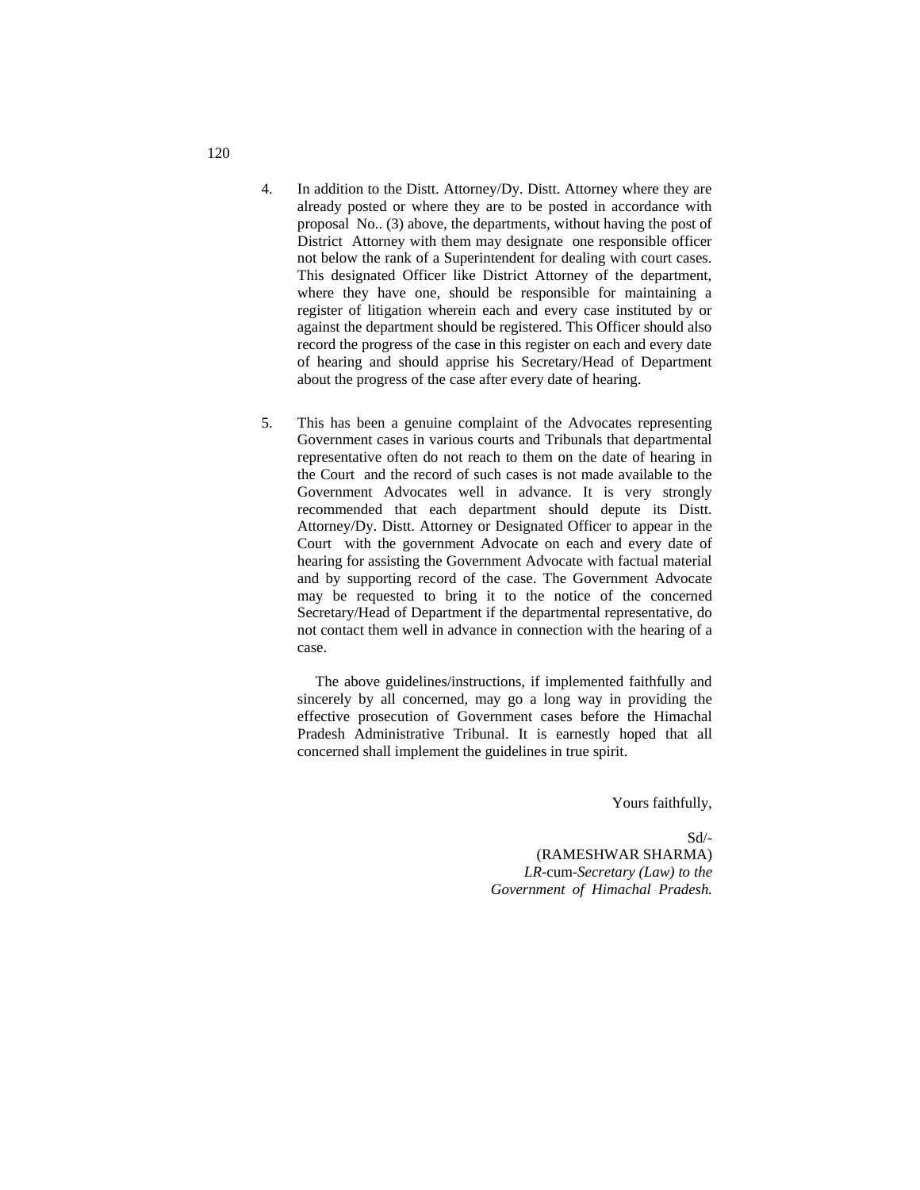4. In addition to the Distt. Attorney/Dy. Distt. Attorney where they are already posted or where they are to be posted in accordance with proposal No.. (3) above, the departments, without having the post of District Attorney with them may designate one responsible officer not below the rank of a Superintendent for dealing with court cases. This designated Officer like District Attorney of the department, where they have one, should be responsible for maintaining a register of litigation wherein each and every case instituted by or against the department should be registered. This Officer should also record the progress of the case in this register on each and every date of hearing and should apprise his Secretary/Head of Department about the progress of the case after every date of hearing.

5. This has been a genuine complaint of the Advocates representing Government cases in various courts and Tribunals that departmental representative often do not reach to them on the date of hearing in the Court and the record of such cases is not made available to the Government Advocates well in advance. It is very strongly recommended that each department should depute its Distt. Attorney/Dy. Distt. Attorney or Designated Officer to appear in the Court with the government Advocate on each and every date of hearing for assisting the Government Advocate with factual material and by supporting record of the case. The Government Advocate may be requested to bring it to the notice of the concerned Secretary/Head of Department if the departmental representative, do not contact them well in advance in connection with the hearing of a case.

The above guidelines/instructions, if implemented faithfully and sincerely by all concerned, may go a long way in providing the effective prosecution of Government cases before the Himachal Pradesh Administrative Tribunal. It is earnestly hoped that all concerned shall implement the guidelines in true spirit.

Yours faithfully,

Sd/-
(RAMESHWAR SHARMA)
*LR*-cum-*Secretary (Law) to the Government of Himachal Pradesh.*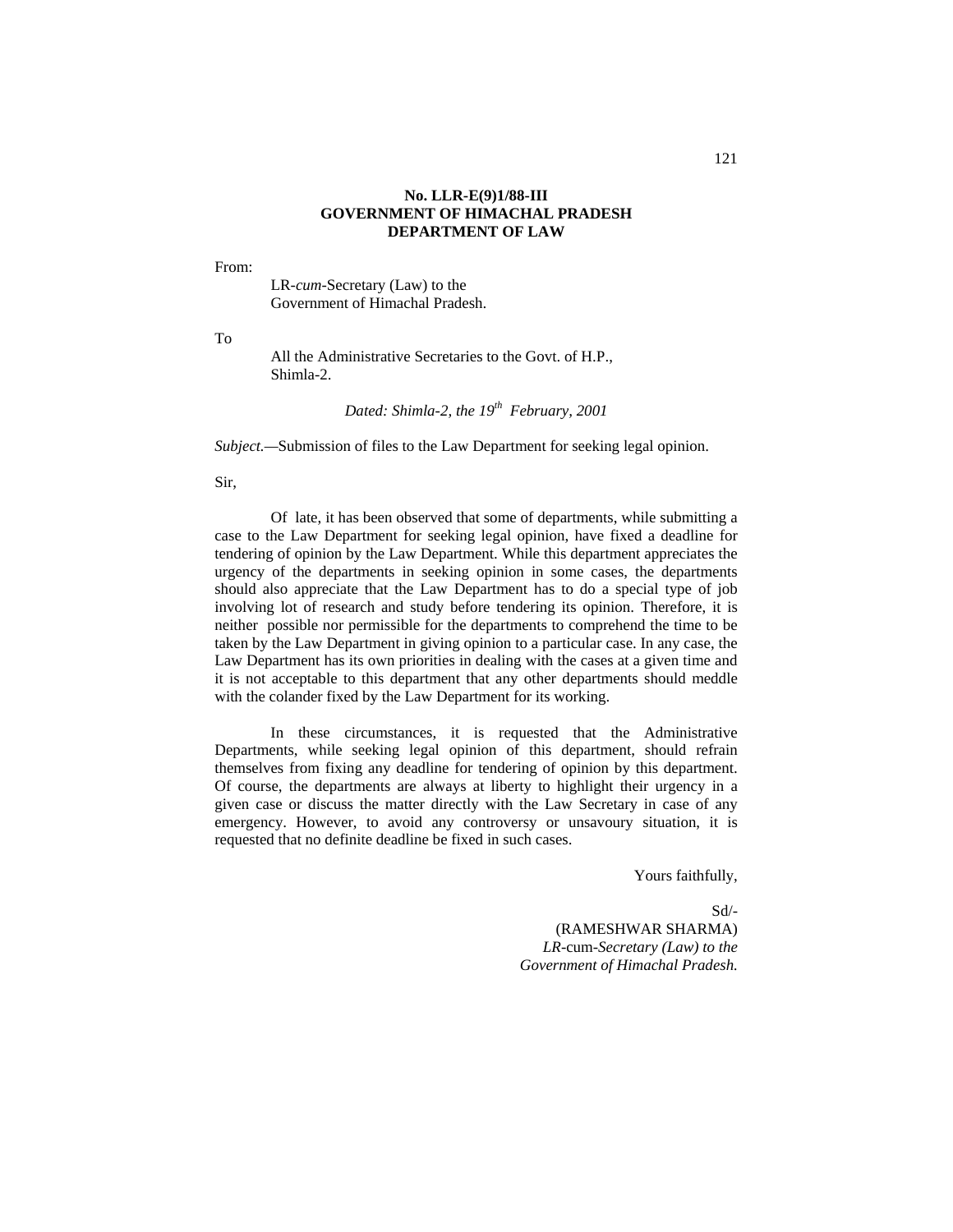**No. LLR-E(9)1/88-III**
**GOVERNMENT OF HIMACHAL PRADESH**
**DEPARTMENT OF LAW**

From:

LR-*cum*-Secretary (Law) to the
Government of Himachal Pradesh.

To

All the Administrative Secretaries to the Govt. of H.P.,
Shimla-2.

*Dated: Shimla-2, the 19th February, 2001*

*Subject.*—Submission of files to the Law Department for seeking legal opinion.

Sir,

Of late, it has been observed that some of departments, while submitting a case to the Law Department for seeking legal opinion, have fixed a deadline for tendering of opinion by the Law Department. While this department appreciates the urgency of the departments in seeking opinion in some cases, the departments should also appreciate that the Law Department has to do a special type of job involving lot of research and study before tendering its opinion. Therefore, it is neither possible nor permissible for the departments to comprehend the time to be taken by the Law Department in giving opinion to a particular case. In any case, the Law Department has its own priorities in dealing with the cases at a given time and it is not acceptable to this department that any other departments should meddle with the colander fixed by the Law Department for its working.

In these circumstances, it is requested that the Administrative Departments, while seeking legal opinion of this department, should refrain themselves from fixing any deadline for tendering of opinion by this department. Of course, the departments are always at liberty to highlight their urgency in a given case or discuss the matter directly with the Law Secretary in case of any emergency. However, to avoid any controversy or unsavoury situation, it is requested that no definite deadline be fixed in such cases.

Yours faithfully,

Sd/-
(RAMESHWAR SHARMA)
*LR*-cum-*Secretary (Law) to the*
*Government of Himachal Pradesh.*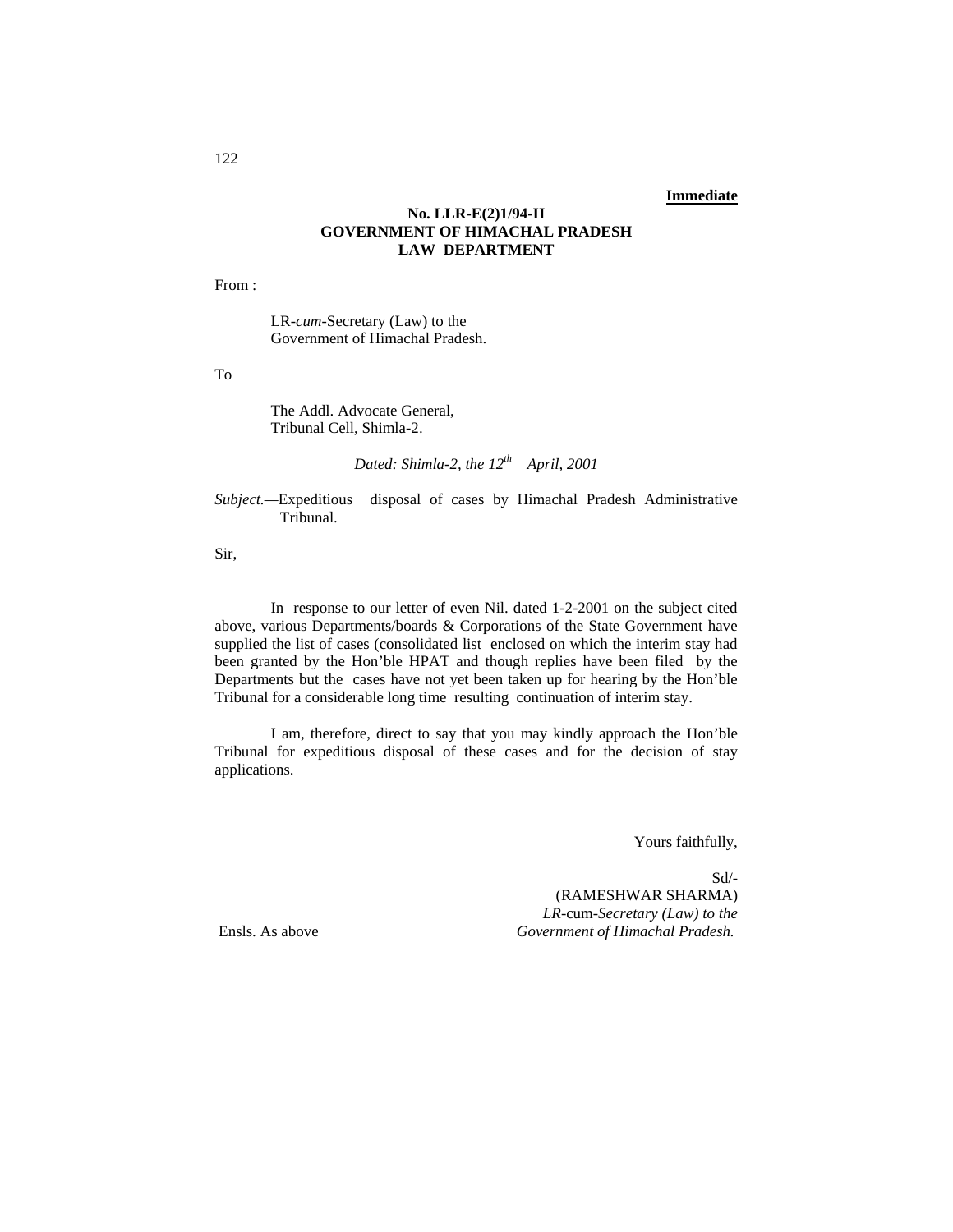**Immediate**

**No. LLR-E(2)1/94-II**
**GOVERNMENT OF HIMACHAL PRADESH**
**LAW DEPARTMENT**

From :

LR-*cum*-Secretary (Law) to the
Government of Himachal Pradesh.

To

The Addl. Advocate General,
Tribunal Cell, Shimla-2.

*Dated: Shimla-2, the 12th April, 2001*

*Subject.*—Expeditious disposal of cases by Himachal Pradesh Administrative Tribunal.

Sir,

In response to our letter of even Nil. dated 1-2-2001 on the subject cited above, various Departments/boards & Corporations of the State Government have supplied the list of cases (consolidated list enclosed on which the interim stay had been granted by the Hon'ble HPAT and though replies have been filed by the Departments but the cases have not yet been taken up for hearing by the Hon'ble Tribunal for a considerable long time resulting continuation of interim stay.

I am, therefore, direct to say that you may kindly approach the Hon'ble Tribunal for expeditious disposal of these cases and for the decision of stay applications.

Yours faithfully,

Sd/-
(RAMESHWAR SHARMA)
*LR*-cum-*Secretary (Law) to the Government of Himachal Pradesh.*

Ensls. As above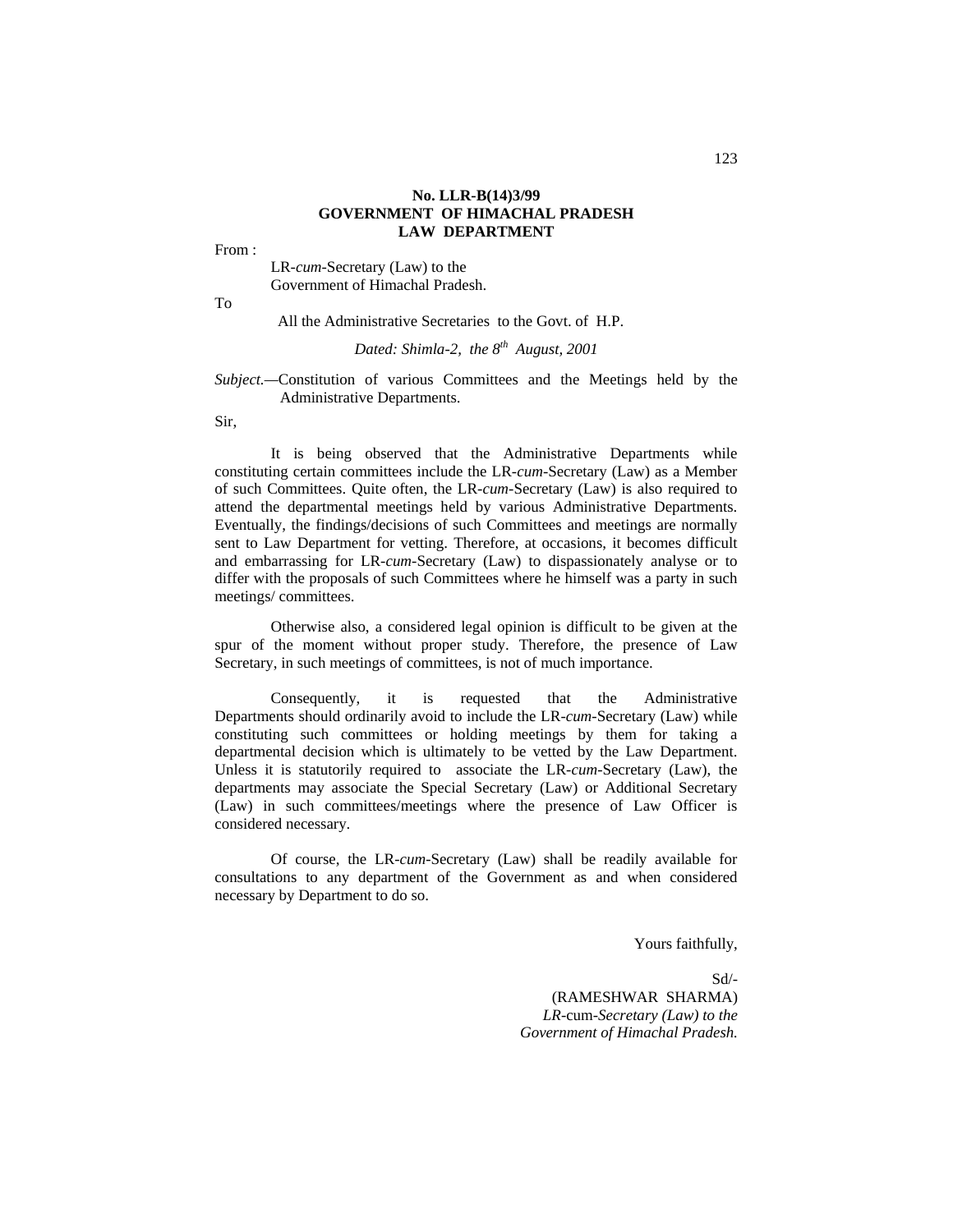**No. LLR-B(14)3/99**
**GOVERNMENT OF HIMACHAL PRADESH**
**LAW DEPARTMENT**

From :

LR-*cum*-Secretary (Law) to the
Government of Himachal Pradesh.

To

All the Administrative Secretaries to the Govt. of H.P.

*Dated: Shimla-2, the 8th August, 2001*

*Subject.*—Constitution of various Committees and the Meetings held by the Administrative Departments.

Sir,

It is being observed that the Administrative Departments while constituting certain committees include the LR-*cum*-Secretary (Law) as a Member of such Committees. Quite often, the LR-*cum*-Secretary (Law) is also required to attend the departmental meetings held by various Administrative Departments. Eventually, the findings/decisions of such Committees and meetings are normally sent to Law Department for vetting. Therefore, at occasions, it becomes difficult and embarrassing for LR-*cum*-Secretary (Law) to dispassionately analyse or to differ with the proposals of such Committees where he himself was a party in such meetings/ committees.

Otherwise also, a considered legal opinion is difficult to be given at the spur of the moment without proper study. Therefore, the presence of Law Secretary, in such meetings of committees, is not of much importance.

Consequently, it is requested that the Administrative Departments should ordinarily avoid to include the LR-*cum*-Secretary (Law) while constituting such committees or holding meetings by them for taking a departmental decision which is ultimately to be vetted by the Law Department. Unless it is statutorily required to associate the LR-*cum*-Secretary (Law), the departments may associate the Special Secretary (Law) or Additional Secretary (Law) in such committees/meetings where the presence of Law Officer is considered necessary.

Of course, the LR-*cum*-Secretary (Law) shall be readily available for consultations to any department of the Government as and when considered necessary by Department to do so.

Yours faithfully,

Sd/-
(RAMESHWAR SHARMA)
*LR*-cum-*Secretary (Law) to the*
*Government of Himachal Pradesh.*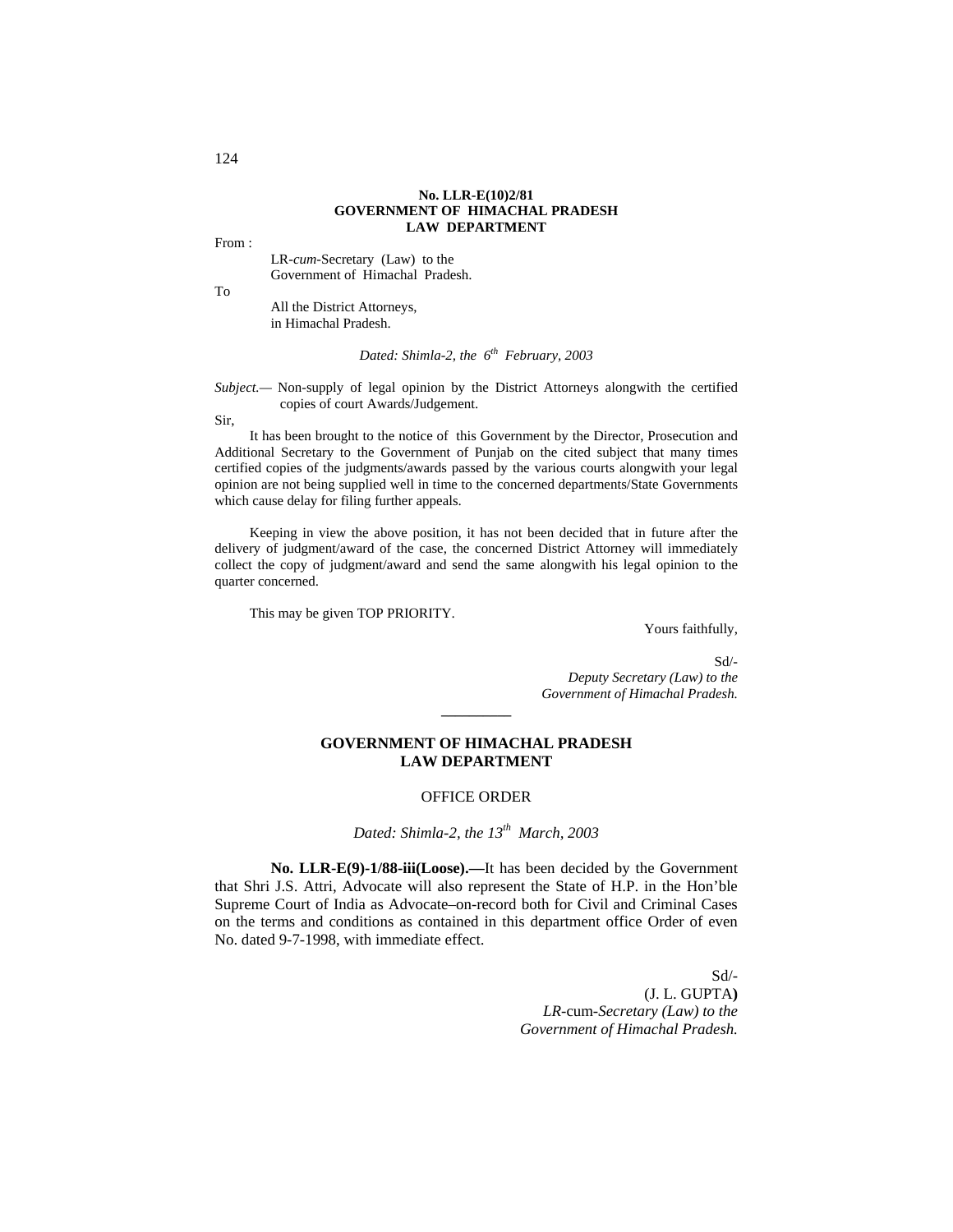**No. LLR-E(10)2/81**
**GOVERNMENT OF HIMACHAL PRADESH**
**LAW DEPARTMENT**

From :

LR-*cum*-Secretary (Law) to the
Government of Himachal Pradesh.

To

All the District Attorneys,
in Himachal Pradesh.

*Dated: Shimla-2, the 6th February, 2003*

*Subject.*— Non-supply of legal opinion by the District Attorneys alongwith the certified copies of court Awards/Judgement.

Sir,

It has been brought to the notice of this Government by the Director, Prosecution and Additional Secretary to the Government of Punjab on the cited subject that many times certified copies of the judgments/awards passed by the various courts alongwith your legal opinion are not being supplied well in time to the concerned departments/State Governments which cause delay for filing further appeals.

Keeping in view the above position, it has not been decided that in future after the delivery of judgment/award of the case, the concerned District Attorney will immediately collect the copy of judgment/award and send the same alongwith his legal opinion to the quarter concerned.

This may be given TOP PRIORITY.

Yours faithfully,

Sd/-
*Deputy Secretary (Law) to the*
*Government of Himachal Pradesh.*

---

**GOVERNMENT OF HIMACHAL PRADESH**
**LAW DEPARTMENT**

OFFICE ORDER

*Dated: Shimla-2, the 13th March, 2003*

**No. LLR-E(9)-1/88-iii(Loose).—**It has been decided by the Government that Shri J.S. Attri, Advocate will also represent the State of H.P. in the Hon'ble Supreme Court of India as Advocate–on-record both for Civil and Criminal Cases on the terms and conditions as contained in this department office Order of even No. dated 9-7-1998, with immediate effect.

Sd/-
(J. L. GUPTA)
*LR*-cum-*Secretary (Law) to the*
*Government of Himachal Pradesh.*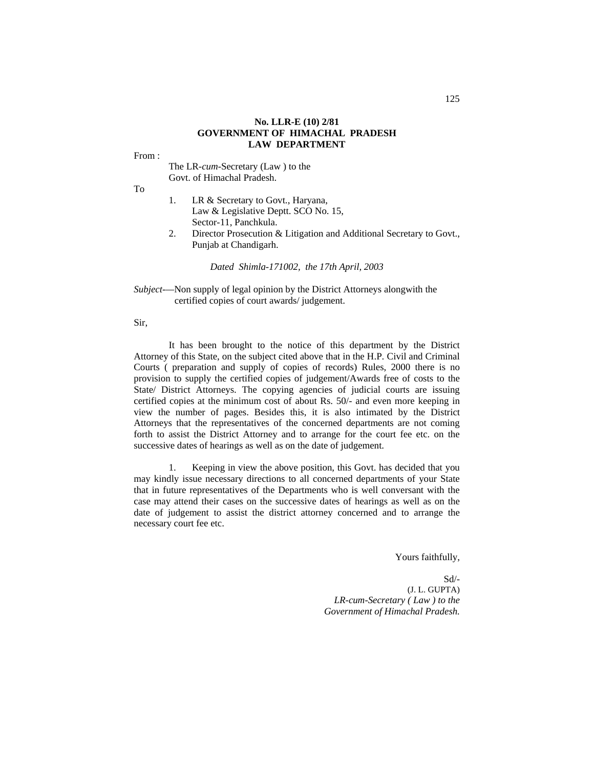**No. LLR-E (10) 2/81**
**GOVERNMENT OF HIMACHAL PRADESH**
**LAW DEPARTMENT**

From :

The LR-*cum*-Secretary (Law ) to the
Govt. of Himachal Pradesh.

To

1. LR & Secretary to Govt., Haryana,
   Law & Legislative Deptt. SCO No. 15,
   Sector-11, Panchkula.
2. Director Prosecution & Litigation and Additional Secretary to Govt., Punjab at Chandigarh.

*Dated Shimla-171002, the 17th April, 2003*

*Subject*-—Non supply of legal opinion by the District Attorneys alongwith the certified copies of court awards/ judgement.

Sir,

It has been brought to the notice of this department by the District Attorney of this State, on the subject cited above that in the H.P. Civil and Criminal Courts ( preparation and supply of copies of records) Rules, 2000 there is no provision to supply the certified copies of judgement/Awards free of costs to the State/ District Attorneys. The copying agencies of judicial courts are issuing certified copies at the minimum cost of about Rs. 50/- and even more keeping in view the number of pages. Besides this, it is also intimated by the District Attorneys that the representatives of the concerned departments are not coming forth to assist the District Attorney and to arrange for the court fee etc. on the successive dates of hearings as well as on the date of judgement.

1. Keeping in view the above position, this Govt. has decided that you may kindly issue necessary directions to all concerned departments of your State that in future representatives of the Departments who is well conversant with the case may attend their cases on the successive dates of hearings as well as on the date of judgement to assist the district attorney concerned and to arrange the necessary court fee etc.

Yours faithfully,

Sd/-
(J. L. GUPTA)
*LR-cum-Secretary ( Law ) to the*
*Government of Himachal Pradesh.*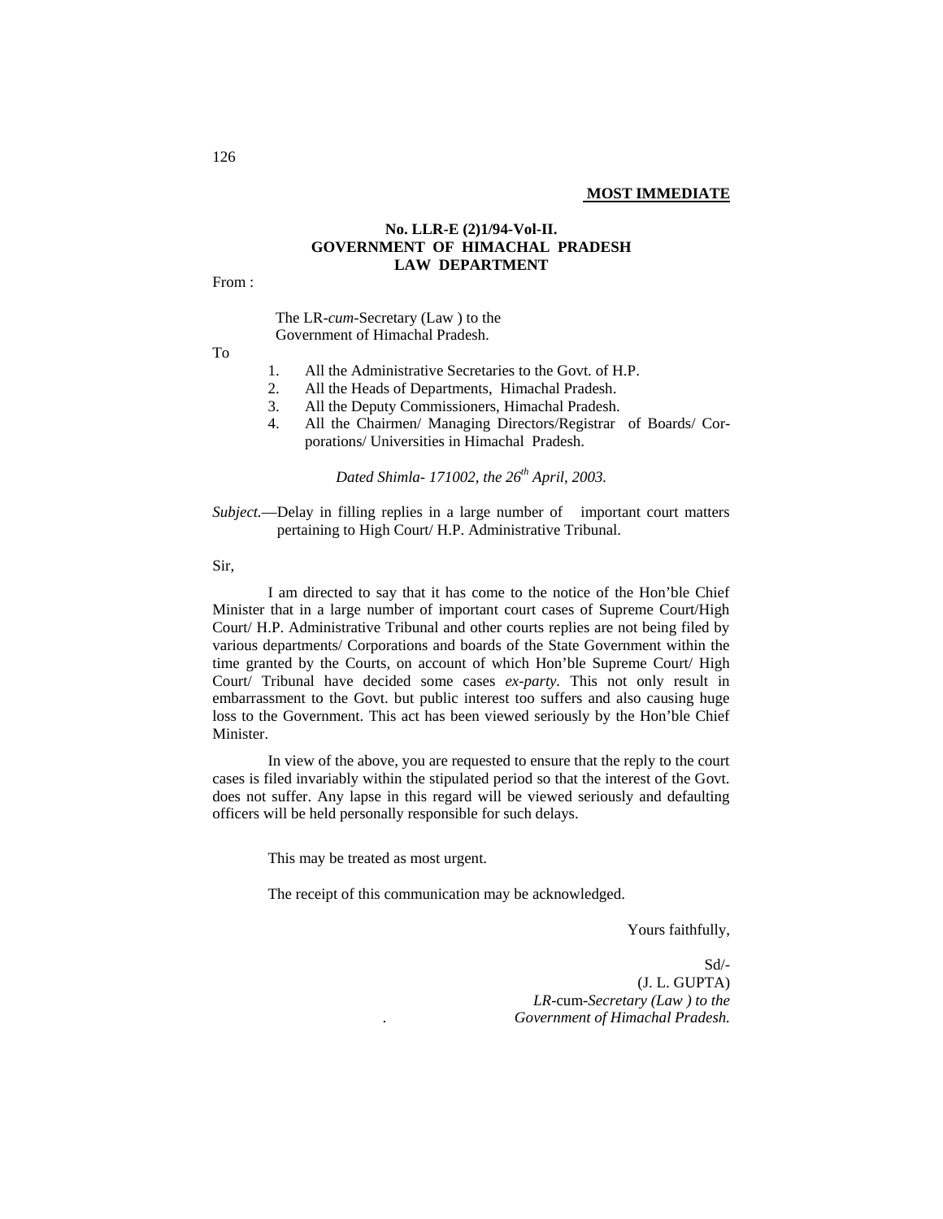**MOST IMMEDIATE**

**No. LLR-E (2)1/94-Vol-II.**
**GOVERNMENT OF HIMACHAL PRADESH**
**LAW DEPARTMENT**

From :

The LR-*cum*-Secretary (Law ) to the
Government of Himachal Pradesh.

To

1. All the Administrative Secretaries to the Govt. of H.P.
2. All the Heads of Departments, Himachal Pradesh.
3. All the Deputy Commissioners, Himachal Pradesh.
4. All the Chairmen/ Managing Directors/Registrar of Boards/ Corporations/ Universities in Himachal Pradesh.

*Dated Shimla- 171002, the 26th April, 2003.*

*Subject.*—Delay in filling replies in a large number of important court matters pertaining to High Court/ H.P. Administrative Tribunal.

Sir,

I am directed to say that it has come to the notice of the Hon'ble Chief Minister that in a large number of important court cases of Supreme Court/High Court/ H.P. Administrative Tribunal and other courts replies are not being filed by various departments/ Corporations and boards of the State Government within the time granted by the Courts, on account of which Hon'ble Supreme Court/ High Court/ Tribunal have decided some cases *ex-party*. This not only result in embarrassment to the Govt. but public interest too suffers and also causing huge loss to the Government. This act has been viewed seriously by the Hon'ble Chief Minister.

In view of the above, you are requested to ensure that the reply to the court cases is filed invariably within the stipulated period so that the interest of the Govt. does not suffer. Any lapse in this regard will be viewed seriously and defaulting officers will be held personally responsible for such delays.

This may be treated as most urgent.

The receipt of this communication may be acknowledged.

Yours faithfully,

Sd/-
(J. L. GUPTA)
*LR*-cum-*Secretary (Law ) to the*
*Government of Himachal Pradesh.*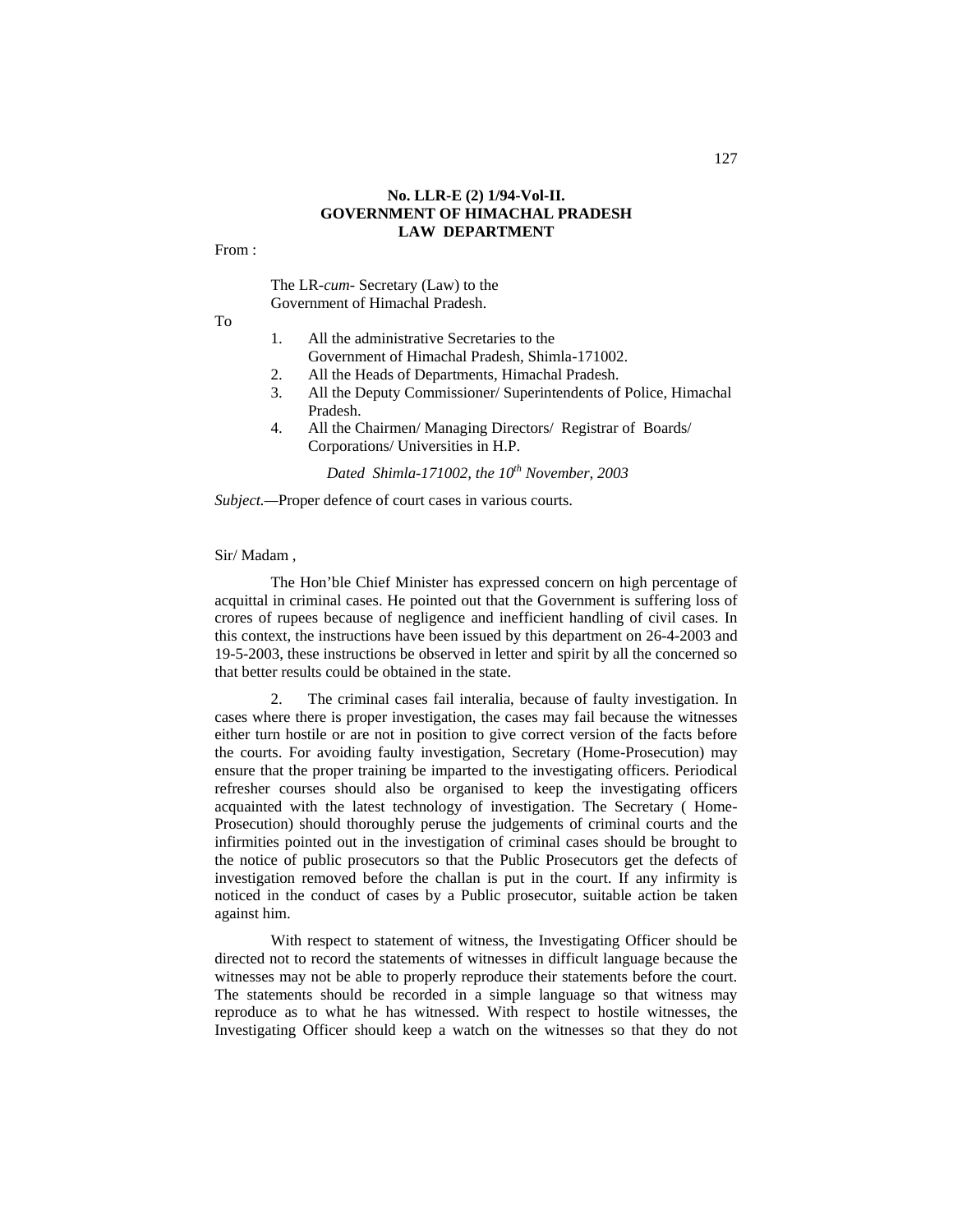**No. LLR-E (2) 1/94-Vol-II.**
**GOVERNMENT OF HIMACHAL PRADESH**
**LAW DEPARTMENT**

From :

The LR-*cum*- Secretary (Law) to the
Government of Himachal Pradesh.

To

1. All the administrative Secretaries to the Government of Himachal Pradesh, Shimla-171002.
2. All the Heads of Departments, Himachal Pradesh.
3. All the Deputy Commissioner/ Superintendents of Police, Himachal Pradesh.
4. All the Chairmen/ Managing Directors/ Registrar of Boards/ Corporations/ Universities in H.P.

*Dated Shimla-171002, the 10th November, 2003*

*Subject.*—Proper defence of court cases in various courts.

Sir/ Madam ,

The Hon'ble Chief Minister has expressed concern on high percentage of acquittal in criminal cases. He pointed out that the Government is suffering loss of crores of rupees because of negligence and inefficient handling of civil cases. In this context, the instructions have been issued by this department on 26-4-2003 and 19-5-2003, these instructions be observed in letter and spirit by all the concerned so that better results could be obtained in the state.

2. The criminal cases fail interalia, because of faulty investigation. In cases where there is proper investigation, the cases may fail because the witnesses either turn hostile or are not in position to give correct version of the facts before the courts. For avoiding faulty investigation, Secretary (Home-Prosecution) may ensure that the proper training be imparted to the investigating officers. Periodical refresher courses should also be organised to keep the investigating officers acquainted with the latest technology of investigation. The Secretary ( Home-Prosecution) should thoroughly peruse the judgements of criminal courts and the infirmities pointed out in the investigation of criminal cases should be brought to the notice of public prosecutors so that the Public Prosecutors get the defects of investigation removed before the challan is put in the court. If any infirmity is noticed in the conduct of cases by a Public prosecutor, suitable action be taken against him.

With respect to statement of witness, the Investigating Officer should be directed not to record the statements of witnesses in difficult language because the witnesses may not be able to properly reproduce their statements before the court. The statements should be recorded in a simple language so that witness may reproduce as to what he has witnessed. With respect to hostile witnesses, the Investigating Officer should keep a watch on the witnesses so that they do not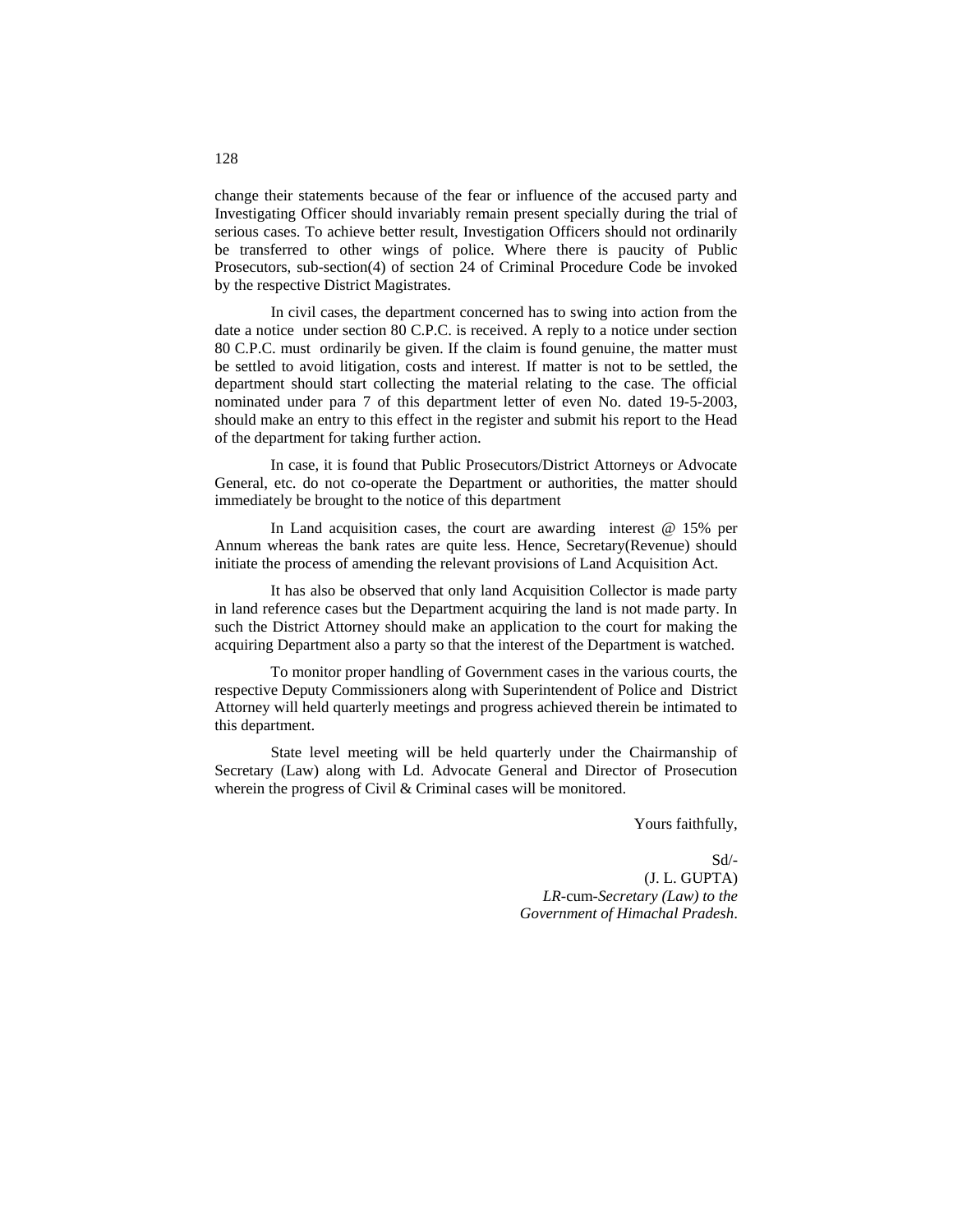change their statements because of the fear or influence of the accused party and Investigating Officer should invariably remain present specially during the trial of serious cases. To achieve better result, Investigation Officers should not ordinarily be transferred to other wings of police. Where there is paucity of Public Prosecutors, sub-section(4) of section 24 of Criminal Procedure Code be invoked by the respective District Magistrates.

In civil cases, the department concerned has to swing into action from the date a notice under section 80 C.P.C. is received. A reply to a notice under section 80 C.P.C. must ordinarily be given. If the claim is found genuine, the matter must be settled to avoid litigation, costs and interest. If matter is not to be settled, the department should start collecting the material relating to the case. The official nominated under para 7 of this department letter of even No. dated 19-5-2003, should make an entry to this effect in the register and submit his report to the Head of the department for taking further action.

In case, it is found that Public Prosecutors/District Attorneys or Advocate General, etc. do not co-operate the Department or authorities, the matter should immediately be brought to the notice of this department

In Land acquisition cases, the court are awarding interest @ 15% per Annum whereas the bank rates are quite less. Hence, Secretary(Revenue) should initiate the process of amending the relevant provisions of Land Acquisition Act.

It has also be observed that only land Acquisition Collector is made party in land reference cases but the Department acquiring the land is not made party. In such the District Attorney should make an application to the court for making the acquiring Department also a party so that the interest of the Department is watched.

To monitor proper handling of Government cases in the various courts, the respective Deputy Commissioners along with Superintendent of Police and District Attorney will held quarterly meetings and progress achieved therein be intimated to this department.

State level meeting will be held quarterly under the Chairmanship of Secretary (Law) along with Ld. Advocate General and Director of Prosecution wherein the progress of Civil & Criminal cases will be monitored.

Yours faithfully,

Sd/-
(J. L. GUPTA)
*LR*-cum-*Secretary (Law) to the Government of Himachal Pradesh*.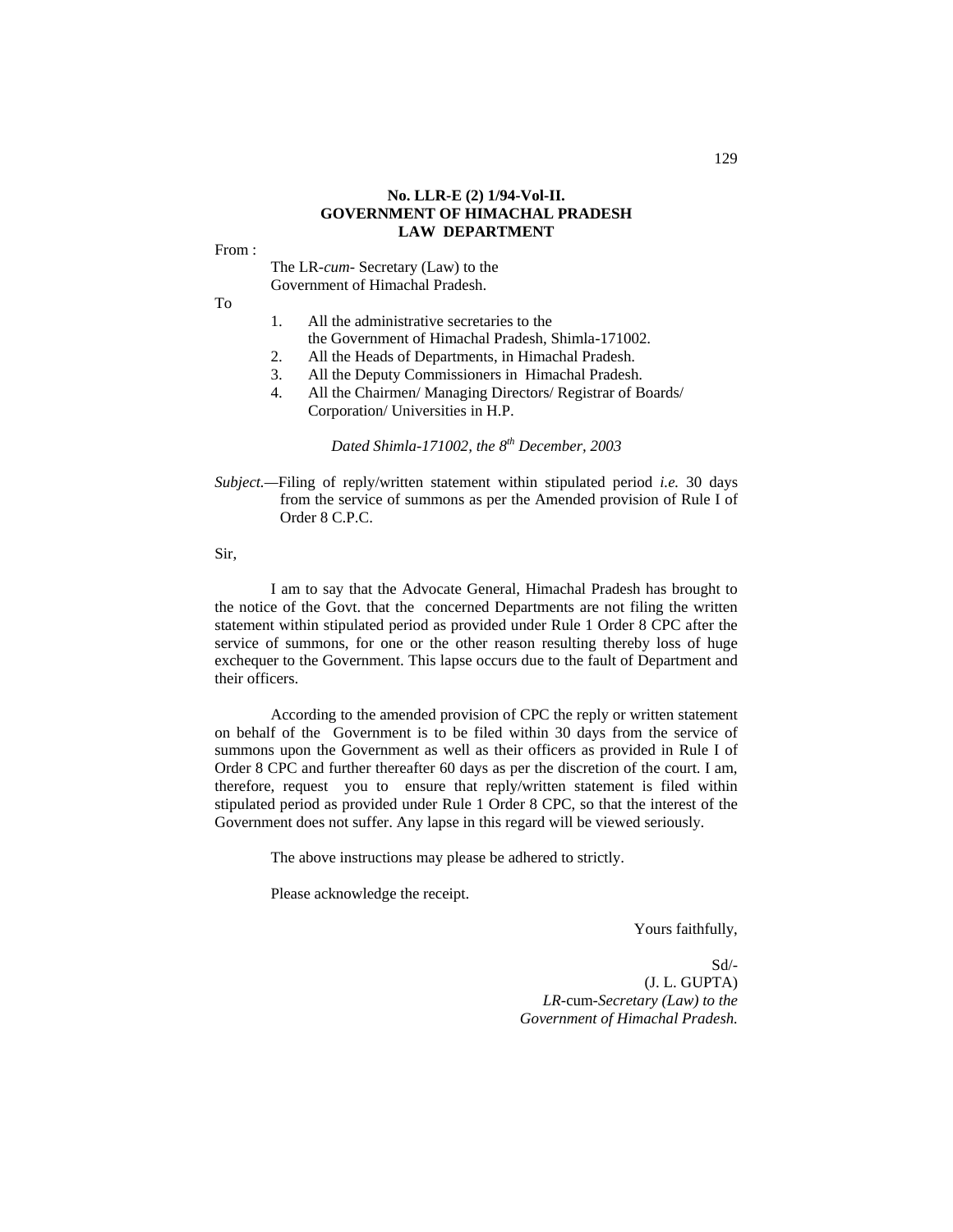**No. LLR-E (2) 1/94-Vol-II.**
**GOVERNMENT OF HIMACHAL PRADESH**
**LAW DEPARTMENT**

From :

The LR-*cum*- Secretary (Law) to the
Government of Himachal Pradesh.

To

1. All the administrative secretaries to the the Government of Himachal Pradesh, Shimla-171002.
2. All the Heads of Departments, in Himachal Pradesh.
3. All the Deputy Commissioners in Himachal Pradesh.
4. All the Chairmen/ Managing Directors/ Registrar of Boards/ Corporation/ Universities in H.P.

*Dated Shimla-171002, the 8th December, 2003*

*Subject.*—Filing of reply/written statement within stipulated period *i.e.* 30 days from the service of summons as per the Amended provision of Rule I of Order 8 C.P.C.

Sir,

I am to say that the Advocate General, Himachal Pradesh has brought to the notice of the Govt. that the concerned Departments are not filing the written statement within stipulated period as provided under Rule 1 Order 8 CPC after the service of summons, for one or the other reason resulting thereby loss of huge exchequer to the Government. This lapse occurs due to the fault of Department and their officers.

According to the amended provision of CPC the reply or written statement on behalf of the Government is to be filed within 30 days from the service of summons upon the Government as well as their officers as provided in Rule I of Order 8 CPC and further thereafter 60 days as per the discretion of the court. I am, therefore, request you to ensure that reply/written statement is filed within stipulated period as provided under Rule 1 Order 8 CPC, so that the interest of the Government does not suffer. Any lapse in this regard will be viewed seriously.

The above instructions may please be adhered to strictly.

Please acknowledge the receipt.

Yours faithfully,

Sd/-
(J. L. GUPTA)
*LR*-cum-*Secretary (Law) to the*
*Government of Himachal Pradesh.*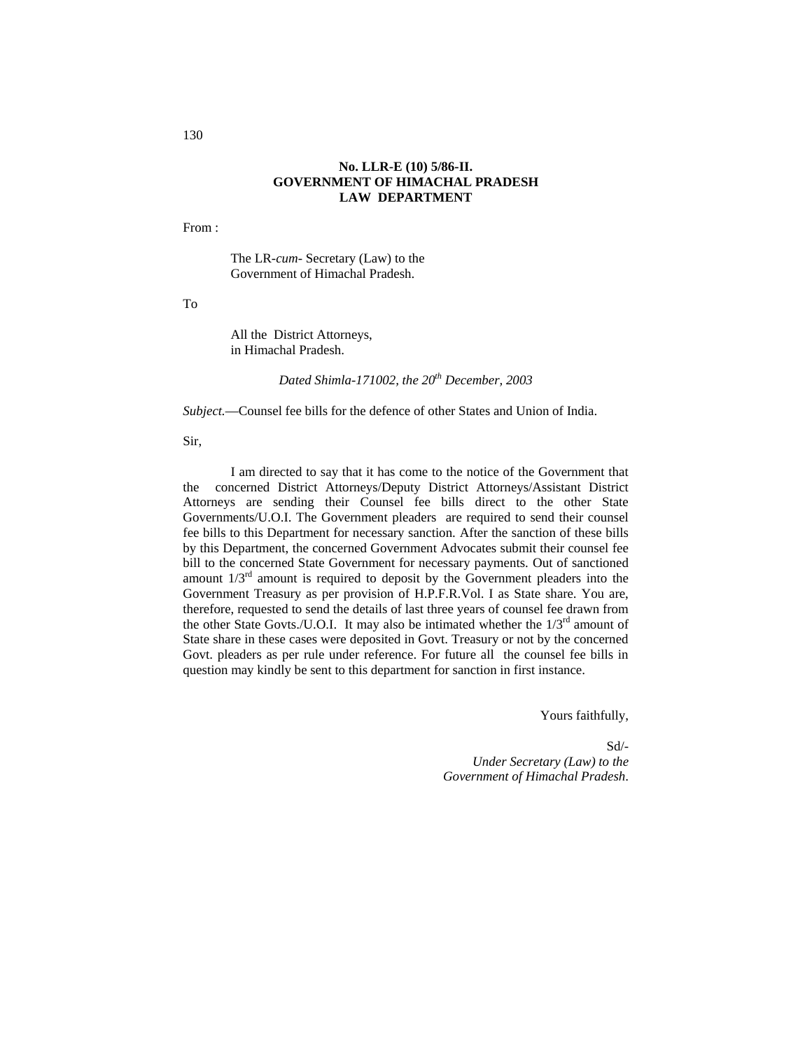**No. LLR-E (10) 5/86-II.**
**GOVERNMENT OF HIMACHAL PRADESH**
**LAW DEPARTMENT**

From :

The LR-*cum*- Secretary (Law) to the
Government of Himachal Pradesh.

To

All the District Attorneys,
in Himachal Pradesh.

*Dated Shimla-171002, the 20th December, 2003*

*Subject.*—Counsel fee bills for the defence of other States and Union of India.

Sir,

I am directed to say that it has come to the notice of the Government that the concerned District Attorneys/Deputy District Attorneys/Assistant District Attorneys are sending their Counsel fee bills direct to the other State Governments/U.O.I. The Government pleaders are required to send their counsel fee bills to this Department for necessary sanction. After the sanction of these bills by this Department, the concerned Government Advocates submit their counsel fee bill to the concerned State Government for necessary payments. Out of sanctioned amount 1/3rd amount is required to deposit by the Government pleaders into the Government Treasury as per provision of H.P.F.R.Vol. I as State share. You are, therefore, requested to send the details of last three years of counsel fee drawn from the other State Govts./U.O.I. It may also be intimated whether the 1/3rd amount of State share in these cases were deposited in Govt. Treasury or not by the concerned Govt. pleaders as per rule under reference. For future all the counsel fee bills in question may kindly be sent to this department for sanction in first instance.

Yours faithfully,

Sd/-
*Under Secretary (Law) to the*
*Government of Himachal Pradesh*.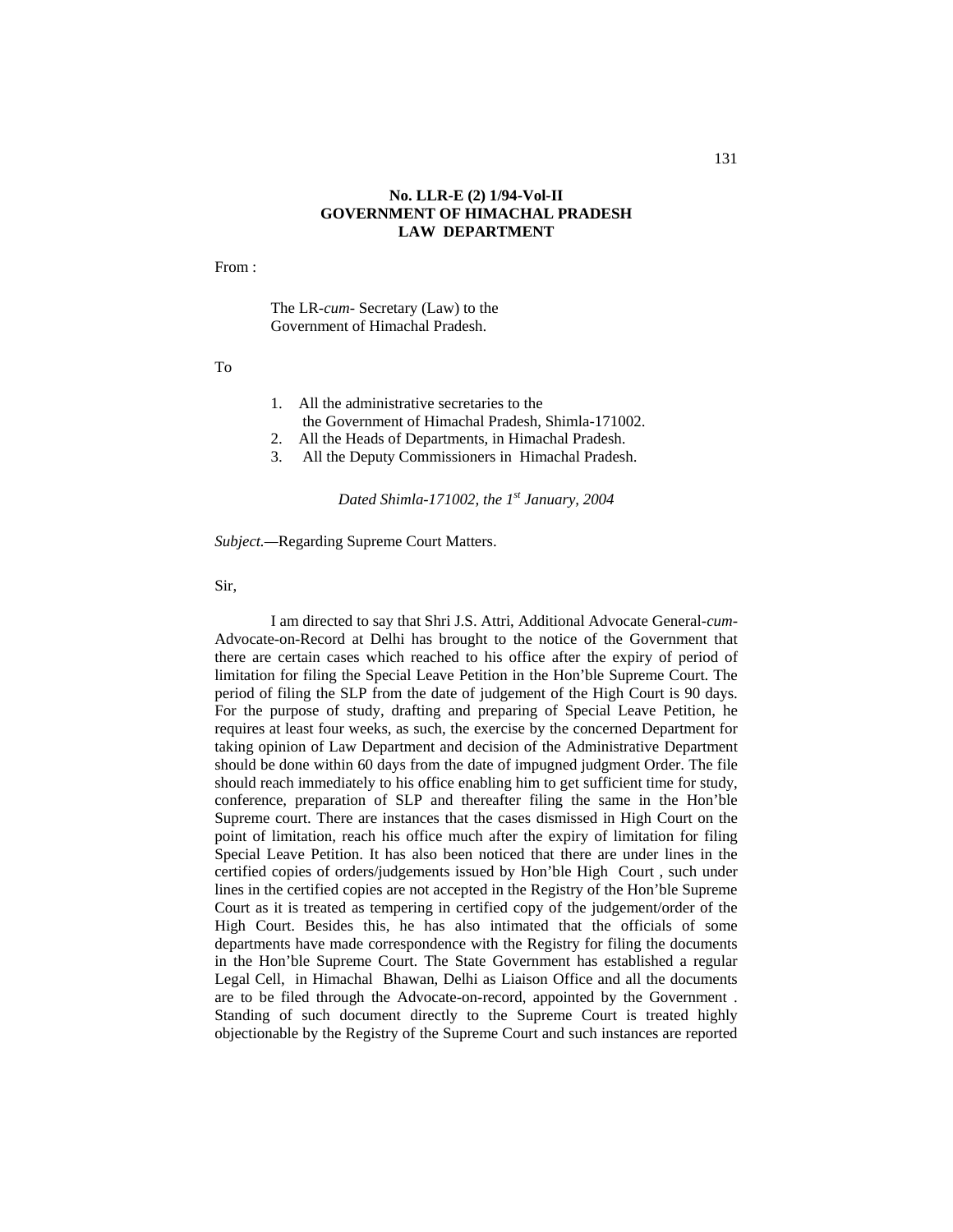**No. LLR-E (2) 1/94-Vol-II**
**GOVERNMENT OF HIMACHAL PRADESH**
**LAW DEPARTMENT**

From :

The LR-*cum*- Secretary (Law) to the
Government of Himachal Pradesh.

To

1. All the administrative secretaries to the the Government of Himachal Pradesh, Shimla-171002.
2. All the Heads of Departments, in Himachal Pradesh.
3. All the Deputy Commissioners in Himachal Pradesh.

*Dated Shimla-171002, the 1st January, 2004*

*Subject.*—Regarding Supreme Court Matters.

Sir,

I am directed to say that Shri J.S. Attri, Additional Advocate General-*cum*-Advocate-on-Record at Delhi has brought to the notice of the Government that there are certain cases which reached to his office after the expiry of period of limitation for filing the Special Leave Petition in the Hon'ble Supreme Court. The period of filing the SLP from the date of judgement of the High Court is 90 days. For the purpose of study, drafting and preparing of Special Leave Petition, he requires at least four weeks, as such, the exercise by the concerned Department for taking opinion of Law Department and decision of the Administrative Department should be done within 60 days from the date of impugned judgment Order. The file should reach immediately to his office enabling him to get sufficient time for study, conference, preparation of SLP and thereafter filing the same in the Hon'ble Supreme court. There are instances that the cases dismissed in High Court on the point of limitation, reach his office much after the expiry of limitation for filing Special Leave Petition. It has also been noticed that there are under lines in the certified copies of orders/judgements issued by Hon'ble High Court , such under lines in the certified copies are not accepted in the Registry of the Hon'ble Supreme Court as it is treated as tempering in certified copy of the judgement/order of the High Court. Besides this, he has also intimated that the officials of some departments have made correspondence with the Registry for filing the documents in the Hon'ble Supreme Court. The State Government has established a regular Legal Cell, in Himachal Bhawan, Delhi as Liaison Office and all the documents are to be filed through the Advocate-on-record, appointed by the Government . Standing of such document directly to the Supreme Court is treated highly objectionable by the Registry of the Supreme Court and such instances are reported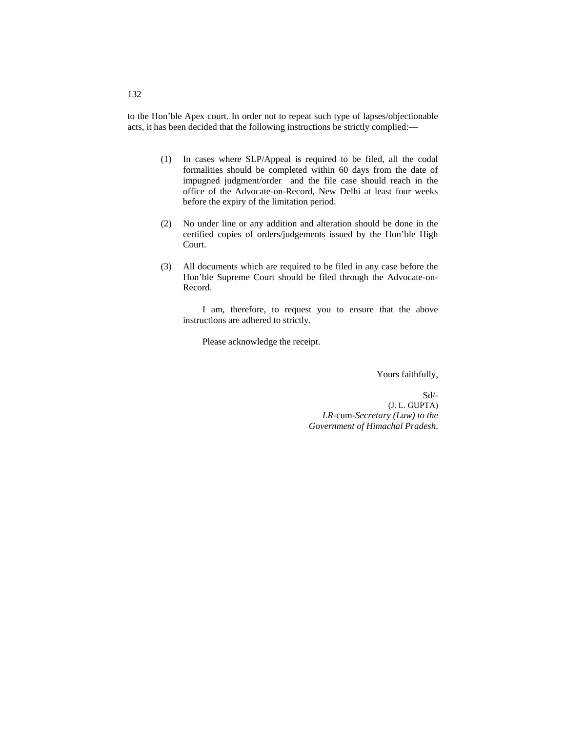to the Hon'ble Apex court. In order not to repeat such type of lapses/objectionable acts, it has been decided that the following instructions be strictly complied:—

(1) In cases where SLP/Appeal is required to be filed, all the codal formalities should be completed within 60 days from the date of impugned judgment/order and the file case should reach in the office of the Advocate-on-Record, New Delhi at least four weeks before the expiry of the limitation period.

(2) No under line or any addition and alteration should be done in the certified copies of orders/judgements issued by the Hon'ble High Court.

(3) All documents which are required to be filed in any case before the Hon'ble Supreme Court should be filed through the Advocate-on-Record.

I am, therefore, to request you to ensure that the above instructions are adhered to strictly.

Please acknowledge the receipt.

Yours faithfully,

Sd/-
(J. L. GUPTA)
*LR*-cum-*Secretary (Law) to the Government of Himachal Pradesh*.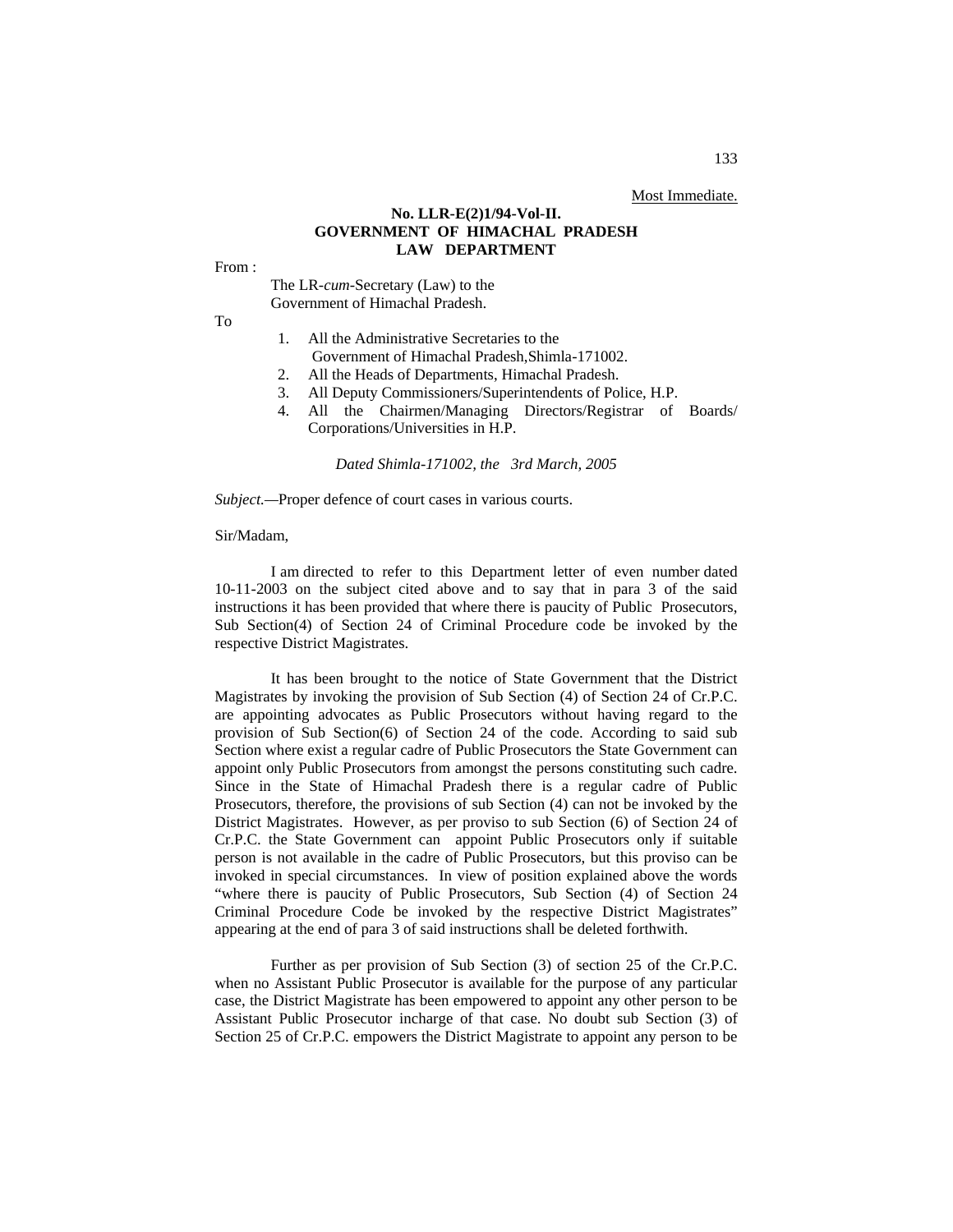Most Immediate.

**No. LLR-E(2)1/94-Vol-II.**
**GOVERNMENT OF HIMACHAL PRADESH**
**LAW DEPARTMENT**

From :

The LR-*cum*-Secretary (Law) to the
Government of Himachal Pradesh.

To

1. All the Administrative Secretaries to the Government of Himachal Pradesh,Shimla-171002.
2. All the Heads of Departments, Himachal Pradesh.
3. All Deputy Commissioners/Superintendents of Police, H.P.
4. All the Chairmen/Managing Directors/Registrar of Boards/ Corporations/Universities in H.P.

*Dated Shimla-171002, the 3rd March, 2005*

*Subject.*—Proper defence of court cases in various courts.

Sir/Madam,

I am directed to refer to this Department letter of even number dated 10-11-2003 on the subject cited above and to say that in para 3 of the said instructions it has been provided that where there is paucity of Public Prosecutors, Sub Section(4) of Section 24 of Criminal Procedure code be invoked by the respective District Magistrates.

It has been brought to the notice of State Government that the District Magistrates by invoking the provision of Sub Section (4) of Section 24 of Cr.P.C. are appointing advocates as Public Prosecutors without having regard to the provision of Sub Section(6) of Section 24 of the code. According to said sub Section where exist a regular cadre of Public Prosecutors the State Government can appoint only Public Prosecutors from amongst the persons constituting such cadre. Since in the State of Himachal Pradesh there is a regular cadre of Public Prosecutors, therefore, the provisions of sub Section (4) can not be invoked by the District Magistrates. However, as per proviso to sub Section (6) of Section 24 of Cr.P.C. the State Government can appoint Public Prosecutors only if suitable person is not available in the cadre of Public Prosecutors, but this proviso can be invoked in special circumstances. In view of position explained above the words "where there is paucity of Public Prosecutors, Sub Section (4) of Section 24 Criminal Procedure Code be invoked by the respective District Magistrates" appearing at the end of para 3 of said instructions shall be deleted forthwith.

Further as per provision of Sub Section (3) of section 25 of the Cr.P.C. when no Assistant Public Prosecutor is available for the purpose of any particular case, the District Magistrate has been empowered to appoint any other person to be Assistant Public Prosecutor incharge of that case. No doubt sub Section (3) of Section 25 of Cr.P.C. empowers the District Magistrate to appoint any person to be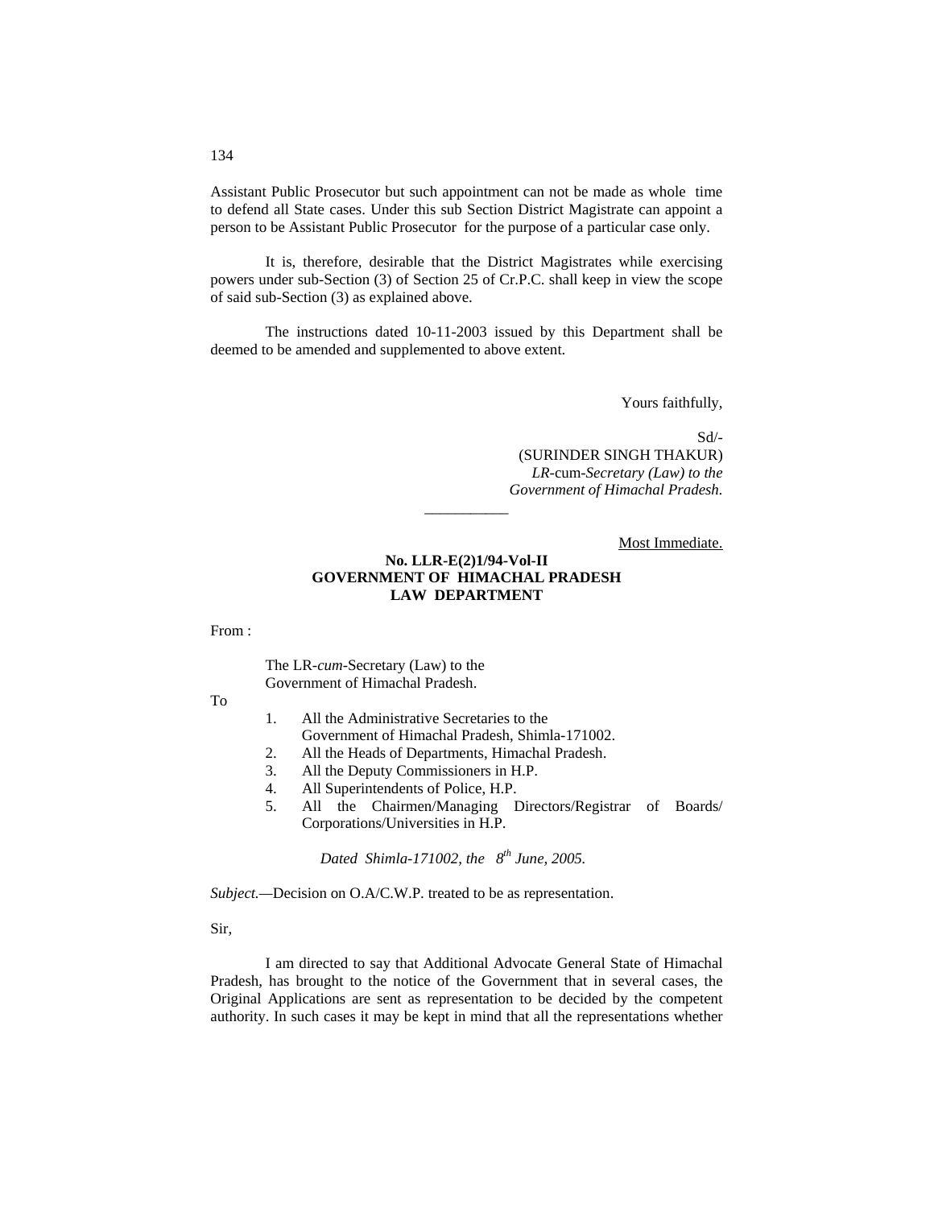Assistant Public Prosecutor but such appointment can not be made as whole time to defend all State cases. Under this sub Section District Magistrate can appoint a person to be Assistant Public Prosecutor for the purpose of a particular case only.

It is, therefore, desirable that the District Magistrates while exercising powers under sub-Section (3) of Section 25 of Cr.P.C. shall keep in view the scope of said sub-Section (3) as explained above.

The instructions dated 10-11-2003 issued by this Department shall be deemed to be amended and supplemented to above extent.

Yours faithfully,

Sd/-
(SURINDER SINGH THAKUR)
*LR*-cum-*Secretary (Law) to the Government of Himachal Pradesh.*

---

Most Immediate.

**No. LLR-E(2)1/94-Vol-II**
**GOVERNMENT OF HIMACHAL PRADESH**
**LAW DEPARTMENT**

From :

The LR-*cum*-Secretary (Law) to the
Government of Himachal Pradesh.

To

1. All the Administrative Secretaries to the Government of Himachal Pradesh, Shimla-171002.
2. All the Heads of Departments, Himachal Pradesh.
3. All the Deputy Commissioners in H.P.
4. All Superintendents of Police, H.P.
5. All the Chairmen/Managing Directors/Registrar of Boards/ Corporations/Universities in H.P.

*Dated Shimla-171002, the 8th June, 2005.*

*Subject.*—Decision on O.A/C.W.P. treated to be as representation.

Sir,

I am directed to say that Additional Advocate General State of Himachal Pradesh, has brought to the notice of the Government that in several cases, the Original Applications are sent as representation to be decided by the competent authority. In such cases it may be kept in mind that all the representations whether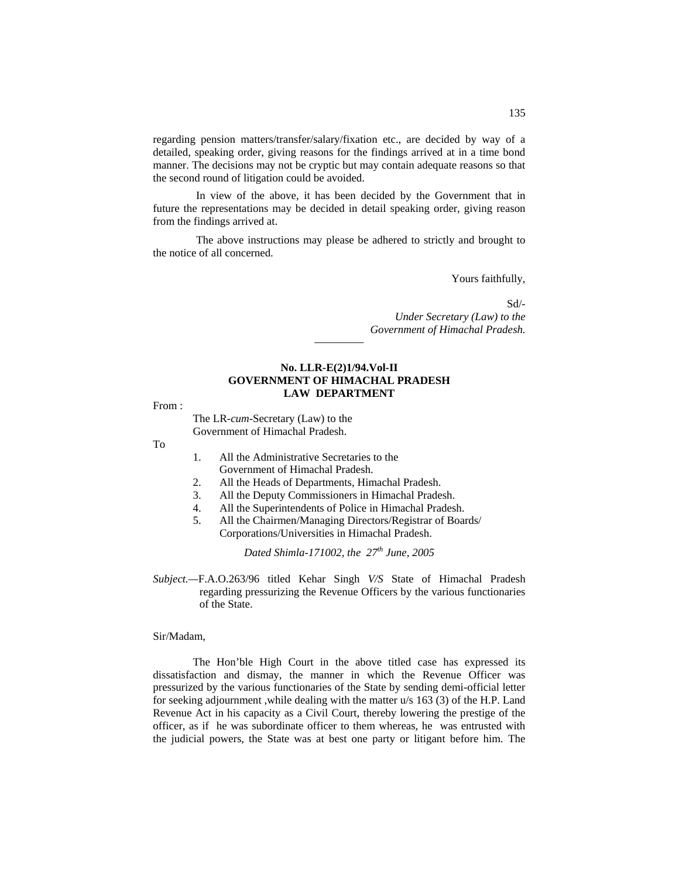regarding pension matters/transfer/salary/fixation etc., are decided by way of a detailed, speaking order, giving reasons for the findings arrived at in a time bond manner. The decisions may not be cryptic but may contain adequate reasons so that the second round of litigation could be avoided.

In view of the above, it has been decided by the Government that in future the representations may be decided in detail speaking order, giving reason from the findings arrived at.

The above instructions may please be adhered to strictly and brought to the notice of all concerned.

Yours faithfully,

Sd/-
*Under Secretary (Law) to the*
*Government of Himachal Pradesh.*

---

**No. LLR-E(2)1/94.Vol-II**
**GOVERNMENT OF HIMACHAL PRADESH**
**LAW DEPARTMENT**

From :

The LR-*cum*-Secretary (Law) to the
Government of Himachal Pradesh.

To

1. All the Administrative Secretaries to the Government of Himachal Pradesh.
2. All the Heads of Departments, Himachal Pradesh.
3. All the Deputy Commissioners in Himachal Pradesh.
4. All the Superintendents of Police in Himachal Pradesh.
5. All the Chairmen/Managing Directors/Registrar of Boards/ Corporations/Universities in Himachal Pradesh.

*Dated Shimla-171002, the 27th June, 2005*

*Subject.*—F.A.O.263/96 titled Kehar Singh *V/S* State of Himachal Pradesh regarding pressurizing the Revenue Officers by the various functionaries of the State.

Sir/Madam,

The Hon'ble High Court in the above titled case has expressed its dissatisfaction and dismay, the manner in which the Revenue Officer was pressurized by the various functionaries of the State by sending demi-official letter for seeking adjournment ,while dealing with the matter u/s 163 (3) of the H.P. Land Revenue Act in his capacity as a Civil Court, thereby lowering the prestige of the officer, as if he was subordinate officer to them whereas, he was entrusted with the judicial powers, the State was at best one party or litigant before him. The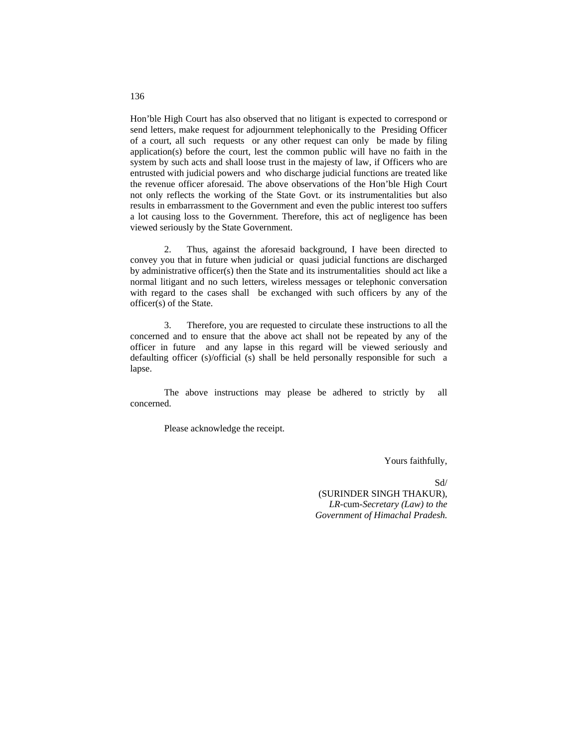Hon'ble High Court has also observed that no litigant is expected to correspond or send letters, make request for adjournment telephonically to the Presiding Officer of a court, all such requests or any other request can only be made by filing application(s) before the court, lest the common public will have no faith in the system by such acts and shall loose trust in the majesty of law, if Officers who are entrusted with judicial powers and who discharge judicial functions are treated like the revenue officer aforesaid. The above observations of the Hon'ble High Court not only reflects the working of the State Govt. or its instrumentalities but also results in embarrassment to the Government and even the public interest too suffers a lot causing loss to the Government. Therefore, this act of negligence has been viewed seriously by the State Government.

2. Thus, against the aforesaid background, I have been directed to convey you that in future when judicial or quasi judicial functions are discharged by administrative officer(s) then the State and its instrumentalities should act like a normal litigant and no such letters, wireless messages or telephonic conversation with regard to the cases shall be exchanged with such officers by any of the officer(s) of the State.

3. Therefore, you are requested to circulate these instructions to all the concerned and to ensure that the above act shall not be repeated by any of the officer in future and any lapse in this regard will be viewed seriously and defaulting officer (s)/official (s) shall be held personally responsible for such a lapse.

The above instructions may please be adhered to strictly by all concerned.

Please acknowledge the receipt.

Yours faithfully,

Sd/
(SURINDER SINGH THAKUR),
*LR*-cum-*Secretary (Law) to the Government of Himachal Pradesh.*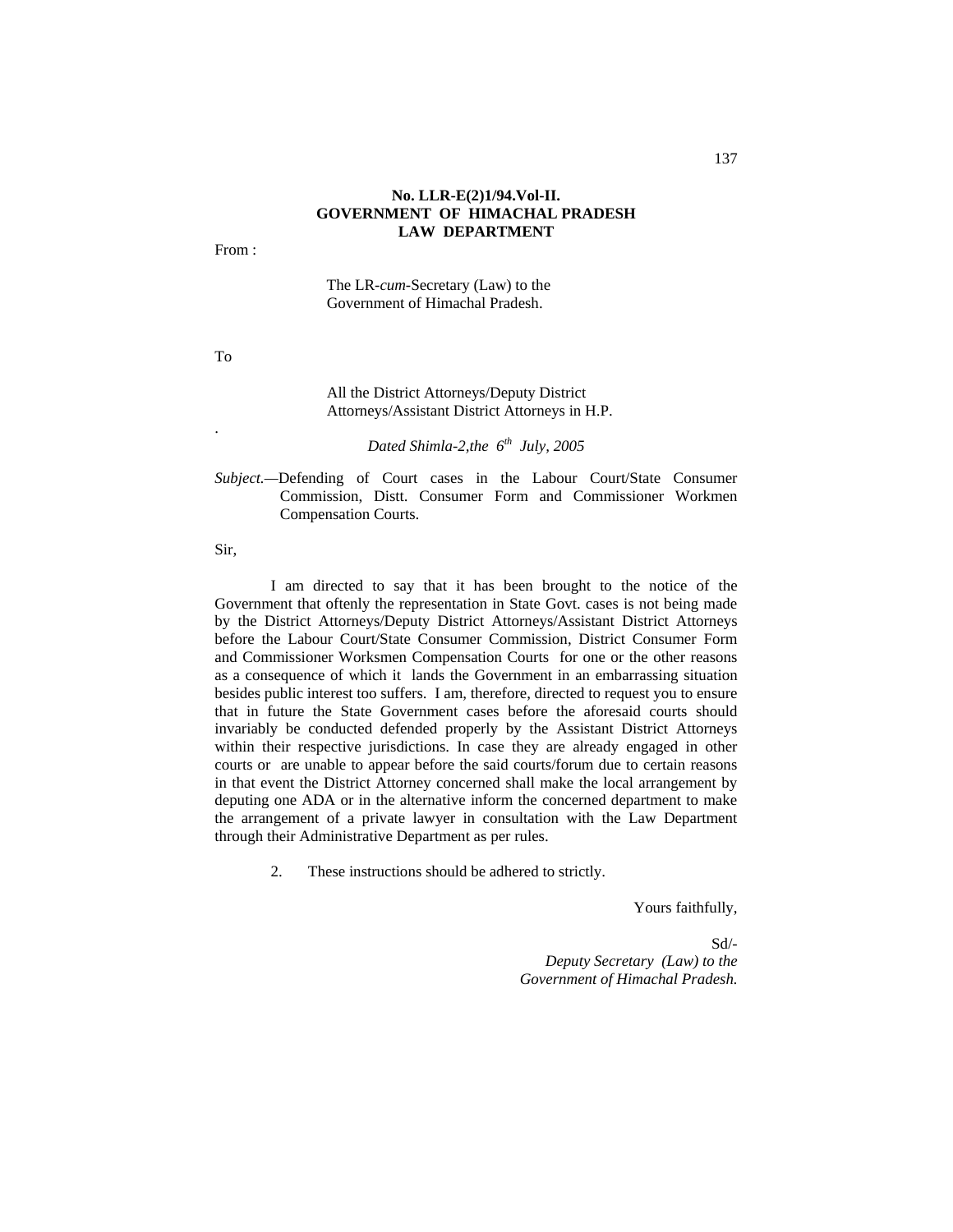**No. LLR-E(2)1/94.Vol-II.**
**GOVERNMENT OF HIMACHAL PRADESH**
**LAW DEPARTMENT**

From :

The LR-*cum*-Secretary (Law) to the
Government of Himachal Pradesh.

To

All the District Attorneys/Deputy District
Attorneys/Assistant District Attorneys in H.P.

.

*Dated Shimla-2,the 6th July, 2005*

*Subject.*—Defending of Court cases in the Labour Court/State Consumer Commission, Distt. Consumer Form and Commissioner Workmen Compensation Courts.

Sir,

I am directed to say that it has been brought to the notice of the Government that oftenly the representation in State Govt. cases is not being made by the District Attorneys/Deputy District Attorneys/Assistant District Attorneys before the Labour Court/State Consumer Commission, District Consumer Form and Commissioner Worksmen Compensation Courts for one or the other reasons as a consequence of which it lands the Government in an embarrassing situation besides public interest too suffers. I am, therefore, directed to request you to ensure that in future the State Government cases before the aforesaid courts should invariably be conducted defended properly by the Assistant District Attorneys within their respective jurisdictions. In case they are already engaged in other courts or are unable to appear before the said courts/forum due to certain reasons in that event the District Attorney concerned shall make the local arrangement by deputing one ADA or in the alternative inform the concerned department to make the arrangement of a private lawyer in consultation with the Law Department through their Administrative Department as per rules.

2. These instructions should be adhered to strictly.

Yours faithfully,

Sd/-
*Deputy Secretary (Law) to the*
*Government of Himachal Pradesh.*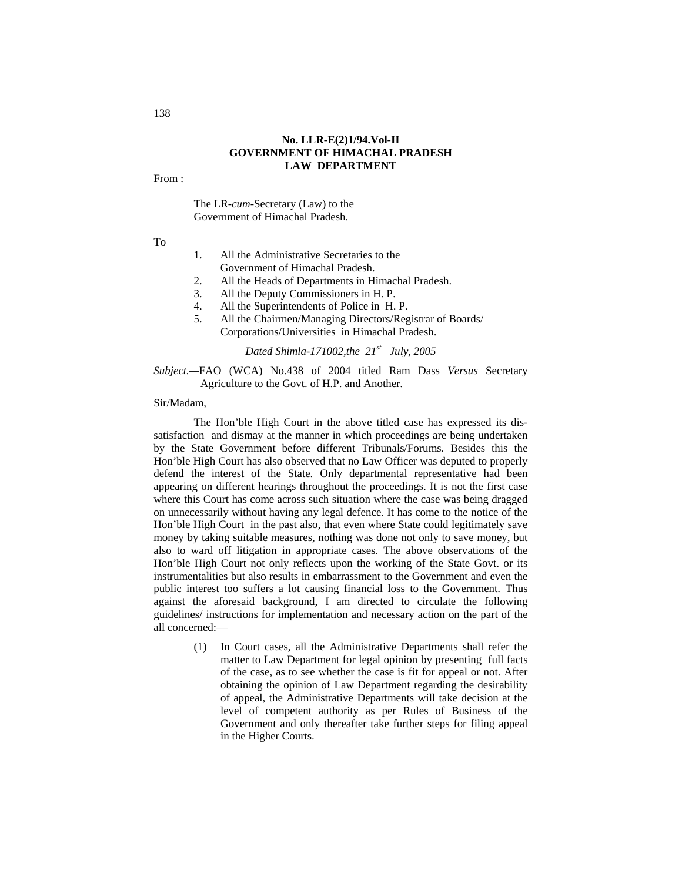**No. LLR-E(2)1/94.Vol-II**
**GOVERNMENT OF HIMACHAL PRADESH**
**LAW DEPARTMENT**

From :

The LR-*cum*-Secretary (Law) to the
Government of Himachal Pradesh.

To

1. All the Administrative Secretaries to the Government of Himachal Pradesh.
2. All the Heads of Departments in Himachal Pradesh.
3. All the Deputy Commissioners in H. P.
4. All the Superintendents of Police in H. P.
5. All the Chairmen/Managing Directors/Registrar of Boards/ Corporations/Universities in Himachal Pradesh.

*Dated Shimla-171002,the 21st July, 2005*

*Subject.*—FAO (WCA) No.438 of 2004 titled Ram Dass *Versus* Secretary Agriculture to the Govt. of H.P. and Another.

Sir/Madam,

The Hon'ble High Court in the above titled case has expressed its dis-satisfaction and dismay at the manner in which proceedings are being undertaken by the State Government before different Tribunals/Forums. Besides this the Hon'ble High Court has also observed that no Law Officer was deputed to properly defend the interest of the State. Only departmental representative had been appearing on different hearings throughout the proceedings. It is not the first case where this Court has come across such situation where the case was being dragged on unnecessarily without having any legal defence. It has come to the notice of the Hon'ble High Court in the past also, that even where State could legitimately save money by taking suitable measures, nothing was done not only to save money, but also to ward off litigation in appropriate cases. The above observations of the Hon'ble High Court not only reflects upon the working of the State Govt. or its instrumentalities but also results in embarrassment to the Government and even the public interest too suffers a lot causing financial loss to the Government. Thus against the aforesaid background, I am directed to circulate the following guidelines/ instructions for implementation and necessary action on the part of the all concerned:—

(1) In Court cases, all the Administrative Departments shall refer the matter to Law Department for legal opinion by presenting full facts of the case, as to see whether the case is fit for appeal or not. After obtaining the opinion of Law Department regarding the desirability of appeal, the Administrative Departments will take decision at the level of competent authority as per Rules of Business of the Government and only thereafter take further steps for filing appeal in the Higher Courts.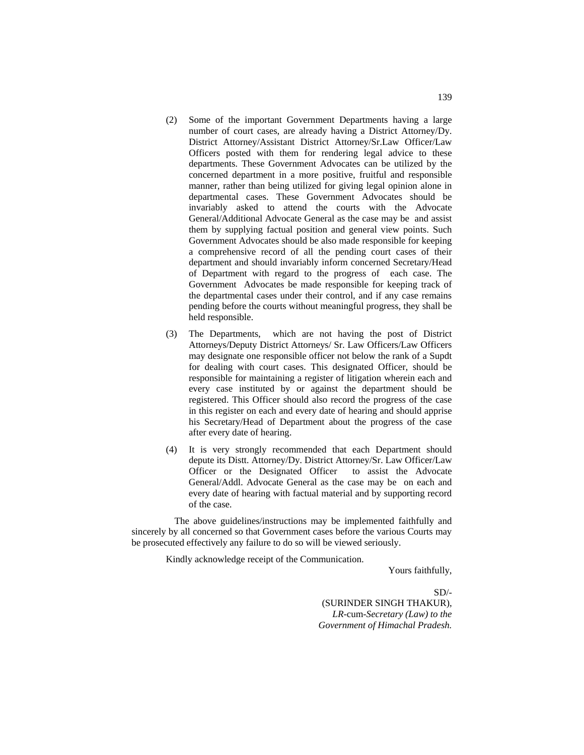(2) Some of the important Government Departments having a large number of court cases, are already having a District Attorney/Dy. District Attorney/Assistant District Attorney/Sr.Law Officer/Law Officers posted with them for rendering legal advice to these departments. These Government Advocates can be utilized by the concerned department in a more positive, fruitful and responsible manner, rather than being utilized for giving legal opinion alone in departmental cases. These Government Advocates should be invariably asked to attend the courts with the Advocate General/Additional Advocate General as the case may be and assist them by supplying factual position and general view points. Such Government Advocates should be also made responsible for keeping a comprehensive record of all the pending court cases of their department and should invariably inform concerned Secretary/Head of Department with regard to the progress of each case. The Government Advocates be made responsible for keeping track of the departmental cases under their control, and if any case remains pending before the courts without meaningful progress, they shall be held responsible.

(3) The Departments, which are not having the post of District Attorneys/Deputy District Attorneys/ Sr. Law Officers/Law Officers may designate one responsible officer not below the rank of a Supdt for dealing with court cases. This designated Officer, should be responsible for maintaining a register of litigation wherein each and every case instituted by or against the department should be registered. This Officer should also record the progress of the case in this register on each and every date of hearing and should apprise his Secretary/Head of Department about the progress of the case after every date of hearing.

(4) It is very strongly recommended that each Department should depute its Distt. Attorney/Dy. District Attorney/Sr. Law Officer/Law Officer or the Designated Officer to assist the Advocate General/Addl. Advocate General as the case may be on each and every date of hearing with factual material and by supporting record of the case.

The above guidelines/instructions may be implemented faithfully and sincerely by all concerned so that Government cases before the various Courts may be prosecuted effectively any failure to do so will be viewed seriously.

Kindly acknowledge receipt of the Communication.

Yours faithfully,

SD/-
(SURINDER SINGH THAKUR),
*LR*-cum-*Secretary (Law) to the Government of Himachal Pradesh.*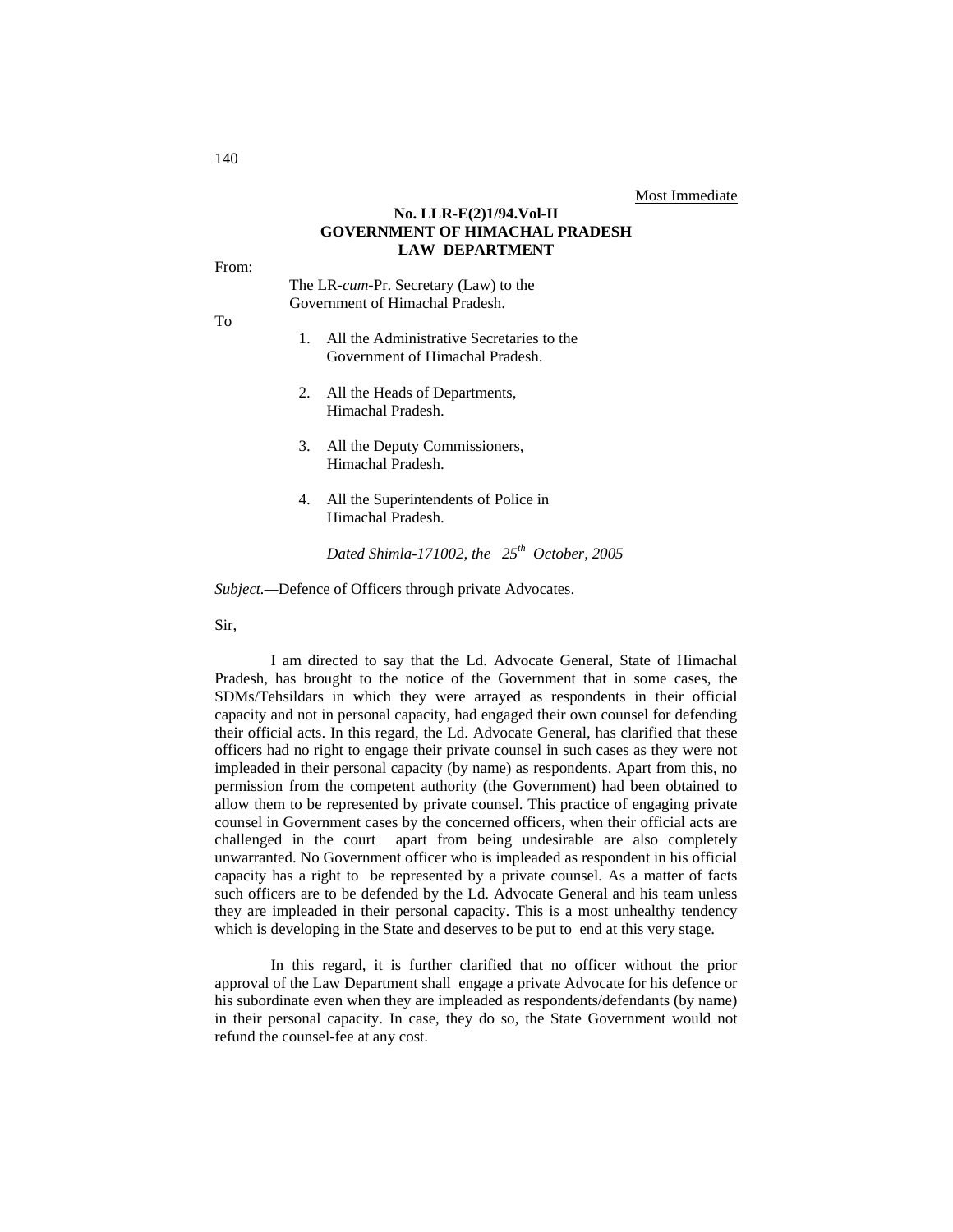Most Immediate

**No. LLR-E(2)1/94.Vol-II**
**GOVERNMENT OF HIMACHAL PRADESH**
**LAW DEPARTMENT**

From:

The LR-*cum*-Pr. Secretary (Law) to the Government of Himachal Pradesh.

To

1. All the Administrative Secretaries to the Government of Himachal Pradesh.

2. All the Heads of Departments, Himachal Pradesh.

3. All the Deputy Commissioners, Himachal Pradesh.

4. All the Superintendents of Police in Himachal Pradesh.

*Dated Shimla-171002, the 25th October, 2005*

*Subject.*—Defence of Officers through private Advocates.

Sir,

I am directed to say that the Ld. Advocate General, State of Himachal Pradesh, has brought to the notice of the Government that in some cases, the SDMs/Tehsildars in which they were arrayed as respondents in their official capacity and not in personal capacity, had engaged their own counsel for defending their official acts. In this regard, the Ld. Advocate General, has clarified that these officers had no right to engage their private counsel in such cases as they were not impleaded in their personal capacity (by name) as respondents. Apart from this, no permission from the competent authority (the Government) had been obtained to allow them to be represented by private counsel. This practice of engaging private counsel in Government cases by the concerned officers, when their official acts are challenged in the court apart from being undesirable are also completely unwarranted. No Government officer who is impleaded as respondent in his official capacity has a right to be represented by a private counsel. As a matter of facts such officers are to be defended by the Ld. Advocate General and his team unless they are impleaded in their personal capacity. This is a most unhealthy tendency which is developing in the State and deserves to be put to end at this very stage.

In this regard, it is further clarified that no officer without the prior approval of the Law Department shall engage a private Advocate for his defence or his subordinate even when they are impleaded as respondents/defendants (by name) in their personal capacity. In case, they do so, the State Government would not refund the counsel-fee at any cost.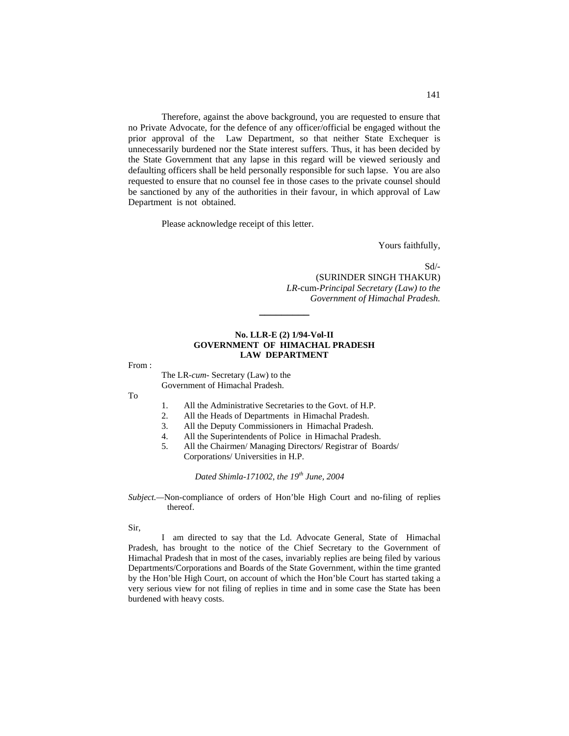Therefore, against the above background, you are requested to ensure that no Private Advocate, for the defence of any officer/official be engaged without the prior approval of the Law Department, so that neither State Exchequer is unnecessarily burdened nor the State interest suffers. Thus, it has been decided by the State Government that any lapse in this regard will be viewed seriously and defaulting officers shall be held personally responsible for such lapse. You are also requested to ensure that no counsel fee in those cases to the private counsel should be sanctioned by any of the authorities in their favour, in which approval of Law Department is not obtained.

Please acknowledge receipt of this letter.

Yours faithfully,

Sd/-
(SURINDER SINGH THAKUR)
*LR*-cum-*Principal Secretary (Law) to the Government of Himachal Pradesh.*

---

**No. LLR-E (2) 1/94-Vol-II**
**GOVERNMENT OF HIMACHAL PRADESH**
**LAW DEPARTMENT**

From :

The LR-*cum*- Secretary (Law) to the
Government of Himachal Pradesh.

To

1. All the Administrative Secretaries to the Govt. of H.P.
2. All the Heads of Departments in Himachal Pradesh.
3. All the Deputy Commissioners in Himachal Pradesh.
4. All the Superintendents of Police in Himachal Pradesh.
5. All the Chairmen/ Managing Directors/ Registrar of Boards/ Corporations/ Universities in H.P.

*Dated Shimla-171002, the 19th June, 2004*

*Subject.*—Non-compliance of orders of Hon'ble High Court and no-filing of replies thereof.

Sir,

I am directed to say that the Ld. Advocate General, State of Himachal Pradesh, has brought to the notice of the Chief Secretary to the Government of Himachal Pradesh that in most of the cases, invariably replies are being filed by various Departments/Corporations and Boards of the State Government, within the time granted by the Hon'ble High Court, on account of which the Hon'ble Court has started taking a very serious view for not filing of replies in time and in some case the State has been burdened with heavy costs.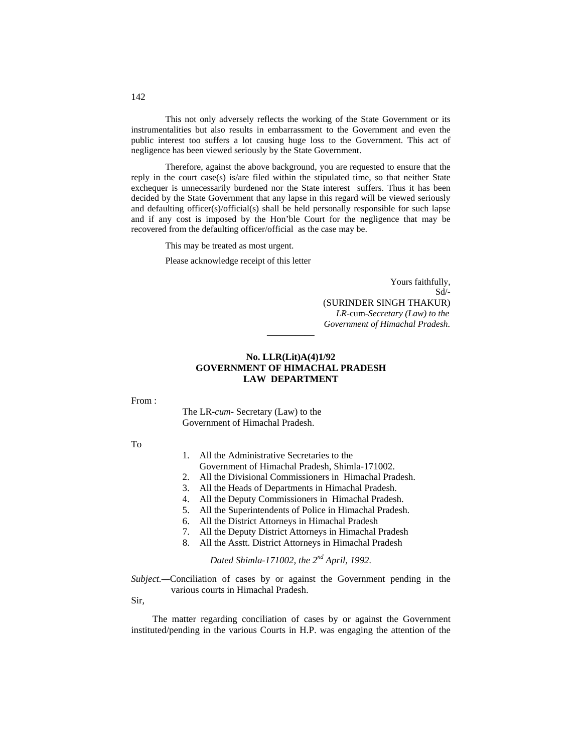This not only adversely reflects the working of the State Government or its instrumentalities but also results in embarrassment to the Government and even the public interest too suffers a lot causing huge loss to the Government. This act of negligence has been viewed seriously by the State Government.

Therefore, against the above background, you are requested to ensure that the reply in the court case(s) is/are filed within the stipulated time, so that neither State exchequer is unnecessarily burdened nor the State interest suffers. Thus it has been decided by the State Government that any lapse in this regard will be viewed seriously and defaulting officer(s)/official(s) shall be held personally responsible for such lapse and if any cost is imposed by the Hon'ble Court for the negligence that may be recovered from the defaulting officer/official as the case may be.

This may be treated as most urgent.

Please acknowledge receipt of this letter

Yours faithfully,
Sd/-
(SURINDER SINGH THAKUR)
*LR*-cum-*Secretary (Law) to the Government of Himachal Pradesh.*

---

**No. LLR(Lit)A(4)1/92**
**GOVERNMENT OF HIMACHAL PRADESH**
**LAW DEPARTMENT**

From :

The LR-*cum*- Secretary (Law) to the Government of Himachal Pradesh.

To

1. All the Administrative Secretaries to the Government of Himachal Pradesh, Shimla-171002.
2. All the Divisional Commissioners in Himachal Pradesh.
3. All the Heads of Departments in Himachal Pradesh.
4. All the Deputy Commissioners in Himachal Pradesh.
5. All the Superintendents of Police in Himachal Pradesh.
6. All the District Attorneys in Himachal Pradesh
7. All the Deputy District Attorneys in Himachal Pradesh
8. All the Asstt. District Attorneys in Himachal Pradesh

*Dated Shimla-171002, the 2nd April, 1992.*

*Subject.*—Conciliation of cases by or against the Government pending in the various courts in Himachal Pradesh.

Sir,

The matter regarding conciliation of cases by or against the Government instituted/pending in the various Courts in H.P. was engaging the attention of the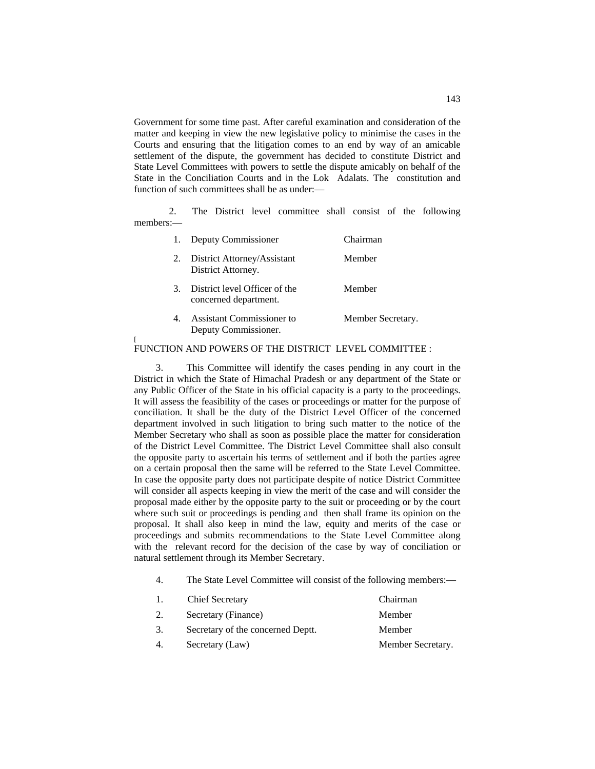Government for some time past. After careful examination and consideration of the matter and keeping in view the new legislative policy to minimise the cases in the Courts and ensuring that the litigation comes to an end by way of an amicable settlement of the dispute, the government has decided to constitute District and State Level Committees with powers to settle the dispute amicably on behalf of the State in the Conciliation Courts and in the Lok Adalats. The constitution and function of such committees shall be as under:—

2. The District level committee shall consist of the following members:—

| | | |
|---|---|---|
| 1. | Deputy Commissioner | Chairman |
| 2. | District Attorney/Assistant District Attorney. | Member |
| 3. | District level Officer of the concerned department. | Member |
| 4. | Assistant Commissioner to Deputy Commissioner. | Member Secretary. |

[

FUNCTION AND POWERS OF THE DISTRICT LEVEL COMMITTEE :

3. This Committee will identify the cases pending in any court in the District in which the State of Himachal Pradesh or any department of the State or any Public Officer of the State in his official capacity is a party to the proceedings. It will assess the feasibility of the cases or proceedings or matter for the purpose of conciliation. It shall be the duty of the District Level Officer of the concerned department involved in such litigation to bring such matter to the notice of the Member Secretary who shall as soon as possible place the matter for consideration of the District Level Committee. The District Level Committee shall also consult the opposite party to ascertain his terms of settlement and if both the parties agree on a certain proposal then the same will be referred to the State Level Committee. In case the opposite party does not participate despite of notice District Committee will consider all aspects keeping in view the merit of the case and will consider the proposal made either by the opposite party to the suit or proceeding or by the court where such suit or proceedings is pending and then shall frame its opinion on the proposal. It shall also keep in mind the law, equity and merits of the case or proceedings and submits recommendations to the State Level Committee along with the relevant record for the decision of the case by way of conciliation or natural settlement through its Member Secretary.

4. The State Level Committee will consist of the following members:—

| | | |
|---|---|---|
| 1. | Chief Secretary | Chairman |
| 2. | Secretary (Finance) | Member |
| 3. | Secretary of the concerned Deptt. | Member |
| 4. | Secretary (Law) | Member Secretary. |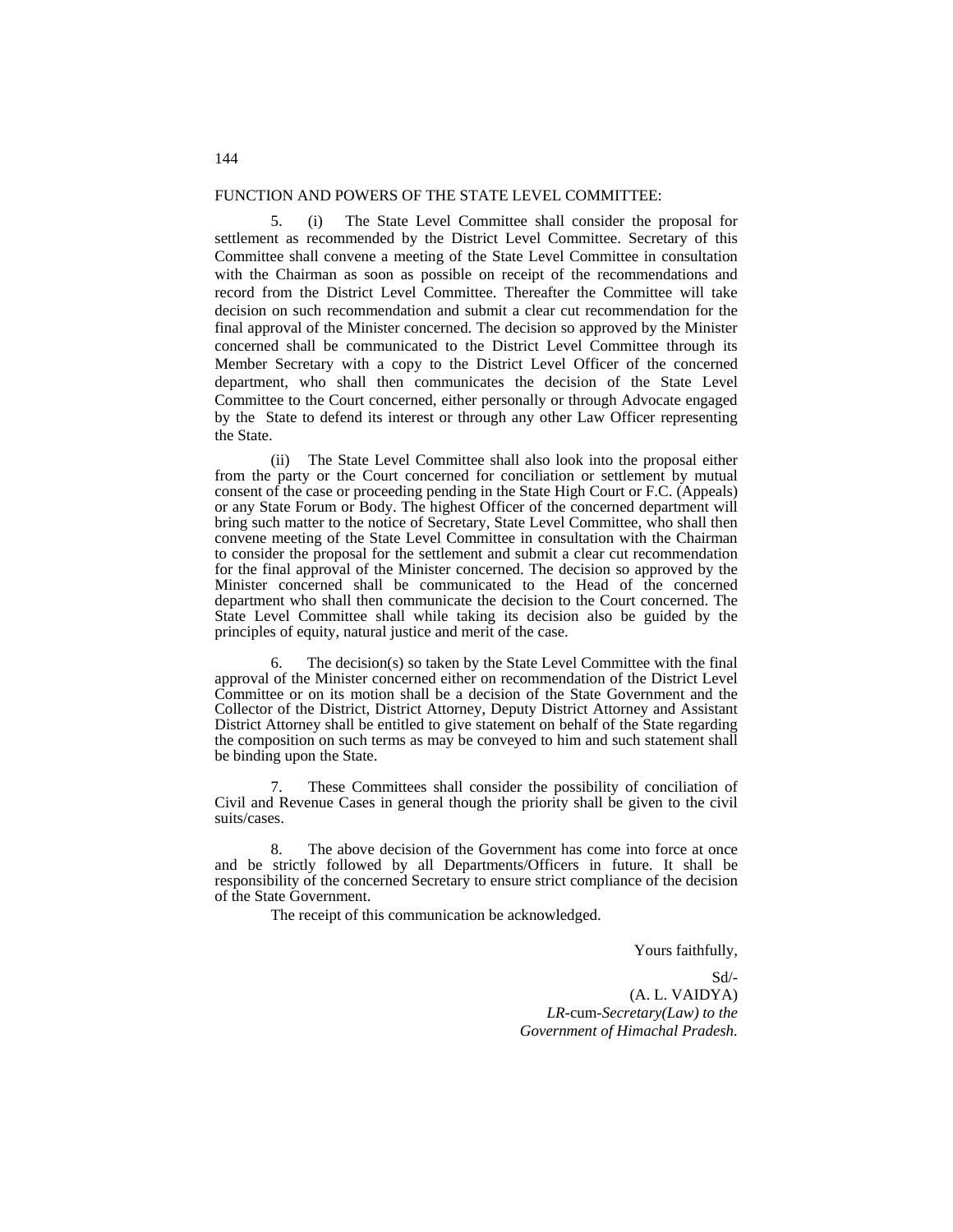FUNCTION AND POWERS OF THE STATE LEVEL COMMITTEE:

5. (i) The State Level Committee shall consider the proposal for settlement as recommended by the District Level Committee. Secretary of this Committee shall convene a meeting of the State Level Committee in consultation with the Chairman as soon as possible on receipt of the recommendations and record from the District Level Committee. Thereafter the Committee will take decision on such recommendation and submit a clear cut recommendation for the final approval of the Minister concerned. The decision so approved by the Minister concerned shall be communicated to the District Level Committee through its Member Secretary with a copy to the District Level Officer of the concerned department, who shall then communicates the decision of the State Level Committee to the Court concerned, either personally or through Advocate engaged by the State to defend its interest or through any other Law Officer representing the State.

(ii) The State Level Committee shall also look into the proposal either from the party or the Court concerned for conciliation or settlement by mutual consent of the case or proceeding pending in the State High Court or F.C. (Appeals) or any State Forum or Body. The highest Officer of the concerned department will bring such matter to the notice of Secretary, State Level Committee, who shall then convene meeting of the State Level Committee in consultation with the Chairman to consider the proposal for the settlement and submit a clear cut recommendation for the final approval of the Minister concerned. The decision so approved by the Minister concerned shall be communicated to the Head of the concerned department who shall then communicate the decision to the Court concerned. The State Level Committee shall while taking its decision also be guided by the principles of equity, natural justice and merit of the case.

6. The decision(s) so taken by the State Level Committee with the final approval of the Minister concerned either on recommendation of the District Level Committee or on its motion shall be a decision of the State Government and the Collector of the District, District Attorney, Deputy District Attorney and Assistant District Attorney shall be entitled to give statement on behalf of the State regarding the composition on such terms as may be conveyed to him and such statement shall be binding upon the State.

7. These Committees shall consider the possibility of conciliation of Civil and Revenue Cases in general though the priority shall be given to the civil suits/cases.

8. The above decision of the Government has come into force at once and be strictly followed by all Departments/Officers in future. It shall be responsibility of the concerned Secretary to ensure strict compliance of the decision of the State Government.

The receipt of this communication be acknowledged.

Yours faithfully,

Sd/-  
(A. L. VAIDYA)  
*LR*-cum-*Secretary(Law) to the*  
*Government of Himachal Pradesh*.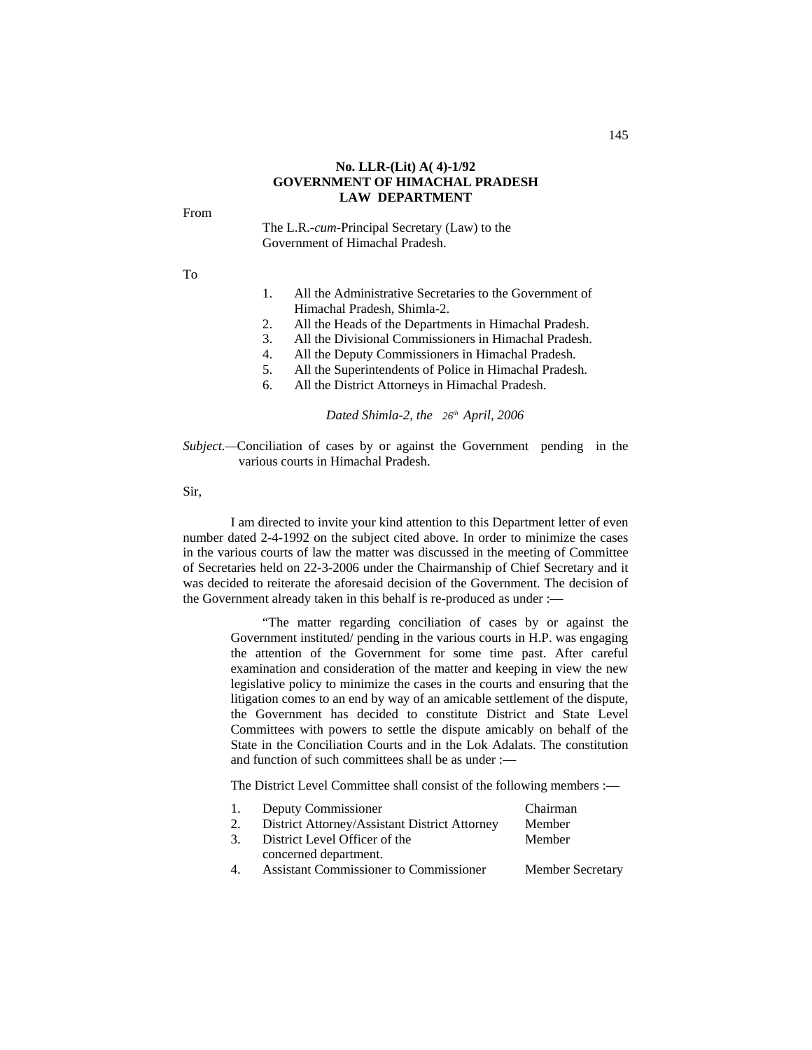**No. LLR-(Lit) A( 4)-1/92**
**GOVERNMENT OF HIMACHAL PRADESH**
**LAW DEPARTMENT**

From

The L.R.-*cum*-Principal Secretary (Law) to the Government of Himachal Pradesh.

To

1. All the Administrative Secretaries to the Government of Himachal Pradesh, Shimla-2.
2. All the Heads of the Departments in Himachal Pradesh.
3. All the Divisional Commissioners in Himachal Pradesh.
4. All the Deputy Commissioners in Himachal Pradesh.
5. All the Superintendents of Police in Himachal Pradesh.
6. All the District Attorneys in Himachal Pradesh.

*Dated Shimla-2, the 26th April, 2006*

*Subject.*—Conciliation of cases by or against the Government pending in the various courts in Himachal Pradesh.

Sir,

I am directed to invite your kind attention to this Department letter of even number dated 2-4-1992 on the subject cited above. In order to minimize the cases in the various courts of law the matter was discussed in the meeting of Committee of Secretaries held on 22-3-2006 under the Chairmanship of Chief Secretary and it was decided to reiterate the aforesaid decision of the Government. The decision of the Government already taken in this behalf is re-produced as under :—

"The matter regarding conciliation of cases by or against the Government instituted/ pending in the various courts in H.P. was engaging the attention of the Government for some time past. After careful examination and consideration of the matter and keeping in view the new legislative policy to minimize the cases in the courts and ensuring that the litigation comes to an end by way of an amicable settlement of the dispute, the Government has decided to constitute District and State Level Committees with powers to settle the dispute amicably on behalf of the State in the Conciliation Courts and in the Lok Adalats. The constitution and function of such committees shall be as under :—

The District Level Committee shall consist of the following members :—

| | | |
|---|---|---|
| 1. | Deputy Commissioner | Chairman |
| 2. | District Attorney/Assistant District Attorney | Member |
| 3. | District Level Officer of the concerned department. | Member |
| 4. | Assistant Commissioner to Commissioner | Member Secretary |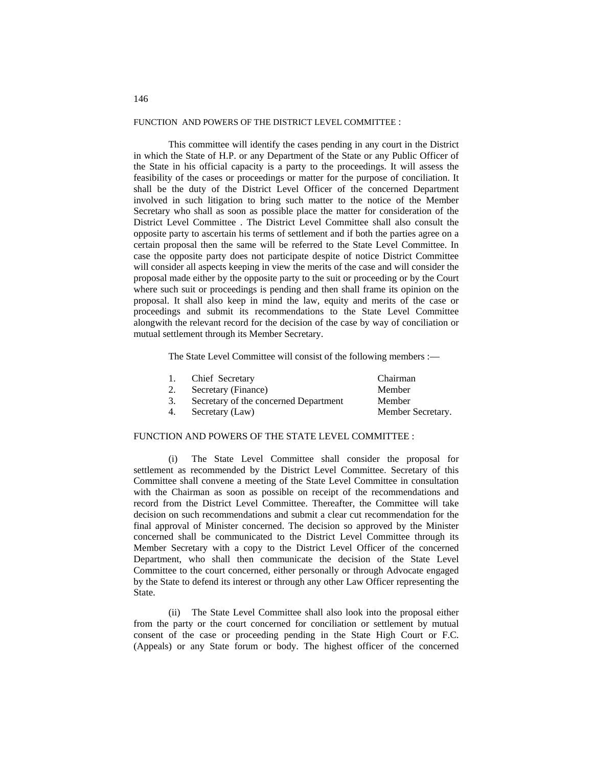FUNCTION AND POWERS OF THE DISTRICT LEVEL COMMITTEE :

This committee will identify the cases pending in any court in the District in which the State of H.P. or any Department of the State or any Public Officer of the State in his official capacity is a party to the proceedings. It will assess the feasibility of the cases or proceedings or matter for the purpose of conciliation. It shall be the duty of the District Level Officer of the concerned Department involved in such litigation to bring such matter to the notice of the Member Secretary who shall as soon as possible place the matter for consideration of the District Level Committee . The District Level Committee shall also consult the opposite party to ascertain his terms of settlement and if both the parties agree on a certain proposal then the same will be referred to the State Level Committee. In case the opposite party does not participate despite of notice District Committee will consider all aspects keeping in view the merits of the case and will consider the proposal made either by the opposite party to the suit or proceeding or by the Court where such suit or proceedings is pending and then shall frame its opinion on the proposal. It shall also keep in mind the law, equity and merits of the case or proceedings and submit its recommendations to the State Level Committee alongwith the relevant record for the decision of the case by way of conciliation or mutual settlement through its Member Secretary.

The State Level Committee will consist of the following members :—

| | | |
|---|---|---|
| 1. | Chief Secretary | Chairman |
| 2. | Secretary (Finance) | Member |
| 3. | Secretary of the concerned Department | Member |
| 4. | Secretary (Law) | Member Secretary. |

FUNCTION AND POWERS OF THE STATE LEVEL COMMITTEE :

(i) The State Level Committee shall consider the proposal for settlement as recommended by the District Level Committee. Secretary of this Committee shall convene a meeting of the State Level Committee in consultation with the Chairman as soon as possible on receipt of the recommendations and record from the District Level Committee. Thereafter, the Committee will take decision on such recommendations and submit a clear cut recommendation for the final approval of Minister concerned. The decision so approved by the Minister concerned shall be communicated to the District Level Committee through its Member Secretary with a copy to the District Level Officer of the concerned Department, who shall then communicate the decision of the State Level Committee to the court concerned, either personally or through Advocate engaged by the State to defend its interest or through any other Law Officer representing the State.

(ii) The State Level Committee shall also look into the proposal either from the party or the court concerned for conciliation or settlement by mutual consent of the case or proceeding pending in the State High Court or F.C. (Appeals) or any State forum or body. The highest officer of the concerned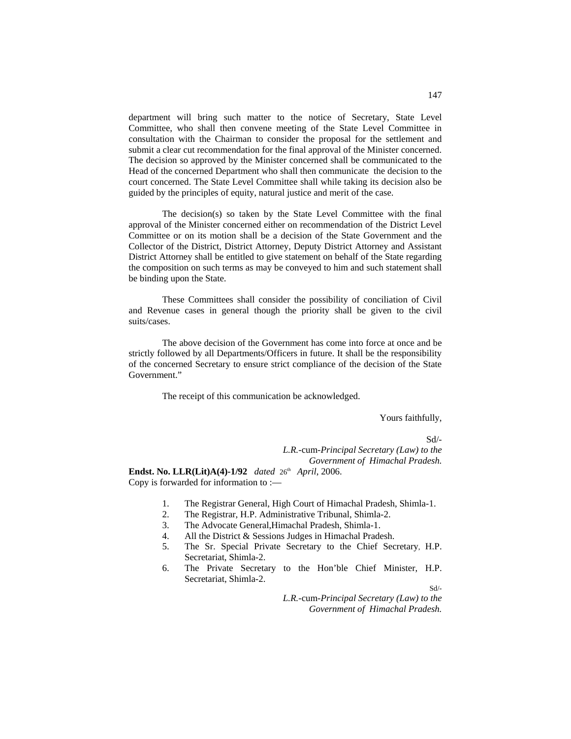department will bring such matter to the notice of Secretary, State Level Committee, who shall then convene meeting of the State Level Committee in consultation with the Chairman to consider the proposal for the settlement and submit a clear cut recommendation for the final approval of the Minister concerned. The decision so approved by the Minister concerned shall be communicated to the Head of the concerned Department who shall then communicate the decision to the court concerned. The State Level Committee shall while taking its decision also be guided by the principles of equity, natural justice and merit of the case.

The decision(s) so taken by the State Level Committee with the final approval of the Minister concerned either on recommendation of the District Level Committee or on its motion shall be a decision of the State Government and the Collector of the District, District Attorney, Deputy District Attorney and Assistant District Attorney shall be entitled to give statement on behalf of the State regarding the composition on such terms as may be conveyed to him and such statement shall be binding upon the State.

These Committees shall consider the possibility of conciliation of Civil and Revenue cases in general though the priority shall be given to the civil suits/cases.

The above decision of the Government has come into force at once and be strictly followed by all Departments/Officers in future. It shall be the responsibility of the concerned Secretary to ensure strict compliance of the decision of the State Government."

The receipt of this communication be acknowledged.

Yours faithfully,

Sd/-
*L.R.*-cum-*Principal Secretary (Law) to the Government of Himachal Pradesh.*

**Endst. No. LLR(Lit)A(4)-1/92** *dated* 26th *April*, 2006.
Copy is forwarded for information to :—

1. The Registrar General, High Court of Himachal Pradesh, Shimla-1.
2. The Registrar, H.P. Administrative Tribunal, Shimla-2.
3. The Advocate General,Himachal Pradesh, Shimla-1.
4. All the District & Sessions Judges in Himachal Pradesh.
5. The Sr. Special Private Secretary to the Chief Secretary, H.P. Secretariat, Shimla-2.
6. The Private Secretary to the Hon'ble Chief Minister, H.P. Secretariat, Shimla-2.

Sd/-
*L.R.*-cum-*Principal Secretary (Law) to the Government of Himachal Pradesh.*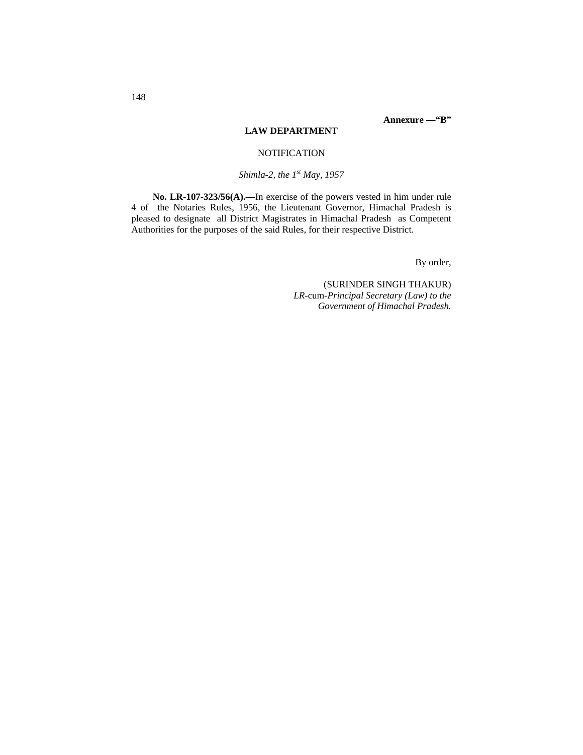**Annexure —"B"**

**LAW DEPARTMENT**

NOTIFICATION

*Shimla-2, the 1st May, 1957*

**No. LR-107-323/56(A).—**In exercise of the powers vested in him under rule 4 of the Notaries Rules, 1956, the Lieutenant Governor, Himachal Pradesh is pleased to designate all District Magistrates in Himachal Pradesh as Competent Authorities for the purposes of the said Rules, for their respective District.

By order,

(SURINDER SINGH THAKUR)
*LR*-cum-*Principal Secretary (Law) to the Government of Himachal Pradesh.*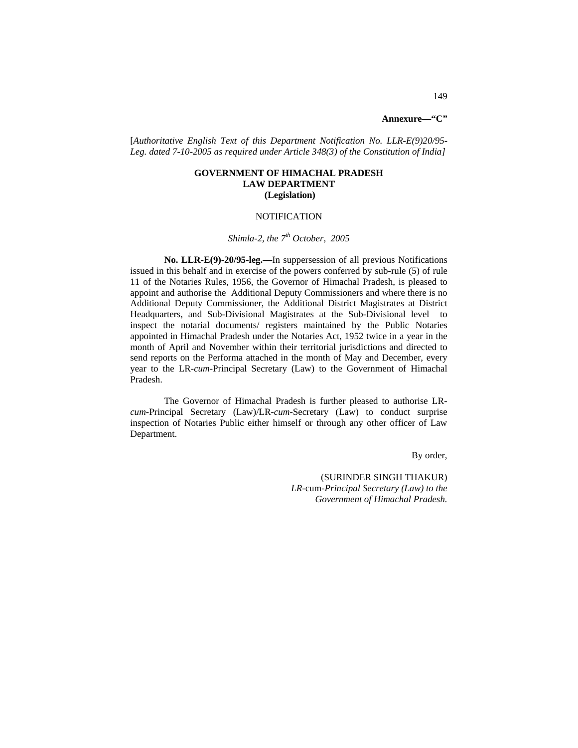**Annexure—"C"**

[*Authoritative English Text of this Department Notification No. LLR-E(9)20/95-Leg. dated 7-10-2005 as required under Article 348(3) of the Constitution of India]*

**GOVERNMENT OF HIMACHAL PRADESH**
**LAW DEPARTMENT**
**(Legislation)**

NOTIFICATION

*Shimla-2, the 7th October, 2005*

**No. LLR-E(9)-20/95-leg.—**In suppersession of all previous Notifications issued in this behalf and in exercise of the powers conferred by sub-rule (5) of rule 11 of the Notaries Rules, 1956, the Governor of Himachal Pradesh, is pleased to appoint and authorise the Additional Deputy Commissioners and where there is no Additional Deputy Commissioner, the Additional District Magistrates at District Headquarters, and Sub-Divisional Magistrates at the Sub-Divisional level to inspect the notarial documents/ registers maintained by the Public Notaries appointed in Himachal Pradesh under the Notaries Act, 1952 twice in a year in the month of April and November within their territorial jurisdictions and directed to send reports on the Performa attached in the month of May and December, every year to the LR-*cum*-Principal Secretary (Law) to the Government of Himachal Pradesh.

The Governor of Himachal Pradesh is further pleased to authorise LR-*cum*-Principal Secretary (Law)/LR-*cum*-Secretary (Law) to conduct surprise inspection of Notaries Public either himself or through any other officer of Law Department.

By order,

(SURINDER SINGH THAKUR)
*LR*-cum-*Principal Secretary (Law) to the*
*Government of Himachal Pradesh.*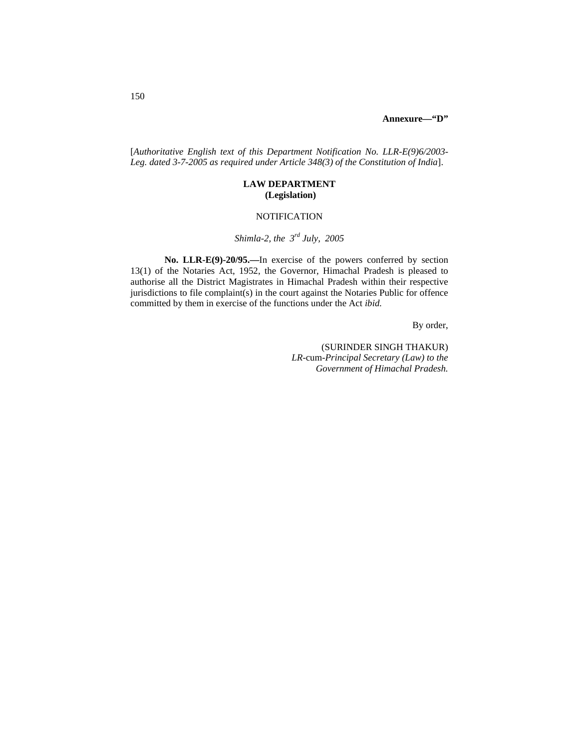**Annexure—"D"**

[*Authoritative English text of this Department Notification No. LLR-E(9)6/2003-Leg. dated 3-7-2005 as required under Article 348(3) of the Constitution of India*].

**LAW DEPARTMENT**
**(Legislation)**

NOTIFICATION

*Shimla-2, the 3rd July, 2005*

**No. LLR-E(9)-20/95.—**In exercise of the powers conferred by section 13(1) of the Notaries Act, 1952, the Governor, Himachal Pradesh is pleased to authorise all the District Magistrates in Himachal Pradesh within their respective jurisdictions to file complaint(s) in the court against the Notaries Public for offence committed by them in exercise of the functions under the Act *ibid.*

By order,

(SURINDER SINGH THAKUR)
*LR*-cum-*Principal Secretary (Law) to the Government of Himachal Pradesh.*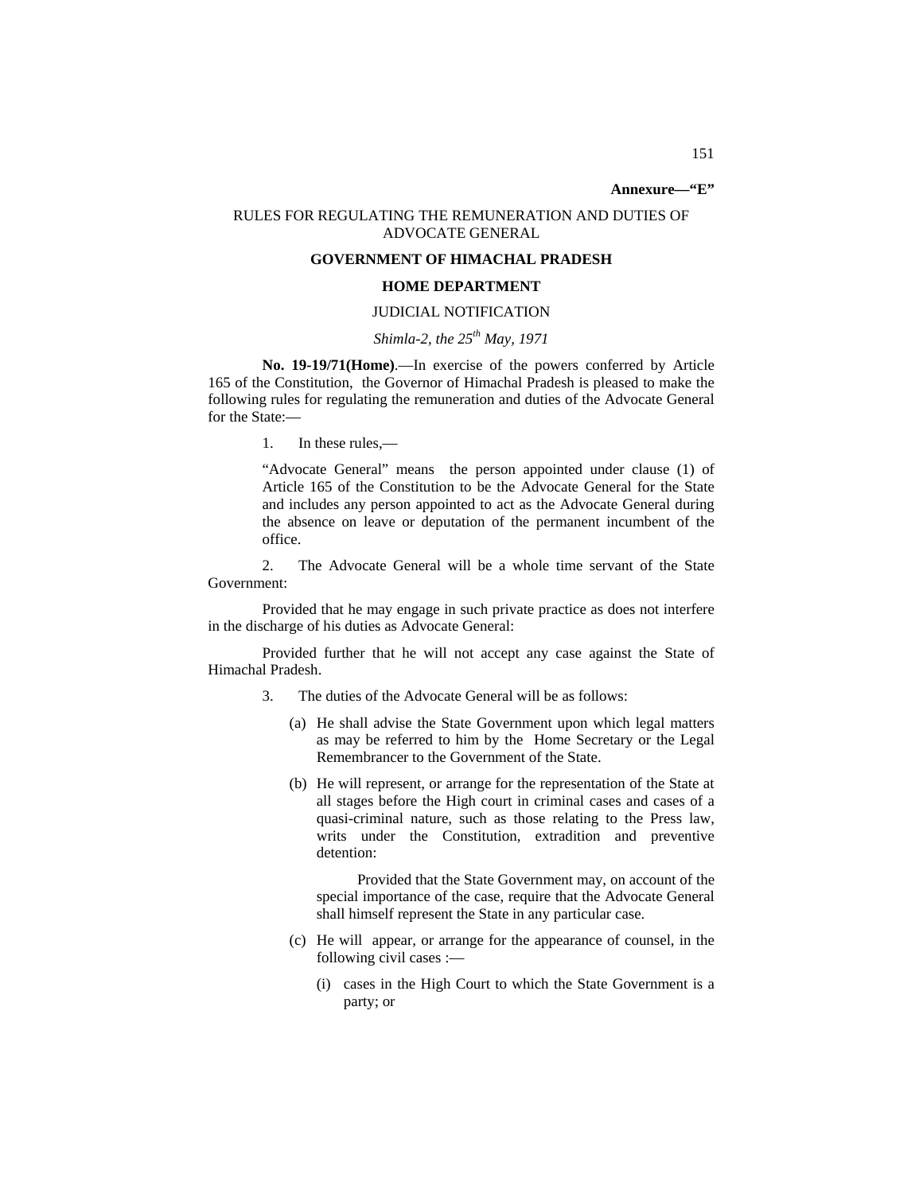**Annexure—"E"**

RULES FOR REGULATING THE REMUNERATION AND DUTIES OF ADVOCATE GENERAL

**GOVERNMENT OF HIMACHAL PRADESH**

**HOME DEPARTMENT**

JUDICIAL NOTIFICATION

*Shimla-2, the 25th May, 1971*

**No. 19-19/71(Home)**.—In exercise of the powers conferred by Article 165 of the Constitution, the Governor of Himachal Pradesh is pleased to make the following rules for regulating the remuneration and duties of the Advocate General for the State:—

1. In these rules,—

"Advocate General" means the person appointed under clause (1) of Article 165 of the Constitution to be the Advocate General for the State and includes any person appointed to act as the Advocate General during the absence on leave or deputation of the permanent incumbent of the office.

2. The Advocate General will be a whole time servant of the State Government:

Provided that he may engage in such private practice as does not interfere in the discharge of his duties as Advocate General:

Provided further that he will not accept any case against the State of Himachal Pradesh.

3. The duties of the Advocate General will be as follows:

(a) He shall advise the State Government upon which legal matters as may be referred to him by the Home Secretary or the Legal Remembrancer to the Government of the State.

(b) He will represent, or arrange for the representation of the State at all stages before the High court in criminal cases and cases of a quasi-criminal nature, such as those relating to the Press law, writs under the Constitution, extradition and preventive detention:

Provided that the State Government may, on account of the special importance of the case, require that the Advocate General shall himself represent the State in any particular case.

(c) He will appear, or arrange for the appearance of counsel, in the following civil cases :—

(i) cases in the High Court to which the State Government is a party; or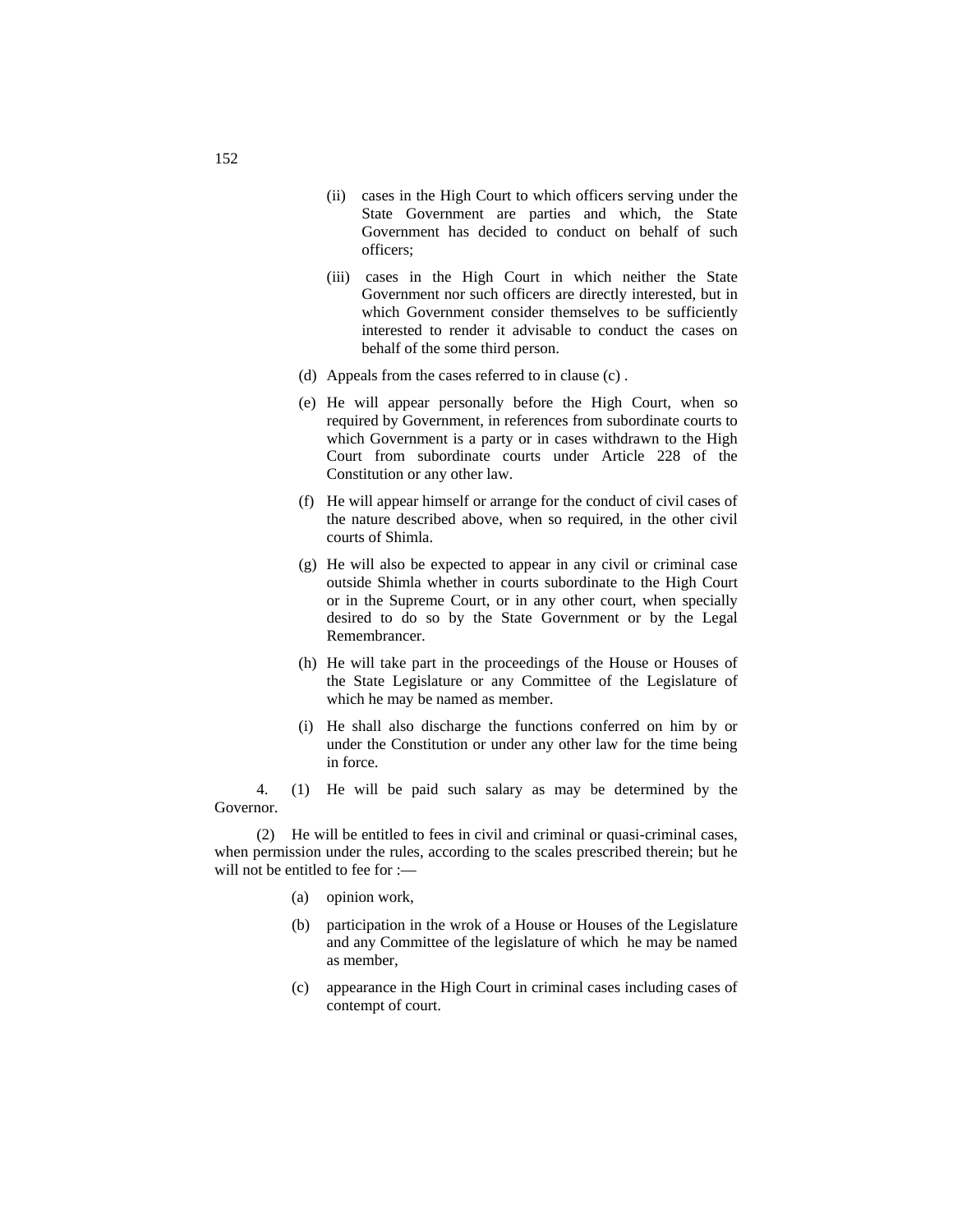(ii) cases in the High Court to which officers serving under the State Government are parties and which, the State Government has decided to conduct on behalf of such officers;

(iii) cases in the High Court in which neither the State Government nor such officers are directly interested, but in which Government consider themselves to be sufficiently interested to render it advisable to conduct the cases on behalf of the some third person.

(d) Appeals from the cases referred to in clause (c) .

(e) He will appear personally before the High Court, when so required by Government, in references from subordinate courts to which Government is a party or in cases withdrawn to the High Court from subordinate courts under Article 228 of the Constitution or any other law.

(f) He will appear himself or arrange for the conduct of civil cases of the nature described above, when so required, in the other civil courts of Shimla.

(g) He will also be expected to appear in any civil or criminal case outside Shimla whether in courts subordinate to the High Court or in the Supreme Court, or in any other court, when specially desired to do so by the State Government or by the Legal Remembrancer.

(h) He will take part in the proceedings of the House or Houses of the State Legislature or any Committee of the Legislature of which he may be named as member.

(i) He shall also discharge the functions conferred on him by or under the Constitution or under any other law for the time being in force.

4. (1) He will be paid such salary as may be determined by the Governor.

(2) He will be entitled to fees in civil and criminal or quasi-criminal cases, when permission under the rules, according to the scales prescribed therein; but he will not be entitled to fee for :—

(a) opinion work,

(b) participation in the wrok of a House or Houses of the Legislature and any Committee of the legislature of which he may be named as member,

(c) appearance in the High Court in criminal cases including cases of contempt of court.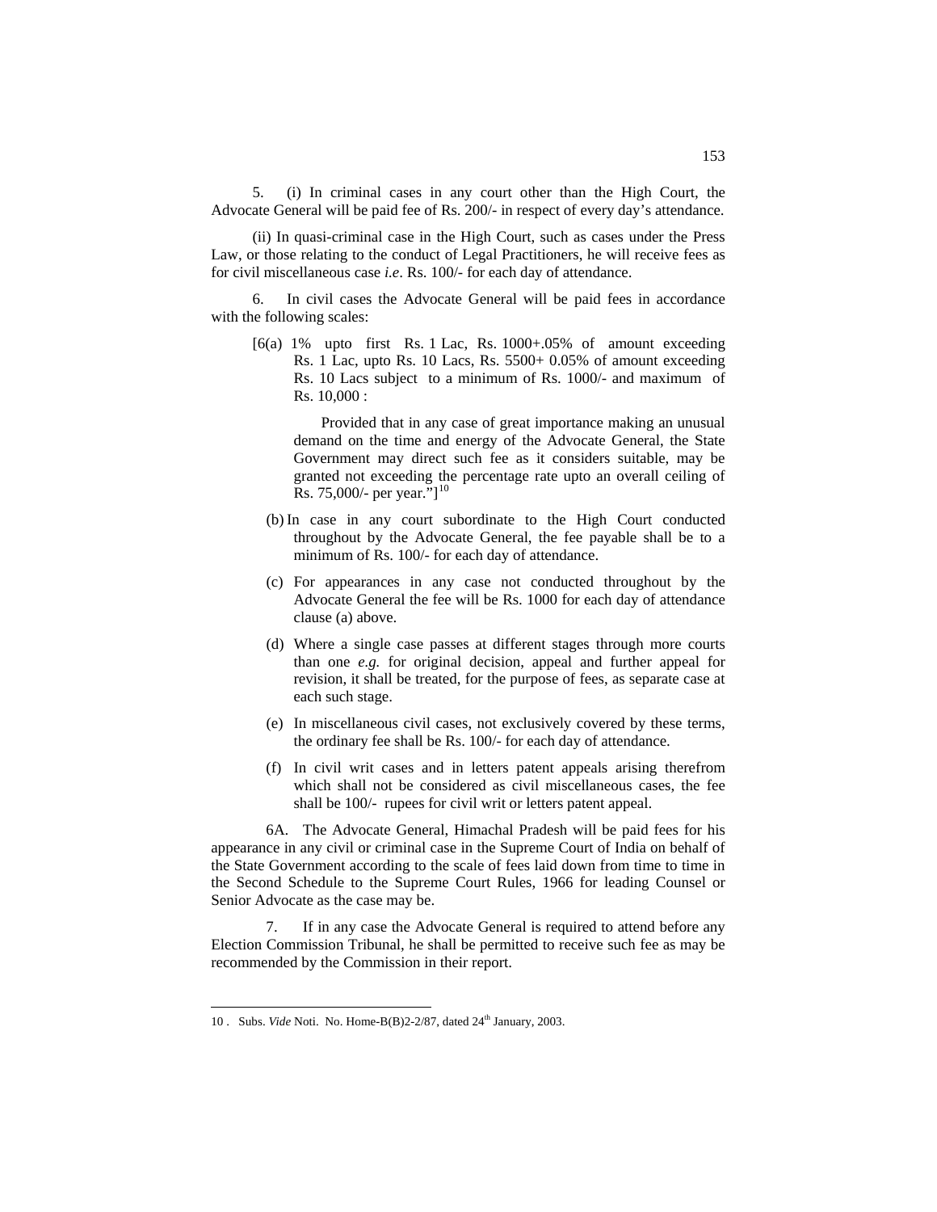5. (i) In criminal cases in any court other than the High Court, the Advocate General will be paid fee of Rs. 200/- in respect of every day's attendance.

(ii) In quasi-criminal case in the High Court, such as cases under the Press Law, or those relating to the conduct of Legal Practitioners, he will receive fees as for civil miscellaneous case *i.e*. Rs. 100/- for each day of attendance.

6. In civil cases the Advocate General will be paid fees in accordance with the following scales:

[6(a) 1% upto first Rs. 1 Lac, Rs. 1000+.05% of amount exceeding Rs. 1 Lac, upto Rs. 10 Lacs, Rs. 5500+ 0.05% of amount exceeding Rs. 10 Lacs subject to a minimum of Rs. 1000/- and maximum of Rs. 10,000 :

Provided that in any case of great importance making an unusual demand on the time and energy of the Advocate General, the State Government may direct such fee as it considers suitable, may be granted not exceeding the percentage rate upto an overall ceiling of Rs. 75,000/- per year."][10]

(b) In case in any court subordinate to the High Court conducted throughout by the Advocate General, the fee payable shall be to a minimum of Rs. 100/- for each day of attendance.

(c) For appearances in any case not conducted throughout by the Advocate General the fee will be Rs. 1000 for each day of attendance clause (a) above.

(d) Where a single case passes at different stages through more courts than one *e.g.* for original decision, appeal and further appeal for revision, it shall be treated, for the purpose of fees, as separate case at each such stage.

(e) In miscellaneous civil cases, not exclusively covered by these terms, the ordinary fee shall be Rs. 100/- for each day of attendance.

(f) In civil writ cases and in letters patent appeals arising therefrom which shall not be considered as civil miscellaneous cases, the fee shall be 100/- rupees for civil writ or letters patent appeal.

6A. The Advocate General, Himachal Pradesh will be paid fees for his appearance in any civil or criminal case in the Supreme Court of India on behalf of the State Government according to the scale of fees laid down from time to time in the Second Schedule to the Supreme Court Rules, 1966 for leading Counsel or Senior Advocate as the case may be.

7. If in any case the Advocate General is required to attend before any Election Commission Tribunal, he shall be permitted to receive such fee as may be recommended by the Commission in their report.

---

10 . Subs. *Vide* Noti. No. Home-B(B)2-2/87, dated 24th January, 2003.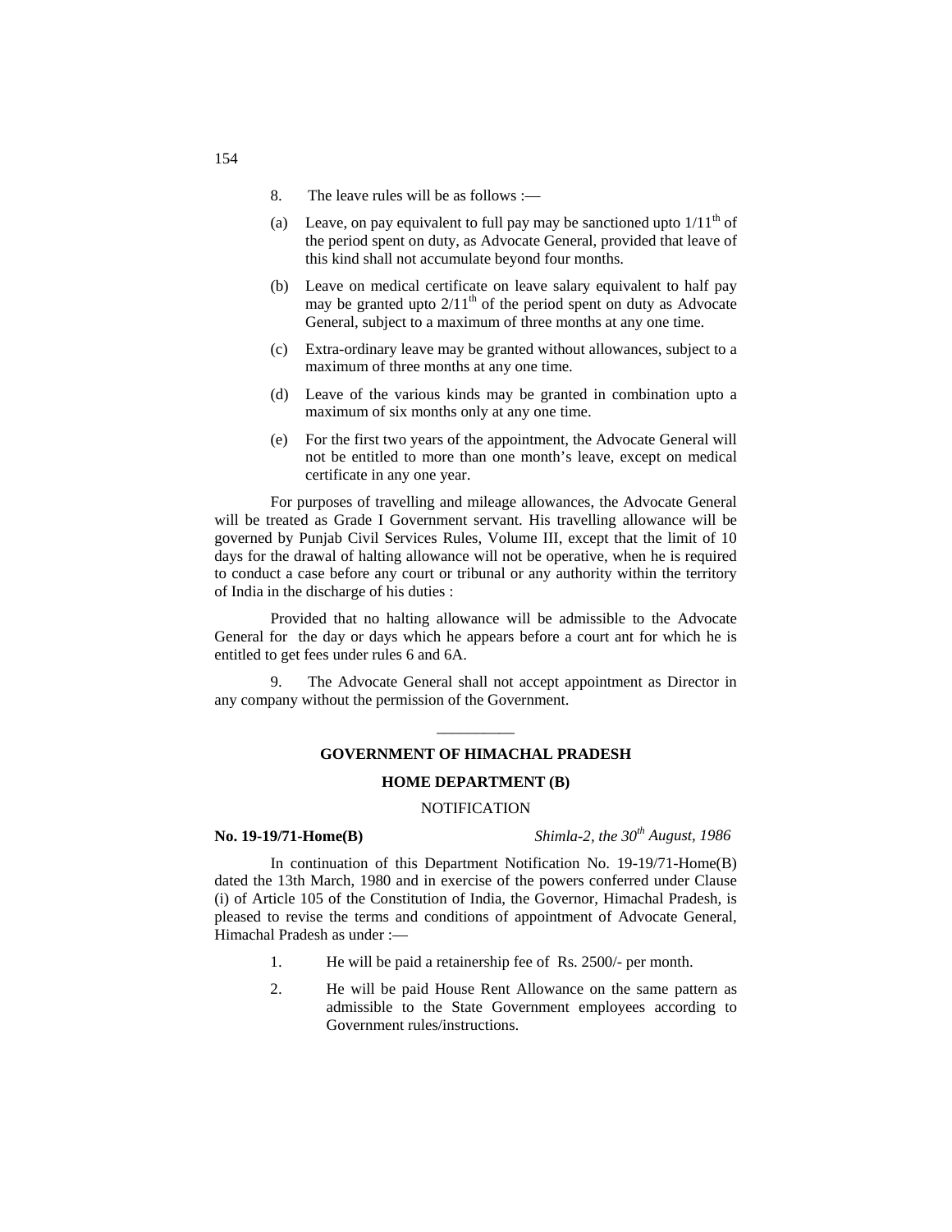8. The leave rules will be as follows :—

(a) Leave, on pay equivalent to full pay may be sanctioned upto $1/11^{th}$ of the period spent on duty, as Advocate General, provided that leave of this kind shall not accumulate beyond four months.

(b) Leave on medical certificate on leave salary equivalent to half pay may be granted upto $2/11^{th}$ of the period spent on duty as Advocate General, subject to a maximum of three months at any one time.

(c) Extra-ordinary leave may be granted without allowances, subject to a maximum of three months at any one time.

(d) Leave of the various kinds may be granted in combination upto a maximum of six months only at any one time.

(e) For the first two years of the appointment, the Advocate General will not be entitled to more than one month's leave, except on medical certificate in any one year.

For purposes of travelling and mileage allowances, the Advocate General will be treated as Grade I Government servant. His travelling allowance will be governed by Punjab Civil Services Rules, Volume III, except that the limit of 10 days for the drawal of halting allowance will not be operative, when he is required to conduct a case before any court or tribunal or any authority within the territory of India in the discharge of his duties :

Provided that no halting allowance will be admissible to the Advocate General for the day or days which he appears before a court ant for which he is entitled to get fees under rules 6 and 6A.

9. The Advocate General shall not accept appointment as Director in any company without the permission of the Government.

---

**GOVERNMENT OF HIMACHAL PRADESH**

**HOME DEPARTMENT (B)**

NOTIFICATION

**No. 19-19/71-Home(B)** *Shimla-2, the 30th August, 1986*

In continuation of this Department Notification No. 19-19/71-Home(B) dated the 13th March, 1980 and in exercise of the powers conferred under Clause (i) of Article 105 of the Constitution of India, the Governor, Himachal Pradesh, is pleased to revise the terms and conditions of appointment of Advocate General, Himachal Pradesh as under :—

1. He will be paid a retainership fee of Rs. 2500/- per month.

2. He will be paid House Rent Allowance on the same pattern as admissible to the State Government employees according to Government rules/instructions.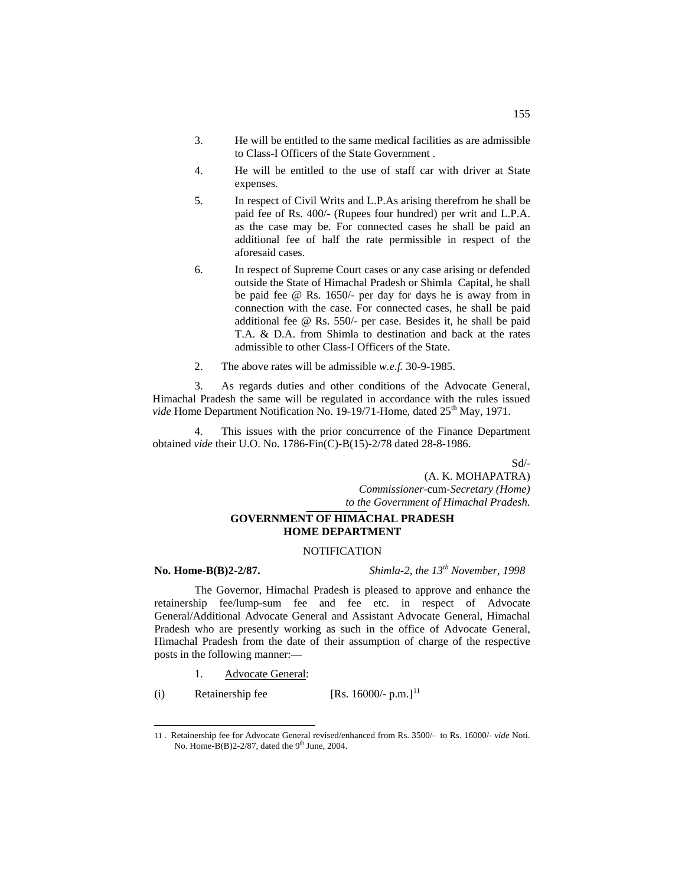3. He will be entitled to the same medical facilities as are admissible to Class-I Officers of the State Government .

4. He will be entitled to the use of staff car with driver at State expenses.

5. In respect of Civil Writs and L.P.As arising therefrom he shall be paid fee of Rs. 400/- (Rupees four hundred) per writ and L.P.A. as the case may be. For connected cases he shall be paid an additional fee of half the rate permissible in respect of the aforesaid cases.

6. In respect of Supreme Court cases or any case arising or defended outside the State of Himachal Pradesh or Shimla Capital, he shall be paid fee @ Rs. 1650/- per day for days he is away from in connection with the case. For connected cases, he shall be paid additional fee @ Rs. 550/- per case. Besides it, he shall be paid T.A. & D.A. from Shimla to destination and back at the rates admissible to other Class-I Officers of the State.

2. The above rates will be admissible *w.e.f.* 30-9-1985.

3. As regards duties and other conditions of the Advocate General, Himachal Pradesh the same will be regulated in accordance with the rules issued *vide* Home Department Notification No. 19-19/71-Home, dated 25th May, 1971.

4. This issues with the prior concurrence of the Finance Department obtained *vide* their U.O. No. 1786-Fin(C)-B(15)-2/78 dated 28-8-1986.

Sd/-
(A. K. MOHAPATRA)
*Commissioner*-cum-*Secretary (Home)*
*to the Government of Himachal Pradesh.*

**GOVERNMENT OF HIMACHAL PRADESH**
**HOME DEPARTMENT**

NOTIFICATION

**No. Home-B(B)2-2/87.** *Shimla-2, the 13th November, 1998*

The Governor, Himachal Pradesh is pleased to approve and enhance the retainership fee/lump-sum fee and fee etc. in respect of Advocate General/Additional Advocate General and Assistant Advocate General, Himachal Pradesh who are presently working as such in the office of Advocate General, Himachal Pradesh from the date of their assumption of charge of the respective posts in the following manner:—

1. Advocate General:

(i) Retainership fee [Rs. 16000/- p.m.][11]

---

11 . Retainership fee for Advocate General revised/enhanced from Rs. 3500/- to Rs. 16000/- *vide* Noti. No. Home-B(B)2-2/87, dated the 9th June, 2004.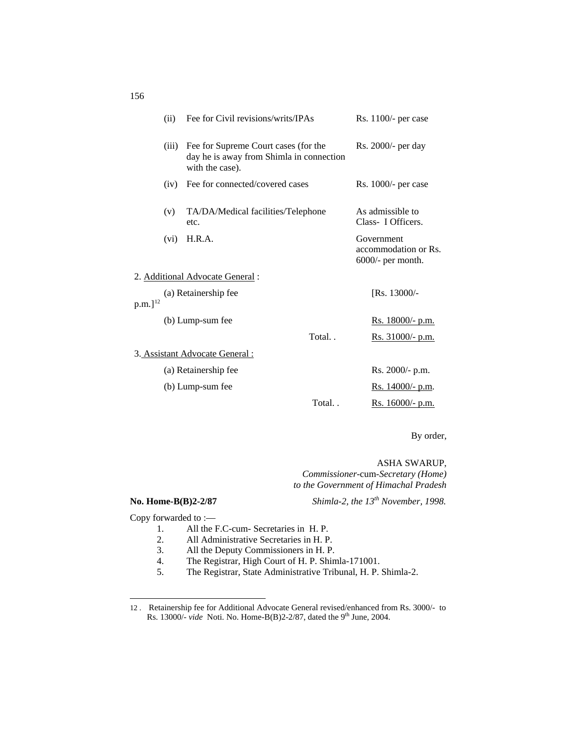| | | |
|---|---|---|
| (ii) | Fee for Civil revisions/writs/IPAs | Rs. 1100/- per case |
| (iii) | Fee for Supreme Court cases (for the day he is away from Shimla in connection with the case). | Rs. 2000/- per day |
| (iv) | Fee for connected/covered cases | Rs. 1000/- per case |
| (v) | TA/DA/Medical facilities/Telephone etc. | As admissible to Class- I Officers. |
| (vi) | H.R.A. | Government accommodation or Rs. 6000/- per month. |

2. Additional Advocate General :

| | | |
|---|---|---|
| (a) Retainership fee | | [Rs. 13000/- p.m.][12] |
| (b) Lump-sum fee | | Rs. 18000/- p.m. |
| | Total. . | Rs. 31000/- p.m. |

3. Assistant Advocate General :

| | | |
|---|---|---|
| (a) Retainership fee | | Rs. 2000/- p.m. |
| (b) Lump-sum fee | | Rs. 14000/- p.m. |
| | Total. . | Rs. 16000/- p.m. |

By order,

ASHA SWARUP,
*Commissioner*-cum-*Secretary (Home)*
*to the Government of Himachal Pradesh*

**No. Home-B(B)2-2/87** *Shimla-2, the 13th November, 1998.*

Copy forwarded to :—

1. All the F.C-cum- Secretaries in H. P.
2. All Administrative Secretaries in H. P.
3. All the Deputy Commissioners in H. P.
4. The Registrar, High Court of H. P. Shimla-171001.
5. The Registrar, State Administrative Tribunal, H. P. Shimla-2.

---

12 . Retainership fee for Additional Advocate General revised/enhanced from Rs. 3000/- to Rs. 13000/- *vide* Noti. No. Home-B(B)2-2/87, dated the 9th June, 2004.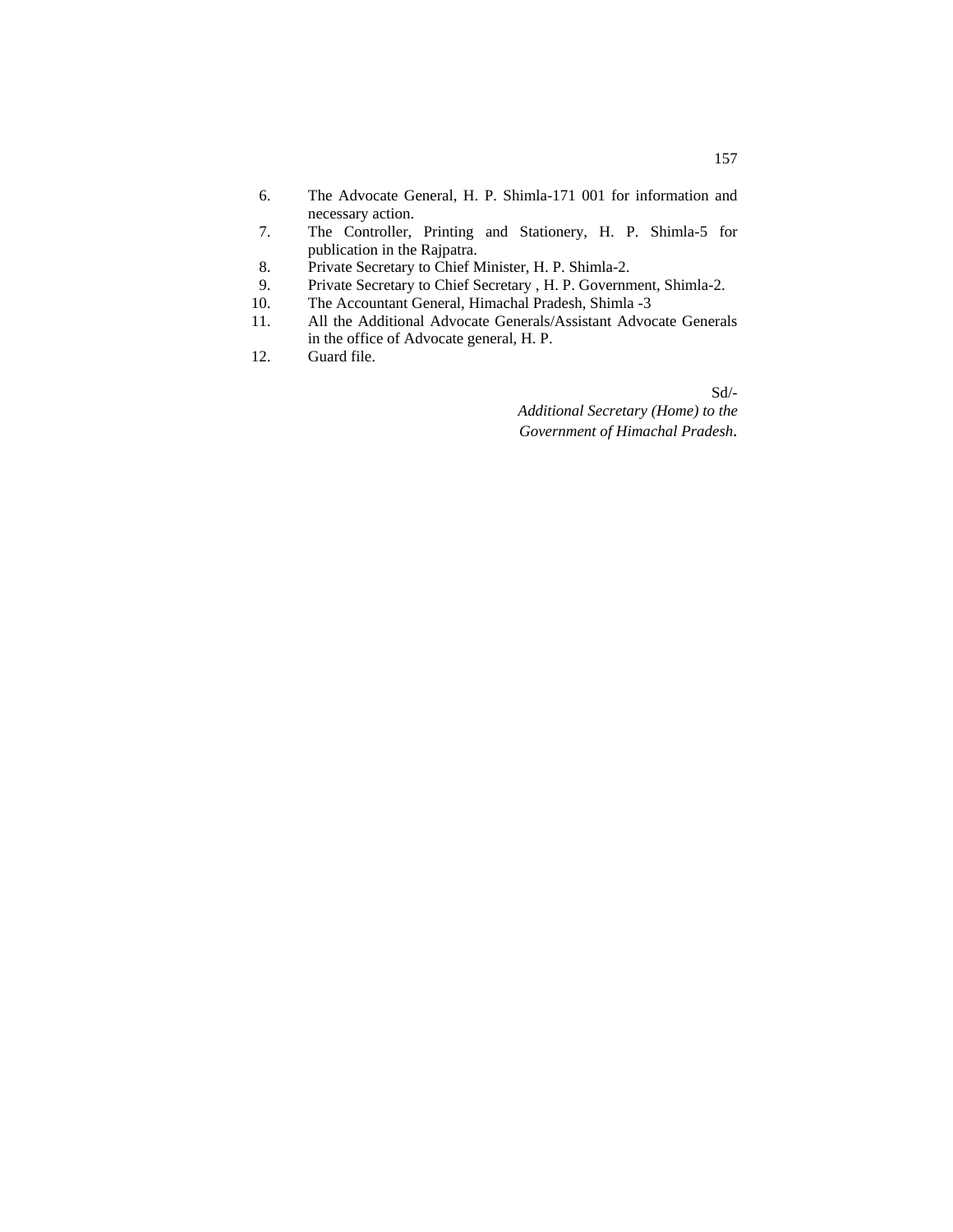6. The Advocate General, H. P. Shimla-171 001 for information and necessary action.
7. The Controller, Printing and Stationery, H. P. Shimla-5 for publication in the Rajpatra.
8. Private Secretary to Chief Minister, H. P. Shimla-2.
9. Private Secretary to Chief Secretary , H. P. Government, Shimla-2.
10. The Accountant General, Himachal Pradesh, Shimla -3
11. All the Additional Advocate Generals/Assistant Advocate Generals in the office of Advocate general, H. P.
12. Guard file.

Sd/-

*Additional Secretary (Home) to the Government of Himachal Pradesh*.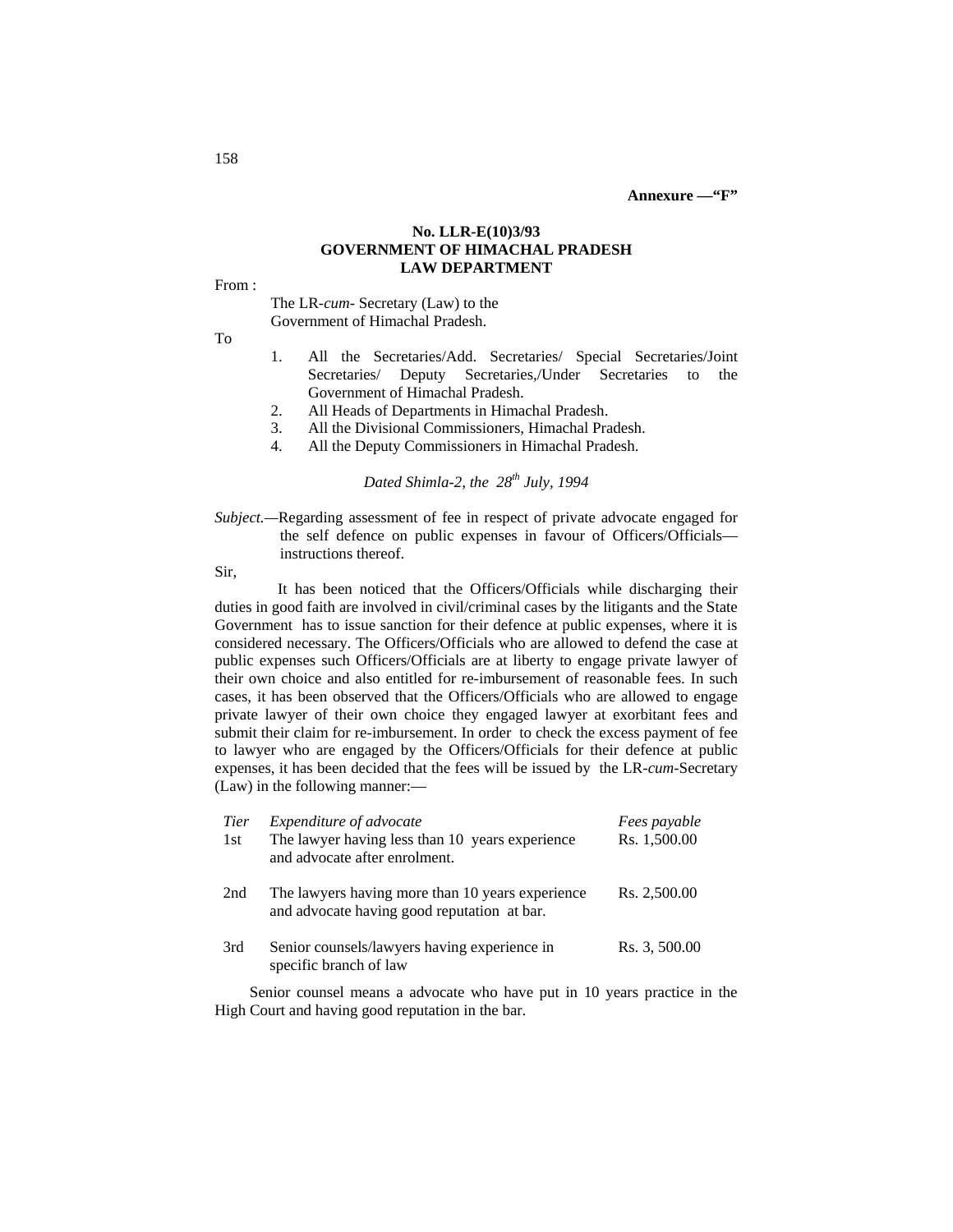**Annexure —"F"**

**No. LLR-E(10)3/93**
**GOVERNMENT OF HIMACHAL PRADESH**
**LAW DEPARTMENT**

From :

The LR-*cum*- Secretary (Law) to the
Government of Himachal Pradesh.

To

1. All the Secretaries/Add. Secretaries/ Special Secretaries/Joint Secretaries/ Deputy Secretaries,/Under Secretaries to the Government of Himachal Pradesh.
2. All Heads of Departments in Himachal Pradesh.
3. All the Divisional Commissioners, Himachal Pradesh.
4. All the Deputy Commissioners in Himachal Pradesh.

*Dated Shimla-2, the 28th July, 1994*

*Subject.*—Regarding assessment of fee in respect of private advocate engaged for the self defence on public expenses in favour of Officers/Officials—instructions thereof.

Sir,

It has been noticed that the Officers/Officials while discharging their duties in good faith are involved in civil/criminal cases by the litigants and the State Government has to issue sanction for their defence at public expenses, where it is considered necessary. The Officers/Officials who are allowed to defend the case at public expenses such Officers/Officials are at liberty to engage private lawyer of their own choice and also entitled for re-imbursement of reasonable fees. In such cases, it has been observed that the Officers/Officials who are allowed to engage private lawyer of their own choice they engaged lawyer at exorbitant fees and submit their claim for re-imbursement. In order to check the excess payment of fee to lawyer who are engaged by the Officers/Officials for their defence at public expenses, it has been decided that the fees will be issued by the LR-*cum*-Secretary (Law) in the following manner:—

| *Tier* | *Expenditure of advocate* | *Fees payable* |
|---|---|---|
| 1st | The lawyer having less than 10 years experience and advocate after enrolment. | Rs. 1,500.00 |
| 2nd | The lawyers having more than 10 years experience and advocate having good reputation at bar. | Rs. 2,500.00 |
| 3rd | Senior counsels/lawyers having experience in specific branch of law | Rs. 3, 500.00 |

Senior counsel means a advocate who have put in 10 years practice in the High Court and having good reputation in the bar.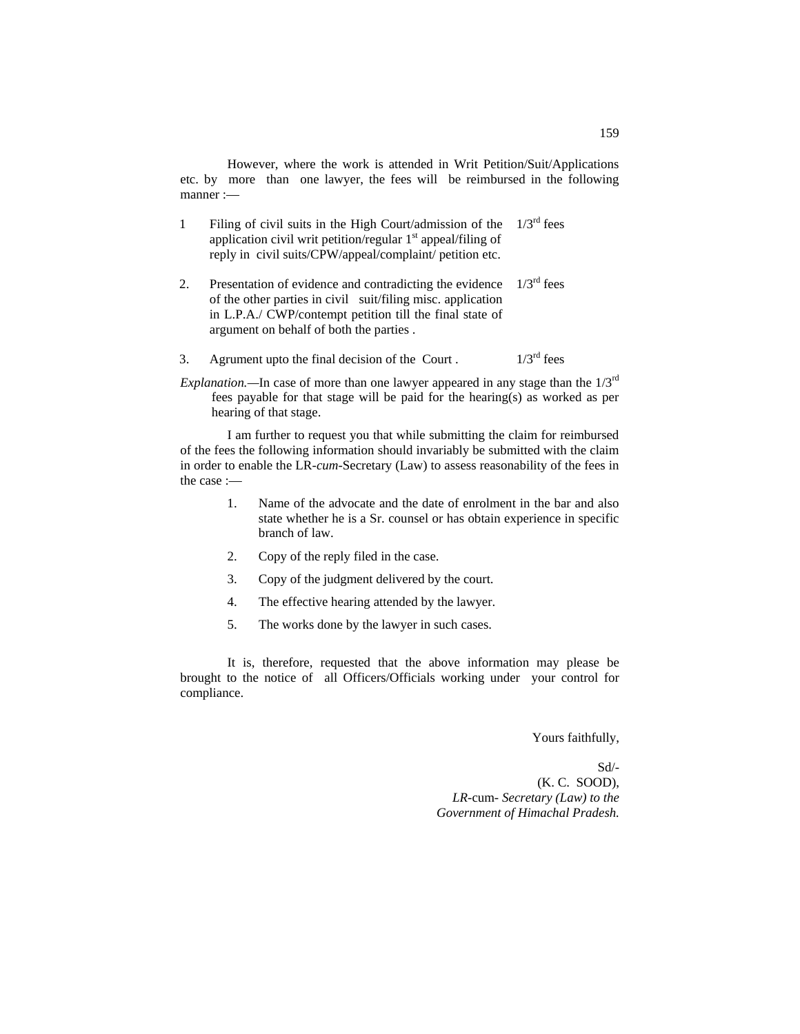However, where the work is attended in Writ Petition/Suit/Applications etc. by more than one lawyer, the fees will be reimbursed in the following manner :—

| | | |
|---|---|---|
| 1 | Filing of civil suits in the High Court/admission of the application civil writ petition/regular 1st appeal/filing of reply in civil suits/CPW/appeal/complaint/ petition etc. | 1/3rd fees |
| 2. | Presentation of evidence and contradicting the evidence of the other parties in civil suit/filing misc. application in L.P.A./ CWP/contempt petition till the final state of argument on behalf of both the parties . | 1/3rd fees |
| 3. | Agrument upto the final decision of the Court . | 1/3rd fees |

*Explanation.*—In case of more than one lawyer appeared in any stage than the 1/3rd fees payable for that stage will be paid for the hearing(s) as worked as per hearing of that stage.

I am further to request you that while submitting the claim for reimbursed of the fees the following information should invariably be submitted with the claim in order to enable the LR-*cum*-Secretary (Law) to assess reasonability of the fees in the case :—

1. Name of the advocate and the date of enrolment in the bar and also state whether he is a Sr. counsel or has obtain experience in specific branch of law.
2. Copy of the reply filed in the case.
3. Copy of the judgment delivered by the court.
4. The effective hearing attended by the lawyer.
5. The works done by the lawyer in such cases.

It is, therefore, requested that the above information may please be brought to the notice of all Officers/Officials working under your control for compliance.

Yours faithfully,

Sd/-
(K. C. SOOD),
*LR*-cum- *Secretary (Law) to the Government of Himachal Pradesh.*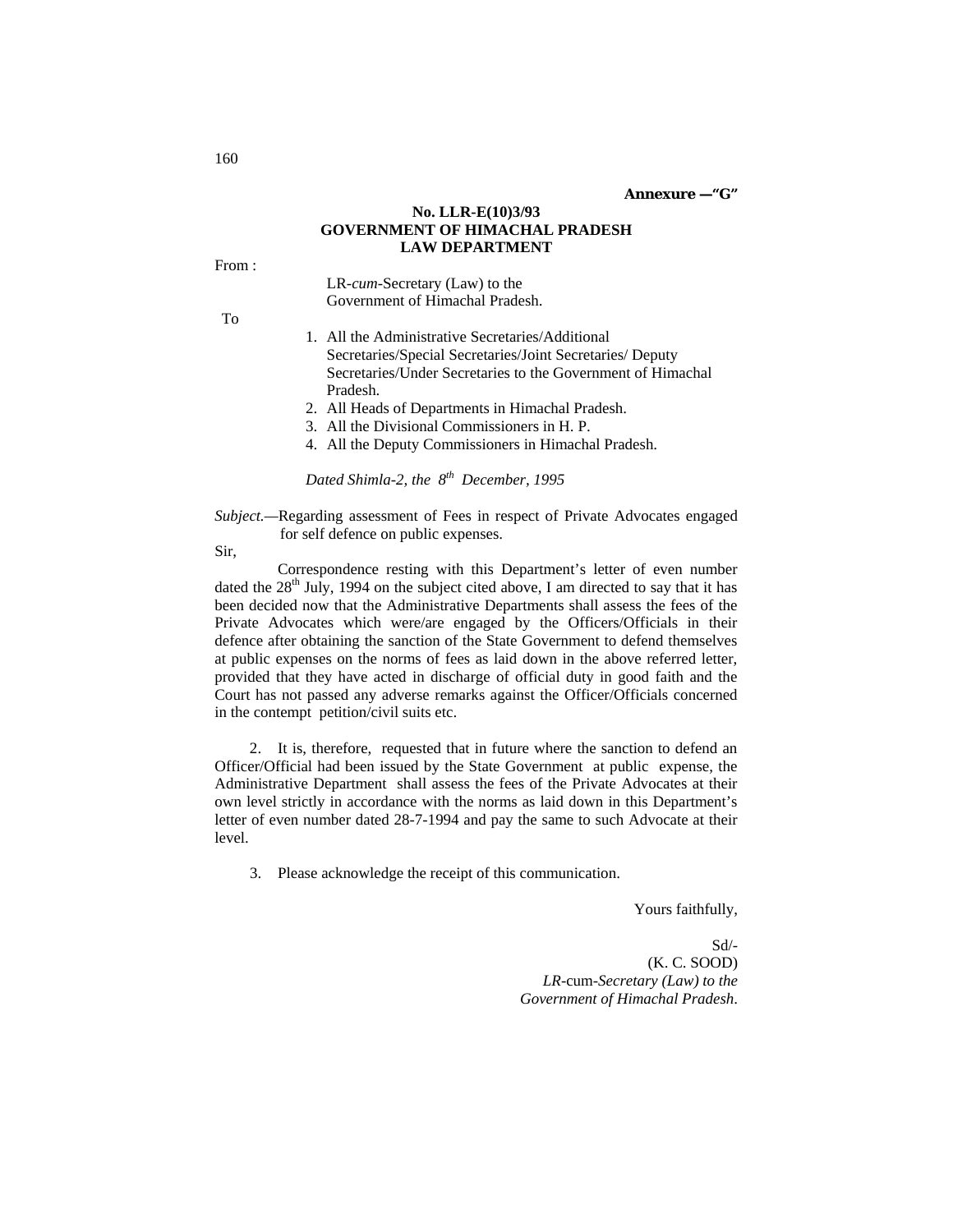**Annexure —"G"**

**No. LLR-E(10)3/93**
**GOVERNMENT OF HIMACHAL PRADESH**
**LAW DEPARTMENT**

From :

LR-*cum*-Secretary (Law) to the
Government of Himachal Pradesh.

To

1. All the Administrative Secretaries/Additional Secretaries/Special Secretaries/Joint Secretaries/ Deputy Secretaries/Under Secretaries to the Government of Himachal Pradesh.
2. All Heads of Departments in Himachal Pradesh.
3. All the Divisional Commissioners in H. P.
4. All the Deputy Commissioners in Himachal Pradesh.

*Dated Shimla-2, the 8th December, 1995*

*Subject.*—Regarding assessment of Fees in respect of Private Advocates engaged for self defence on public expenses.

Sir,

Correspondence resting with this Department's letter of even number dated the 28th July, 1994 on the subject cited above, I am directed to say that it has been decided now that the Administrative Departments shall assess the fees of the Private Advocates which were/are engaged by the Officers/Officials in their defence after obtaining the sanction of the State Government to defend themselves at public expenses on the norms of fees as laid down in the above referred letter, provided that they have acted in discharge of official duty in good faith and the Court has not passed any adverse remarks against the Officer/Officials concerned in the contempt petition/civil suits etc.

2. It is, therefore, requested that in future where the sanction to defend an Officer/Official had been issued by the State Government at public expense, the Administrative Department shall assess the fees of the Private Advocates at their own level strictly in accordance with the norms as laid down in this Department's letter of even number dated 28-7-1994 and pay the same to such Advocate at their level.

3. Please acknowledge the receipt of this communication.

Yours faithfully,

Sd/-
(K. C. SOOD)
*LR*-cum-*Secretary (Law) to the*
*Government of Himachal Pradesh*.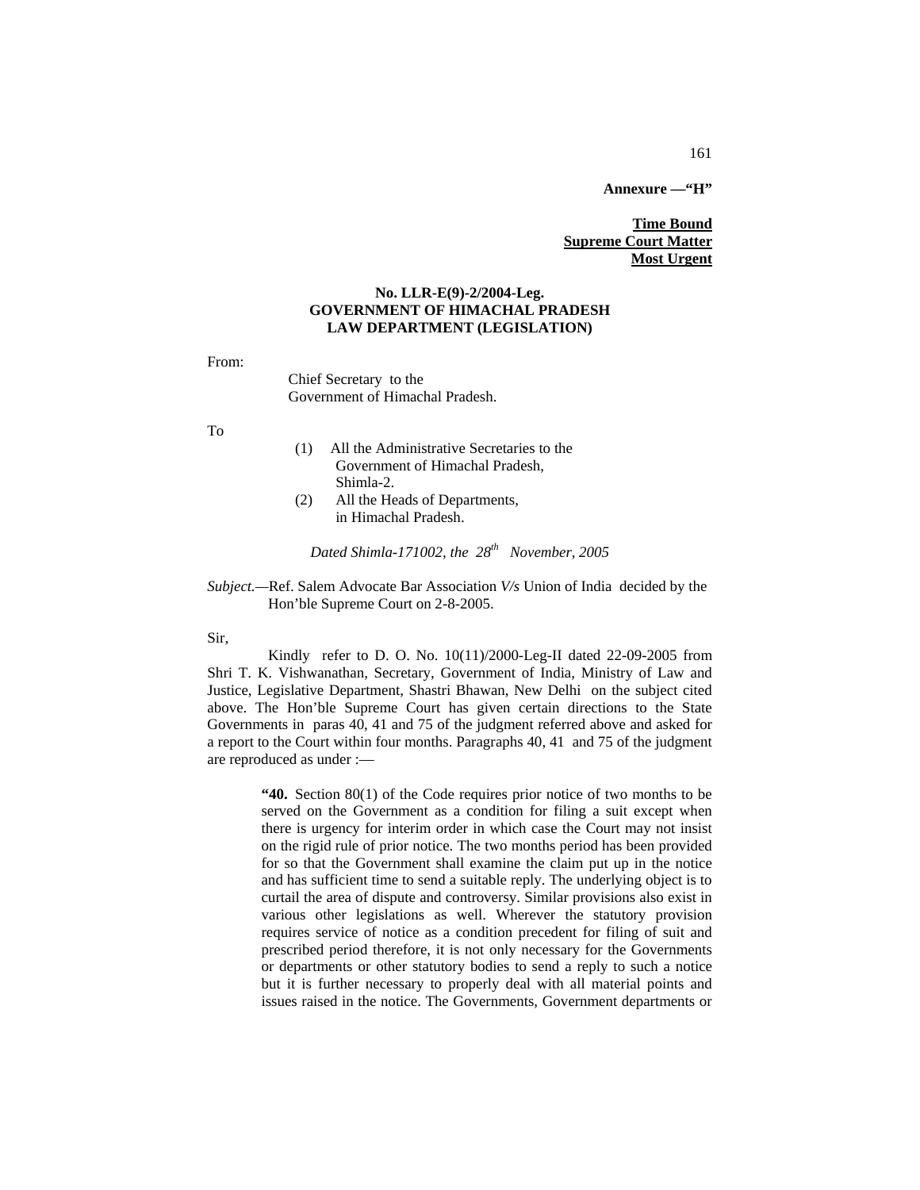**Annexure —"H"**

**Time Bound**
**Supreme Court Matter**
**Most Urgent**

**No. LLR-E(9)-2/2004-Leg.**
**GOVERNMENT OF HIMACHAL PRADESH**
**LAW DEPARTMENT (LEGISLATION)**

From:

Chief Secretary to the
Government of Himachal Pradesh.

To

(1) All the Administrative Secretaries to the Government of Himachal Pradesh, Shimla-2.
(2) All the Heads of Departments, in Himachal Pradesh.

*Dated Shimla-171002, the 28th November, 2005*

*Subject.*—Ref. Salem Advocate Bar Association *V/s* Union of India decided by the Hon'ble Supreme Court on 2-8-2005.

Sir,

Kindly refer to D. O. No. 10(11)/2000-Leg-II dated 22-09-2005 from Shri T. K. Vishwanathan, Secretary, Government of India, Ministry of Law and Justice, Legislative Department, Shastri Bhawan, New Delhi on the subject cited above. The Hon'ble Supreme Court has given certain directions to the State Governments in paras 40, 41 and 75 of the judgment referred above and asked for a report to the Court within four months. Paragraphs 40, 41 and 75 of the judgment are reproduced as under :—

> **"40.** Section 80(1) of the Code requires prior notice of two months to be served on the Government as a condition for filing a suit except when there is urgency for interim order in which case the Court may not insist on the rigid rule of prior notice. The two months period has been provided for so that the Government shall examine the claim put up in the notice and has sufficient time to send a suitable reply. The underlying object is to curtail the area of dispute and controversy. Similar provisions also exist in various other legislations as well. Wherever the statutory provision requires service of notice as a condition precedent for filing of suit and prescribed period therefore, it is not only necessary for the Governments or departments or other statutory bodies to send a reply to such a notice but it is further necessary to properly deal with all material points and issues raised in the notice. The Governments, Government departments or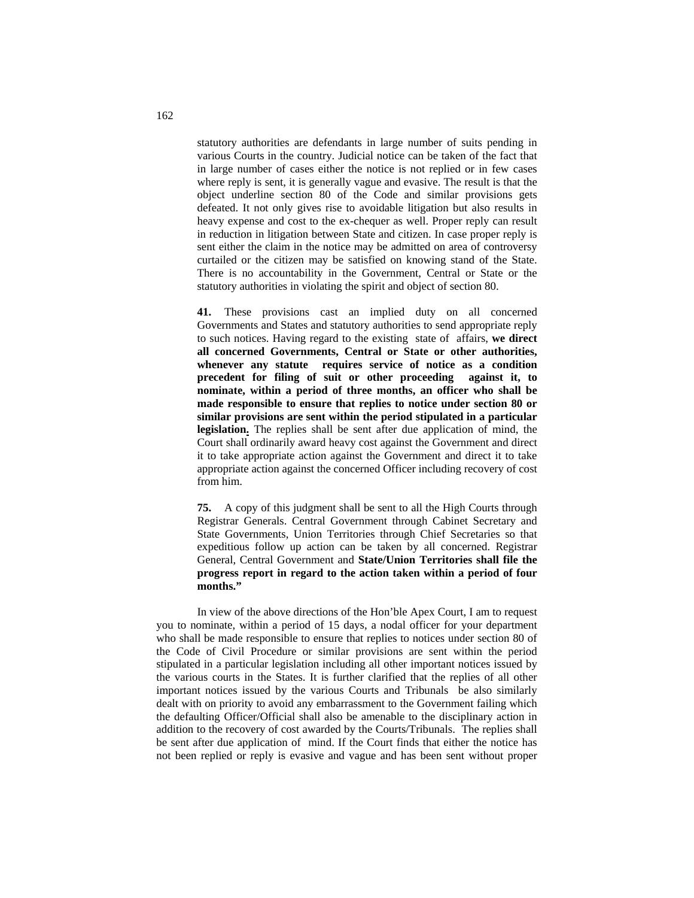statutory authorities are defendants in large number of suits pending in various Courts in the country. Judicial notice can be taken of the fact that in large number of cases either the notice is not replied or in few cases where reply is sent, it is generally vague and evasive. The result is that the object underline section 80 of the Code and similar provisions gets defeated. It not only gives rise to avoidable litigation but also results in heavy expense and cost to the ex-chequer as well. Proper reply can result in reduction in litigation between State and citizen. In case proper reply is sent either the claim in the notice may be admitted on area of controversy curtailed or the citizen may be satisfied on knowing stand of the State. There is no accountability in the Government, Central or State or the statutory authorities in violating the spirit and object of section 80.

**41.** These provisions cast an implied duty on all concerned Governments and States and statutory authorities to send appropriate reply to such notices. Having regard to the existing state of affairs, **we direct all concerned Governments, Central or State or other authorities, whenever any statute requires service of notice as a condition precedent for filing of suit or other proceeding against it, to nominate, within a period of three months, an officer who shall be made responsible to ensure that replies to notice under section 80 or similar provisions are sent within the period stipulated in a particular legislation.** The replies shall be sent after due application of mind, the Court shall ordinarily award heavy cost against the Government and direct it to take appropriate action against the Government and direct it to take appropriate action against the concerned Officer including recovery of cost from him.

**75.** A copy of this judgment shall be sent to all the High Courts through Registrar Generals. Central Government through Cabinet Secretary and State Governments, Union Territories through Chief Secretaries so that expeditious follow up action can be taken by all concerned. Registrar General, Central Government and **State/Union Territories shall file the progress report in regard to the action taken within a period of four months."**

In view of the above directions of the Hon'ble Apex Court, I am to request you to nominate, within a period of 15 days, a nodal officer for your department who shall be made responsible to ensure that replies to notices under section 80 of the Code of Civil Procedure or similar provisions are sent within the period stipulated in a particular legislation including all other important notices issued by the various courts in the States. It is further clarified that the replies of all other important notices issued by the various Courts and Tribunals be also similarly dealt with on priority to avoid any embarrassment to the Government failing which the defaulting Officer/Official shall also be amenable to the disciplinary action in addition to the recovery of cost awarded by the Courts/Tribunals. The replies shall be sent after due application of mind. If the Court finds that either the notice has not been replied or reply is evasive and vague and has been sent without proper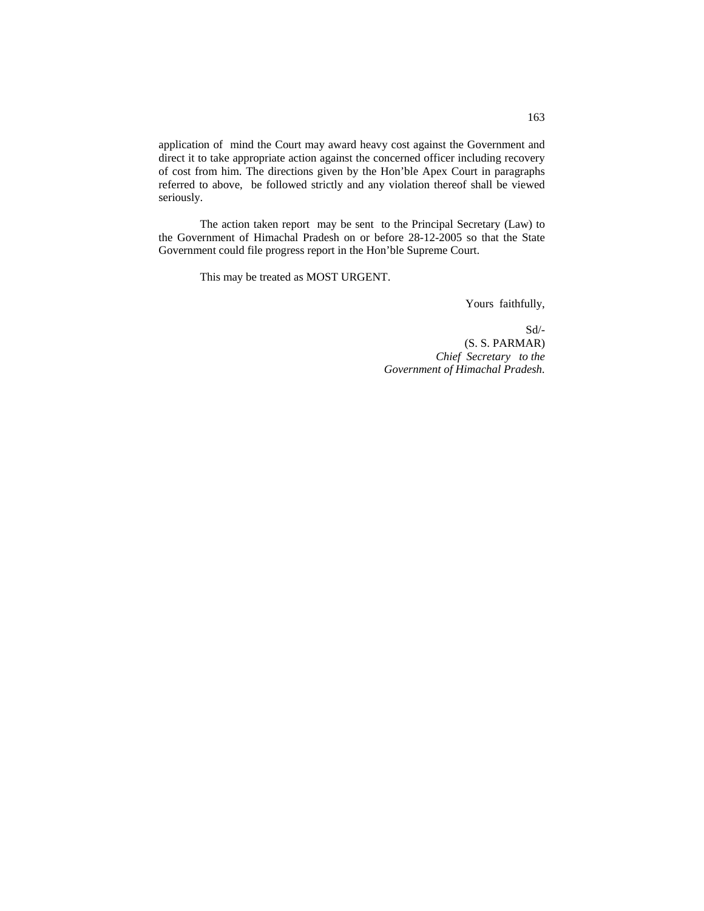application of mind the Court may award heavy cost against the Government and direct it to take appropriate action against the concerned officer including recovery of cost from him. The directions given by the Hon'ble Apex Court in paragraphs referred to above, be followed strictly and any violation thereof shall be viewed seriously.

The action taken report may be sent to the Principal Secretary (Law) to the Government of Himachal Pradesh on or before 28-12-2005 so that the State Government could file progress report in the Hon'ble Supreme Court.

This may be treated as MOST URGENT.

Yours faithfully,

Sd/-
(S. S. PARMAR)
*Chief Secretary to the*
*Government of Himachal Pradesh.*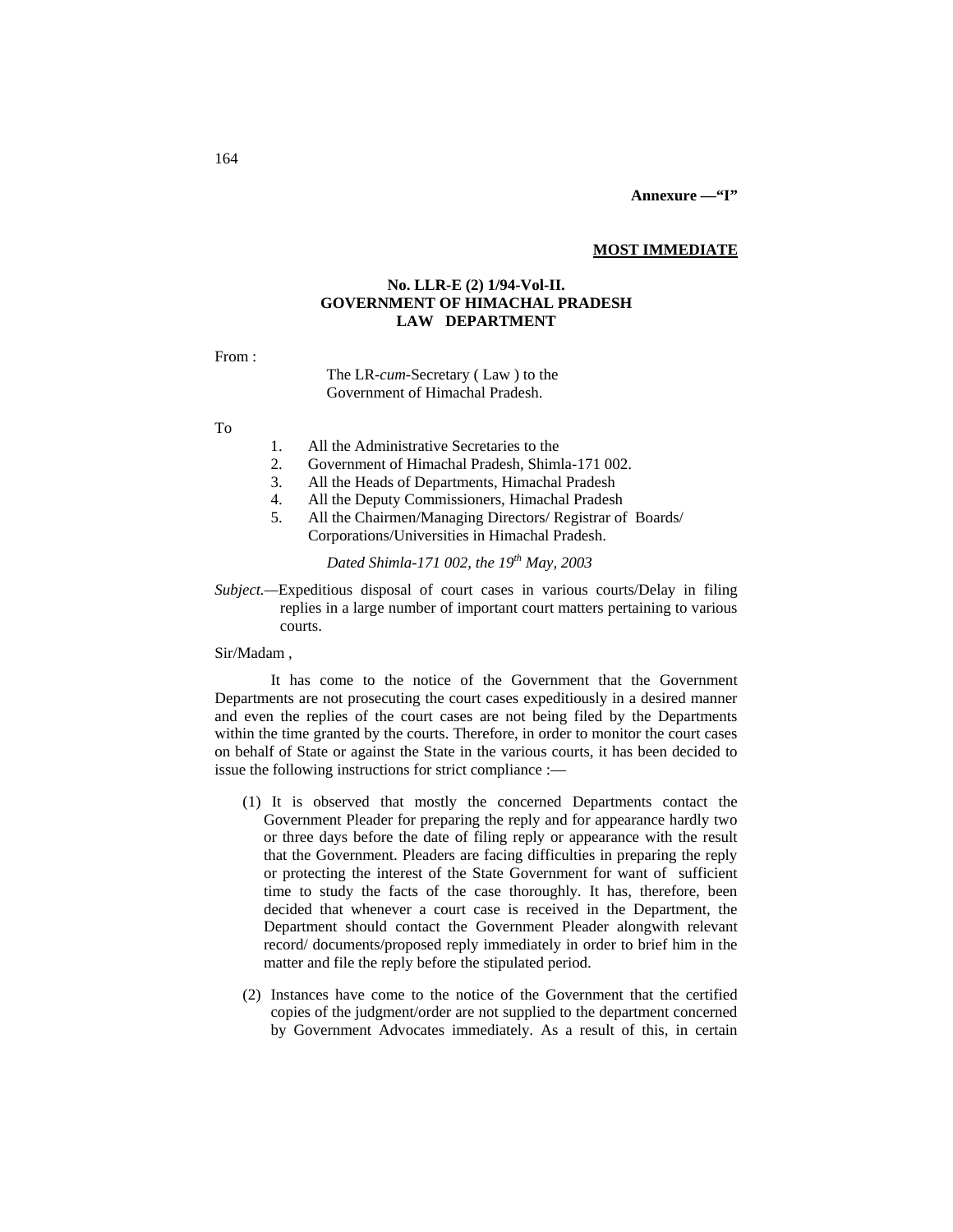**Annexure —"I"**

**MOST IMMEDIATE**

**No. LLR-E (2) 1/94-Vol-II.**
**GOVERNMENT OF HIMACHAL PRADESH**
**LAW DEPARTMENT**

From :

The LR-*cum*-Secretary ( Law ) to the
Government of Himachal Pradesh.

To

1. All the Administrative Secretaries to the
2. Government of Himachal Pradesh, Shimla-171 002.
3. All the Heads of Departments, Himachal Pradesh
4. All the Deputy Commissioners, Himachal Pradesh
5. All the Chairmen/Managing Directors/ Registrar of Boards/ Corporations/Universities in Himachal Pradesh.

*Dated Shimla-171 002, the 19th May, 2003*

*Subject.*—Expeditious disposal of court cases in various courts/Delay in filing replies in a large number of important court matters pertaining to various courts.

Sir/Madam ,

It has come to the notice of the Government that the Government Departments are not prosecuting the court cases expeditiously in a desired manner and even the replies of the court cases are not being filed by the Departments within the time granted by the courts. Therefore, in order to monitor the court cases on behalf of State or against the State in the various courts, it has been decided to issue the following instructions for strict compliance :—

(1) It is observed that mostly the concerned Departments contact the Government Pleader for preparing the reply and for appearance hardly two or three days before the date of filing reply or appearance with the result that the Government. Pleaders are facing difficulties in preparing the reply or protecting the interest of the State Government for want of sufficient time to study the facts of the case thoroughly. It has, therefore, been decided that whenever a court case is received in the Department, the Department should contact the Government Pleader alongwith relevant record/ documents/proposed reply immediately in order to brief him in the matter and file the reply before the stipulated period.

(2) Instances have come to the notice of the Government that the certified copies of the judgment/order are not supplied to the department concerned by Government Advocates immediately. As a result of this, in certain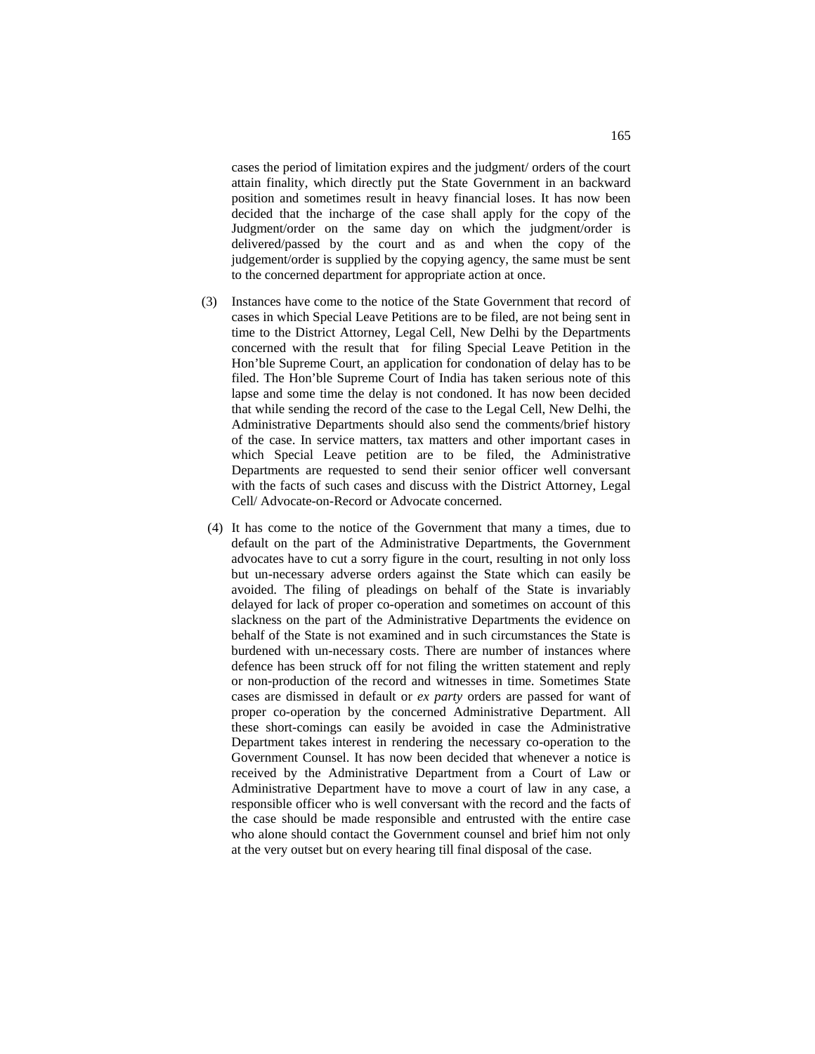cases the period of limitation expires and the judgment/ orders of the court attain finality, which directly put the State Government in an backward position and sometimes result in heavy financial loses. It has now been decided that the incharge of the case shall apply for the copy of the Judgment/order on the same day on which the judgment/order is delivered/passed by the court and as and when the copy of the judgement/order is supplied by the copying agency, the same must be sent to the concerned department for appropriate action at once.

(3) Instances have come to the notice of the State Government that record of cases in which Special Leave Petitions are to be filed, are not being sent in time to the District Attorney, Legal Cell, New Delhi by the Departments concerned with the result that for filing Special Leave Petition in the Hon'ble Supreme Court, an application for condonation of delay has to be filed. The Hon'ble Supreme Court of India has taken serious note of this lapse and some time the delay is not condoned. It has now been decided that while sending the record of the case to the Legal Cell, New Delhi, the Administrative Departments should also send the comments/brief history of the case. In service matters, tax matters and other important cases in which Special Leave petition are to be filed, the Administrative Departments are requested to send their senior officer well conversant with the facts of such cases and discuss with the District Attorney, Legal Cell/ Advocate-on-Record or Advocate concerned.

(4) It has come to the notice of the Government that many a times, due to default on the part of the Administrative Departments, the Government advocates have to cut a sorry figure in the court, resulting in not only loss but un-necessary adverse orders against the State which can easily be avoided. The filing of pleadings on behalf of the State is invariably delayed for lack of proper co-operation and sometimes on account of this slackness on the part of the Administrative Departments the evidence on behalf of the State is not examined and in such circumstances the State is burdened with un-necessary costs. There are number of instances where defence has been struck off for not filing the written statement and reply or non-production of the record and witnesses in time. Sometimes State cases are dismissed in default or *ex party* orders are passed for want of proper co-operation by the concerned Administrative Department. All these short-comings can easily be avoided in case the Administrative Department takes interest in rendering the necessary co-operation to the Government Counsel. It has now been decided that whenever a notice is received by the Administrative Department from a Court of Law or Administrative Department have to move a court of law in any case, a responsible officer who is well conversant with the record and the facts of the case should be made responsible and entrusted with the entire case who alone should contact the Government counsel and brief him not only at the very outset but on every hearing till final disposal of the case.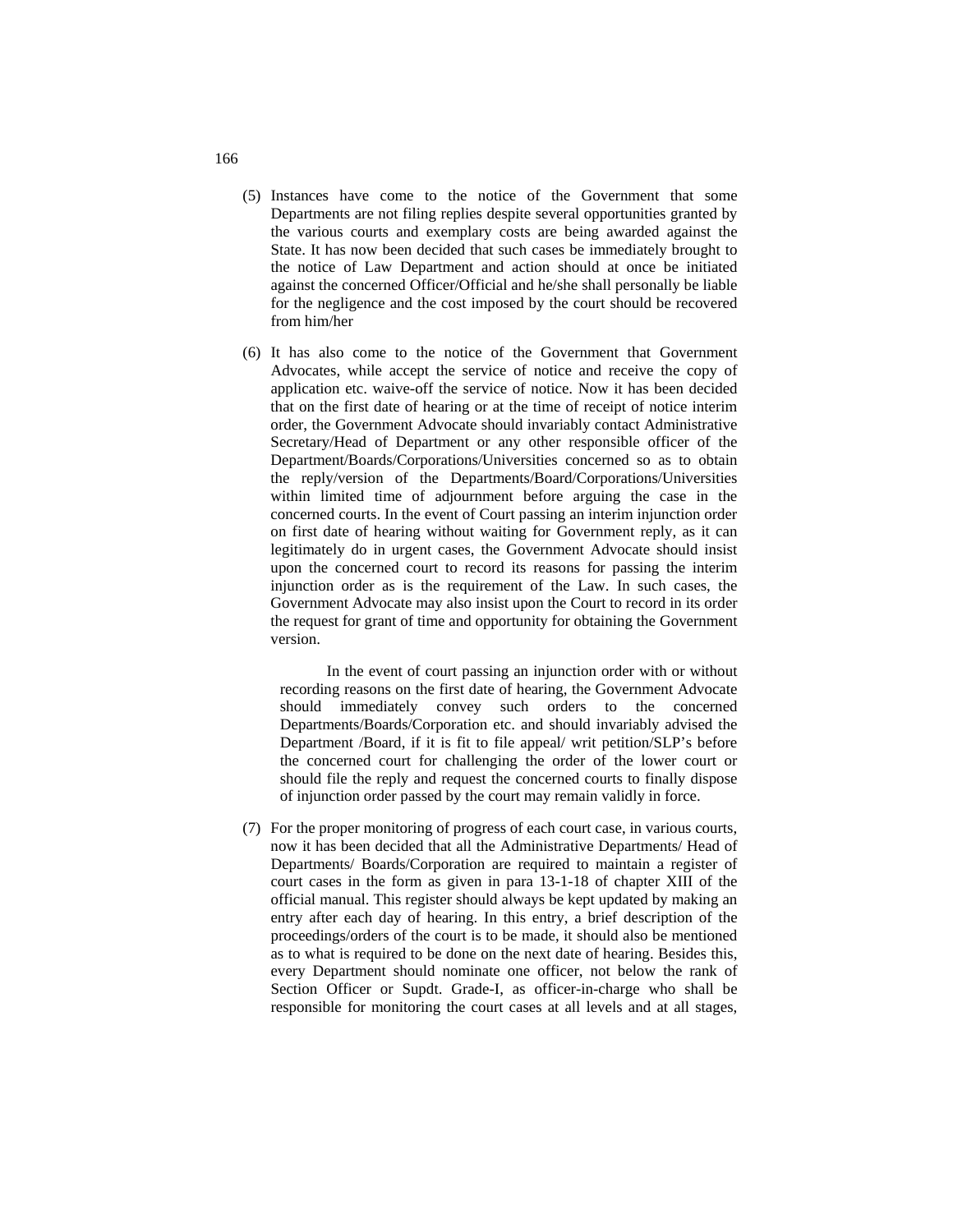(5) Instances have come to the notice of the Government that some Departments are not filing replies despite several opportunities granted by the various courts and exemplary costs are being awarded against the State. It has now been decided that such cases be immediately brought to the notice of Law Department and action should at once be initiated against the concerned Officer/Official and he/she shall personally be liable for the negligence and the cost imposed by the court should be recovered from him/her

(6) It has also come to the notice of the Government that Government Advocates, while accept the service of notice and receive the copy of application etc. waive-off the service of notice. Now it has been decided that on the first date of hearing or at the time of receipt of notice interim order, the Government Advocate should invariably contact Administrative Secretary/Head of Department or any other responsible officer of the Department/Boards/Corporations/Universities concerned so as to obtain the reply/version of the Departments/Board/Corporations/Universities within limited time of adjournment before arguing the case in the concerned courts. In the event of Court passing an interim injunction order on first date of hearing without waiting for Government reply, as it can legitimately do in urgent cases, the Government Advocate should insist upon the concerned court to record its reasons for passing the interim injunction order as is the requirement of the Law. In such cases, the Government Advocate may also insist upon the Court to record in its order the request for grant of time and opportunity for obtaining the Government version.

In the event of court passing an injunction order with or without recording reasons on the first date of hearing, the Government Advocate should immediately convey such orders to the concerned Departments/Boards/Corporation etc. and should invariably advised the Department /Board, if it is fit to file appeal/ writ petition/SLP's before the concerned court for challenging the order of the lower court or should file the reply and request the concerned courts to finally dispose of injunction order passed by the court may remain validly in force.

(7) For the proper monitoring of progress of each court case, in various courts, now it has been decided that all the Administrative Departments/ Head of Departments/ Boards/Corporation are required to maintain a register of court cases in the form as given in para 13-1-18 of chapter XIII of the official manual. This register should always be kept updated by making an entry after each day of hearing. In this entry, a brief description of the proceedings/orders of the court is to be made, it should also be mentioned as to what is required to be done on the next date of hearing. Besides this, every Department should nominate one officer, not below the rank of Section Officer or Supdt. Grade-I, as officer-in-charge who shall be responsible for monitoring the court cases at all levels and at all stages,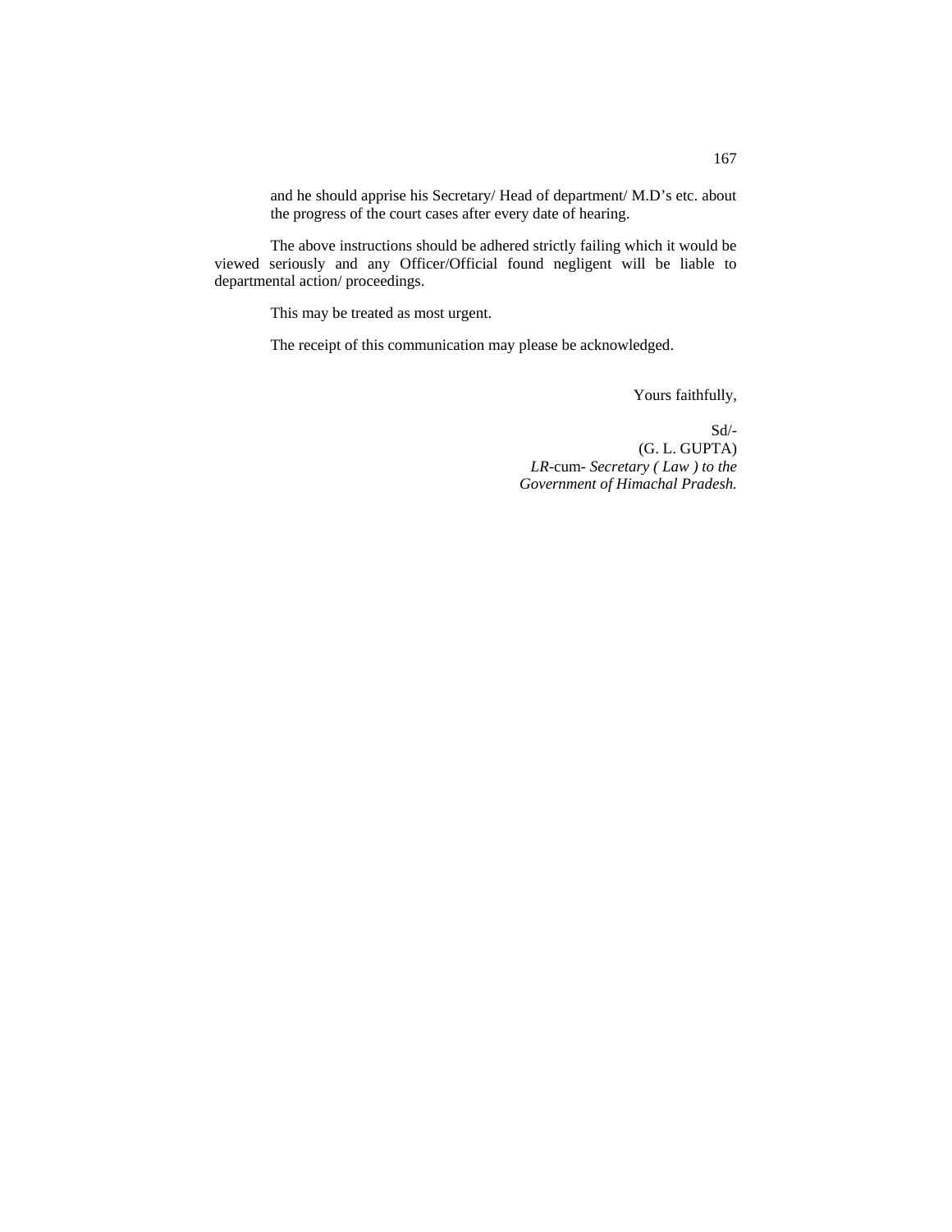and he should apprise his Secretary/ Head of department/ M.D's etc. about the progress of the court cases after every date of hearing.

The above instructions should be adhered strictly failing which it would be viewed seriously and any Officer/Official found negligent will be liable to departmental action/ proceedings.

This may be treated as most urgent.

The receipt of this communication may please be acknowledged.

Yours faithfully,

Sd/-
(G. L. GUPTA)
*LR*-cum- *Secretary ( Law ) to the Government of Himachal Pradesh.*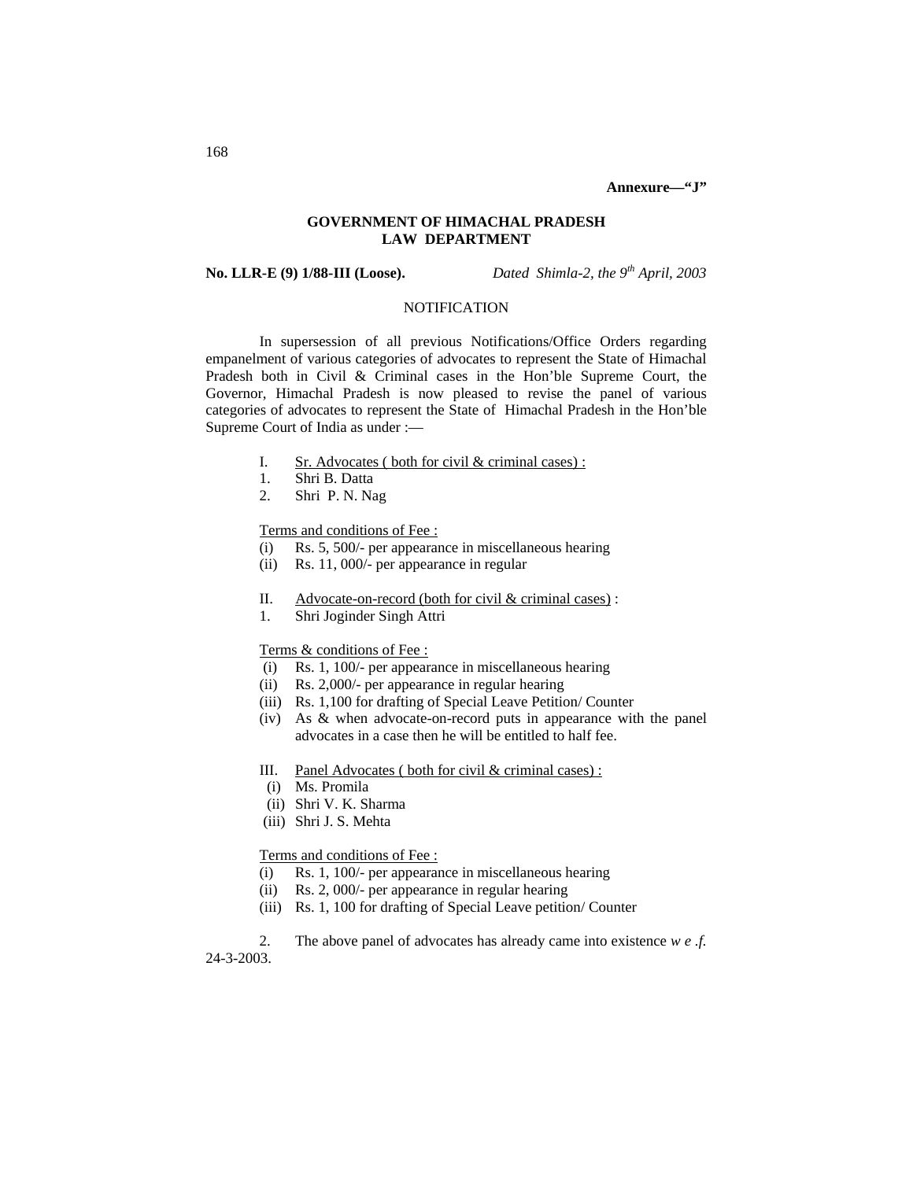**Annexure—"J"**

**GOVERNMENT OF HIMACHAL PRADESH**
**LAW DEPARTMENT**

**No. LLR-E (9) 1/88-III (Loose).** *Dated Shimla-2, the 9th April, 2003*

NOTIFICATION

In supersession of all previous Notifications/Office Orders regarding empanelment of various categories of advocates to represent the State of Himachal Pradesh both in Civil & Criminal cases in the Hon'ble Supreme Court, the Governor, Himachal Pradesh is now pleased to revise the panel of various categories of advocates to represent the State of Himachal Pradesh in the Hon'ble Supreme Court of India as under :—

I. Sr. Advocates ( both for civil & criminal cases) :
1. Shri B. Datta
2. Shri P. N. Nag

Terms and conditions of Fee :
(i) Rs. 5, 500/- per appearance in miscellaneous hearing
(ii) Rs. 11, 000/- per appearance in regular

II. Advocate-on-record (both for civil & criminal cases) :
1. Shri Joginder Singh Attri

Terms & conditions of Fee :
(i) Rs. 1, 100/- per appearance in miscellaneous hearing
(ii) Rs. 2,000/- per appearance in regular hearing
(iii) Rs. 1,100 for drafting of Special Leave Petition/ Counter
(iv) As & when advocate-on-record puts in appearance with the panel advocates in a case then he will be entitled to half fee.

III. Panel Advocates ( both for civil & criminal cases) :
(i) Ms. Promila
(ii) Shri V. K. Sharma
(iii) Shri J. S. Mehta

Terms and conditions of Fee :
(i) Rs. 1, 100/- per appearance in miscellaneous hearing
(ii) Rs. 2, 000/- per appearance in regular hearing
(iii) Rs. 1, 100 for drafting of Special Leave petition/ Counter

2. The above panel of advocates has already came into existence *w e .f.* 24-3-2003.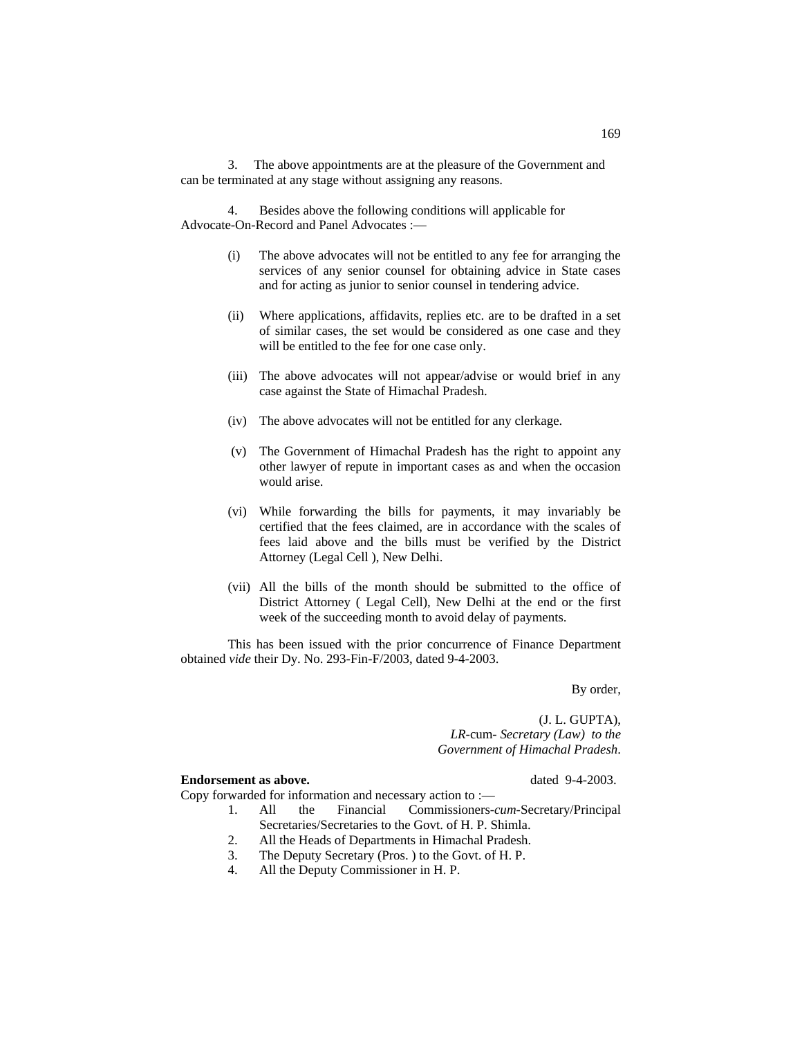3. The above appointments are at the pleasure of the Government and can be terminated at any stage without assigning any reasons.

4. Besides above the following conditions will applicable for Advocate-On-Record and Panel Advocates :—

(i) The above advocates will not be entitled to any fee for arranging the services of any senior counsel for obtaining advice in State cases and for acting as junior to senior counsel in tendering advice.

(ii) Where applications, affidavits, replies etc. are to be drafted in a set of similar cases, the set would be considered as one case and they will be entitled to the fee for one case only.

(iii) The above advocates will not appear/advise or would brief in any case against the State of Himachal Pradesh.

(iv) The above advocates will not be entitled for any clerkage.

(v) The Government of Himachal Pradesh has the right to appoint any other lawyer of repute in important cases as and when the occasion would arise.

(vi) While forwarding the bills for payments, it may invariably be certified that the fees claimed, are in accordance with the scales of fees laid above and the bills must be verified by the District Attorney (Legal Cell ), New Delhi.

(vii) All the bills of the month should be submitted to the office of District Attorney ( Legal Cell), New Delhi at the end or the first week of the succeeding month to avoid delay of payments.

This has been issued with the prior concurrence of Finance Department obtained *vide* their Dy. No. 293-Fin-F/2003, dated 9-4-2003.

By order,

(J. L. GUPTA),
*LR*-cum- *Secretary (Law) to the Government of Himachal Pradesh*.

**Endorsement as above.** dated 9-4-2003.

Copy forwarded for information and necessary action to :—

1. All the Financial Commissioners-*cum*-Secretary/Principal Secretaries/Secretaries to the Govt. of H. P. Shimla.
2. All the Heads of Departments in Himachal Pradesh.
3. The Deputy Secretary (Pros. ) to the Govt. of H. P.
4. All the Deputy Commissioner in H. P.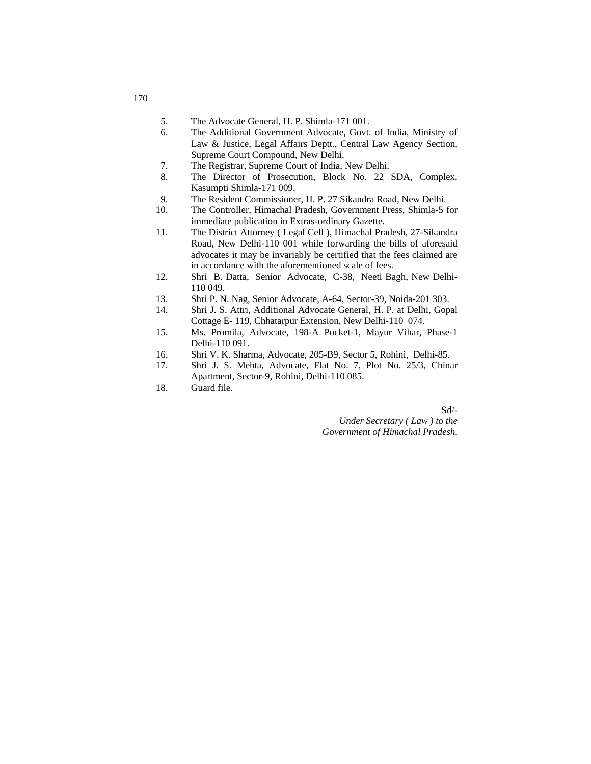5. The Advocate General, H. P. Shimla-171 001.
6. The Additional Government Advocate, Govt. of India, Ministry of Law & Justice, Legal Affairs Deptt., Central Law Agency Section, Supreme Court Compound, New Delhi.
7. The Registrar, Supreme Court of India, New Delhi.
8. The Director of Prosecution, Block No. 22 SDA, Complex, Kasumpti Shimla-171 009.
9. The Resident Commissioner, H. P. 27 Sikandra Road, New Delhi.
10. The Controller, Himachal Pradesh, Government Press, Shimla-5 for immediate publication in Extras-ordinary Gazette.
11. The District Attorney ( Legal Cell ), Himachal Pradesh, 27-Sikandra Road, New Delhi-110 001 while forwarding the bills of aforesaid advocates it may be invariably be certified that the fees claimed are in accordance with the aforementioned scale of fees.
12. Shri B. Datta, Senior Advocate, C-38, Neeti Bagh, New Delhi-110 049.
13. Shri P. N. Nag, Senior Advocate, A-64, Sector-39, Noida-201 303.
14. Shri J. S. Attri, Additional Advocate General, H. P. at Delhi, Gopal Cottage E- 119, Chhatarpur Extension, New Delhi-110 074.
15. Ms. Promila, Advocate, 198-A Pocket-1, Mayur Vihar, Phase-1 Delhi-110 091.
16. Shri V. K. Sharma, Advocate, 205-B9, Sector 5, Rohini, Delhi-85.
17. Shri J. S. Mehta, Advocate, Flat No. 7, Plot No. 25/3, Chinar Apartment, Sector-9, Rohini, Delhi-110 085.
18. Guard file.

Sd/-
*Under Secretary ( Law ) to the*
*Government of Himachal Pradesh*.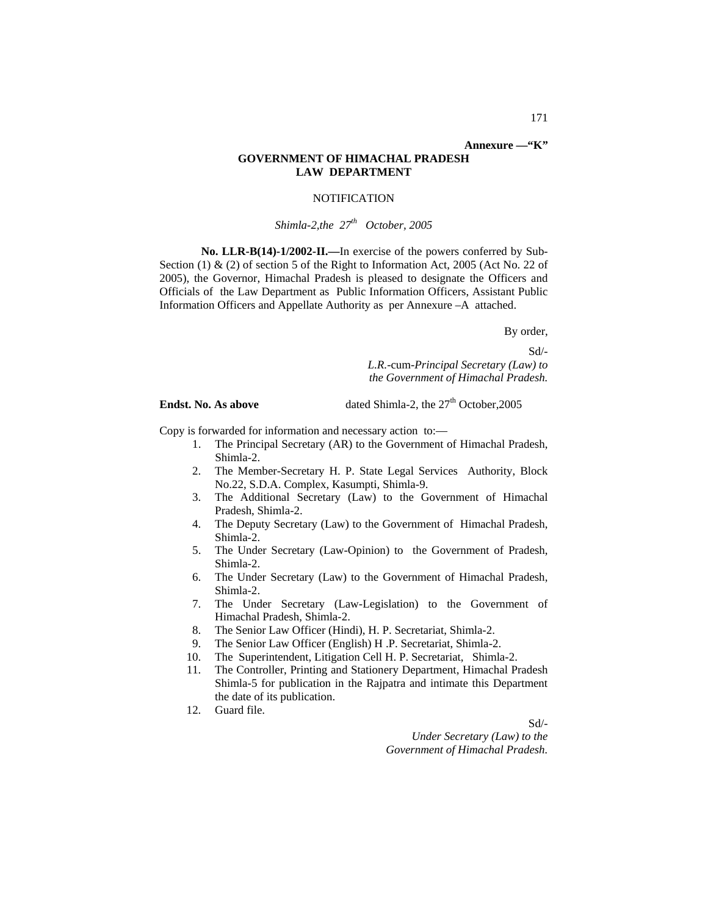**Annexure —"K"**

**GOVERNMENT OF HIMACHAL PRADESH**
**LAW DEPARTMENT**

NOTIFICATION

*Shimla-2,the 27th October, 2005*

**No. LLR-B(14)-1/2002-II.—**In exercise of the powers conferred by Sub-Section (1) & (2) of section 5 of the Right to Information Act, 2005 (Act No. 22 of 2005), the Governor, Himachal Pradesh is pleased to designate the Officers and Officials of the Law Department as Public Information Officers, Assistant Public Information Officers and Appellate Authority as per Annexure –A attached.

By order,

Sd/-
*L.R.*-cum-*Principal Secretary (Law) to the Government of Himachal Pradesh.*

**Endst. No. As above** dated Shimla-2, the 27th October,2005

Copy is forwarded for information and necessary action to:—

1. The Principal Secretary (AR) to the Government of Himachal Pradesh, Shimla-2.
2. The Member-Secretary H. P. State Legal Services Authority, Block No.22, S.D.A. Complex, Kasumpti, Shimla-9.
3. The Additional Secretary (Law) to the Government of Himachal Pradesh, Shimla-2.
4. The Deputy Secretary (Law) to the Government of Himachal Pradesh, Shimla-2.
5. The Under Secretary (Law-Opinion) to the Government of Pradesh, Shimla-2.
6. The Under Secretary (Law) to the Government of Himachal Pradesh, Shimla-2.
7. The Under Secretary (Law-Legislation) to the Government of Himachal Pradesh, Shimla-2.
8. The Senior Law Officer (Hindi), H. P. Secretariat, Shimla-2.
9. The Senior Law Officer (English) H .P. Secretariat, Shimla-2.
10. The Superintendent, Litigation Cell H. P. Secretariat, Shimla-2.
11. The Controller, Printing and Stationery Department, Himachal Pradesh Shimla-5 for publication in the Rajpatra and intimate this Department the date of its publication.
12. Guard file.

Sd/-
*Under Secretary (Law) to the Government of Himachal Pradesh.*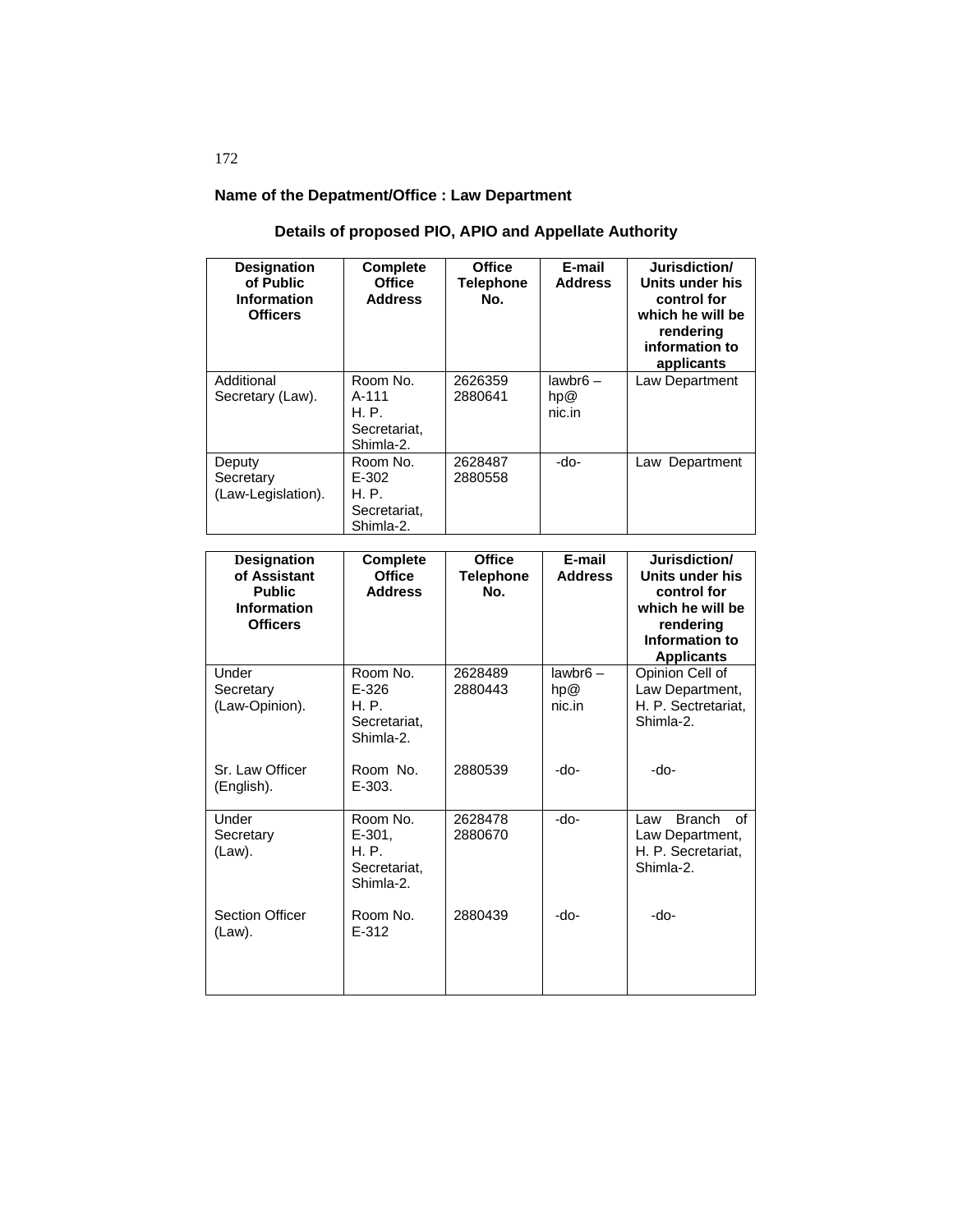**Name of the Depatment/Office : Law Department**

## Details of proposed PIO, APIO and Appellate Authority

| Designation of Public Information Officers | Complete Office Address | Office Telephone No. | E-mail Address | Jurisdiction/ Units under his control for which he will be rendering information to applicants |
|---|---|---|---|---|
| Additional Secretary (Law). | Room No. A-111 H. P. Secretariat, Shimla-2. | 2626359 2880641 | lawbr6 – hp@ nic.in | Law Department |
| Deputy Secretary (Law-Legislation). | Room No. E-302 H. P. Secretariat, Shimla-2. | 2628487 2880558 | -do- | Law Department |

| Designation of Assistant Public Information Officers | Complete Office Address | Office Telephone No. | E-mail Address | Jurisdiction/ Units under his control for which he will be rendering Information to Applicants |
|---|---|---|---|---|
| Under Secretary (Law-Opinion). | Room No. E-326 H. P. Secretariat, Shimla-2. | 2628489 2880443 | lawbr6 – hp@ nic.in | Opinion Cell of Law Department, H. P. Sectretariat, Shimla-2. |
| Sr. Law Officer (English). | Room No. E-303. | 2880539 | -do- | -do- |
| Under Secretary (Law). | Room No. E-301, H. P. Secretariat, Shimla-2. | 2628478 2880670 | -do- | Law Branch of Law Department, H. P. Secretariat, Shimla-2. |
| Section Officer (Law). | Room No. E-312 | 2880439 | -do- | -do- |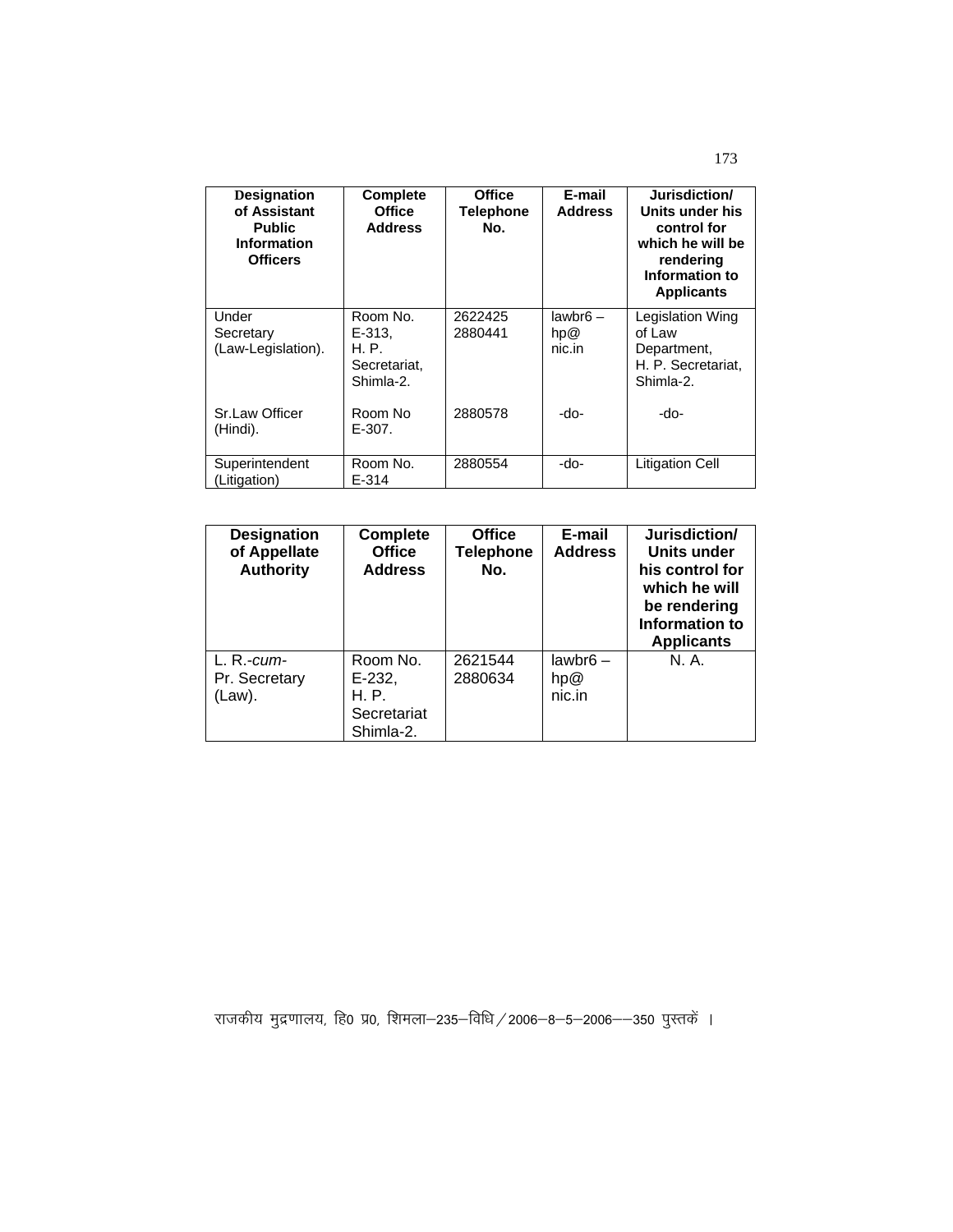| Designation of Assistant Public Information Officers | Complete Office Address | Office Telephone No. | E-mail Address | Jurisdiction/ Units under his control for which he will be rendering Information to Applicants |
|---|---|---|---|---|
| Under Secretary (Law-Legislation). | Room No. E-313, H. P. Secretariat, Shimla-2. | 2622425 2880441 | lawbr6 – hp@ nic.in | Legislation Wing of Law Department, H. P. Secretariat, Shimla-2. |
| Sr.Law Officer (Hindi). | Room No E-307. | 2880578 | -do- | -do- |
| Superintendent (Litigation) | Room No. E-314 | 2880554 | -do- | Litigation Cell |

| Designation of Appellate Authority | Complete Office Address | Office Telephone No. | E-mail Address | Jurisdiction/ Units under his control for which he will be rendering Information to Applicants |
|---|---|---|---|---|
| L. R.-*cum*- Pr. Secretary (Law). | Room No. E-232, H. P. Secretariat Shimla-2. | 2621544 2880634 | lawbr6 – hp@ nic.in | N. A. |

राजकीय मुद्रणालय, हि0 प्र0, शिमला–235–विधि/2006–8–5–2006––350 पुस्तकें ।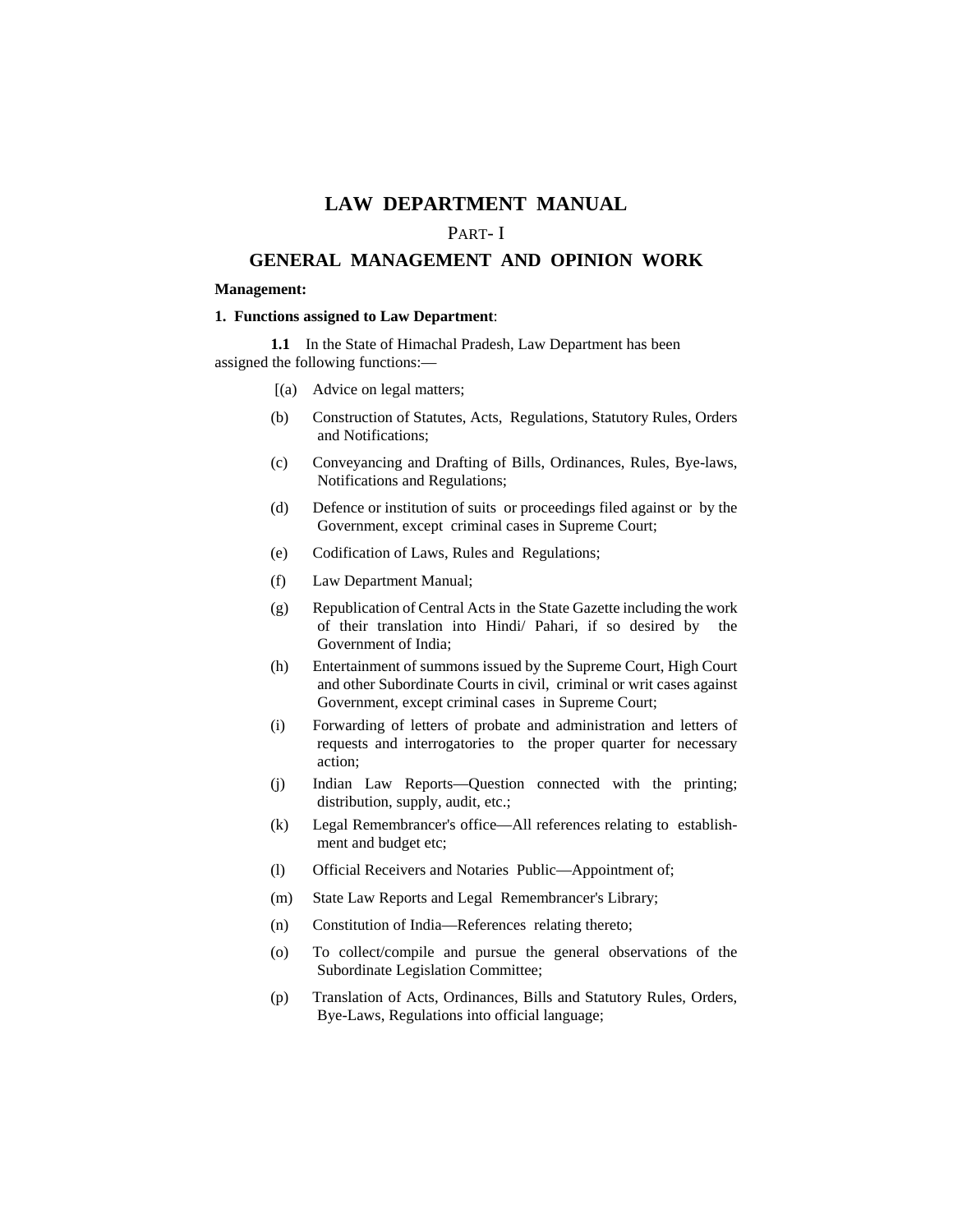# LAW DEPARTMENT MANUAL

PART- I

## GENERAL MANAGEMENT AND OPINION WORK

**Management:**

**1. Functions assigned to Law Department**:

**1.1** In the State of Himachal Pradesh, Law Department has been assigned the following functions:—

[(a) Advice on legal matters;

(b) Construction of Statutes, Acts, Regulations, Statutory Rules, Orders and Notifications;

(c) Conveyancing and Drafting of Bills, Ordinances, Rules, Bye-laws, Notifications and Regulations;

(d) Defence or institution of suits or proceedings filed against or by the Government, except criminal cases in Supreme Court;

(e) Codification of Laws, Rules and Regulations;

(f) Law Department Manual;

(g) Republication of Central Acts in the State Gazette including the work of their translation into Hindi/ Pahari, if so desired by the Government of India;

(h) Entertainment of summons issued by the Supreme Court, High Court and other Subordinate Courts in civil, criminal or writ cases against Government, except criminal cases in Supreme Court;

(i) Forwarding of letters of probate and administration and letters of requests and interrogatories to the proper quarter for necessary action;

(j) Indian Law Reports—Question connected with the printing; distribution, supply, audit, etc.;

(k) Legal Remembrancer's office—All references relating to establishment and budget etc;

(l) Official Receivers and Notaries Public—Appointment of;

(m) State Law Reports and Legal Remembrancer's Library;

(n) Constitution of India—References relating thereto;

(o) To collect/compile and pursue the general observations of the Subordinate Legislation Committee;

(p) Translation of Acts, Ordinances, Bills and Statutory Rules, Orders, Bye-Laws, Regulations into official language;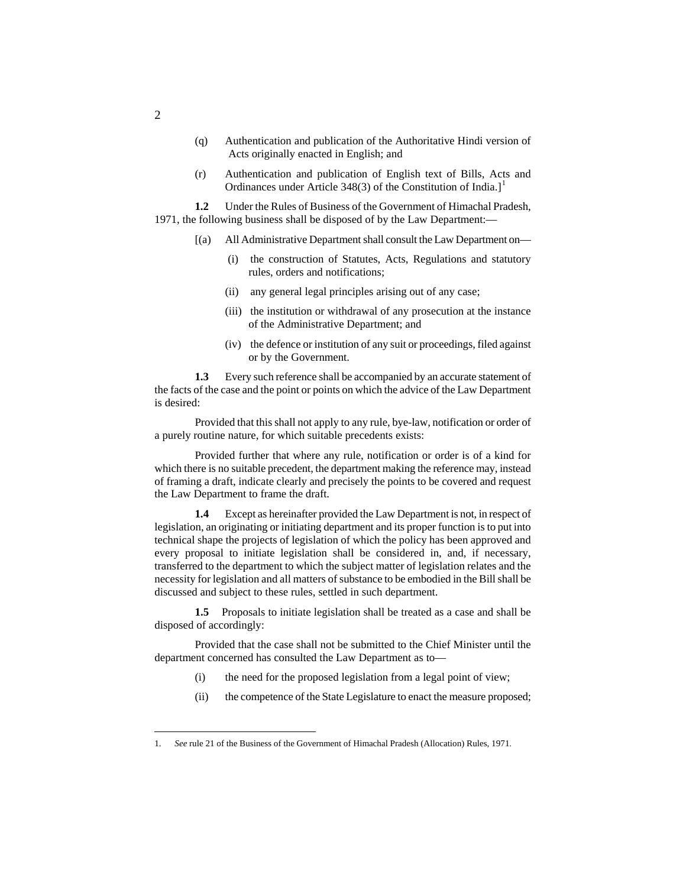(q) Authentication and publication of the Authoritative Hindi version of Acts originally enacted in English; and

(r) Authentication and publication of English text of Bills, Acts and Ordinances under Article 348(3) of the Constitution of India.][1]

**1.2** Under the Rules of Business of the Government of Himachal Pradesh, 1971, the following business shall be disposed of by the Law Department:—

[(a) All Administrative Department shall consult the Law Department on—

(i) the construction of Statutes, Acts, Regulations and statutory rules, orders and notifications;

(ii) any general legal principles arising out of any case;

(iii) the institution or withdrawal of any prosecution at the instance of the Administrative Department; and

(iv) the defence or institution of any suit or proceedings, filed against or by the Government.

**1.3** Every such reference shall be accompanied by an accurate statement of the facts of the case and the point or points on which the advice of the Law Department is desired:

Provided that this shall not apply to any rule, bye-law, notification or order of a purely routine nature, for which suitable precedents exists:

Provided further that where any rule, notification or order is of a kind for which there is no suitable precedent, the department making the reference may, instead of framing a draft, indicate clearly and precisely the points to be covered and request the Law Department to frame the draft.

**1.4** Except as hereinafter provided the Law Department is not, in respect of legislation, an originating or initiating department and its proper function is to put into technical shape the projects of legislation of which the policy has been approved and every proposal to initiate legislation shall be considered in, and, if necessary, transferred to the department to which the subject matter of legislation relates and the necessity for legislation and all matters of substance to be embodied in the Bill shall be discussed and subject to these rules, settled in such department.

**1.5** Proposals to initiate legislation shall be treated as a case and shall be disposed of accordingly:

Provided that the case shall not be submitted to the Chief Minister until the department concerned has consulted the Law Department as to—

(i) the need for the proposed legislation from a legal point of view;

(ii) the competence of the State Legislature to enact the measure proposed;

---

1. *See* rule 21 of the Business of the Government of Himachal Pradesh (Allocation) Rules, 1971.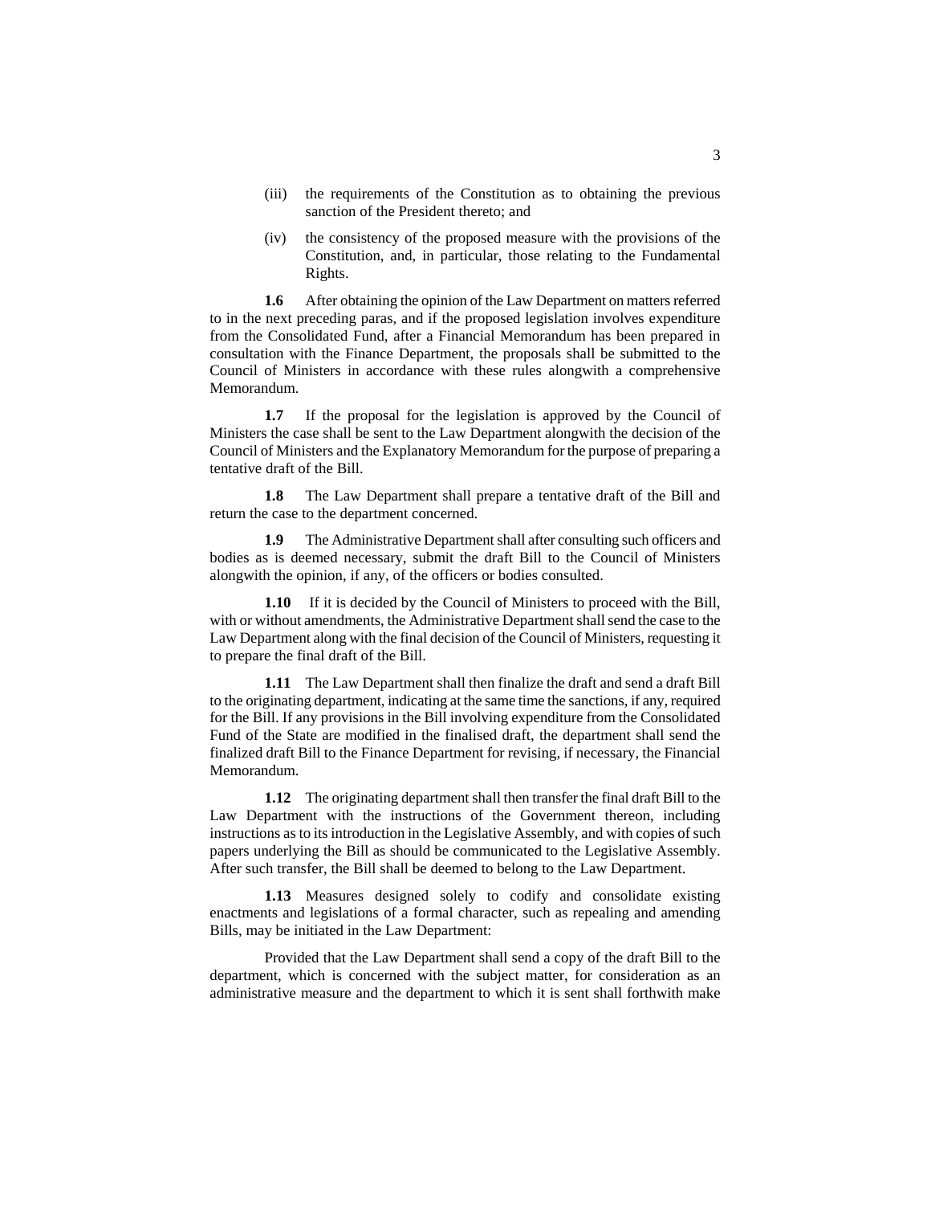(iii) the requirements of the Constitution as to obtaining the previous sanction of the President thereto; and

(iv) the consistency of the proposed measure with the provisions of the Constitution, and, in particular, those relating to the Fundamental Rights.

**1.6** After obtaining the opinion of the Law Department on matters referred to in the next preceding paras, and if the proposed legislation involves expenditure from the Consolidated Fund, after a Financial Memorandum has been prepared in consultation with the Finance Department, the proposals shall be submitted to the Council of Ministers in accordance with these rules alongwith a comprehensive Memorandum.

**1.7** If the proposal for the legislation is approved by the Council of Ministers the case shall be sent to the Law Department alongwith the decision of the Council of Ministers and the Explanatory Memorandum for the purpose of preparing a tentative draft of the Bill.

**1.8** The Law Department shall prepare a tentative draft of the Bill and return the case to the department concerned.

**1.9** The Administrative Department shall after consulting such officers and bodies as is deemed necessary, submit the draft Bill to the Council of Ministers alongwith the opinion, if any, of the officers or bodies consulted.

**1.10** If it is decided by the Council of Ministers to proceed with the Bill, with or without amendments, the Administrative Department shall send the case to the Law Department along with the final decision of the Council of Ministers, requesting it to prepare the final draft of the Bill.

**1.11** The Law Department shall then finalize the draft and send a draft Bill to the originating department, indicating at the same time the sanctions, if any, required for the Bill. If any provisions in the Bill involving expenditure from the Consolidated Fund of the State are modified in the finalised draft, the department shall send the finalized draft Bill to the Finance Department for revising, if necessary, the Financial Memorandum.

**1.12** The originating department shall then transfer the final draft Bill to the Law Department with the instructions of the Government thereon, including instructions as to its introduction in the Legislative Assembly, and with copies of such papers underlying the Bill as should be communicated to the Legislative Assembly. After such transfer, the Bill shall be deemed to belong to the Law Department.

**1.13** Measures designed solely to codify and consolidate existing enactments and legislations of a formal character, such as repealing and amending Bills, may be initiated in the Law Department:

Provided that the Law Department shall send a copy of the draft Bill to the department, which is concerned with the subject matter, for consideration as an administrative measure and the department to which it is sent shall forthwith make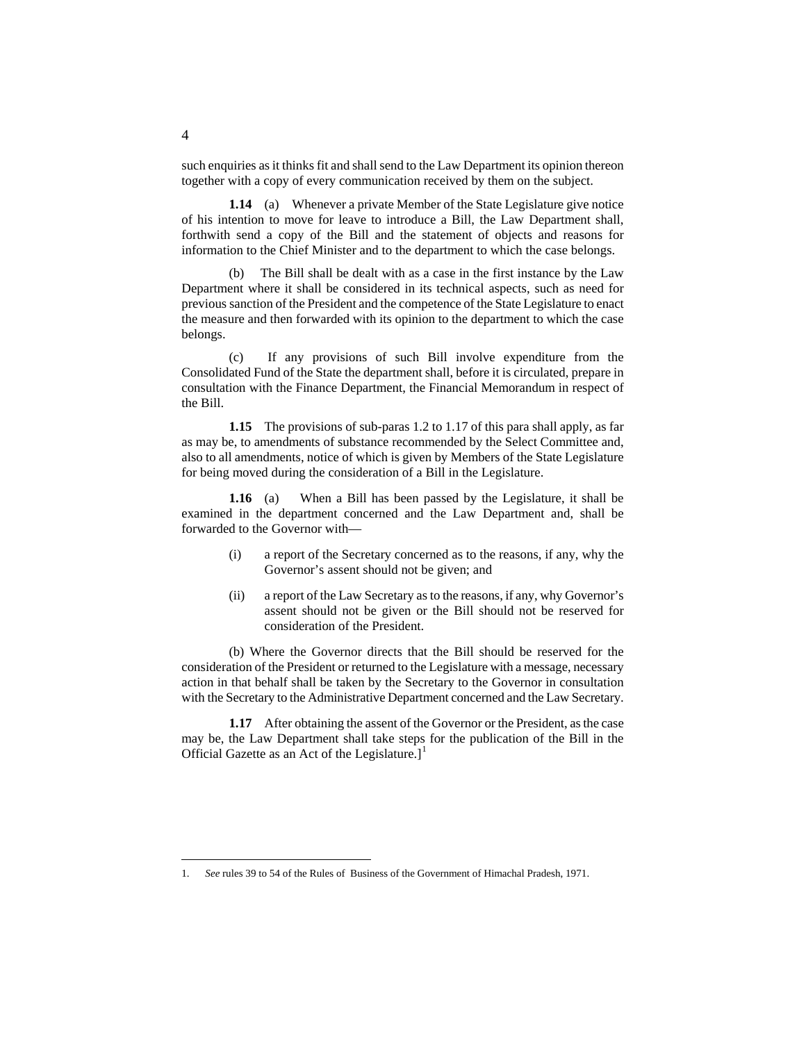such enquiries as it thinks fit and shall send to the Law Department its opinion thereon together with a copy of every communication received by them on the subject.

**1.14** (a) Whenever a private Member of the State Legislature give notice of his intention to move for leave to introduce a Bill, the Law Department shall, forthwith send a copy of the Bill and the statement of objects and reasons for information to the Chief Minister and to the department to which the case belongs.

(b) The Bill shall be dealt with as a case in the first instance by the Law Department where it shall be considered in its technical aspects, such as need for previous sanction of the President and the competence of the State Legislature to enact the measure and then forwarded with its opinion to the department to which the case belongs.

(c) If any provisions of such Bill involve expenditure from the Consolidated Fund of the State the department shall, before it is circulated, prepare in consultation with the Finance Department, the Financial Memorandum in respect of the Bill.

**1.15** The provisions of sub-paras 1.2 to 1.17 of this para shall apply, as far as may be, to amendments of substance recommended by the Select Committee and, also to all amendments, notice of which is given by Members of the State Legislature for being moved during the consideration of a Bill in the Legislature.

**1.16** (a) When a Bill has been passed by the Legislature, it shall be examined in the department concerned and the Law Department and, shall be forwarded to the Governor with—

(i) a report of the Secretary concerned as to the reasons, if any, why the Governor's assent should not be given; and

(ii) a report of the Law Secretary as to the reasons, if any, why Governor's assent should not be given or the Bill should not be reserved for consideration of the President.

(b) Where the Governor directs that the Bill should be reserved for the consideration of the President or returned to the Legislature with a message, necessary action in that behalf shall be taken by the Secretary to the Governor in consultation with the Secretary to the Administrative Department concerned and the Law Secretary.

**1.17** After obtaining the assent of the Governor or the President, as the case may be, the Law Department shall take steps for the publication of the Bill in the Official Gazette as an Act of the Legislature.][1]

---

1. *See* rules 39 to 54 of the Rules of Business of the Government of Himachal Pradesh, 1971.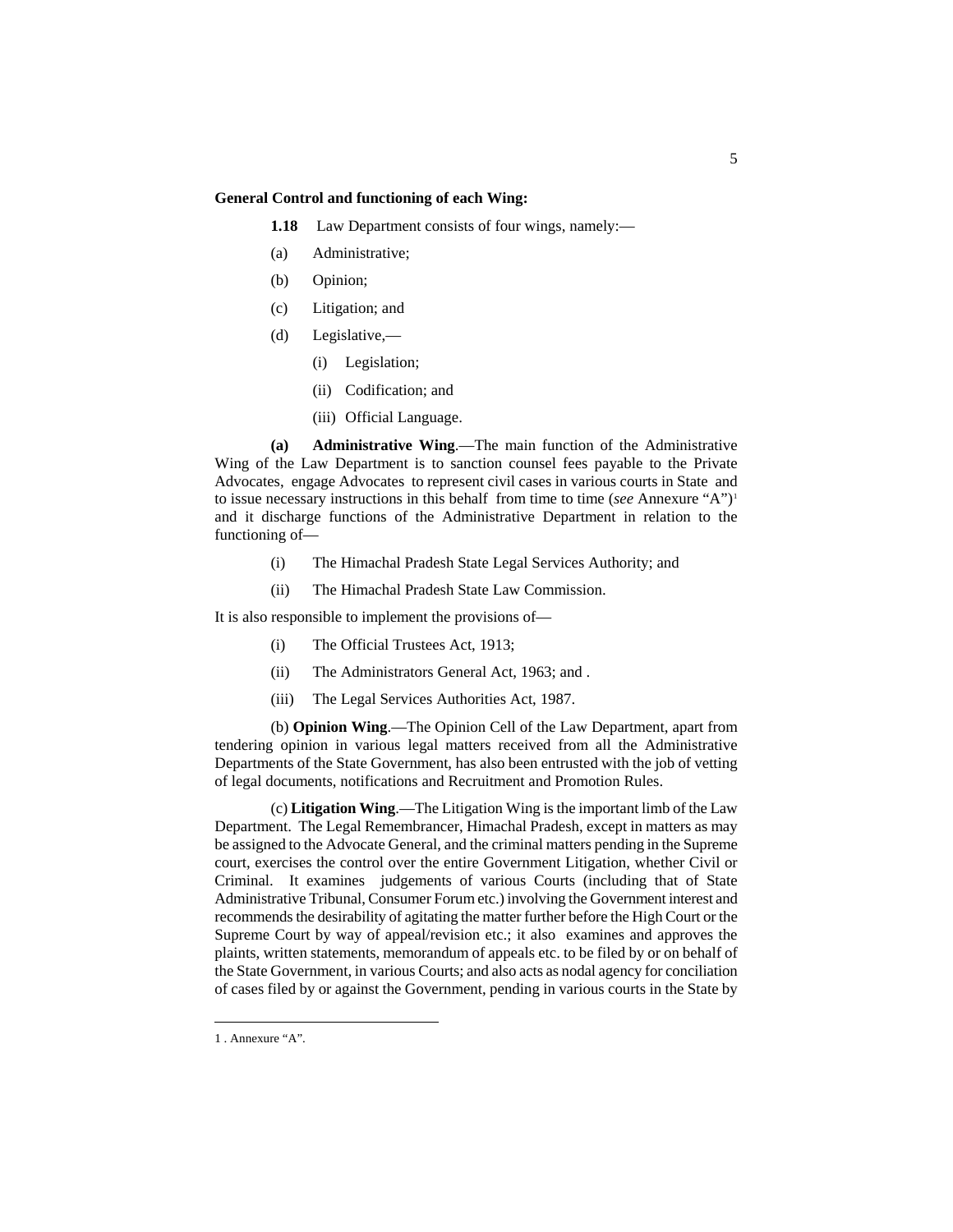**General Control and functioning of each Wing:**

**1.18** Law Department consists of four wings, namely:—

(a) Administrative;

(b) Opinion;

(c) Litigation; and

(d) Legislative,—

  (i) Legislation;

  (ii) Codification; and

  (iii) Official Language.

**(a) Administrative Wing**.—The main function of the Administrative Wing of the Law Department is to sanction counsel fees payable to the Private Advocates, engage Advocates to represent civil cases in various courts in State and to issue necessary instructions in this behalf from time to time (*see* Annexure "A")[1] and it discharge functions of the Administrative Department in relation to the functioning of—

(i) The Himachal Pradesh State Legal Services Authority; and

(ii) The Himachal Pradesh State Law Commission.

It is also responsible to implement the provisions of—

(i) The Official Trustees Act, 1913;

(ii) The Administrators General Act, 1963; and .

(iii) The Legal Services Authorities Act, 1987.

(b) **Opinion Wing**.—The Opinion Cell of the Law Department, apart from tendering opinion in various legal matters received from all the Administrative Departments of the State Government, has also been entrusted with the job of vetting of legal documents, notifications and Recruitment and Promotion Rules.

(c) **Litigation Wing**.—The Litigation Wing is the important limb of the Law Department. The Legal Remembrancer, Himachal Pradesh, except in matters as may be assigned to the Advocate General, and the criminal matters pending in the Supreme court, exercises the control over the entire Government Litigation, whether Civil or Criminal. It examines judgements of various Courts (including that of State Administrative Tribunal, Consumer Forum etc.) involving the Government interest and recommends the desirability of agitating the matter further before the High Court or the Supreme Court by way of appeal/revision etc.; it also examines and approves the plaints, written statements, memorandum of appeals etc. to be filed by or on behalf of the State Government, in various Courts; and also acts as nodal agency for conciliation of cases filed by or against the Government, pending in various courts in the State by

---

1 . Annexure "A".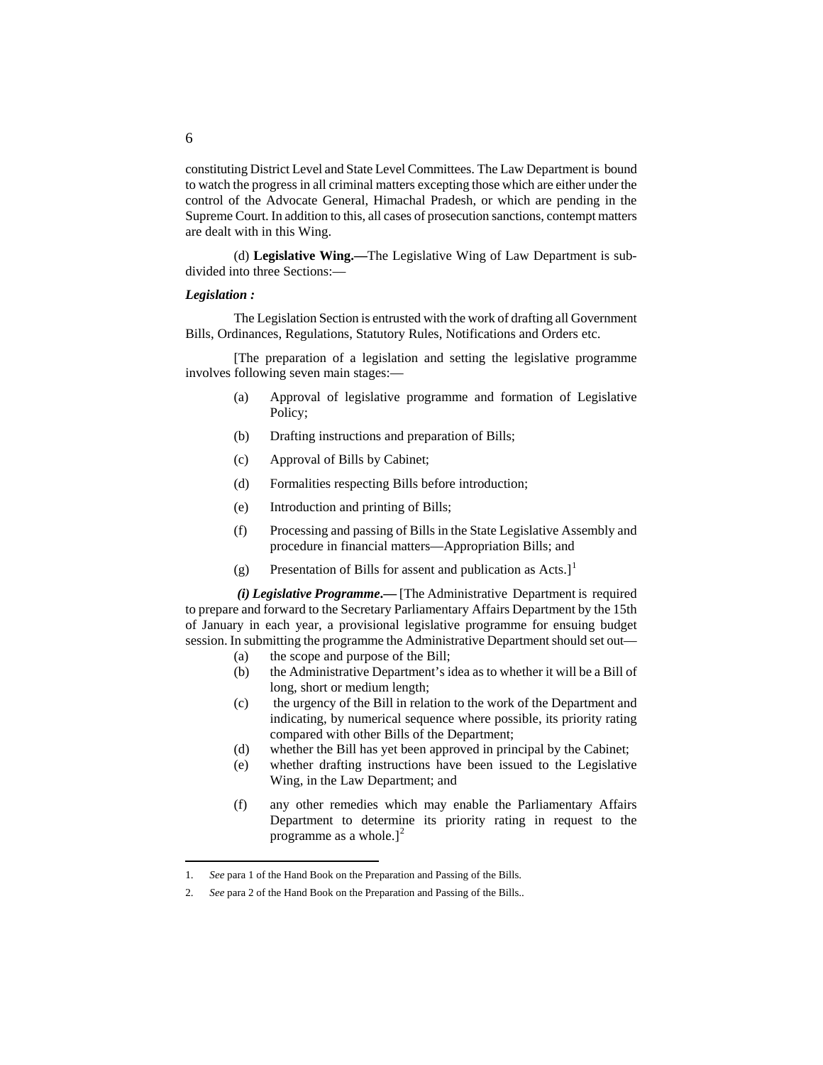constituting District Level and State Level Committees. The Law Department is bound to watch the progress in all criminal matters excepting those which are either under the control of the Advocate General, Himachal Pradesh, or which are pending in the Supreme Court. In addition to this, all cases of prosecution sanctions, contempt matters are dealt with in this Wing.

(d) **Legislative Wing.—**The Legislative Wing of Law Department is sub-divided into three Sections:—

***Legislation :***

The Legislation Section is entrusted with the work of drafting all Government Bills, Ordinances, Regulations, Statutory Rules, Notifications and Orders etc.

[The preparation of a legislation and setting the legislative programme involves following seven main stages:—

(a) Approval of legislative programme and formation of Legislative Policy;

(b) Drafting instructions and preparation of Bills;

(c) Approval of Bills by Cabinet;

(d) Formalities respecting Bills before introduction;

(e) Introduction and printing of Bills;

(f) Processing and passing of Bills in the State Legislative Assembly and procedure in financial matters—Appropriation Bills; and

(g) Presentation of Bills for assent and publication as Acts.][1]

***(i) Legislative Programme*.—** [The Administrative Department is required to prepare and forward to the Secretary Parliamentary Affairs Department by the 15th of January in each year, a provisional legislative programme for ensuing budget session. In submitting the programme the Administrative Department should set out—

(a) the scope and purpose of the Bill;

(b) the Administrative Department's idea as to whether it will be a Bill of long, short or medium length;

(c) the urgency of the Bill in relation to the work of the Department and indicating, by numerical sequence where possible, its priority rating compared with other Bills of the Department;

(d) whether the Bill has yet been approved in principal by the Cabinet;

(e) whether drafting instructions have been issued to the Legislative Wing, in the Law Department; and

(f) any other remedies which may enable the Parliamentary Affairs Department to determine its priority rating in request to the programme as a whole.][2]

---

1. *See* para 1 of the Hand Book on the Preparation and Passing of the Bills.

2. *See* para 2 of the Hand Book on the Preparation and Passing of the Bills..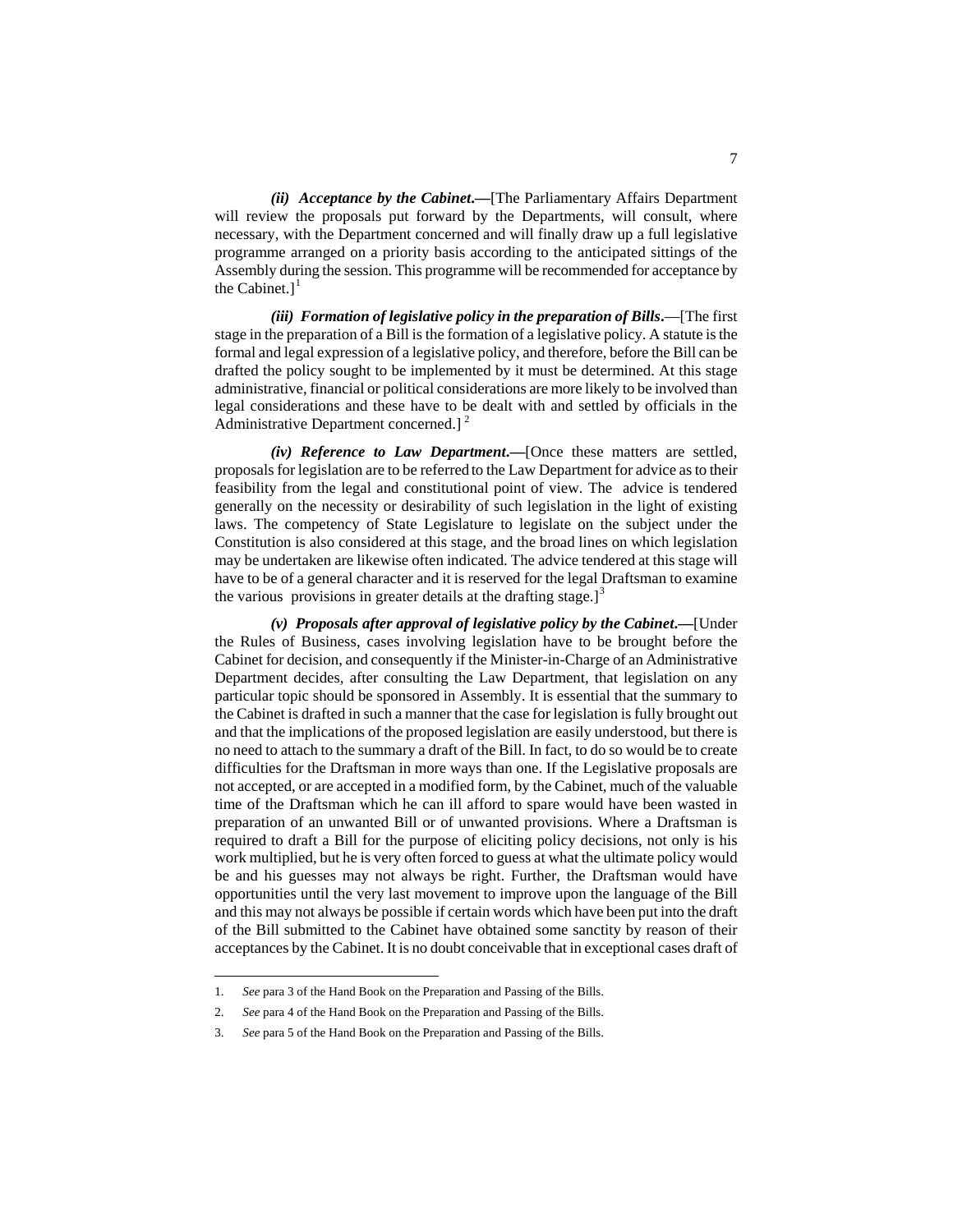***(ii) Acceptance by the Cabinet*.—**[The Parliamentary Affairs Department will review the proposals put forward by the Departments, will consult, where necessary, with the Department concerned and will finally draw up a full legislative programme arranged on a priority basis according to the anticipated sittings of the Assembly during the session. This programme will be recommended for acceptance by the Cabinet.][1]

***(iii) Formation of legislative policy in the preparation of Bills*.**—[The first stage in the preparation of a Bill is the formation of a legislative policy. A statute is the formal and legal expression of a legislative policy, and therefore, before the Bill can be drafted the policy sought to be implemented by it must be determined. At this stage administrative, financial or political considerations are more likely to be involved than legal considerations and these have to be dealt with and settled by officials in the Administrative Department concerned.] [2]

***(iv) Reference to Law Department*.—**[Once these matters are settled, proposals for legislation are to be referred to the Law Department for advice as to their feasibility from the legal and constitutional point of view. The advice is tendered generally on the necessity or desirability of such legislation in the light of existing laws. The competency of State Legislature to legislate on the subject under the Constitution is also considered at this stage, and the broad lines on which legislation may be undertaken are likewise often indicated. The advice tendered at this stage will have to be of a general character and it is reserved for the legal Draftsman to examine the various provisions in greater details at the drafting stage.][3]

***(v) Proposals after approval of legislative policy by the Cabinet*.—**[Under the Rules of Business, cases involving legislation have to be brought before the Cabinet for decision, and consequently if the Minister-in-Charge of an Administrative Department decides, after consulting the Law Department, that legislation on any particular topic should be sponsored in Assembly. It is essential that the summary to the Cabinet is drafted in such a manner that the case for legislation is fully brought out and that the implications of the proposed legislation are easily understood, but there is no need to attach to the summary a draft of the Bill. In fact, to do so would be to create difficulties for the Draftsman in more ways than one. If the Legislative proposals are not accepted, or are accepted in a modified form, by the Cabinet, much of the valuable time of the Draftsman which he can ill afford to spare would have been wasted in preparation of an unwanted Bill or of unwanted provisions. Where a Draftsman is required to draft a Bill for the purpose of eliciting policy decisions, not only is his work multiplied, but he is very often forced to guess at what the ultimate policy would be and his guesses may not always be right. Further, the Draftsman would have opportunities until the very last movement to improve upon the language of the Bill and this may not always be possible if certain words which have been put into the draft of the Bill submitted to the Cabinet have obtained some sanctity by reason of their acceptances by the Cabinet. It is no doubt conceivable that in exceptional cases draft of

---

1. *See* para 3 of the Hand Book on the Preparation and Passing of the Bills.
2. *See* para 4 of the Hand Book on the Preparation and Passing of the Bills.
3. *See* para 5 of the Hand Book on the Preparation and Passing of the Bills.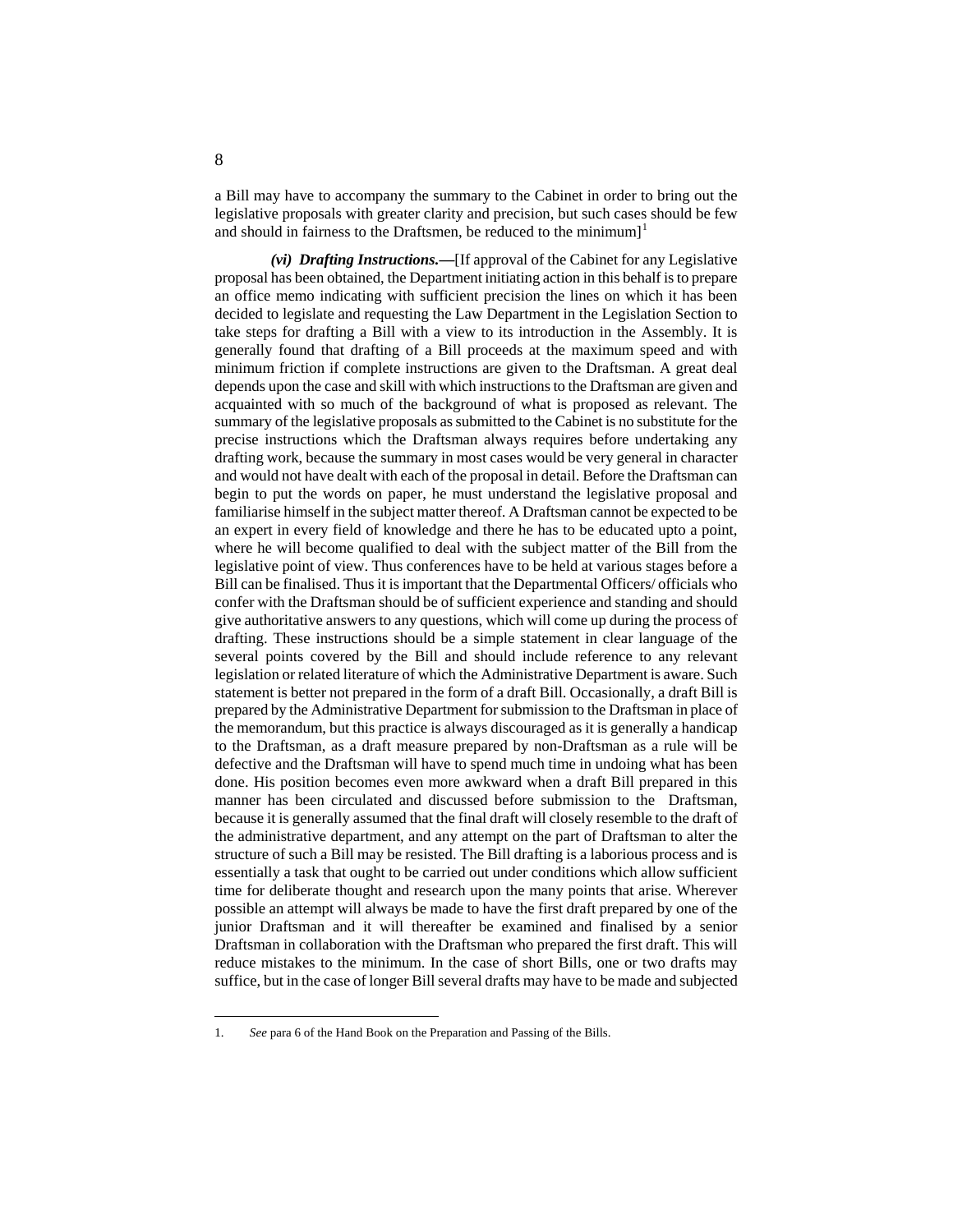a Bill may have to accompany the summary to the Cabinet in order to bring out the legislative proposals with greater clarity and precision, but such cases should be few and should in fairness to the Draftsmen, be reduced to the minimum][1]

***(vi) Drafting Instructions.***—[If approval of the Cabinet for any Legislative proposal has been obtained, the Department initiating action in this behalf is to prepare an office memo indicating with sufficient precision the lines on which it has been decided to legislate and requesting the Law Department in the Legislation Section to take steps for drafting a Bill with a view to its introduction in the Assembly. It is generally found that drafting of a Bill proceeds at the maximum speed and with minimum friction if complete instructions are given to the Draftsman. A great deal depends upon the case and skill with which instructions to the Draftsman are given and acquainted with so much of the background of what is proposed as relevant. The summary of the legislative proposals as submitted to the Cabinet is no substitute for the precise instructions which the Draftsman always requires before undertaking any drafting work, because the summary in most cases would be very general in character and would not have dealt with each of the proposal in detail. Before the Draftsman can begin to put the words on paper, he must understand the legislative proposal and familiarise himself in the subject matter thereof. A Draftsman cannot be expected to be an expert in every field of knowledge and there he has to be educated upto a point, where he will become qualified to deal with the subject matter of the Bill from the legislative point of view. Thus conferences have to be held at various stages before a Bill can be finalised. Thus it is important that the Departmental Officers/ officials who confer with the Draftsman should be of sufficient experience and standing and should give authoritative answers to any questions, which will come up during the process of drafting. These instructions should be a simple statement in clear language of the several points covered by the Bill and should include reference to any relevant legislation or related literature of which the Administrative Department is aware. Such statement is better not prepared in the form of a draft Bill. Occasionally, a draft Bill is prepared by the Administrative Department for submission to the Draftsman in place of the memorandum, but this practice is always discouraged as it is generally a handicap to the Draftsman, as a draft measure prepared by non-Draftsman as a rule will be defective and the Draftsman will have to spend much time in undoing what has been done. His position becomes even more awkward when a draft Bill prepared in this manner has been circulated and discussed before submission to the Draftsman, because it is generally assumed that the final draft will closely resemble to the draft of the administrative department, and any attempt on the part of Draftsman to alter the structure of such a Bill may be resisted. The Bill drafting is a laborious process and is essentially a task that ought to be carried out under conditions which allow sufficient time for deliberate thought and research upon the many points that arise. Wherever possible an attempt will always be made to have the first draft prepared by one of the junior Draftsman and it will thereafter be examined and finalised by a senior Draftsman in collaboration with the Draftsman who prepared the first draft. This will reduce mistakes to the minimum. In the case of short Bills, one or two drafts may suffice, but in the case of longer Bill several drafts may have to be made and subjected

---

1. *See* para 6 of the Hand Book on the Preparation and Passing of the Bills.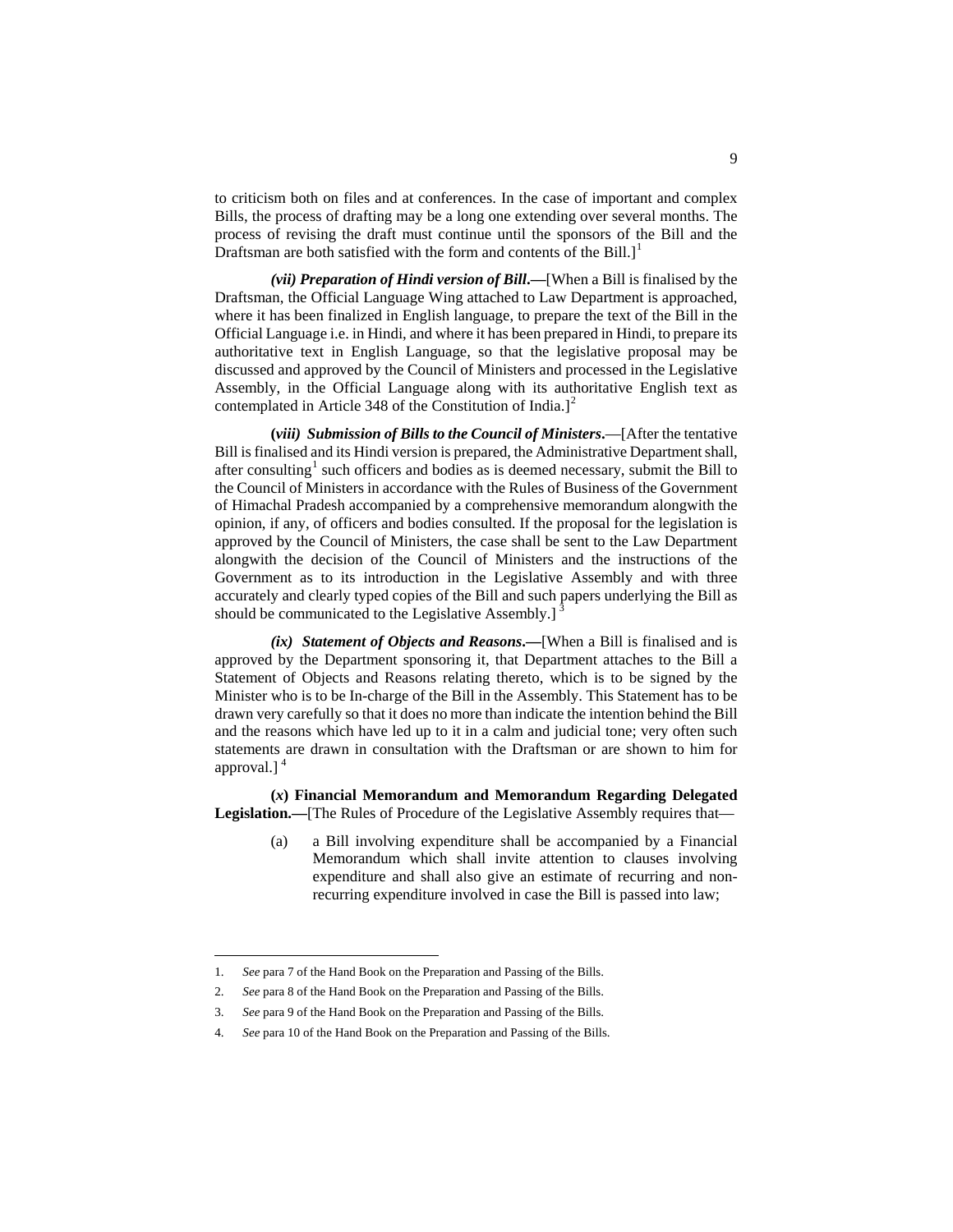to criticism both on files and at conferences. In the case of important and complex Bills, the process of drafting may be a long one extending over several months. The process of revising the draft must continue until the sponsors of the Bill and the Draftsman are both satisfied with the form and contents of the Bill.][1]

***(vii) Preparation of Hindi version of Bill*.—**[When a Bill is finalised by the Draftsman, the Official Language Wing attached to Law Department is approached, where it has been finalized in English language, to prepare the text of the Bill in the Official Language i.e. in Hindi, and where it has been prepared in Hindi, to prepare its authoritative text in English Language, so that the legislative proposal may be discussed and approved by the Council of Ministers and processed in the Legislative Assembly, in the Official Language along with its authoritative English text as contemplated in Article 348 of the Constitution of India.][2]

**(*viii*) *Submission of Bills to the Council of Ministers*.**—[After the tentative Bill is finalised and its Hindi version is prepared, the Administrative Department shall, after consulting[1] such officers and bodies as is deemed necessary, submit the Bill to the Council of Ministers in accordance with the Rules of Business of the Government of Himachal Pradesh accompanied by a comprehensive memorandum alongwith the opinion, if any, of officers and bodies consulted. If the proposal for the legislation is approved by the Council of Ministers, the case shall be sent to the Law Department alongwith the decision of the Council of Ministers and the instructions of the Government as to its introduction in the Legislative Assembly and with three accurately and clearly typed copies of the Bill and such papers underlying the Bill as should be communicated to the Legislative Assembly.] [3]

***(ix) Statement of Objects and Reasons*.—**[When a Bill is finalised and is approved by the Department sponsoring it, that Department attaches to the Bill a Statement of Objects and Reasons relating thereto, which is to be signed by the Minister who is to be In-charge of the Bill in the Assembly. This Statement has to be drawn very carefully so that it does no more than indicate the intention behind the Bill and the reasons which have led up to it in a calm and judicial tone; very often such statements are drawn in consultation with the Draftsman or are shown to him for approval.] [4]

**(*x*) Financial Memorandum and Memorandum Regarding Delegated Legislation.—**[The Rules of Procedure of the Legislative Assembly requires that—

(a) a Bill involving expenditure shall be accompanied by a Financial Memorandum which shall invite attention to clauses involving expenditure and shall also give an estimate of recurring and non-recurring expenditure involved in case the Bill is passed into law;

---

1. *See* para 7 of the Hand Book on the Preparation and Passing of the Bills.
2. *See* para 8 of the Hand Book on the Preparation and Passing of the Bills.
3. *See* para 9 of the Hand Book on the Preparation and Passing of the Bills.
4. *See* para 10 of the Hand Book on the Preparation and Passing of the Bills.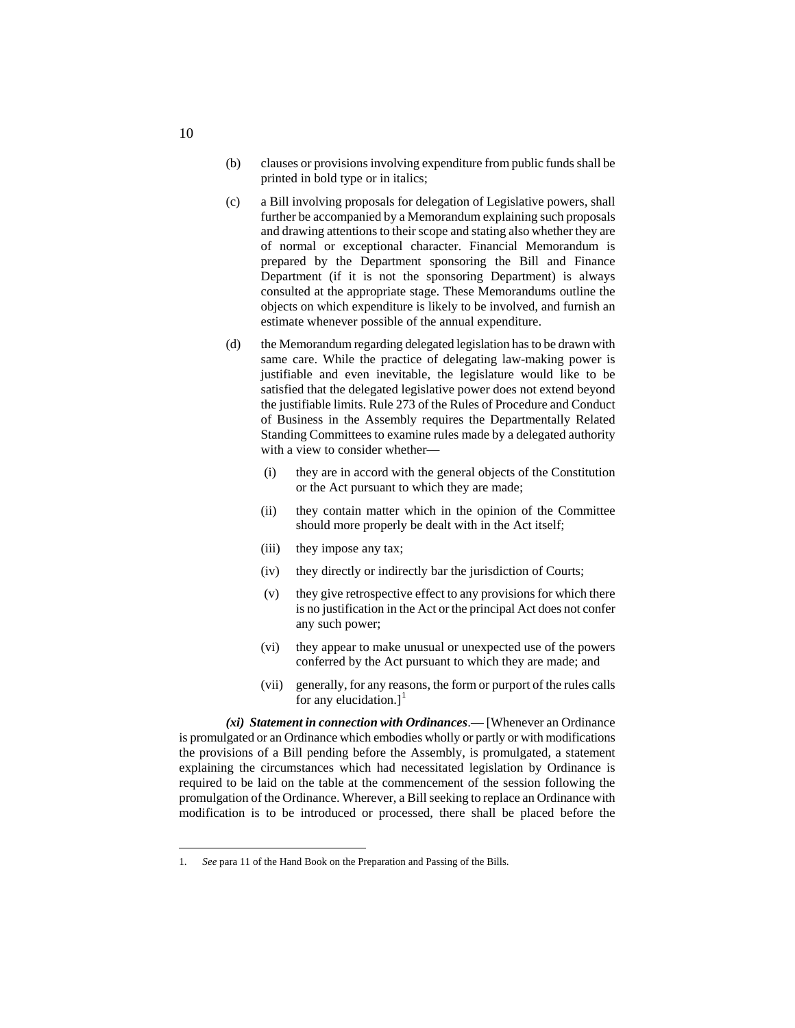(b) clauses or provisions involving expenditure from public funds shall be printed in bold type or in italics;

(c) a Bill involving proposals for delegation of Legislative powers, shall further be accompanied by a Memorandum explaining such proposals and drawing attentions to their scope and stating also whether they are of normal or exceptional character. Financial Memorandum is prepared by the Department sponsoring the Bill and Finance Department (if it is not the sponsoring Department) is always consulted at the appropriate stage. These Memorandums outline the objects on which expenditure is likely to be involved, and furnish an estimate whenever possible of the annual expenditure.

(d) the Memorandum regarding delegated legislation has to be drawn with same care. While the practice of delegating law-making power is justifiable and even inevitable, the legislature would like to be satisfied that the delegated legislative power does not extend beyond the justifiable limits. Rule 273 of the Rules of Procedure and Conduct of Business in the Assembly requires the Departmentally Related Standing Committees to examine rules made by a delegated authority with a view to consider whether—

(i) they are in accord with the general objects of the Constitution or the Act pursuant to which they are made;

(ii) they contain matter which in the opinion of the Committee should more properly be dealt with in the Act itself;

(iii) they impose any tax;

(iv) they directly or indirectly bar the jurisdiction of Courts;

(v) they give retrospective effect to any provisions for which there is no justification in the Act or the principal Act does not confer any such power;

(vi) they appear to make unusual or unexpected use of the powers conferred by the Act pursuant to which they are made; and

(vii) generally, for any reasons, the form or purport of the rules calls for any elucidation.][1]

***(xi) Statement in connection with Ordinances***.— [Whenever an Ordinance is promulgated or an Ordinance which embodies wholly or partly or with modifications the provisions of a Bill pending before the Assembly, is promulgated, a statement explaining the circumstances which had necessitated legislation by Ordinance is required to be laid on the table at the commencement of the session following the promulgation of the Ordinance. Wherever, a Bill seeking to replace an Ordinance with modification is to be introduced or processed, there shall be placed before the

---

1. *See* para 11 of the Hand Book on the Preparation and Passing of the Bills.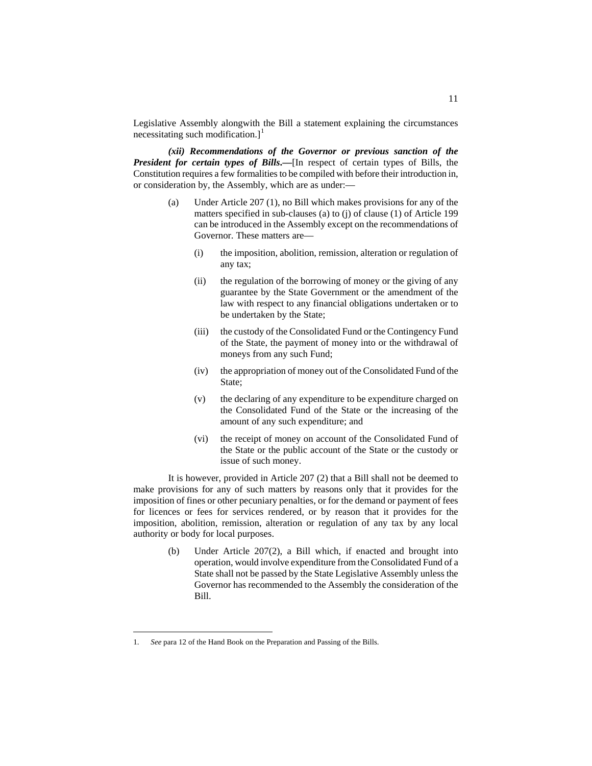Legislative Assembly alongwith the Bill a statement explaining the circumstances necessitating such modification.][1]

***(xii) Recommendations of the Governor or previous sanction of the President for certain types of Bills.***—[In respect of certain types of Bills, the Constitution requires a few formalities to be compiled with before their introduction in, or consideration by, the Assembly, which are as under:—

(a) Under Article 207 (1), no Bill which makes provisions for any of the matters specified in sub-clauses (a) to (j) of clause (1) of Article 199 can be introduced in the Assembly except on the recommendations of Governor. These matters are—

   (i) the imposition, abolition, remission, alteration or regulation of any tax;

   (ii) the regulation of the borrowing of money or the giving of any guarantee by the State Government or the amendment of the law with respect to any financial obligations undertaken or to be undertaken by the State;

   (iii) the custody of the Consolidated Fund or the Contingency Fund of the State, the payment of money into or the withdrawal of moneys from any such Fund;

   (iv) the appropriation of money out of the Consolidated Fund of the State;

   (v) the declaring of any expenditure to be expenditure charged on the Consolidated Fund of the State or the increasing of the amount of any such expenditure; and

   (vi) the receipt of money on account of the Consolidated Fund of the State or the public account of the State or the custody or issue of such money.

It is however, provided in Article 207 (2) that a Bill shall not be deemed to make provisions for any of such matters by reasons only that it provides for the imposition of fines or other pecuniary penalties, or for the demand or payment of fees for licences or fees for services rendered, or by reason that it provides for the imposition, abolition, remission, alteration or regulation of any tax by any local authority or body for local purposes.

(b) Under Article 207(2), a Bill which, if enacted and brought into operation, would involve expenditure from the Consolidated Fund of a State shall not be passed by the State Legislative Assembly unless the Governor has recommended to the Assembly the consideration of the Bill.

---

1. *See* para 12 of the Hand Book on the Preparation and Passing of the Bills.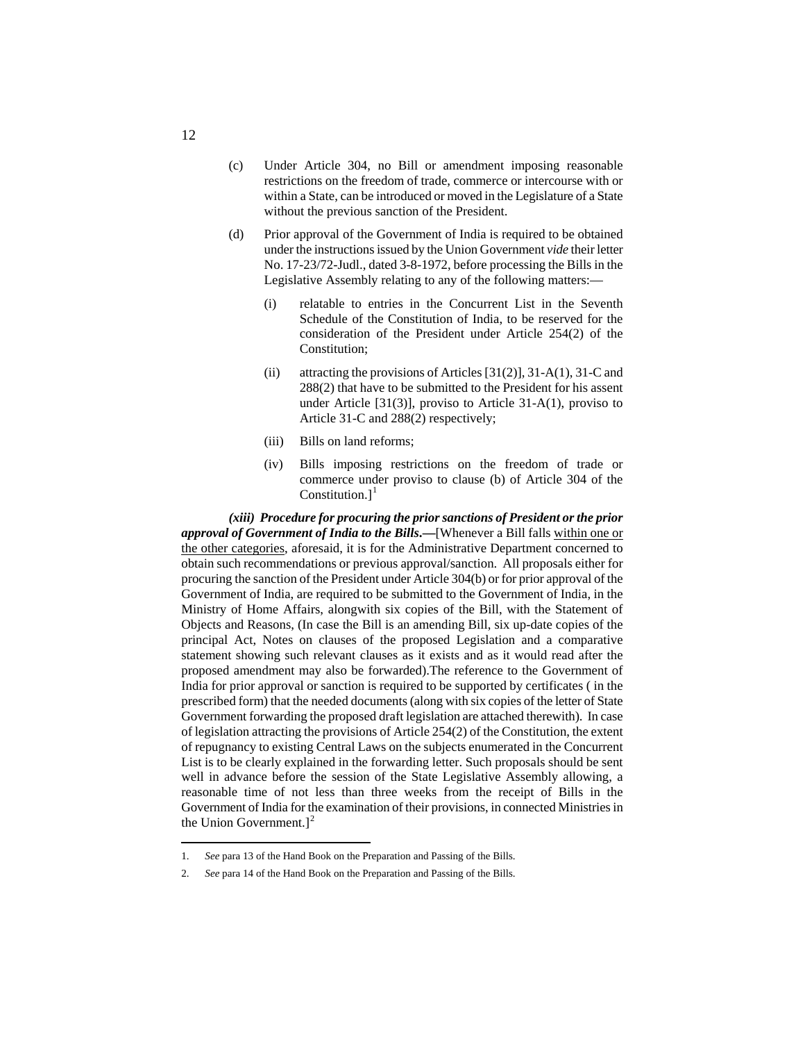(c) Under Article 304, no Bill or amendment imposing reasonable restrictions on the freedom of trade, commerce or intercourse with or within a State, can be introduced or moved in the Legislature of a State without the previous sanction of the President.

(d) Prior approval of the Government of India is required to be obtained under the instructions issued by the Union Government *vide* their letter No. 17-23/72-Judl., dated 3-8-1972, before processing the Bills in the Legislative Assembly relating to any of the following matters:—

   (i) relatable to entries in the Concurrent List in the Seventh Schedule of the Constitution of India, to be reserved for the consideration of the President under Article 254(2) of the Constitution;

   (ii) attracting the provisions of Articles [31(2)], 31-A(1), 31-C and 288(2) that have to be submitted to the President for his assent under Article [31(3)], proviso to Article 31-A(1), proviso to Article 31-C and 288(2) respectively;

   (iii) Bills on land reforms;

   (iv) Bills imposing restrictions on the freedom of trade or commerce under proviso to clause (b) of Article 304 of the Constitution.][1]

***(xiii) Procedure for procuring the prior sanctions of President or the prior approval of Government of India to the Bills.—***[Whenever a Bill falls within one or the other categories, aforesaid, it is for the Administrative Department concerned to obtain such recommendations or previous approval/sanction. All proposals either for procuring the sanction of the President under Article 304(b) or for prior approval of the Government of India, are required to be submitted to the Government of India, in the Ministry of Home Affairs, alongwith six copies of the Bill, with the Statement of Objects and Reasons, (In case the Bill is an amending Bill, six up-date copies of the principal Act, Notes on clauses of the proposed Legislation and a comparative statement showing such relevant clauses as it exists and as it would read after the proposed amendment may also be forwarded).The reference to the Government of India for prior approval or sanction is required to be supported by certificates ( in the prescribed form) that the needed documents (along with six copies of the letter of State Government forwarding the proposed draft legislation are attached therewith). In case of legislation attracting the provisions of Article 254(2) of the Constitution, the extent of repugnancy to existing Central Laws on the subjects enumerated in the Concurrent List is to be clearly explained in the forwarding letter. Such proposals should be sent well in advance before the session of the State Legislative Assembly allowing, a reasonable time of not less than three weeks from the receipt of Bills in the Government of India for the examination of their provisions, in connected Ministries in the Union Government.][2]

---

1. *See* para 13 of the Hand Book on the Preparation and Passing of the Bills.

2. *See* para 14 of the Hand Book on the Preparation and Passing of the Bills.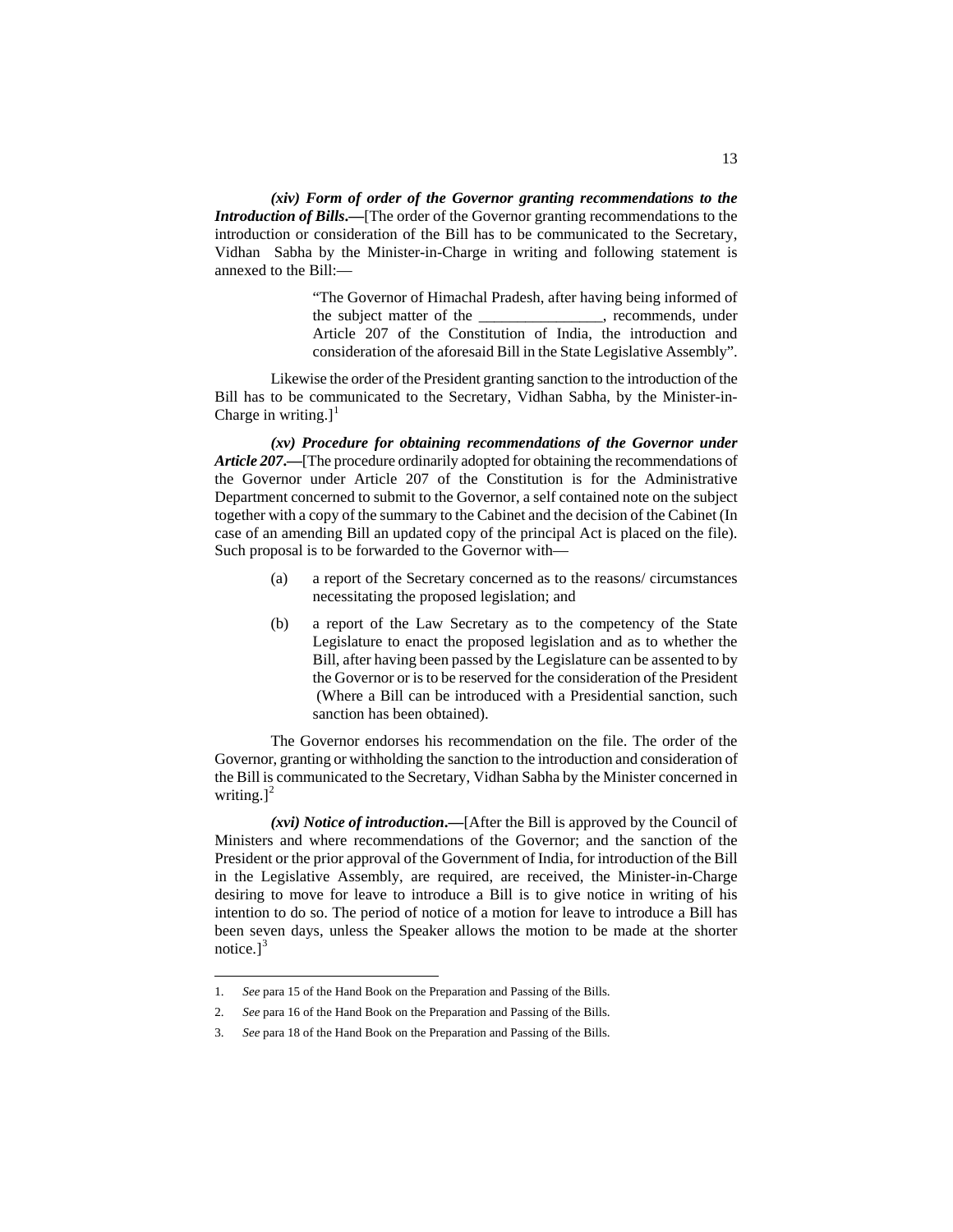***(xiv) Form of order of the Governor granting recommendations to the Introduction of Bills.***—[The order of the Governor granting recommendations to the introduction or consideration of the Bill has to be communicated to the Secretary, Vidhan Sabha by the Minister-in-Charge in writing and following statement is annexed to the Bill:—

> "The Governor of Himachal Pradesh, after having being informed of the subject matter of the ________________, recommends, under Article 207 of the Constitution of India, the introduction and consideration of the aforesaid Bill in the State Legislative Assembly".

Likewise the order of the President granting sanction to the introduction of the Bill has to be communicated to the Secretary, Vidhan Sabha, by the Minister-in-Charge in writing.][1]

***(xv) Procedure for obtaining recommendations of the Governor under Article 207.***—[The procedure ordinarily adopted for obtaining the recommendations of the Governor under Article 207 of the Constitution is for the Administrative Department concerned to submit to the Governor, a self contained note on the subject together with a copy of the summary to the Cabinet and the decision of the Cabinet (In case of an amending Bill an updated copy of the principal Act is placed on the file). Such proposal is to be forwarded to the Governor with—

(a) a report of the Secretary concerned as to the reasons/ circumstances necessitating the proposed legislation; and

(b) a report of the Law Secretary as to the competency of the State Legislature to enact the proposed legislation and as to whether the Bill, after having been passed by the Legislature can be assented to by the Governor or is to be reserved for the consideration of the President (Where a Bill can be introduced with a Presidential sanction, such sanction has been obtained).

The Governor endorses his recommendation on the file. The order of the Governor, granting or withholding the sanction to the introduction and consideration of the Bill is communicated to the Secretary, Vidhan Sabha by the Minister concerned in writing.][2]

***(xvi) Notice of introduction.***—[After the Bill is approved by the Council of Ministers and where recommendations of the Governor; and the sanction of the President or the prior approval of the Government of India, for introduction of the Bill in the Legislative Assembly, are required, are received, the Minister-in-Charge desiring to move for leave to introduce a Bill is to give notice in writing of his intention to do so. The period of notice of a motion for leave to introduce a Bill has been seven days, unless the Speaker allows the motion to be made at the shorter notice.][3]

---

1. *See* para 15 of the Hand Book on the Preparation and Passing of the Bills.
2. *See* para 16 of the Hand Book on the Preparation and Passing of the Bills.
3. *See* para 18 of the Hand Book on the Preparation and Passing of the Bills.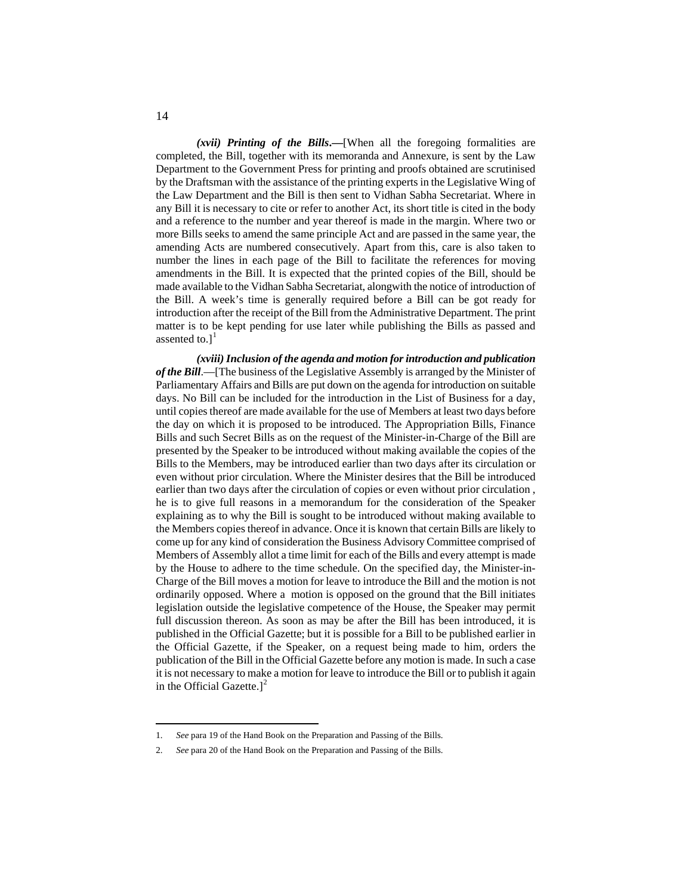***(xvii) Printing of the Bills*.—**[When all the foregoing formalities are completed, the Bill, together with its memoranda and Annexure, is sent by the Law Department to the Government Press for printing and proofs obtained are scrutinised by the Draftsman with the assistance of the printing experts in the Legislative Wing of the Law Department and the Bill is then sent to Vidhan Sabha Secretariat. Where in any Bill it is necessary to cite or refer to another Act, its short title is cited in the body and a reference to the number and year thereof is made in the margin. Where two or more Bills seeks to amend the same principle Act and are passed in the same year, the amending Acts are numbered consecutively. Apart from this, care is also taken to number the lines in each page of the Bill to facilitate the references for moving amendments in the Bill. It is expected that the printed copies of the Bill, should be made available to the Vidhan Sabha Secretariat, alongwith the notice of introduction of the Bill. A week's time is generally required before a Bill can be got ready for introduction after the receipt of the Bill from the Administrative Department. The print matter is to be kept pending for use later while publishing the Bills as passed and assented to.][1]

***(xviii) Inclusion of the agenda and motion for introduction and publication of the Bill*.**—[The business of the Legislative Assembly is arranged by the Minister of Parliamentary Affairs and Bills are put down on the agenda for introduction on suitable days. No Bill can be included for the introduction in the List of Business for a day, until copies thereof are made available for the use of Members at least two days before the day on which it is proposed to be introduced. The Appropriation Bills, Finance Bills and such Secret Bills as on the request of the Minister-in-Charge of the Bill are presented by the Speaker to be introduced without making available the copies of the Bills to the Members, may be introduced earlier than two days after its circulation or even without prior circulation. Where the Minister desires that the Bill be introduced earlier than two days after the circulation of copies or even without prior circulation , he is to give full reasons in a memorandum for the consideration of the Speaker explaining as to why the Bill is sought to be introduced without making available to the Members copies thereof in advance. Once it is known that certain Bills are likely to come up for any kind of consideration the Business Advisory Committee comprised of Members of Assembly allot a time limit for each of the Bills and every attempt is made by the House to adhere to the time schedule. On the specified day, the Minister-in-Charge of the Bill moves a motion for leave to introduce the Bill and the motion is not ordinarily opposed. Where a motion is opposed on the ground that the Bill initiates legislation outside the legislative competence of the House, the Speaker may permit full discussion thereon. As soon as may be after the Bill has been introduced, it is published in the Official Gazette; but it is possible for a Bill to be published earlier in the Official Gazette, if the Speaker, on a request being made to him, orders the publication of the Bill in the Official Gazette before any motion is made. In such a case it is not necessary to make a motion for leave to introduce the Bill or to publish it again in the Official Gazette.][2]

---

1. *See* para 19 of the Hand Book on the Preparation and Passing of the Bills.
2. *See* para 20 of the Hand Book on the Preparation and Passing of the Bills.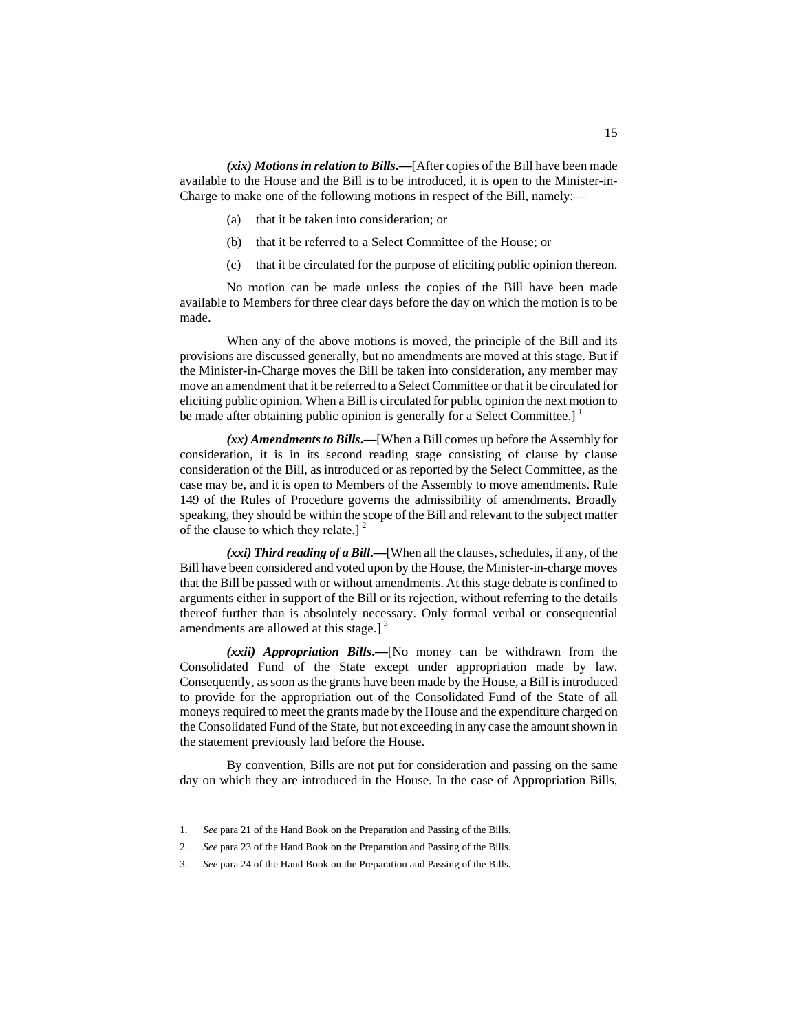***(xix) Motions in relation to Bills*.—**[After copies of the Bill have been made available to the House and the Bill is to be introduced, it is open to the Minister-in-Charge to make one of the following motions in respect of the Bill, namely:—

(a) that it be taken into consideration; or

(b) that it be referred to a Select Committee of the House; or

(c) that it be circulated for the purpose of eliciting public opinion thereon.

No motion can be made unless the copies of the Bill have been made available to Members for three clear days before the day on which the motion is to be made.

When any of the above motions is moved, the principle of the Bill and its provisions are discussed generally, but no amendments are moved at this stage. But if the Minister-in-Charge moves the Bill be taken into consideration, any member may move an amendment that it be referred to a Select Committee or that it be circulated for eliciting public opinion. When a Bill is circulated for public opinion the next motion to be made after obtaining public opinion is generally for a Select Committee.] [1]

***(xx) Amendments to Bills*.—**[When a Bill comes up before the Assembly for consideration, it is in its second reading stage consisting of clause by clause consideration of the Bill, as introduced or as reported by the Select Committee, as the case may be, and it is open to Members of the Assembly to move amendments. Rule 149 of the Rules of Procedure governs the admissibility of amendments. Broadly speaking, they should be within the scope of the Bill and relevant to the subject matter of the clause to which they relate.] [2]

***(xxi) Third reading of a Bill*.—**[When all the clauses, schedules, if any, of the Bill have been considered and voted upon by the House, the Minister-in-charge moves that the Bill be passed with or without amendments. At this stage debate is confined to arguments either in support of the Bill or its rejection, without referring to the details thereof further than is absolutely necessary. Only formal verbal or consequential amendments are allowed at this stage.] [3]

***(xxii) Appropriation Bills*.—**[No money can be withdrawn from the Consolidated Fund of the State except under appropriation made by law. Consequently, as soon as the grants have been made by the House, a Bill is introduced to provide for the appropriation out of the Consolidated Fund of the State of all moneys required to meet the grants made by the House and the expenditure charged on the Consolidated Fund of the State, but not exceeding in any case the amount shown in the statement previously laid before the House.

By convention, Bills are not put for consideration and passing on the same day on which they are introduced in the House. In the case of Appropriation Bills,

---

1. *See* para 21 of the Hand Book on the Preparation and Passing of the Bills.
2. *See* para 23 of the Hand Book on the Preparation and Passing of the Bills.
3. *See* para 24 of the Hand Book on the Preparation and Passing of the Bills.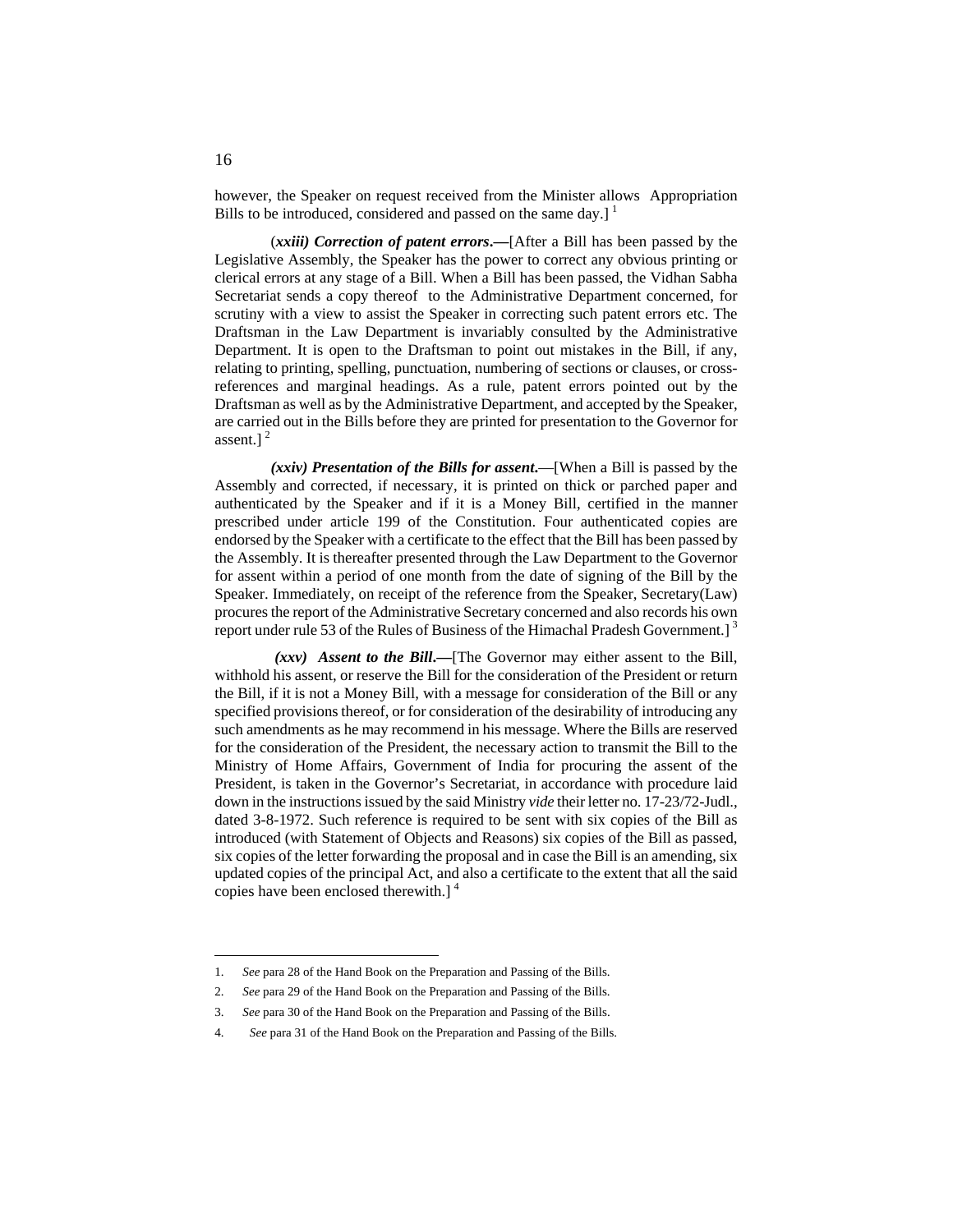however, the Speaker on request received from the Minister allows Appropriation Bills to be introduced, considered and passed on the same day.] [1]

(*xxiii) Correction of patent errors***.—**[After a Bill has been passed by the Legislative Assembly, the Speaker has the power to correct any obvious printing or clerical errors at any stage of a Bill. When a Bill has been passed, the Vidhan Sabha Secretariat sends a copy thereof to the Administrative Department concerned, for scrutiny with a view to assist the Speaker in correcting such patent errors etc. The Draftsman in the Law Department is invariably consulted by the Administrative Department. It is open to the Draftsman to point out mistakes in the Bill, if any, relating to printing, spelling, punctuation, numbering of sections or clauses, or cross-references and marginal headings. As a rule, patent errors pointed out by the Draftsman as well as by the Administrative Department, and accepted by the Speaker, are carried out in the Bills before they are printed for presentation to the Governor for assent.] [2]

***(xxiv) Presentation of the Bills for assent.***—[When a Bill is passed by the Assembly and corrected, if necessary, it is printed on thick or parched paper and authenticated by the Speaker and if it is a Money Bill, certified in the manner prescribed under article 199 of the Constitution. Four authenticated copies are endorsed by the Speaker with a certificate to the effect that the Bill has been passed by the Assembly. It is thereafter presented through the Law Department to the Governor for assent within a period of one month from the date of signing of the Bill by the Speaker. Immediately, on receipt of the reference from the Speaker, Secretary(Law) procures the report of the Administrative Secretary concerned and also records his own report under rule 53 of the Rules of Business of the Himachal Pradesh Government.] [3]

***(xxv) Assent to the Bill*.—**[The Governor may either assent to the Bill, withhold his assent, or reserve the Bill for the consideration of the President or return the Bill, if it is not a Money Bill, with a message for consideration of the Bill or any specified provisions thereof, or for consideration of the desirability of introducing any such amendments as he may recommend in his message. Where the Bills are reserved for the consideration of the President, the necessary action to transmit the Bill to the Ministry of Home Affairs, Government of India for procuring the assent of the President, is taken in the Governor's Secretariat, in accordance with procedure laid down in the instructions issued by the said Ministry *vide* their letter no. 17-23/72-Judl., dated 3-8-1972. Such reference is required to be sent with six copies of the Bill as introduced (with Statement of Objects and Reasons) six copies of the Bill as passed, six copies of the letter forwarding the proposal and in case the Bill is an amending, six updated copies of the principal Act, and also a certificate to the extent that all the said copies have been enclosed therewith.] [4]

---

1. *See* para 28 of the Hand Book on the Preparation and Passing of the Bills.
2. *See* para 29 of the Hand Book on the Preparation and Passing of the Bills.
3. *See* para 30 of the Hand Book on the Preparation and Passing of the Bills.
4. *See* para 31 of the Hand Book on the Preparation and Passing of the Bills.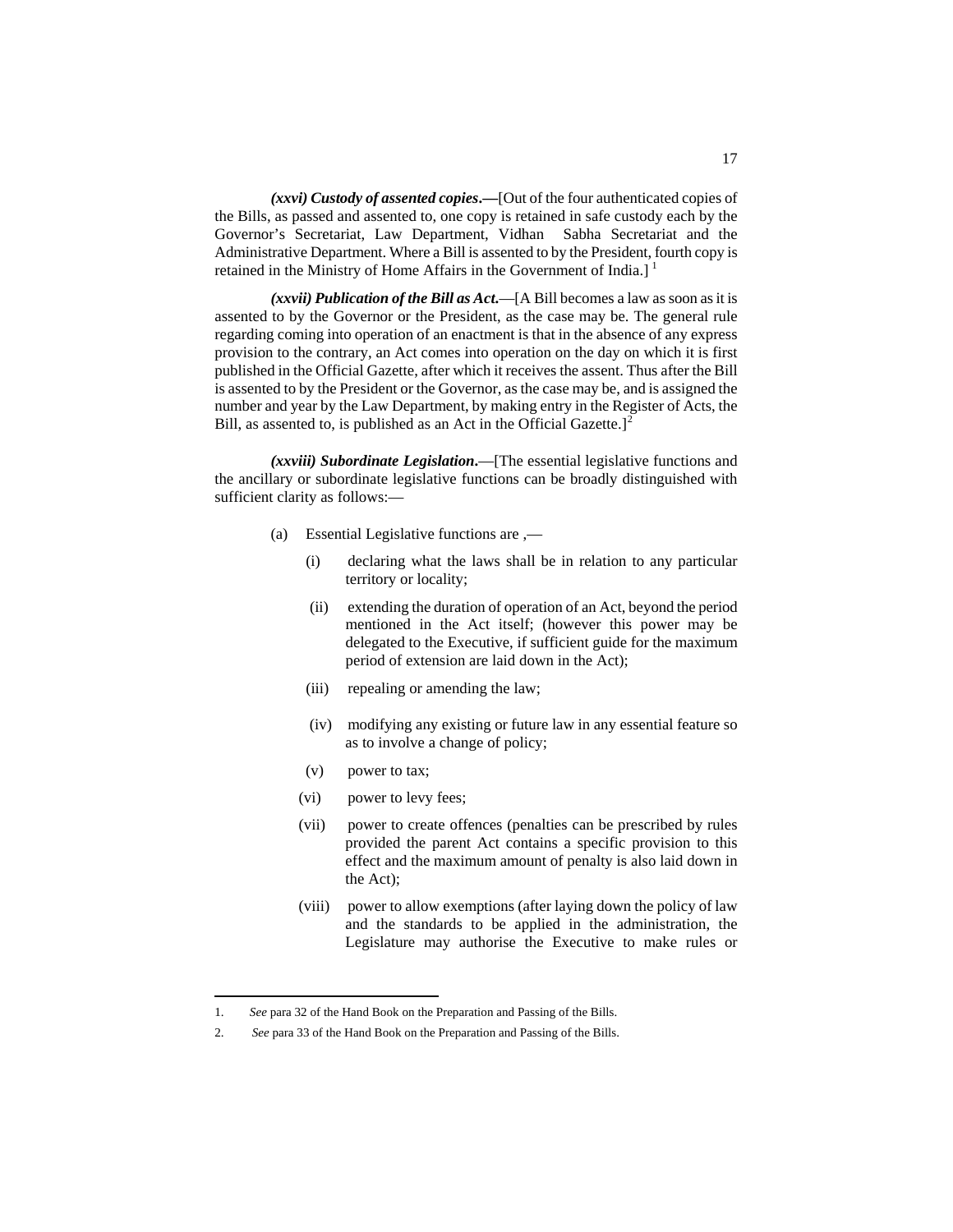***(xxvi) Custody of assented copies*.—**[Out of the four authenticated copies of the Bills, as passed and assented to, one copy is retained in safe custody each by the Governor's Secretariat, Law Department, Vidhan Sabha Secretariat and the Administrative Department. Where a Bill is assented to by the President, fourth copy is retained in the Ministry of Home Affairs in the Government of India.] [1]

***(xxvii) Publication of the Bill as Act*.**—[A Bill becomes a law as soon as it is assented to by the Governor or the President, as the case may be. The general rule regarding coming into operation of an enactment is that in the absence of any express provision to the contrary, an Act comes into operation on the day on which it is first published in the Official Gazette, after which it receives the assent. Thus after the Bill is assented to by the President or the Governor, as the case may be, and is assigned the number and year by the Law Department, by making entry in the Register of Acts, the Bill, as assented to, is published as an Act in the Official Gazette.][2]

***(xxviii) Subordinate Legislation*.**—[The essential legislative functions and the ancillary or subordinate legislative functions can be broadly distinguished with sufficient clarity as follows:—

(a) Essential Legislative functions are ,—

(i) declaring what the laws shall be in relation to any particular territory or locality;

(ii) extending the duration of operation of an Act, beyond the period mentioned in the Act itself; (however this power may be delegated to the Executive, if sufficient guide for the maximum period of extension are laid down in the Act);

(iii) repealing or amending the law;

(iv) modifying any existing or future law in any essential feature so as to involve a change of policy;

(v) power to tax;

(vi) power to levy fees;

(vii) power to create offences (penalties can be prescribed by rules provided the parent Act contains a specific provision to this effect and the maximum amount of penalty is also laid down in the Act);

(viii) power to allow exemptions (after laying down the policy of law and the standards to be applied in the administration, the Legislature may authorise the Executive to make rules or

---

1. *See* para 32 of the Hand Book on the Preparation and Passing of the Bills.

2. *See* para 33 of the Hand Book on the Preparation and Passing of the Bills.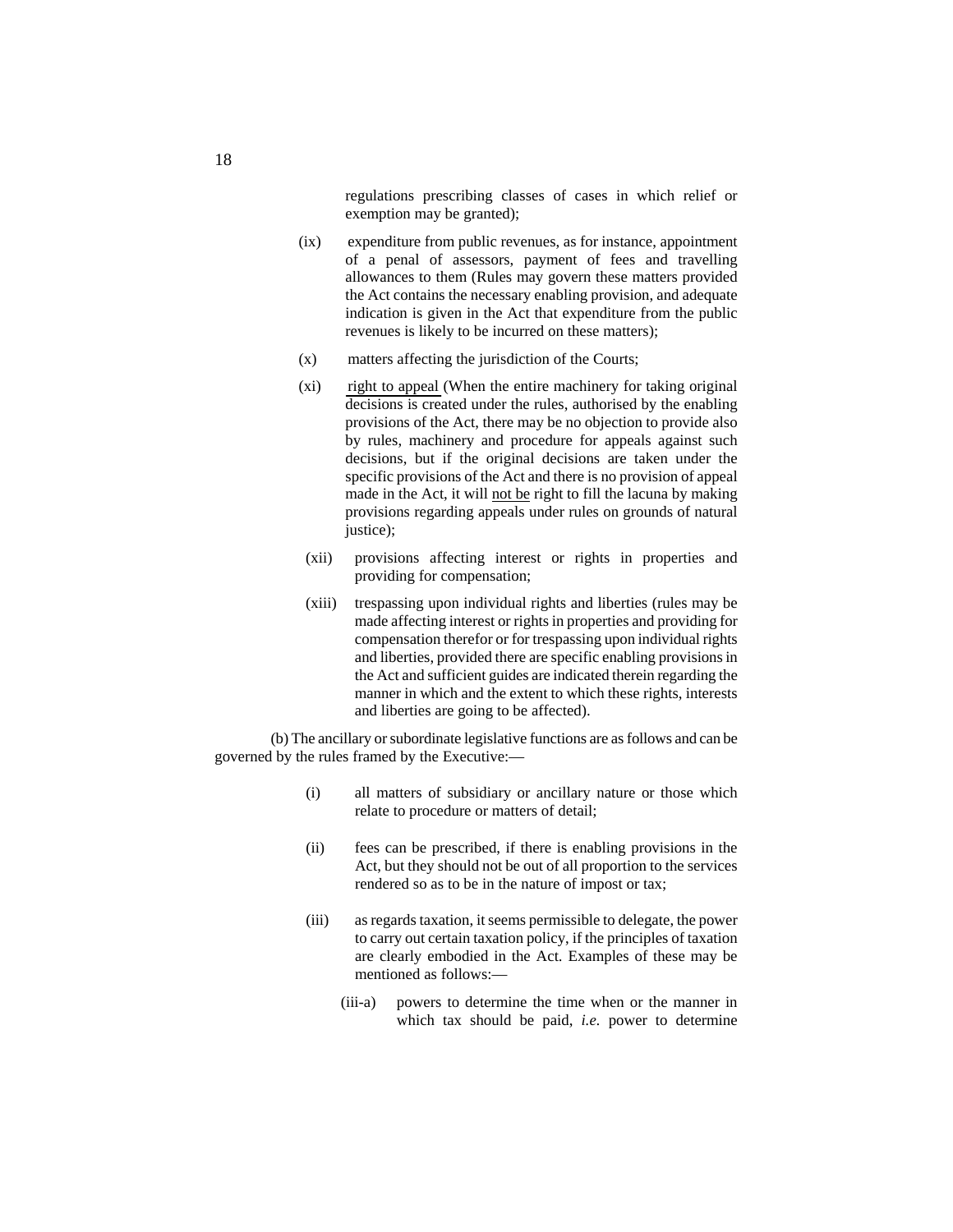regulations prescribing classes of cases in which relief or exemption may be granted);

(ix) expenditure from public revenues, as for instance, appointment of a penal of assessors, payment of fees and travelling allowances to them (Rules may govern these matters provided the Act contains the necessary enabling provision, and adequate indication is given in the Act that expenditure from the public revenues is likely to be incurred on these matters);

(x) matters affecting the jurisdiction of the Courts;

(xi) right to appeal (When the entire machinery for taking original decisions is created under the rules, authorised by the enabling provisions of the Act, there may be no objection to provide also by rules, machinery and procedure for appeals against such decisions, but if the original decisions are taken under the specific provisions of the Act and there is no provision of appeal made in the Act, it will not be right to fill the lacuna by making provisions regarding appeals under rules on grounds of natural justice);

(xii) provisions affecting interest or rights in properties and providing for compensation;

(xiii) trespassing upon individual rights and liberties (rules may be made affecting interest or rights in properties and providing for compensation therefor or for trespassing upon individual rights and liberties, provided there are specific enabling provisions in the Act and sufficient guides are indicated therein regarding the manner in which and the extent to which these rights, interests and liberties are going to be affected).

(b) The ancillary or subordinate legislative functions are as follows and can be governed by the rules framed by the Executive:—

(i) all matters of subsidiary or ancillary nature or those which relate to procedure or matters of detail;

(ii) fees can be prescribed, if there is enabling provisions in the Act, but they should not be out of all proportion to the services rendered so as to be in the nature of impost or tax;

(iii) as regards taxation, it seems permissible to delegate, the power to carry out certain taxation policy, if the principles of taxation are clearly embodied in the Act. Examples of these may be mentioned as follows:—

(iii-a) powers to determine the time when or the manner in which tax should be paid, *i.e.* power to determine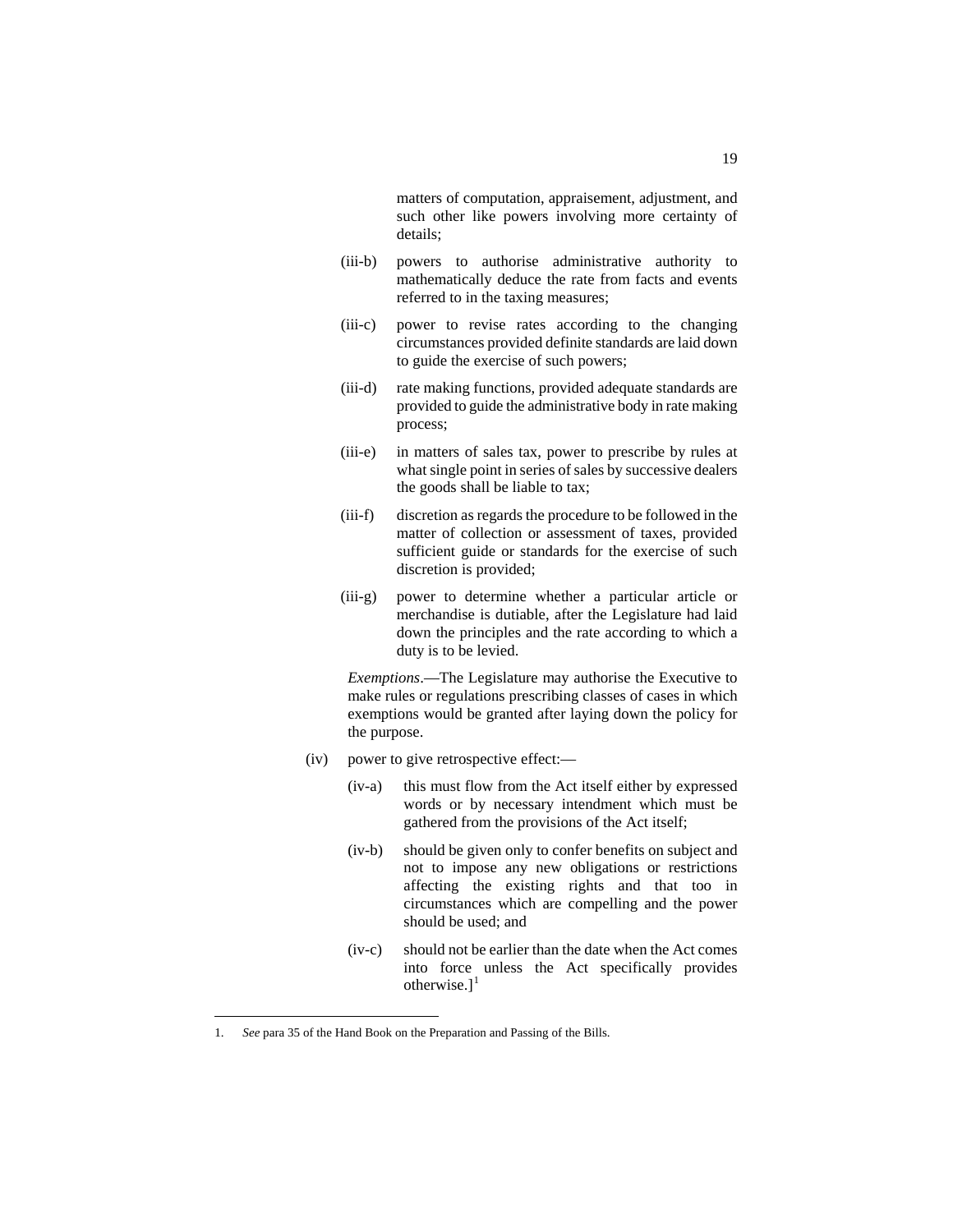matters of computation, appraisement, adjustment, and such other like powers involving more certainty of details;

(iii-b) powers to authorise administrative authority to mathematically deduce the rate from facts and events referred to in the taxing measures;

(iii-c) power to revise rates according to the changing circumstances provided definite standards are laid down to guide the exercise of such powers;

(iii-d) rate making functions, provided adequate standards are provided to guide the administrative body in rate making process;

(iii-e) in matters of sales tax, power to prescribe by rules at what single point in series of sales by successive dealers the goods shall be liable to tax;

(iii-f) discretion as regards the procedure to be followed in the matter of collection or assessment of taxes, provided sufficient guide or standards for the exercise of such discretion is provided;

(iii-g) power to determine whether a particular article or merchandise is dutiable, after the Legislature had laid down the principles and the rate according to which a duty is to be levied.

*Exemptions*.—The Legislature may authorise the Executive to make rules or regulations prescribing classes of cases in which exemptions would be granted after laying down the policy for the purpose.

(iv) power to give retrospective effect:—

(iv-a) this must flow from the Act itself either by expressed words or by necessary intendment which must be gathered from the provisions of the Act itself;

(iv-b) should be given only to confer benefits on subject and not to impose any new obligations or restrictions affecting the existing rights and that too in circumstances which are compelling and the power should be used; and

(iv-c) should not be earlier than the date when the Act comes into force unless the Act specifically provides otherwise.][1]

---

1. *See* para 35 of the Hand Book on the Preparation and Passing of the Bills.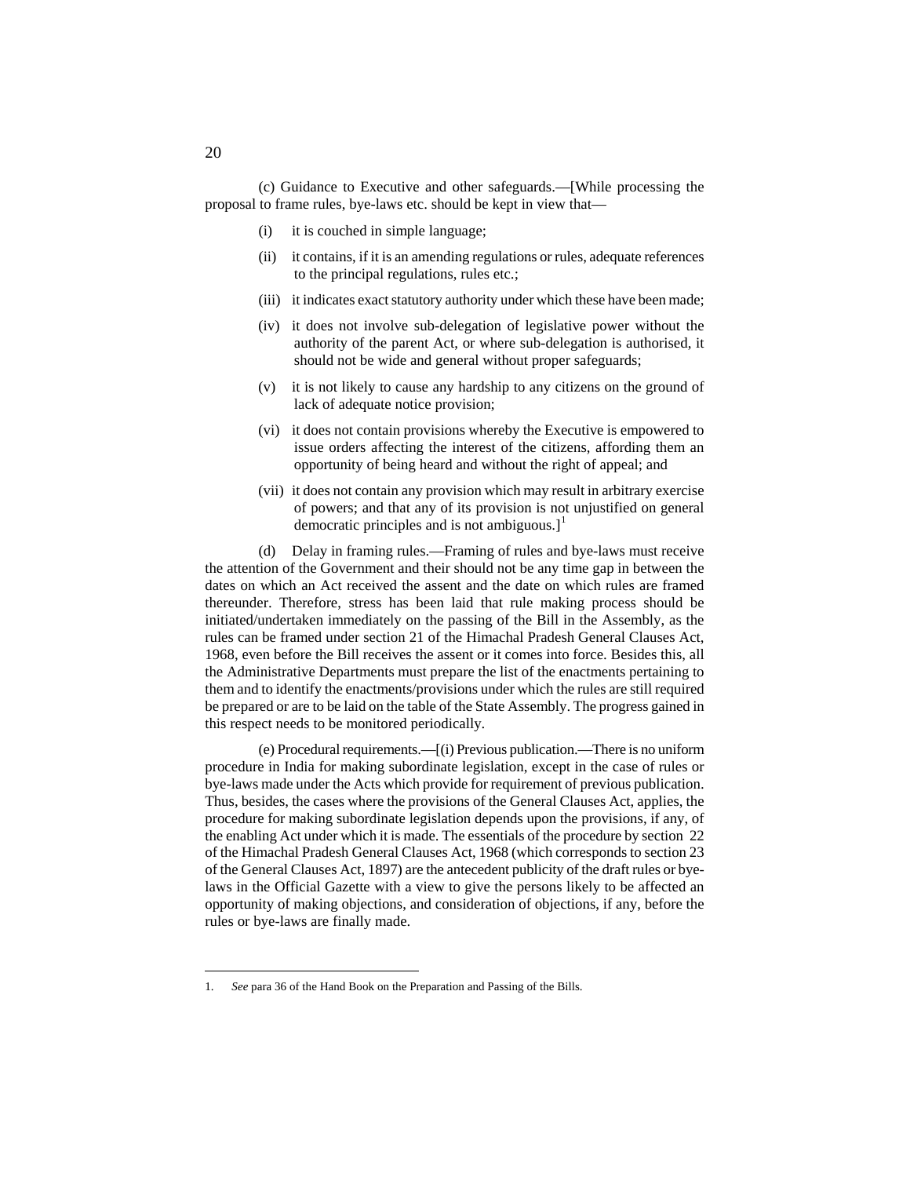(c) Guidance to Executive and other safeguards.—[While processing the proposal to frame rules, bye-laws etc. should be kept in view that—

(i) it is couched in simple language;

(ii) it contains, if it is an amending regulations or rules, adequate references to the principal regulations, rules etc.;

(iii) it indicates exact statutory authority under which these have been made;

(iv) it does not involve sub-delegation of legislative power without the authority of the parent Act, or where sub-delegation is authorised, it should not be wide and general without proper safeguards;

(v) it is not likely to cause any hardship to any citizens on the ground of lack of adequate notice provision;

(vi) it does not contain provisions whereby the Executive is empowered to issue orders affecting the interest of the citizens, affording them an opportunity of being heard and without the right of appeal; and

(vii) it does not contain any provision which may result in arbitrary exercise of powers; and that any of its provision is not unjustified on general democratic principles and is not ambiguous.][1]

(d) Delay in framing rules.—Framing of rules and bye-laws must receive the attention of the Government and their should not be any time gap in between the dates on which an Act received the assent and the date on which rules are framed thereunder. Therefore, stress has been laid that rule making process should be initiated/undertaken immediately on the passing of the Bill in the Assembly, as the rules can be framed under section 21 of the Himachal Pradesh General Clauses Act, 1968, even before the Bill receives the assent or it comes into force. Besides this, all the Administrative Departments must prepare the list of the enactments pertaining to them and to identify the enactments/provisions under which the rules are still required be prepared or are to be laid on the table of the State Assembly. The progress gained in this respect needs to be monitored periodically.

(e) Procedural requirements.—[(i) Previous publication.—There is no uniform procedure in India for making subordinate legislation, except in the case of rules or bye-laws made under the Acts which provide for requirement of previous publication. Thus, besides, the cases where the provisions of the General Clauses Act, applies, the procedure for making subordinate legislation depends upon the provisions, if any, of the enabling Act under which it is made. The essentials of the procedure by section 22 of the Himachal Pradesh General Clauses Act, 1968 (which corresponds to section 23 of the General Clauses Act, 1897) are the antecedent publicity of the draft rules or bye-laws in the Official Gazette with a view to give the persons likely to be affected an opportunity of making objections, and consideration of objections, if any, before the rules or bye-laws are finally made.

---

1. *See* para 36 of the Hand Book on the Preparation and Passing of the Bills.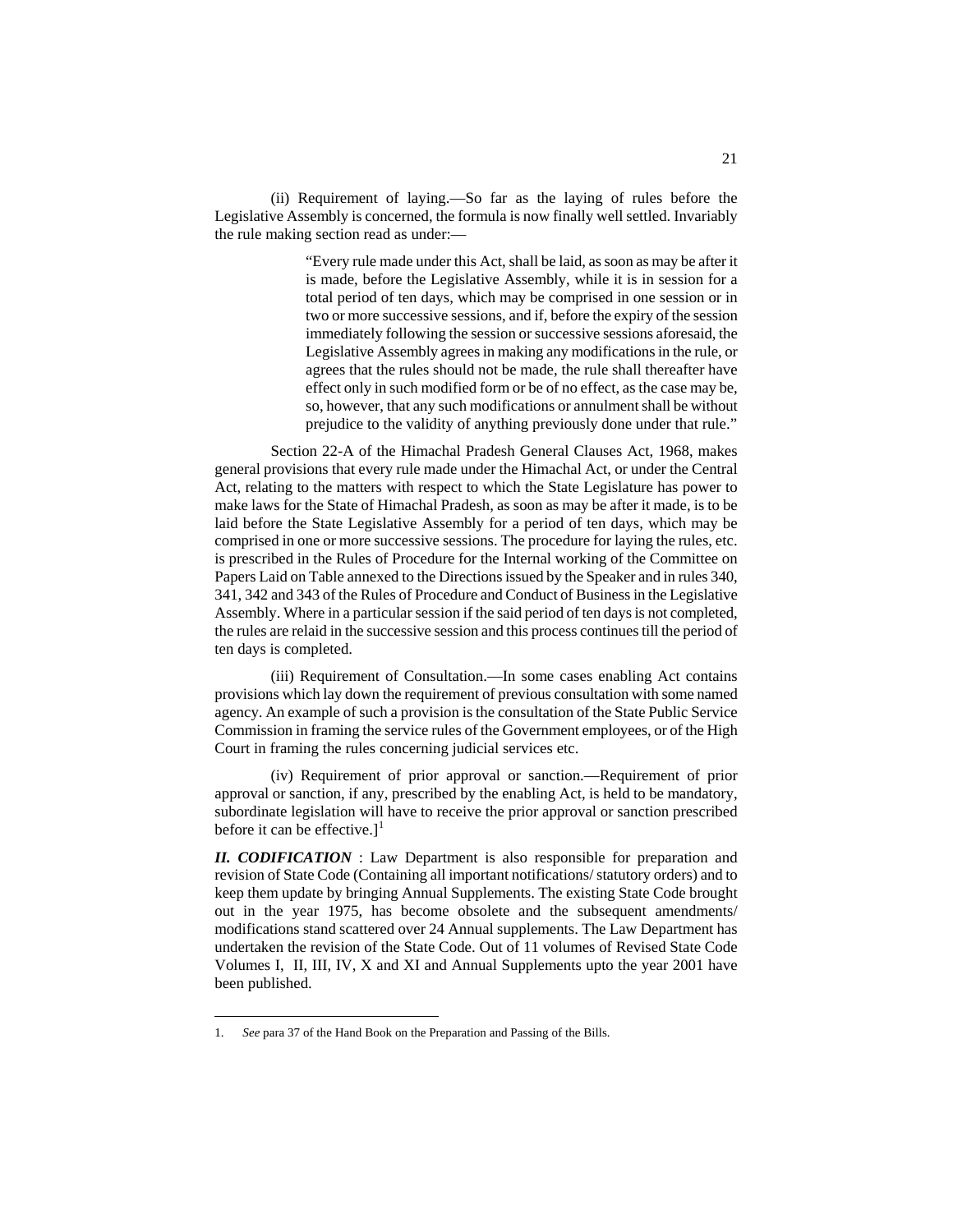(ii) Requirement of laying.—So far as the laying of rules before the Legislative Assembly is concerned, the formula is now finally well settled. Invariably the rule making section read as under:—

> "Every rule made under this Act, shall be laid, as soon as may be after it is made, before the Legislative Assembly, while it is in session for a total period of ten days, which may be comprised in one session or in two or more successive sessions, and if, before the expiry of the session immediately following the session or successive sessions aforesaid, the Legislative Assembly agrees in making any modifications in the rule, or agrees that the rules should not be made, the rule shall thereafter have effect only in such modified form or be of no effect, as the case may be, so, however, that any such modifications or annulment shall be without prejudice to the validity of anything previously done under that rule."

Section 22-A of the Himachal Pradesh General Clauses Act, 1968, makes general provisions that every rule made under the Himachal Act, or under the Central Act, relating to the matters with respect to which the State Legislature has power to make laws for the State of Himachal Pradesh, as soon as may be after it made, is to be laid before the State Legislative Assembly for a period of ten days, which may be comprised in one or more successive sessions. The procedure for laying the rules, etc. is prescribed in the Rules of Procedure for the Internal working of the Committee on Papers Laid on Table annexed to the Directions issued by the Speaker and in rules 340, 341, 342 and 343 of the Rules of Procedure and Conduct of Business in the Legislative Assembly. Where in a particular session if the said period of ten days is not completed, the rules are relaid in the successive session and this process continues till the period of ten days is completed.

(iii) Requirement of Consultation.—In some cases enabling Act contains provisions which lay down the requirement of previous consultation with some named agency. An example of such a provision is the consultation of the State Public Service Commission in framing the service rules of the Government employees, or of the High Court in framing the rules concerning judicial services etc.

(iv) Requirement of prior approval or sanction.—Requirement of prior approval or sanction, if any, prescribed by the enabling Act, is held to be mandatory, subordinate legislation will have to receive the prior approval or sanction prescribed before it can be effective.][1]

***II. CODIFICATION*** : Law Department is also responsible for preparation and revision of State Code (Containing all important notifications/ statutory orders) and to keep them update by bringing Annual Supplements. The existing State Code brought out in the year 1975, has become obsolete and the subsequent amendments/ modifications stand scattered over 24 Annual supplements. The Law Department has undertaken the revision of the State Code. Out of 11 volumes of Revised State Code Volumes I, II, III, IV, X and XI and Annual Supplements upto the year 2001 have been published.

---

1. *See* para 37 of the Hand Book on the Preparation and Passing of the Bills.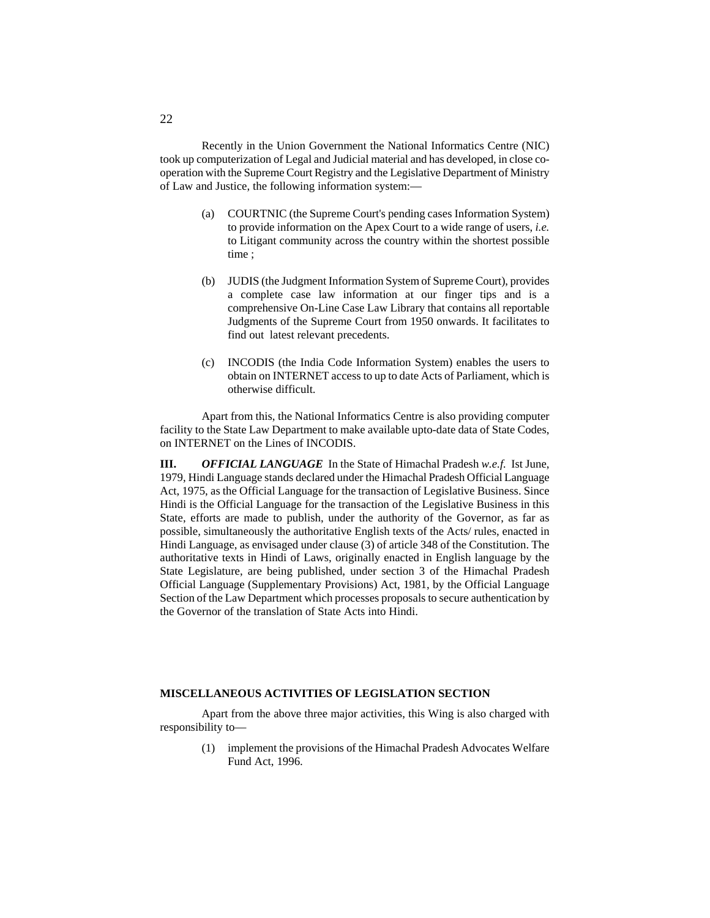Recently in the Union Government the National Informatics Centre (NIC) took up computerization of Legal and Judicial material and has developed, in close co-operation with the Supreme Court Registry and the Legislative Department of Ministry of Law and Justice, the following information system:—

(a) COURTNIC (the Supreme Court's pending cases Information System) to provide information on the Apex Court to a wide range of users, *i.e.* to Litigant community across the country within the shortest possible time ;

(b) JUDIS (the Judgment Information System of Supreme Court), provides a complete case law information at our finger tips and is a comprehensive On-Line Case Law Library that contains all reportable Judgments of the Supreme Court from 1950 onwards. It facilitates to find out latest relevant precedents.

(c) INCODIS (the India Code Information System) enables the users to obtain on INTERNET access to up to date Acts of Parliament, which is otherwise difficult.

Apart from this, the National Informatics Centre is also providing computer facility to the State Law Department to make available upto-date data of State Codes, on INTERNET on the Lines of INCODIS.

**III.** ***OFFICIAL LANGUAGE*** In the State of Himachal Pradesh *w.e.f.* Ist June, 1979, Hindi Language stands declared under the Himachal Pradesh Official Language Act, 1975, as the Official Language for the transaction of Legislative Business. Since Hindi is the Official Language for the transaction of the Legislative Business in this State, efforts are made to publish, under the authority of the Governor, as far as possible, simultaneously the authoritative English texts of the Acts/ rules, enacted in Hindi Language, as envisaged under clause (3) of article 348 of the Constitution. The authoritative texts in Hindi of Laws, originally enacted in English language by the State Legislature, are being published, under section 3 of the Himachal Pradesh Official Language (Supplementary Provisions) Act, 1981, by the Official Language Section of the Law Department which processes proposals to secure authentication by the Governor of the translation of State Acts into Hindi.

**MISCELLANEOUS ACTIVITIES OF LEGISLATION SECTION**

Apart from the above three major activities, this Wing is also charged with responsibility to—

(1) implement the provisions of the Himachal Pradesh Advocates Welfare Fund Act, 1996.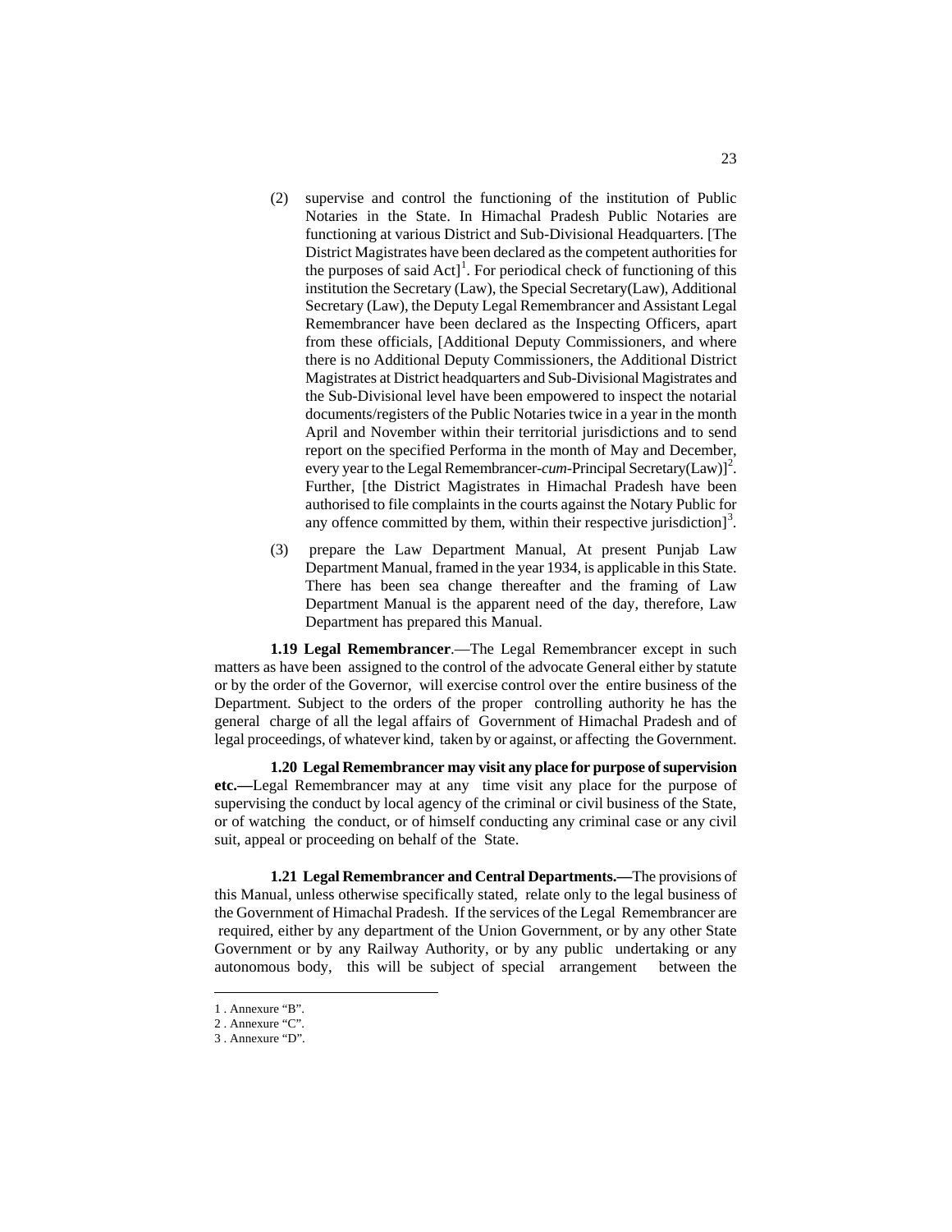(2) supervise and control the functioning of the institution of Public Notaries in the State. In Himachal Pradesh Public Notaries are functioning at various District and Sub-Divisional Headquarters. [The District Magistrates have been declared as the competent authorities for the purposes of said Act][1]. For periodical check of functioning of this institution the Secretary (Law), the Special Secretary(Law), Additional Secretary (Law), the Deputy Legal Remembrancer and Assistant Legal Remembrancer have been declared as the Inspecting Officers, apart from these officials, [Additional Deputy Commissioners, and where there is no Additional Deputy Commissioners, the Additional District Magistrates at District headquarters and Sub-Divisional Magistrates and the Sub-Divisional level have been empowered to inspect the notarial documents/registers of the Public Notaries twice in a year in the month April and November within their territorial jurisdictions and to send report on the specified Performa in the month of May and December, every year to the Legal Remembrancer-*cum*-Principal Secretary(Law)][2]. Further, [the District Magistrates in Himachal Pradesh have been authorised to file complaints in the courts against the Notary Public for any offence committed by them, within their respective jurisdiction][3].

(3) prepare the Law Department Manual, At present Punjab Law Department Manual, framed in the year 1934, is applicable in this State. There has been sea change thereafter and the framing of Law Department Manual is the apparent need of the day, therefore, Law Department has prepared this Manual.

**1.19 Legal Remembrancer**.—The Legal Remembrancer except in such matters as have been assigned to the control of the advocate General either by statute or by the order of the Governor, will exercise control over the entire business of the Department. Subject to the orders of the proper controlling authority he has the general charge of all the legal affairs of Government of Himachal Pradesh and of legal proceedings, of whatever kind, taken by or against, or affecting the Government.

**1.20 Legal Remembrancer may visit any place for purpose of supervision etc.—**Legal Remembrancer may at any time visit any place for the purpose of supervising the conduct by local agency of the criminal or civil business of the State, or of watching the conduct, or of himself conducting any criminal case or any civil suit, appeal or proceeding on behalf of the State.

**1.21 Legal Remembrancer and Central Departments.—**The provisions of this Manual, unless otherwise specifically stated, relate only to the legal business of the Government of Himachal Pradesh. If the services of the Legal Remembrancer are required, either by any department of the Union Government, or by any other State Government or by any Railway Authority, or by any public undertaking or any autonomous body, this will be subject of special arrangement between the

---

1 . Annexure "B".

2 . Annexure "C".

3 . Annexure "D".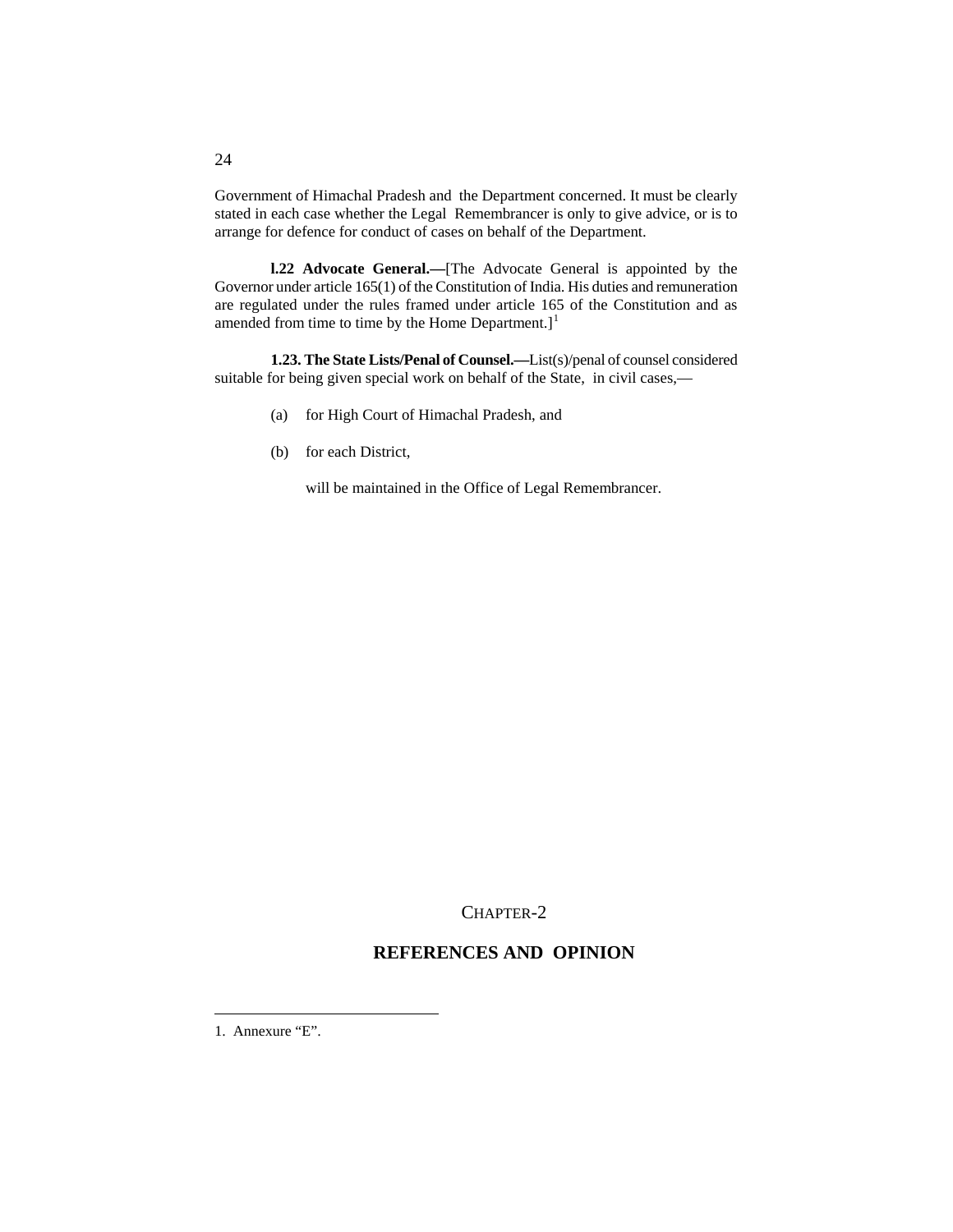Government of Himachal Pradesh and the Department concerned. It must be clearly stated in each case whether the Legal Remembrancer is only to give advice, or is to arrange for defence for conduct of cases on behalf of the Department.

**l.22 Advocate General.—**[The Advocate General is appointed by the Governor under article 165(1) of the Constitution of India. His duties and remuneration are regulated under the rules framed under article 165 of the Constitution and as amended from time to time by the Home Department.][1]

**1.23. The State Lists/Penal of Counsel.—**List(s)/penal of counsel considered suitable for being given special work on behalf of the State, in civil cases,—

(a) for High Court of Himachal Pradesh, and

(b) for each District,

will be maintained in the Office of Legal Remembrancer.

CHAPTER-2

## REFERENCES AND OPINION

1. Annexure "E".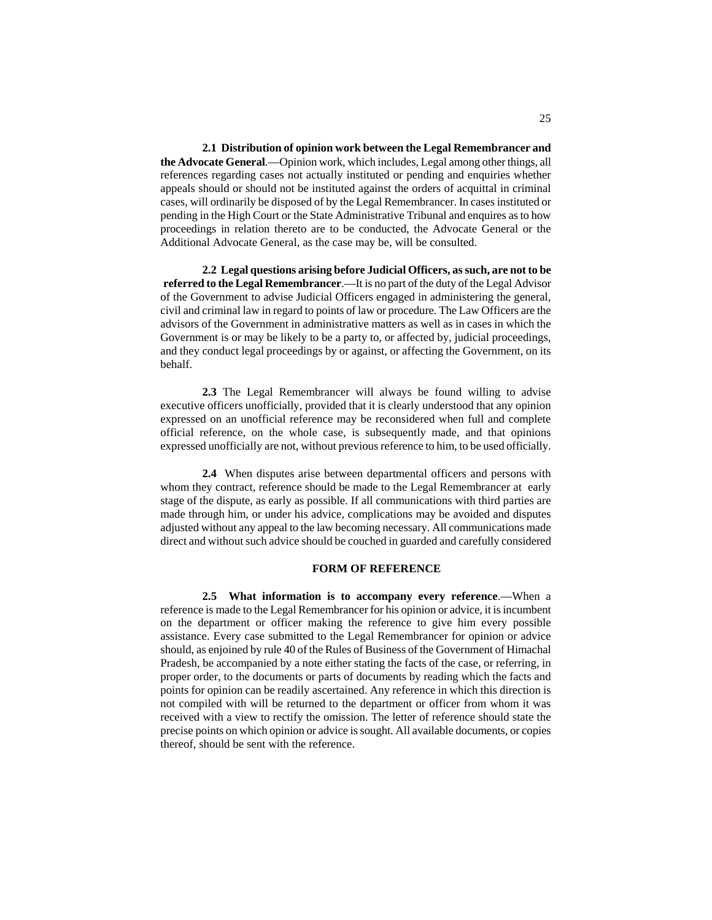**2.1 Distribution of opinion work between the Legal Remembrancer and the Advocate General**.—Opinion work, which includes, Legal among other things, all references regarding cases not actually instituted or pending and enquiries whether appeals should or should not be instituted against the orders of acquittal in criminal cases, will ordinarily be disposed of by the Legal Remembrancer. In cases instituted or pending in the High Court or the State Administrative Tribunal and enquires as to how proceedings in relation thereto are to be conducted, the Advocate General or the Additional Advocate General, as the case may be, will be consulted.

**2.2 Legal questions arising before Judicial Officers, as such, are not to be referred to the Legal Remembrancer**.—It is no part of the duty of the Legal Advisor of the Government to advise Judicial Officers engaged in administering the general, civil and criminal law in regard to points of law or procedure. The Law Officers are the advisors of the Government in administrative matters as well as in cases in which the Government is or may be likely to be a party to, or affected by, judicial proceedings, and they conduct legal proceedings by or against, or affecting the Government, on its behalf.

**2.3** The Legal Remembrancer will always be found willing to advise executive officers unofficially, provided that it is clearly understood that any opinion expressed on an unofficial reference may be reconsidered when full and complete official reference, on the whole case, is subsequently made, and that opinions expressed unofficially are not, without previous reference to him, to be used officially.

**2.4** When disputes arise between departmental officers and persons with whom they contract, reference should be made to the Legal Remembrancer at early stage of the dispute, as early as possible. If all communications with third parties are made through him, or under his advice, complications may be avoided and disputes adjusted without any appeal to the law becoming necessary. All communications made direct and without such advice should be couched in guarded and carefully considered

## FORM OF REFERENCE

**2.5 What information is to accompany every reference**.—When a reference is made to the Legal Remembrancer for his opinion or advice, it is incumbent on the department or officer making the reference to give him every possible assistance. Every case submitted to the Legal Remembrancer for opinion or advice should, as enjoined by rule 40 of the Rules of Business of the Government of Himachal Pradesh, be accompanied by a note either stating the facts of the case, or referring, in proper order, to the documents or parts of documents by reading which the facts and points for opinion can be readily ascertained. Any reference in which this direction is not compiled with will be returned to the department or officer from whom it was received with a view to rectify the omission. The letter of reference should state the precise points on which opinion or advice is sought. All available documents, or copies thereof, should be sent with the reference.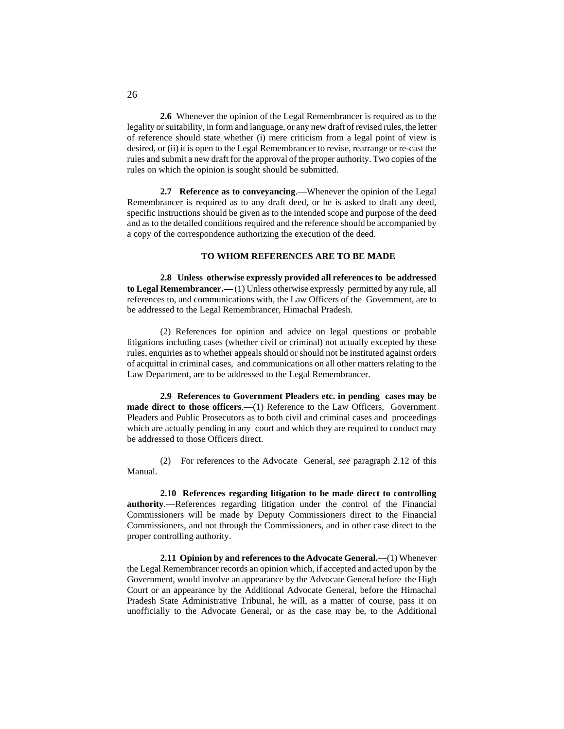**2.6** Whenever the opinion of the Legal Remembrancer is required as to the legality or suitability, in form and language, or any new draft of revised rules, the letter of reference should state whether (i) mere criticism from a legal point of view is desired, or (ii) it is open to the Legal Remembrancer to revise, rearrange or re-cast the rules and submit a new draft for the approval of the proper authority. Two copies of the rules on which the opinion is sought should be submitted.

**2.7 Reference as to conveyancing**.—Whenever the opinion of the Legal Remembrancer is required as to any draft deed, or he is asked to draft any deed, specific instructions should be given as to the intended scope and purpose of the deed and as to the detailed conditions required and the reference should be accompanied by a copy of the correspondence authorizing the execution of the deed.

**TO WHOM REFERENCES ARE TO BE MADE**

**2.8 Unless otherwise expressly provided all references to be addressed to Legal Remembrancer.—** (1) Unless otherwise expressly permitted by any rule, all references to, and communications with, the Law Officers of the Government, are to be addressed to the Legal Remembrancer, Himachal Pradesh.

(2) References for opinion and advice on legal questions or probable litigations including cases (whether civil or criminal) not actually excepted by these rules, enquiries as to whether appeals should or should not be instituted against orders of acquittal in criminal cases, and communications on all other matters relating to the Law Department, are to be addressed to the Legal Remembrancer.

**2.9 References to Government Pleaders etc. in pending cases may be made direct to those officers**.—(1) Reference to the Law Officers, Government Pleaders and Public Prosecutors as to both civil and criminal cases and proceedings which are actually pending in any court and which they are required to conduct may be addressed to those Officers direct.

(2) For references to the Advocate General, *see* paragraph 2.12 of this Manual.

**2.10 References regarding litigation to be made direct to controlling authority**.—References regarding litigation under the control of the Financial Commissioners will be made by Deputy Commissioners direct to the Financial Commissioners, and not through the Commissioners, and in other case direct to the proper controlling authority.

**2.11 Opinion by and references to the Advocate General.**—(1) Whenever the Legal Remembrancer records an opinion which, if accepted and acted upon by the Government, would involve an appearance by the Advocate General before the High Court or an appearance by the Additional Advocate General, before the Himachal Pradesh State Administrative Tribunal, he will, as a matter of course, pass it on unofficially to the Advocate General, or as the case may be, to the Additional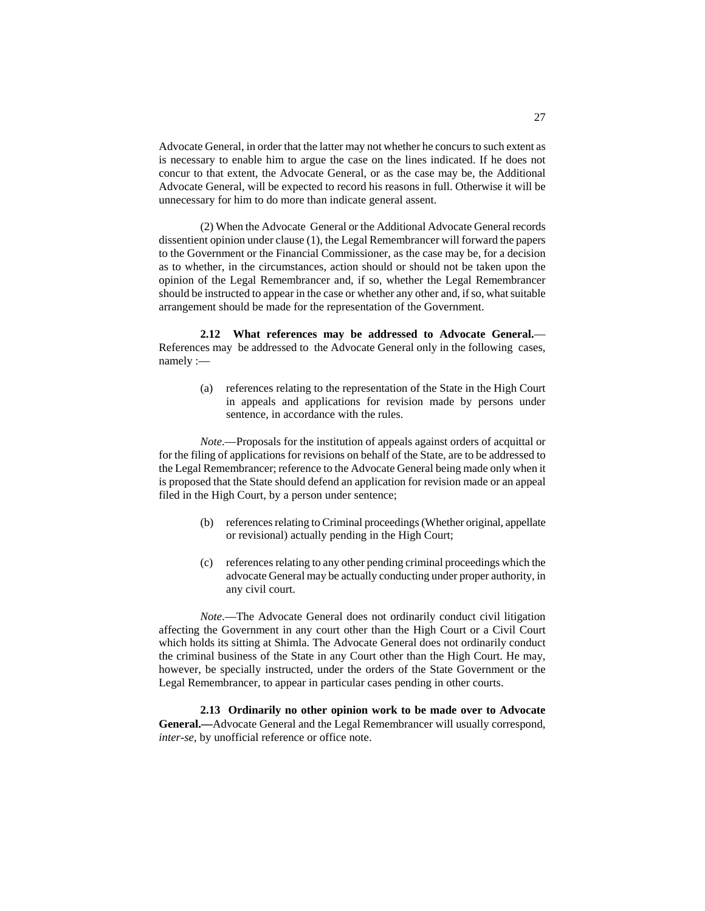Advocate General, in order that the latter may not whether he concurs to such extent as is necessary to enable him to argue the case on the lines indicated. If he does not concur to that extent, the Advocate General, or as the case may be, the Additional Advocate General, will be expected to record his reasons in full. Otherwise it will be unnecessary for him to do more than indicate general assent.

(2) When the Advocate General or the Additional Advocate General records dissentient opinion under clause (1), the Legal Remembrancer will forward the papers to the Government or the Financial Commissioner, as the case may be, for a decision as to whether, in the circumstances, action should or should not be taken upon the opinion of the Legal Remembrancer and, if so, whether the Legal Remembrancer should be instructed to appear in the case or whether any other and, if so, what suitable arrangement should be made for the representation of the Government.

**2.12 What references may be addressed to Advocate General.**— References may be addressed to the Advocate General only in the following cases, namely :—

(a) references relating to the representation of the State in the High Court in appeals and applications for revision made by persons under sentence, in accordance with the rules.

*Note*.—Proposals for the institution of appeals against orders of acquittal or for the filing of applications for revisions on behalf of the State, are to be addressed to the Legal Remembrancer; reference to the Advocate General being made only when it is proposed that the State should defend an application for revision made or an appeal filed in the High Court, by a person under sentence;

(b) references relating to Criminal proceedings (Whether original, appellate or revisional) actually pending in the High Court;

(c) references relating to any other pending criminal proceedings which the advocate General may be actually conducting under proper authority, in any civil court.

*Note*.—The Advocate General does not ordinarily conduct civil litigation affecting the Government in any court other than the High Court or a Civil Court which holds its sitting at Shimla. The Advocate General does not ordinarily conduct the criminal business of the State in any Court other than the High Court. He may, however, be specially instructed, under the orders of the State Government or the Legal Remembrancer, to appear in particular cases pending in other courts.

**2.13 Ordinarily no other opinion work to be made over to Advocate General.—**Advocate General and the Legal Remembrancer will usually correspond, *inter-se*, by unofficial reference or office note.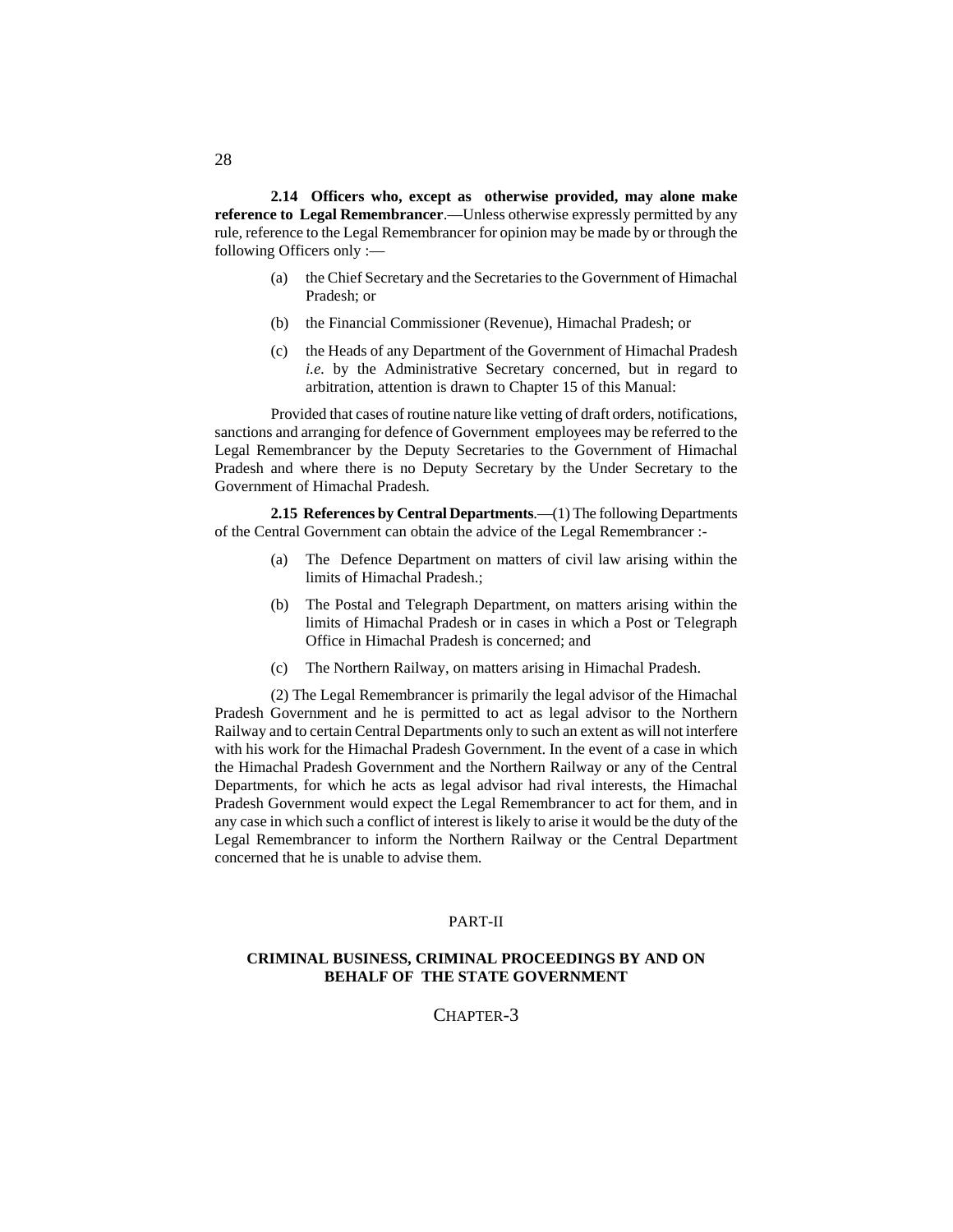**2.14 Officers who, except as otherwise provided, may alone make reference to Legal Remembrancer**.—Unless otherwise expressly permitted by any rule, reference to the Legal Remembrancer for opinion may be made by or through the following Officers only :—

(a) the Chief Secretary and the Secretaries to the Government of Himachal Pradesh; or

(b) the Financial Commissioner (Revenue), Himachal Pradesh; or

(c) the Heads of any Department of the Government of Himachal Pradesh *i.e.* by the Administrative Secretary concerned, but in regard to arbitration, attention is drawn to Chapter 15 of this Manual:

Provided that cases of routine nature like vetting of draft orders, notifications, sanctions and arranging for defence of Government employees may be referred to the Legal Remembrancer by the Deputy Secretaries to the Government of Himachal Pradesh and where there is no Deputy Secretary by the Under Secretary to the Government of Himachal Pradesh.

**2.15 References by Central Departments**.—(1) The following Departments of the Central Government can obtain the advice of the Legal Remembrancer :-

(a) The Defence Department on matters of civil law arising within the limits of Himachal Pradesh.;

(b) The Postal and Telegraph Department, on matters arising within the limits of Himachal Pradesh or in cases in which a Post or Telegraph Office in Himachal Pradesh is concerned; and

(c) The Northern Railway, on matters arising in Himachal Pradesh.

(2) The Legal Remembrancer is primarily the legal advisor of the Himachal Pradesh Government and he is permitted to act as legal advisor to the Northern Railway and to certain Central Departments only to such an extent as will not interfere with his work for the Himachal Pradesh Government. In the event of a case in which the Himachal Pradesh Government and the Northern Railway or any of the Central Departments, for which he acts as legal advisor had rival interests, the Himachal Pradesh Government would expect the Legal Remembrancer to act for them, and in any case in which such a conflict of interest is likely to arise it would be the duty of the Legal Remembrancer to inform the Northern Railway or the Central Department concerned that he is unable to advise them.

# PART-II

## CRIMINAL BUSINESS, CRIMINAL PROCEEDINGS BY AND ON BEHALF OF THE STATE GOVERNMENT

### CHAPTER-3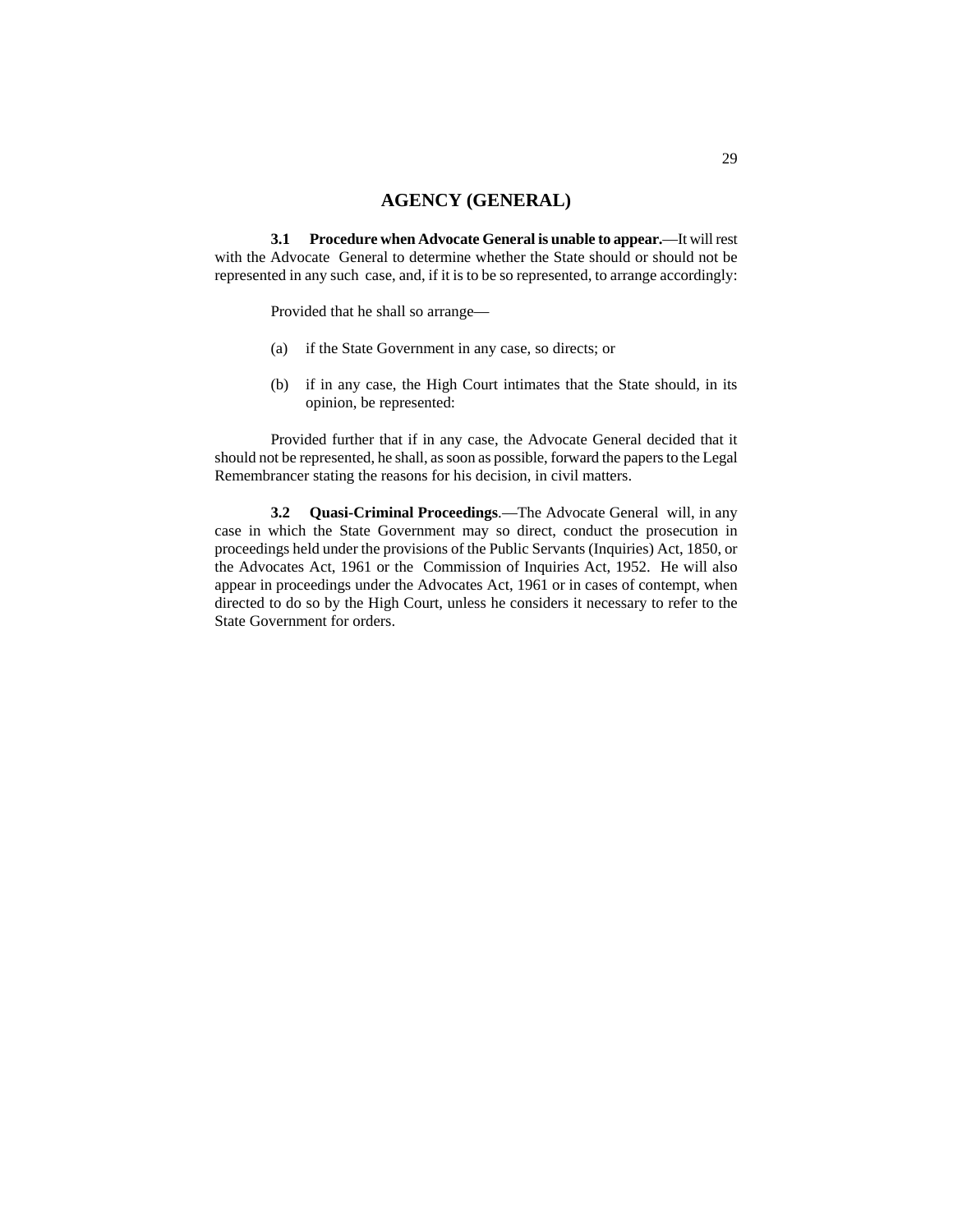## AGENCY (GENERAL)

**3.1 Procedure when Advocate General is unable to appear.**—It will rest with the Advocate General to determine whether the State should or should not be represented in any such case, and, if it is to be so represented, to arrange accordingly:

Provided that he shall so arrange—

(a) if the State Government in any case, so directs; or

(b) if in any case, the High Court intimates that the State should, in its opinion, be represented:

Provided further that if in any case, the Advocate General decided that it should not be represented, he shall, as soon as possible, forward the papers to the Legal Remembrancer stating the reasons for his decision, in civil matters.

**3.2 Quasi-Criminal Proceedings**.—The Advocate General will, in any case in which the State Government may so direct, conduct the prosecution in proceedings held under the provisions of the Public Servants (Inquiries) Act, 1850, or the Advocates Act, 1961 or the Commission of Inquiries Act, 1952. He will also appear in proceedings under the Advocates Act, 1961 or in cases of contempt, when directed to do so by the High Court, unless he considers it necessary to refer to the State Government for orders.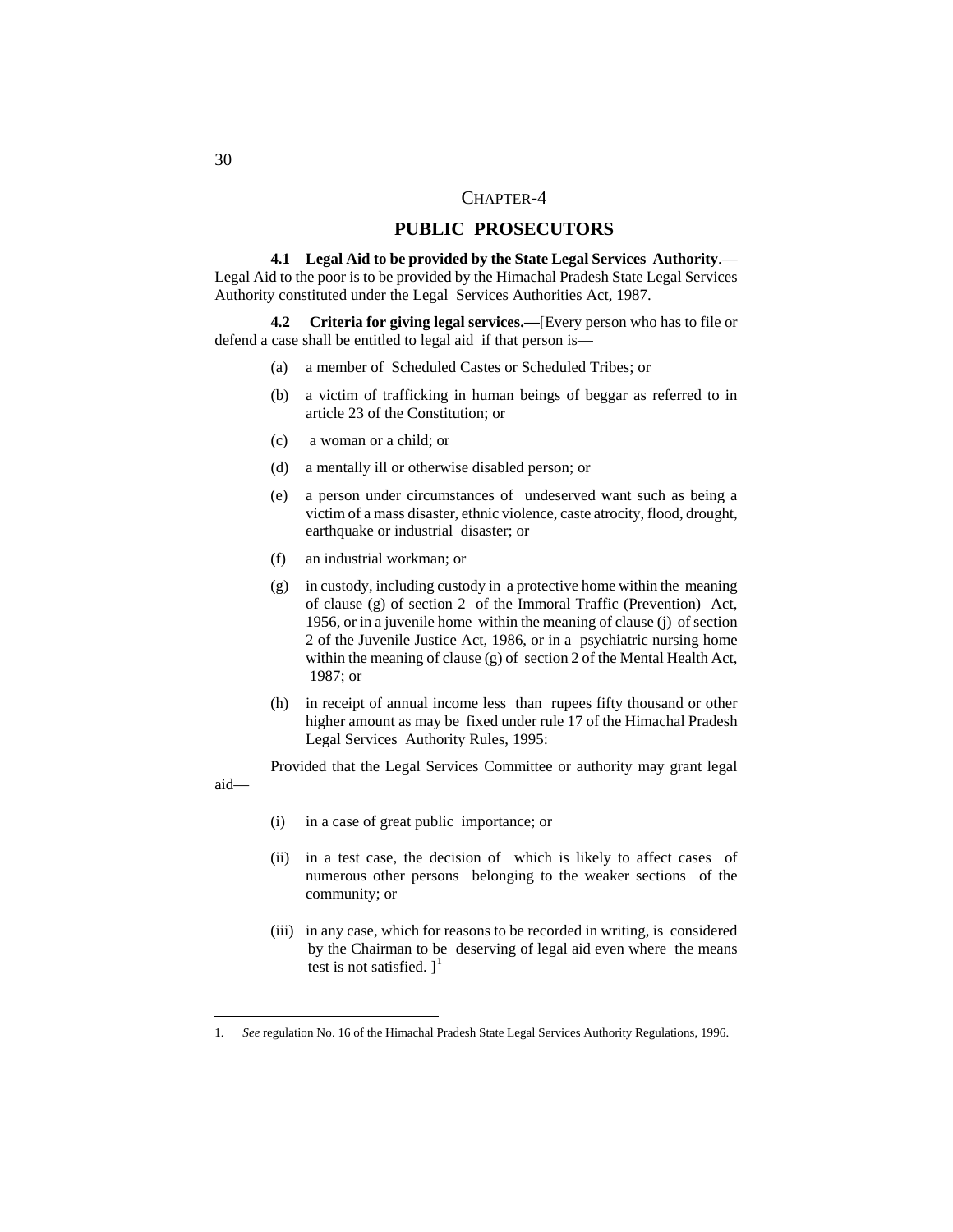# CHAPTER-4

## PUBLIC PROSECUTORS

**4.1 Legal Aid to be provided by the State Legal Services Authority**.— Legal Aid to the poor is to be provided by the Himachal Pradesh State Legal Services Authority constituted under the Legal Services Authorities Act, 1987.

**4.2 Criteria for giving legal services.—**[Every person who has to file or defend a case shall be entitled to legal aid if that person is—

(a) a member of Scheduled Castes or Scheduled Tribes; or

(b) a victim of trafficking in human beings of beggar as referred to in article 23 of the Constitution; or

(c) a woman or a child; or

(d) a mentally ill or otherwise disabled person; or

(e) a person under circumstances of undeserved want such as being a victim of a mass disaster, ethnic violence, caste atrocity, flood, drought, earthquake or industrial disaster; or

(f) an industrial workman; or

(g) in custody, including custody in a protective home within the meaning of clause (g) of section 2 of the Immoral Traffic (Prevention) Act, 1956, or in a juvenile home within the meaning of clause (j) of section 2 of the Juvenile Justice Act, 1986, or in a psychiatric nursing home within the meaning of clause (g) of section 2 of the Mental Health Act, 1987; or

(h) in receipt of annual income less than rupees fifty thousand or other higher amount as may be fixed under rule 17 of the Himachal Pradesh Legal Services Authority Rules, 1995:

Provided that the Legal Services Committee or authority may grant legal aid—

(i) in a case of great public importance; or

(ii) in a test case, the decision of which is likely to affect cases of numerous other persons belonging to the weaker sections of the community; or

(iii) in any case, which for reasons to be recorded in writing, is considered by the Chairman to be deserving of legal aid even where the means test is not satisfied. ][1]

---

1. *See* regulation No. 16 of the Himachal Pradesh State Legal Services Authority Regulations, 1996.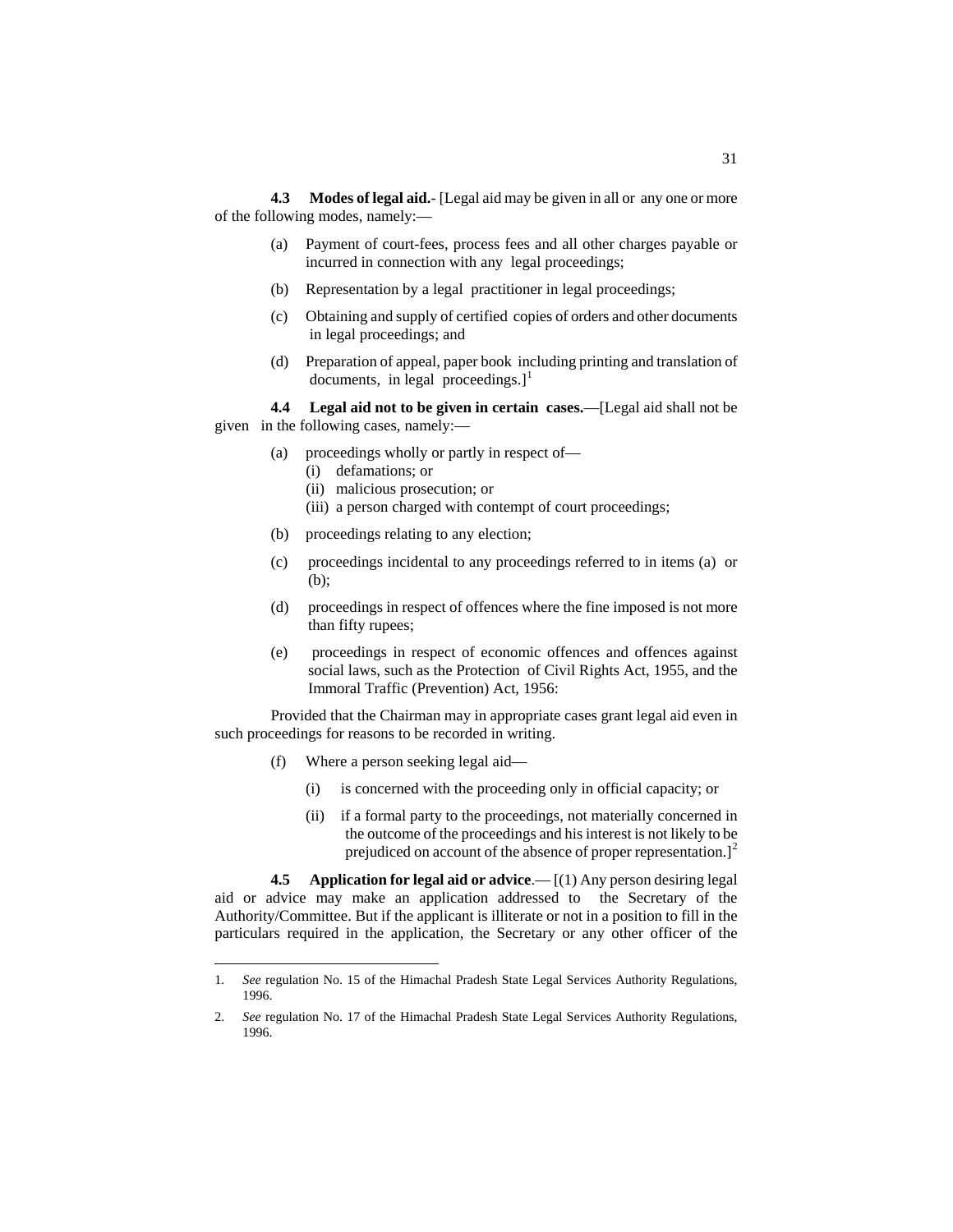**4.3 Modes of legal aid.**- [Legal aid may be given in all or any one or more of the following modes, namely:—

(a) Payment of court-fees, process fees and all other charges payable or incurred in connection with any legal proceedings;

(b) Representation by a legal practitioner in legal proceedings;

(c) Obtaining and supply of certified copies of orders and other documents in legal proceedings; and

(d) Preparation of appeal, paper book including printing and translation of documents, in legal proceedings.][1]

**4.4 Legal aid not to be given in certain cases.**—[Legal aid shall not be given in the following cases, namely:—

(a) proceedings wholly or partly in respect of—
   (i) defamations; or
   (ii) malicious prosecution; or
   (iii) a person charged with contempt of court proceedings;

(b) proceedings relating to any election;

(c) proceedings incidental to any proceedings referred to in items (a) or (b);

(d) proceedings in respect of offences where the fine imposed is not more than fifty rupees;

(e) proceedings in respect of economic offences and offences against social laws, such as the Protection of Civil Rights Act, 1955, and the Immoral Traffic (Prevention) Act, 1956:

Provided that the Chairman may in appropriate cases grant legal aid even in such proceedings for reasons to be recorded in writing.

(f) Where a person seeking legal aid—

   (i) is concerned with the proceeding only in official capacity; or

   (ii) if a formal party to the proceedings, not materially concerned in the outcome of the proceedings and his interest is not likely to be prejudiced on account of the absence of proper representation.][2]

**4.5 Application for legal aid or advice**.— [(1) Any person desiring legal aid or advice may make an application addressed to the Secretary of the Authority/Committee. But if the applicant is illiterate or not in a position to fill in the particulars required in the application, the Secretary or any other officer of the

---

1. *See* regulation No. 15 of the Himachal Pradesh State Legal Services Authority Regulations, 1996.

2. *See* regulation No. 17 of the Himachal Pradesh State Legal Services Authority Regulations, 1996.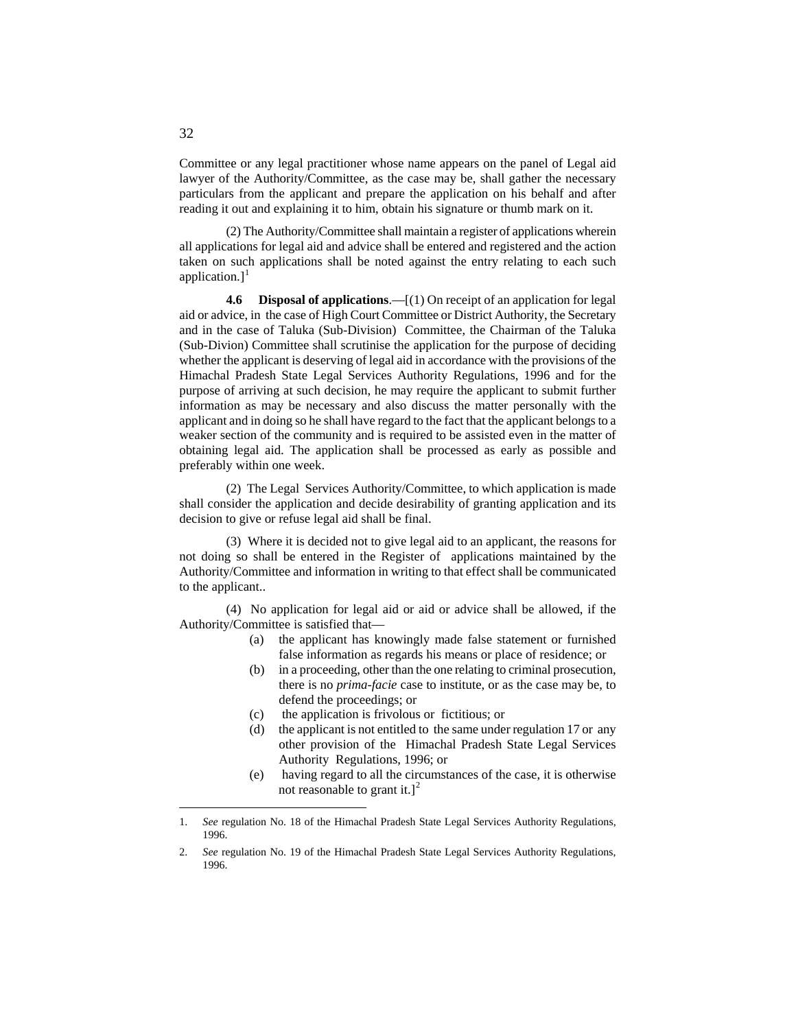Committee or any legal practitioner whose name appears on the panel of Legal aid lawyer of the Authority/Committee, as the case may be, shall gather the necessary particulars from the applicant and prepare the application on his behalf and after reading it out and explaining it to him, obtain his signature or thumb mark on it.

(2) The Authority/Committee shall maintain a register of applications wherein all applications for legal aid and advice shall be entered and registered and the action taken on such applications shall be noted against the entry relating to each such application.][1]

**4.6 Disposal of applications**.—[(1) On receipt of an application for legal aid or advice, in the case of High Court Committee or District Authority, the Secretary and in the case of Taluka (Sub-Division) Committee, the Chairman of the Taluka (Sub-Divion) Committee shall scrutinise the application for the purpose of deciding whether the applicant is deserving of legal aid in accordance with the provisions of the Himachal Pradesh State Legal Services Authority Regulations, 1996 and for the purpose of arriving at such decision, he may require the applicant to submit further information as may be necessary and also discuss the matter personally with the applicant and in doing so he shall have regard to the fact that the applicant belongs to a weaker section of the community and is required to be assisted even in the matter of obtaining legal aid. The application shall be processed as early as possible and preferably within one week.

(2) The Legal Services Authority/Committee, to which application is made shall consider the application and decide desirability of granting application and its decision to give or refuse legal aid shall be final.

(3) Where it is decided not to give legal aid to an applicant, the reasons for not doing so shall be entered in the Register of applications maintained by the Authority/Committee and information in writing to that effect shall be communicated to the applicant..

(4) No application for legal aid or aid or advice shall be allowed, if the Authority/Committee is satisfied that—

(a) the applicant has knowingly made false statement or furnished false information as regards his means or place of residence; or

(b) in a proceeding, other than the one relating to criminal prosecution, there is no *prima-facie* case to institute, or as the case may be, to defend the proceedings; or

(c) the application is frivolous or fictitious; or

(d) the applicant is not entitled to the same under regulation 17 or any other provision of the Himachal Pradesh State Legal Services Authority Regulations, 1996; or

(e) having regard to all the circumstances of the case, it is otherwise not reasonable to grant it.][2]

---

1. *See* regulation No. 18 of the Himachal Pradesh State Legal Services Authority Regulations, 1996.

2. *See* regulation No. 19 of the Himachal Pradesh State Legal Services Authority Regulations, 1996.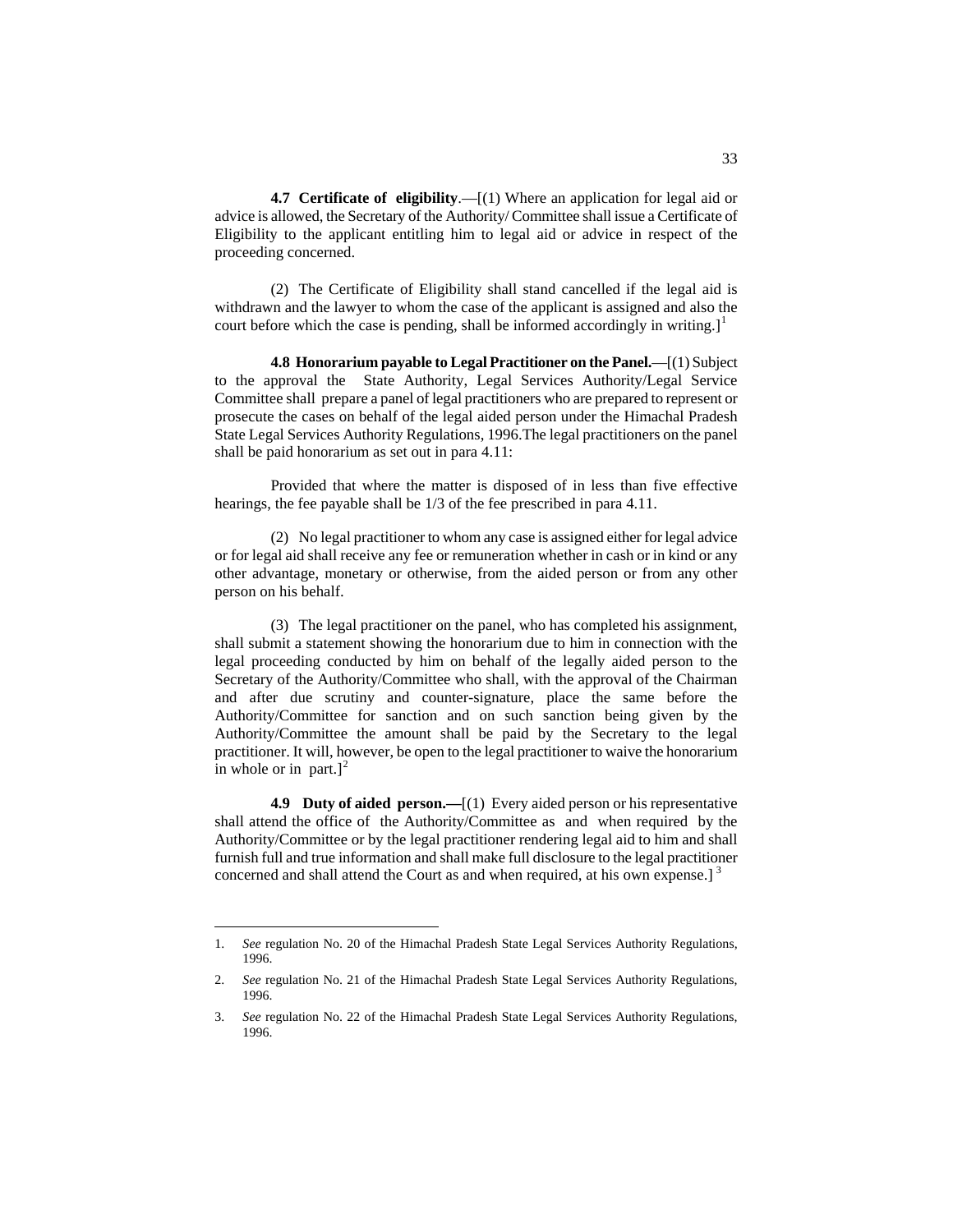**4.7 Certificate of eligibility**.—[(1) Where an application for legal aid or advice is allowed, the Secretary of the Authority/ Committee shall issue a Certificate of Eligibility to the applicant entitling him to legal aid or advice in respect of the proceeding concerned.

(2) The Certificate of Eligibility shall stand cancelled if the legal aid is withdrawn and the lawyer to whom the case of the applicant is assigned and also the court before which the case is pending, shall be informed accordingly in writing.][1]

**4.8 Honorarium payable to Legal Practitioner on the Panel.**—[(1) Subject to the approval the State Authority, Legal Services Authority/Legal Service Committee shall prepare a panel of legal practitioners who are prepared to represent or prosecute the cases on behalf of the legal aided person under the Himachal Pradesh State Legal Services Authority Regulations, 1996.The legal practitioners on the panel shall be paid honorarium as set out in para 4.11:

Provided that where the matter is disposed of in less than five effective hearings, the fee payable shall be 1/3 of the fee prescribed in para 4.11.

(2) No legal practitioner to whom any case is assigned either for legal advice or for legal aid shall receive any fee or remuneration whether in cash or in kind or any other advantage, monetary or otherwise, from the aided person or from any other person on his behalf.

(3) The legal practitioner on the panel, who has completed his assignment, shall submit a statement showing the honorarium due to him in connection with the legal proceeding conducted by him on behalf of the legally aided person to the Secretary of the Authority/Committee who shall, with the approval of the Chairman and after due scrutiny and counter-signature, place the same before the Authority/Committee for sanction and on such sanction being given by the Authority/Committee the amount shall be paid by the Secretary to the legal practitioner. It will, however, be open to the legal practitioner to waive the honorarium in whole or in part.][2]

**4.9 Duty of aided person.—**[(1) Every aided person or his representative shall attend the office of the Authority/Committee as and when required by the Authority/Committee or by the legal practitioner rendering legal aid to him and shall furnish full and true information and shall make full disclosure to the legal practitioner concerned and shall attend the Court as and when required, at his own expense.][3]

---

1. *See* regulation No. 20 of the Himachal Pradesh State Legal Services Authority Regulations, 1996.
2. *See* regulation No. 21 of the Himachal Pradesh State Legal Services Authority Regulations, 1996.
3. *See* regulation No. 22 of the Himachal Pradesh State Legal Services Authority Regulations, 1996.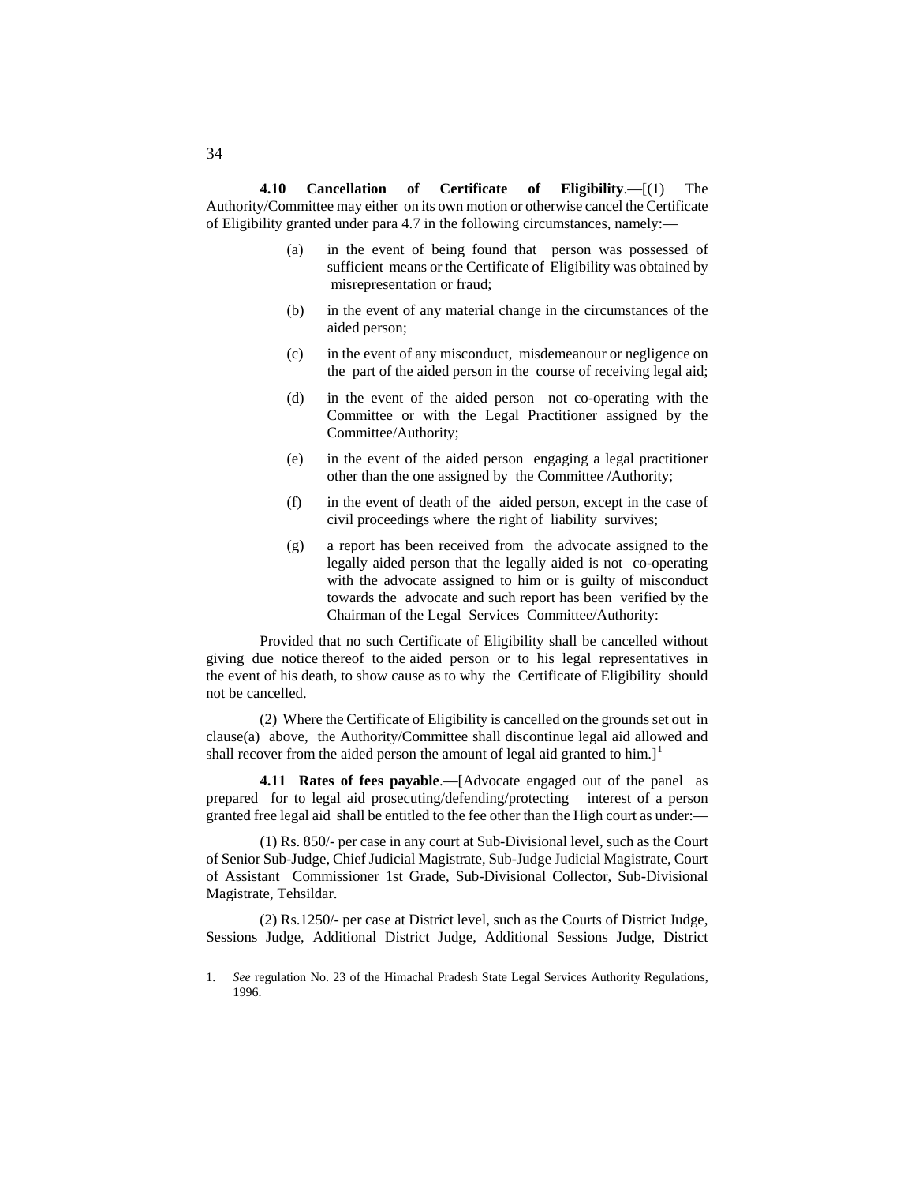**4.10 Cancellation of Certificate of Eligibility**.—[(1) The Authority/Committee may either on its own motion or otherwise cancel the Certificate of Eligibility granted under para 4.7 in the following circumstances, namely:—

(a) in the event of being found that person was possessed of sufficient means or the Certificate of Eligibility was obtained by misrepresentation or fraud;

(b) in the event of any material change in the circumstances of the aided person;

(c) in the event of any misconduct, misdemeanour or negligence on the part of the aided person in the course of receiving legal aid;

(d) in the event of the aided person not co-operating with the Committee or with the Legal Practitioner assigned by the Committee/Authority;

(e) in the event of the aided person engaging a legal practitioner other than the one assigned by the Committee /Authority;

(f) in the event of death of the aided person, except in the case of civil proceedings where the right of liability survives;

(g) a report has been received from the advocate assigned to the legally aided person that the legally aided is not co-operating with the advocate assigned to him or is guilty of misconduct towards the advocate and such report has been verified by the Chairman of the Legal Services Committee/Authority:

Provided that no such Certificate of Eligibility shall be cancelled without giving due notice thereof to the aided person or to his legal representatives in the event of his death, to show cause as to why the Certificate of Eligibility should not be cancelled.

(2) Where the Certificate of Eligibility is cancelled on the grounds set out in clause(a) above, the Authority/Committee shall discontinue legal aid allowed and shall recover from the aided person the amount of legal aid granted to him.][1]

**4.11 Rates of fees payable**.—[Advocate engaged out of the panel as prepared for to legal aid prosecuting/defending/protecting interest of a person granted free legal aid shall be entitled to the fee other than the High court as under:—

(1) Rs. 850/- per case in any court at Sub-Divisional level, such as the Court of Senior Sub-Judge, Chief Judicial Magistrate, Sub-Judge Judicial Magistrate, Court of Assistant Commissioner 1st Grade, Sub-Divisional Collector, Sub-Divisional Magistrate, Tehsildar.

(2) Rs.1250/- per case at District level, such as the Courts of District Judge, Sessions Judge, Additional District Judge, Additional Sessions Judge, District

---

1. *See* regulation No. 23 of the Himachal Pradesh State Legal Services Authority Regulations, 1996.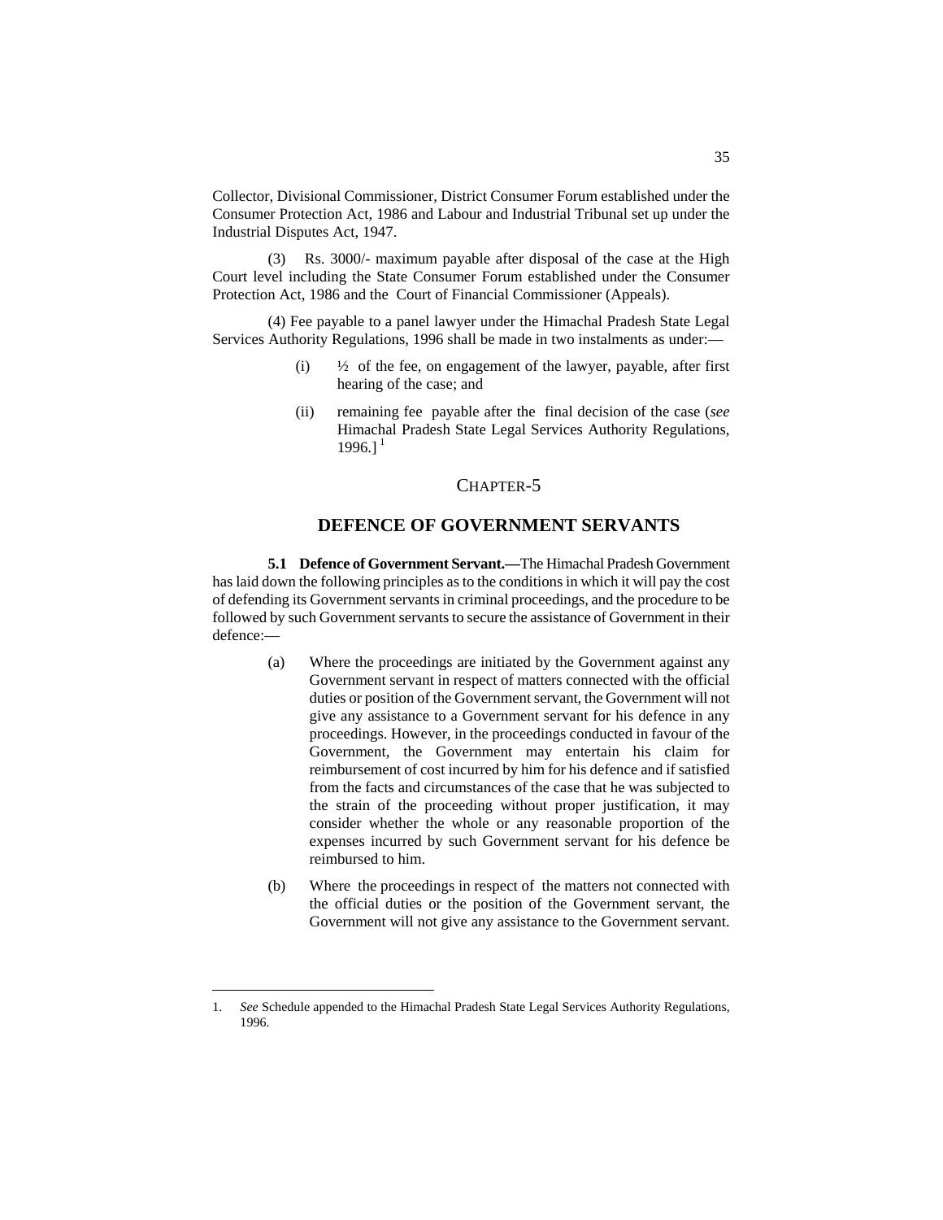Collector, Divisional Commissioner, District Consumer Forum established under the Consumer Protection Act, 1986 and Labour and Industrial Tribunal set up under the Industrial Disputes Act, 1947.

(3) Rs. 3000/- maximum payable after disposal of the case at the High Court level including the State Consumer Forum established under the Consumer Protection Act, 1986 and the Court of Financial Commissioner (Appeals).

(4) Fee payable to a panel lawyer under the Himachal Pradesh State Legal Services Authority Regulations, 1996 shall be made in two instalments as under:—

(i) ½ of the fee, on engagement of the lawyer, payable, after first hearing of the case; and

(ii) remaining fee payable after the final decision of the case (*see* Himachal Pradesh State Legal Services Authority Regulations, 1996.] [1]

## CHAPTER-5

## DEFENCE OF GOVERNMENT SERVANTS

**5.1 Defence of Government Servant.—**The Himachal Pradesh Government has laid down the following principles as to the conditions in which it will pay the cost of defending its Government servants in criminal proceedings, and the procedure to be followed by such Government servants to secure the assistance of Government in their defence:—

(a) Where the proceedings are initiated by the Government against any Government servant in respect of matters connected with the official duties or position of the Government servant, the Government will not give any assistance to a Government servant for his defence in any proceedings. However, in the proceedings conducted in favour of the Government, the Government may entertain his claim for reimbursement of cost incurred by him for his defence and if satisfied from the facts and circumstances of the case that he was subjected to the strain of the proceeding without proper justification, it may consider whether the whole or any reasonable proportion of the expenses incurred by such Government servant for his defence be reimbursed to him.

(b) Where the proceedings in respect of the matters not connected with the official duties or the position of the Government servant, the Government will not give any assistance to the Government servant.

---

1. *See* Schedule appended to the Himachal Pradesh State Legal Services Authority Regulations, 1996.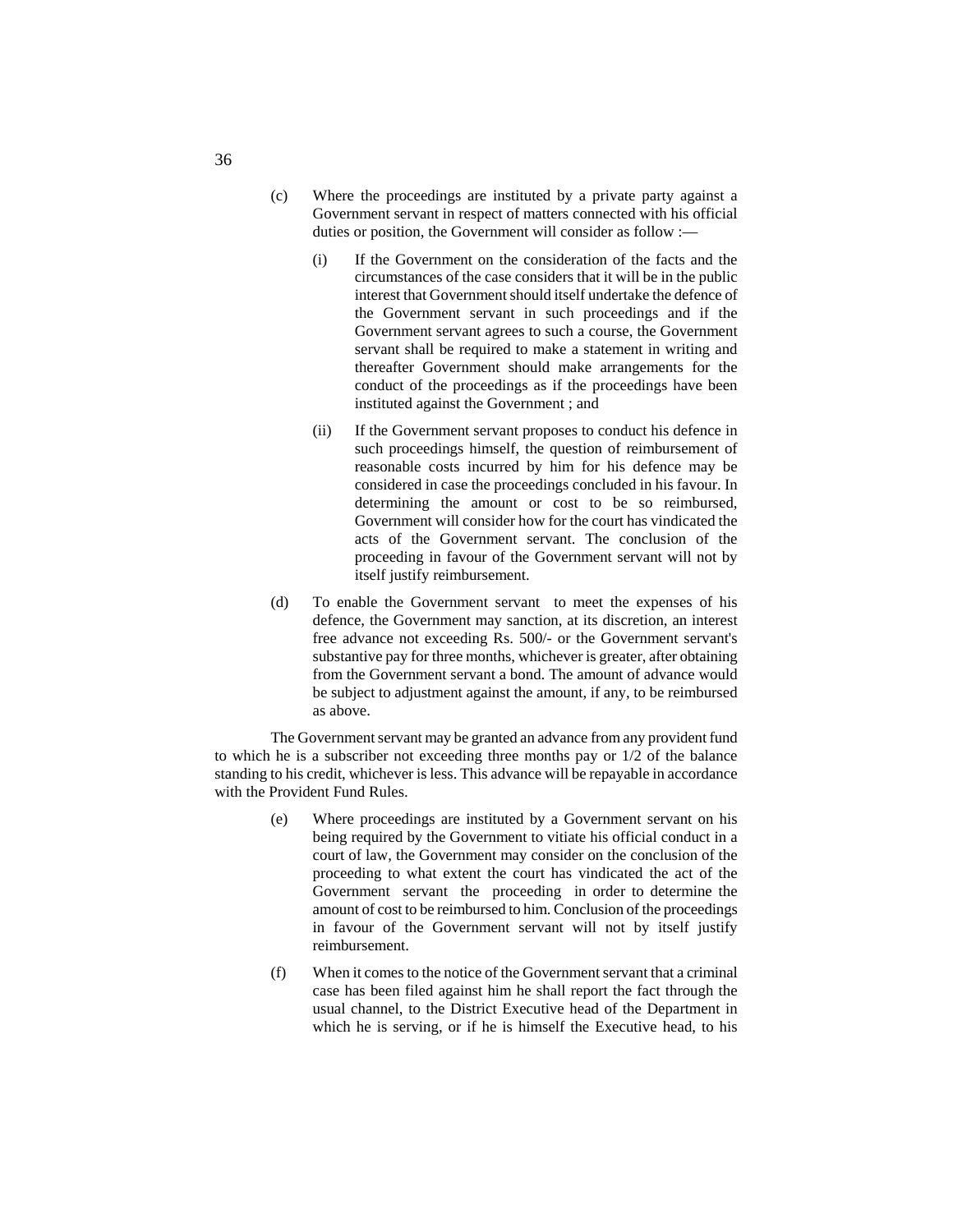(c) Where the proceedings are instituted by a private party against a Government servant in respect of matters connected with his official duties or position, the Government will consider as follow :—

(i) If the Government on the consideration of the facts and the circumstances of the case considers that it will be in the public interest that Government should itself undertake the defence of the Government servant in such proceedings and if the Government servant agrees to such a course, the Government servant shall be required to make a statement in writing and thereafter Government should make arrangements for the conduct of the proceedings as if the proceedings have been instituted against the Government ; and

(ii) If the Government servant proposes to conduct his defence in such proceedings himself, the question of reimbursement of reasonable costs incurred by him for his defence may be considered in case the proceedings concluded in his favour. In determining the amount or cost to be so reimbursed, Government will consider how for the court has vindicated the acts of the Government servant. The conclusion of the proceeding in favour of the Government servant will not by itself justify reimbursement.

(d) To enable the Government servant to meet the expenses of his defence, the Government may sanction, at its discretion, an interest free advance not exceeding Rs. 500/- or the Government servant's substantive pay for three months, whichever is greater, after obtaining from the Government servant a bond. The amount of advance would be subject to adjustment against the amount, if any, to be reimbursed as above.

The Government servant may be granted an advance from any provident fund to which he is a subscriber not exceeding three months pay or 1/2 of the balance standing to his credit, whichever is less. This advance will be repayable in accordance with the Provident Fund Rules.

(e) Where proceedings are instituted by a Government servant on his being required by the Government to vitiate his official conduct in a court of law, the Government may consider on the conclusion of the proceeding to what extent the court has vindicated the act of the Government servant the proceeding in order to determine the amount of cost to be reimbursed to him. Conclusion of the proceedings in favour of the Government servant will not by itself justify reimbursement.

(f) When it comes to the notice of the Government servant that a criminal case has been filed against him he shall report the fact through the usual channel, to the District Executive head of the Department in which he is serving, or if he is himself the Executive head, to his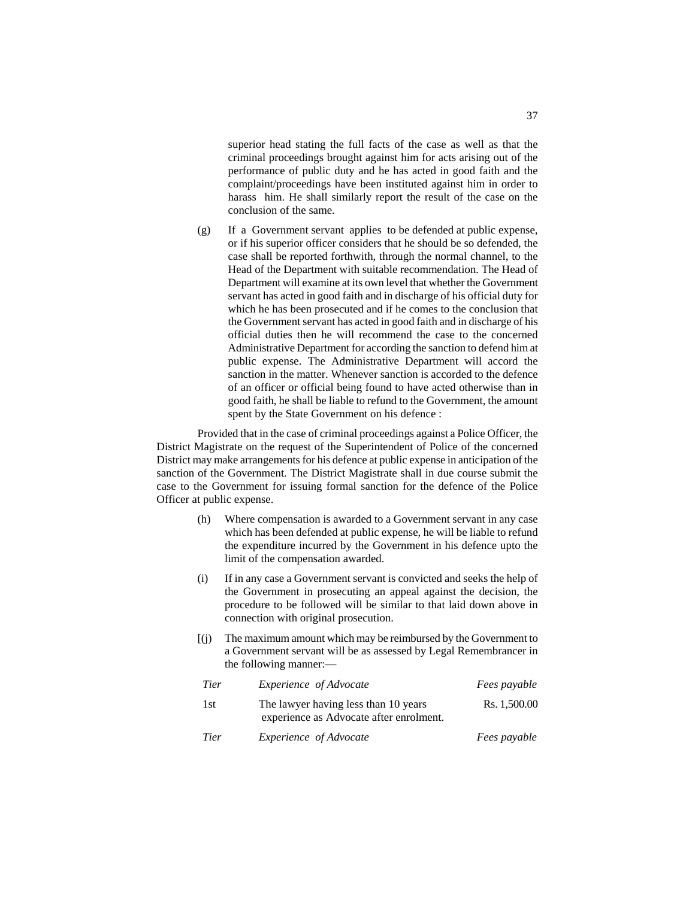superior head stating the full facts of the case as well as that the criminal proceedings brought against him for acts arising out of the performance of public duty and he has acted in good faith and the complaint/proceedings have been instituted against him in order to harass him. He shall similarly report the result of the case on the conclusion of the same.

(g) If a Government servant applies to be defended at public expense, or if his superior officer considers that he should be so defended, the case shall be reported forthwith, through the normal channel, to the Head of the Department with suitable recommendation. The Head of Department will examine at its own level that whether the Government servant has acted in good faith and in discharge of his official duty for which he has been prosecuted and if he comes to the conclusion that the Government servant has acted in good faith and in discharge of his official duties then he will recommend the case to the concerned Administrative Department for according the sanction to defend him at public expense. The Administrative Department will accord the sanction in the matter. Whenever sanction is accorded to the defence of an officer or official being found to have acted otherwise than in good faith, he shall be liable to refund to the Government, the amount spent by the State Government on his defence :

Provided that in the case of criminal proceedings against a Police Officer, the District Magistrate on the request of the Superintendent of Police of the concerned District may make arrangements for his defence at public expense in anticipation of the sanction of the Government. The District Magistrate shall in due course submit the case to the Government for issuing formal sanction for the defence of the Police Officer at public expense.

(h) Where compensation is awarded to a Government servant in any case which has been defended at public expense, he will be liable to refund the expenditure incurred by the Government in his defence upto the limit of the compensation awarded.

(i) If in any case a Government servant is convicted and seeks the help of the Government in prosecuting an appeal against the decision, the procedure to be followed will be similar to that laid down above in connection with original prosecution.

[(j) The maximum amount which may be reimbursed by the Government to a Government servant will be as assessed by Legal Remembrancer in the following manner:—

| *Tier* | *Experience of Advocate* | *Fees payable* |
|---|---|---|
| 1st | The lawyer having less than 10 years experience as Advocate after enrolment. | Rs. 1,500.00 |
| *Tier* | *Experience of Advocate* | *Fees payable* |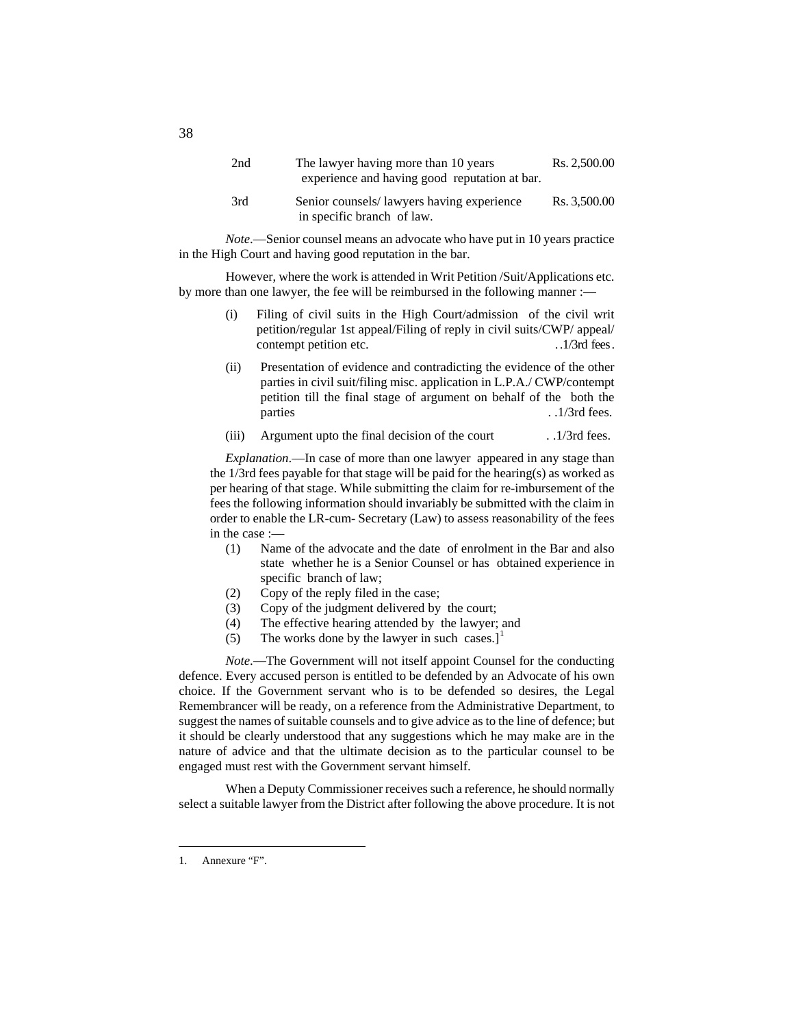| | | |
|---|---|---|
| 2nd | The lawyer having more than 10 years experience and having good reputation at bar. | Rs. 2,500.00 |
| 3rd | Senior counsels/ lawyers having experience in specific branch of law. | Rs. 3,500.00 |

*Note*.—Senior counsel means an advocate who have put in 10 years practice in the High Court and having good reputation in the bar.

However, where the work is attended in Writ Petition /Suit/Applications etc. by more than one lawyer, the fee will be reimbursed in the following manner :—

(i) Filing of civil suits in the High Court/admission of the civil writ petition/regular 1st appeal/Filing of reply in civil suits/CWP/ appeal/ contempt petition etc. ..1/3rd fees.

(ii) Presentation of evidence and contradicting the evidence of the other parties in civil suit/filing misc. application in L.P.A./ CWP/contempt petition till the final stage of argument on behalf of the both the parties ..1/3rd fees.

(iii) Argument upto the final decision of the court ..1/3rd fees.

*Explanation*.—In case of more than one lawyer appeared in any stage than the 1/3rd fees payable for that stage will be paid for the hearing(s) as worked as per hearing of that stage. While submitting the claim for re-imbursement of the fees the following information should invariably be submitted with the claim in order to enable the LR-cum- Secretary (Law) to assess reasonability of the fees in the case :—

(1) Name of the advocate and the date of enrolment in the Bar and also state whether he is a Senior Counsel or has obtained experience in specific branch of law;
(2) Copy of the reply filed in the case;
(3) Copy of the judgment delivered by the court;
(4) The effective hearing attended by the lawyer; and
(5) The works done by the lawyer in such cases.][1]

*Note*.—The Government will not itself appoint Counsel for the conducting defence. Every accused person is entitled to be defended by an Advocate of his own choice. If the Government servant who is to be defended so desires, the Legal Remembrancer will be ready, on a reference from the Administrative Department, to suggest the names of suitable counsels and to give advice as to the line of defence; but it should be clearly understood that any suggestions which he may make are in the nature of advice and that the ultimate decision as to the particular counsel to be engaged must rest with the Government servant himself.

When a Deputy Commissioner receives such a reference, he should normally select a suitable lawyer from the District after following the above procedure. It is not

---

1. Annexure "F".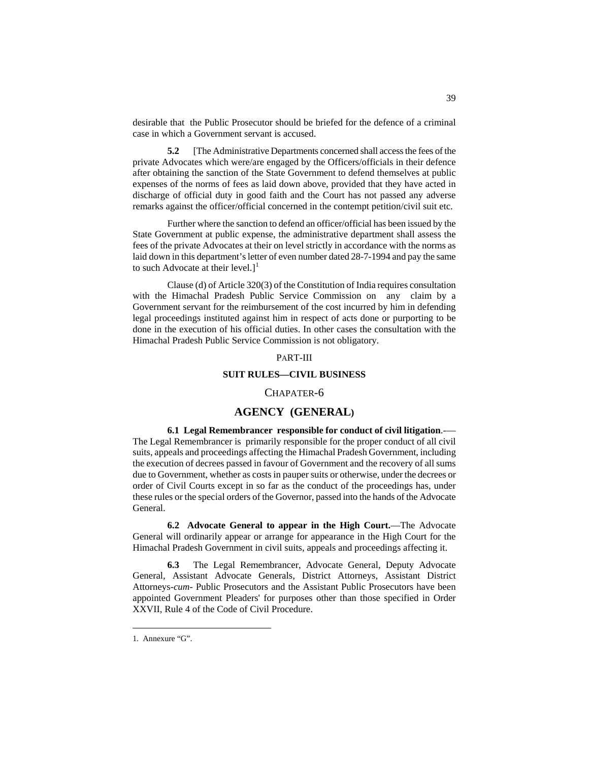desirable that the Public Prosecutor should be briefed for the defence of a criminal case in which a Government servant is accused.

**5.2** [The Administrative Departments concerned shall access the fees of the private Advocates which were/are engaged by the Officers/officials in their defence after obtaining the sanction of the State Government to defend themselves at public expenses of the norms of fees as laid down above, provided that they have acted in discharge of official duty in good faith and the Court has not passed any adverse remarks against the officer/official concerned in the contempt petition/civil suit etc.

Further where the sanction to defend an officer/official has been issued by the State Government at public expense, the administrative department shall assess the fees of the private Advocates at their on level strictly in accordance with the norms as laid down in this department's letter of even number dated 28-7-1994 and pay the same to such Advocate at their level.][1]

Clause (d) of Article 320(3) of the Constitution of India requires consultation with the Himachal Pradesh Public Service Commission on any claim by a Government servant for the reimbursement of the cost incurred by him in defending legal proceedings instituted against him in respect of acts done or purporting to be done in the execution of his official duties. In other cases the consultation with the Himachal Pradesh Public Service Commission is not obligatory.

## PART-III

## SUIT RULES—CIVIL BUSINESS

## CHAPATER-6

## AGENCY (GENERAL)

**6.1 Legal Remembrancer responsible for conduct of civil litigation**.—The Legal Remembrancer is primarily responsible for the proper conduct of all civil suits, appeals and proceedings affecting the Himachal Pradesh Government, including the execution of decrees passed in favour of Government and the recovery of all sums due to Government, whether as costs in pauper suits or otherwise, under the decrees or order of Civil Courts except in so far as the conduct of the proceedings has, under these rules or the special orders of the Governor, passed into the hands of the Advocate General.

**6.2 Advocate General to appear in the High Court.**—The Advocate General will ordinarily appear or arrange for appearance in the High Court for the Himachal Pradesh Government in civil suits, appeals and proceedings affecting it.

**6.3** The Legal Remembrancer, Advocate General, Deputy Advocate General, Assistant Advocate Generals, District Attorneys, Assistant District Attorneys-*cum*- Public Prosecutors and the Assistant Public Prosecutors have been appointed Government Pleaders' for purposes other than those specified in Order XXVII, Rule 4 of the Code of Civil Procedure.

---

1. Annexure "G".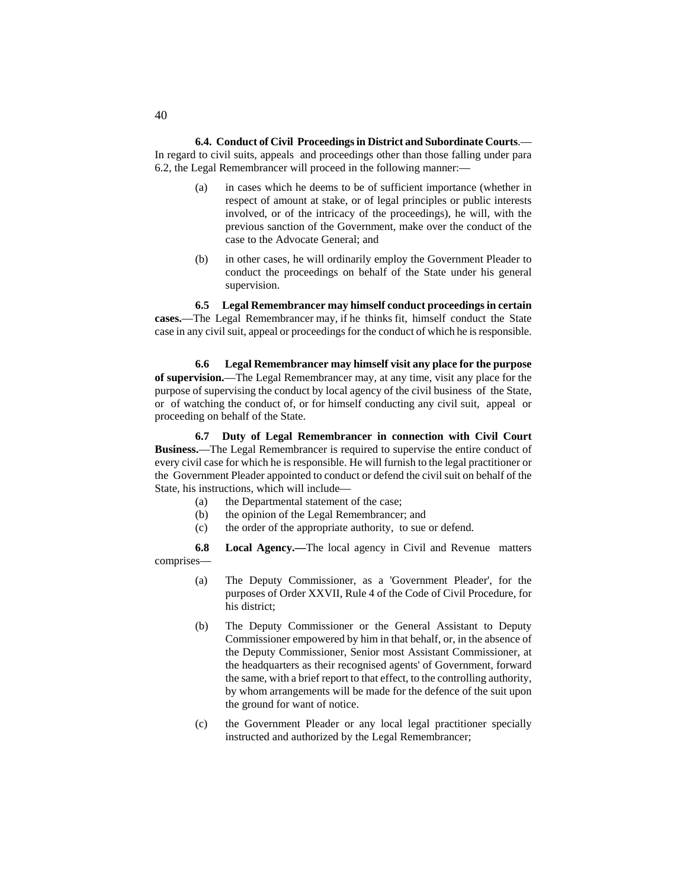**6.4. Conduct of Civil Proceedings in District and Subordinate Courts**.—In regard to civil suits, appeals and proceedings other than those falling under para 6.2, the Legal Remembrancer will proceed in the following manner:—

(a) in cases which he deems to be of sufficient importance (whether in respect of amount at stake, or of legal principles or public interests involved, or of the intricacy of the proceedings), he will, with the previous sanction of the Government, make over the conduct of the case to the Advocate General; and

(b) in other cases, he will ordinarily employ the Government Pleader to conduct the proceedings on behalf of the State under his general supervision.

**6.5 Legal Remembrancer may himself conduct proceedings in certain cases.**—The Legal Remembrancer may, if he thinks fit, himself conduct the State case in any civil suit, appeal or proceedings for the conduct of which he is responsible.

**6.6 Legal Remembrancer may himself visit any place for the purpose of supervision.**—The Legal Remembrancer may, at any time, visit any place for the purpose of supervising the conduct by local agency of the civil business of the State, or of watching the conduct of, or for himself conducting any civil suit, appeal or proceeding on behalf of the State.

**6.7 Duty of Legal Remembrancer in connection with Civil Court Business.**—The Legal Remembrancer is required to supervise the entire conduct of every civil case for which he is responsible. He will furnish to the legal practitioner or the Government Pleader appointed to conduct or defend the civil suit on behalf of the State, his instructions, which will include—

(a) the Departmental statement of the case;
(b) the opinion of the Legal Remembrancer; and
(c) the order of the appropriate authority, to sue or defend.

**6.8 Local Agency.—**The local agency in Civil and Revenue matters comprises—

(a) The Deputy Commissioner, as a 'Government Pleader', for the purposes of Order XXVII, Rule 4 of the Code of Civil Procedure, for his district;

(b) The Deputy Commissioner or the General Assistant to Deputy Commissioner empowered by him in that behalf, or, in the absence of the Deputy Commissioner, Senior most Assistant Commissioner, at the headquarters as their recognised agents' of Government, forward the same, with a brief report to that effect, to the controlling authority, by whom arrangements will be made for the defence of the suit upon the ground for want of notice.

(c) the Government Pleader or any local legal practitioner specially instructed and authorized by the Legal Remembrancer;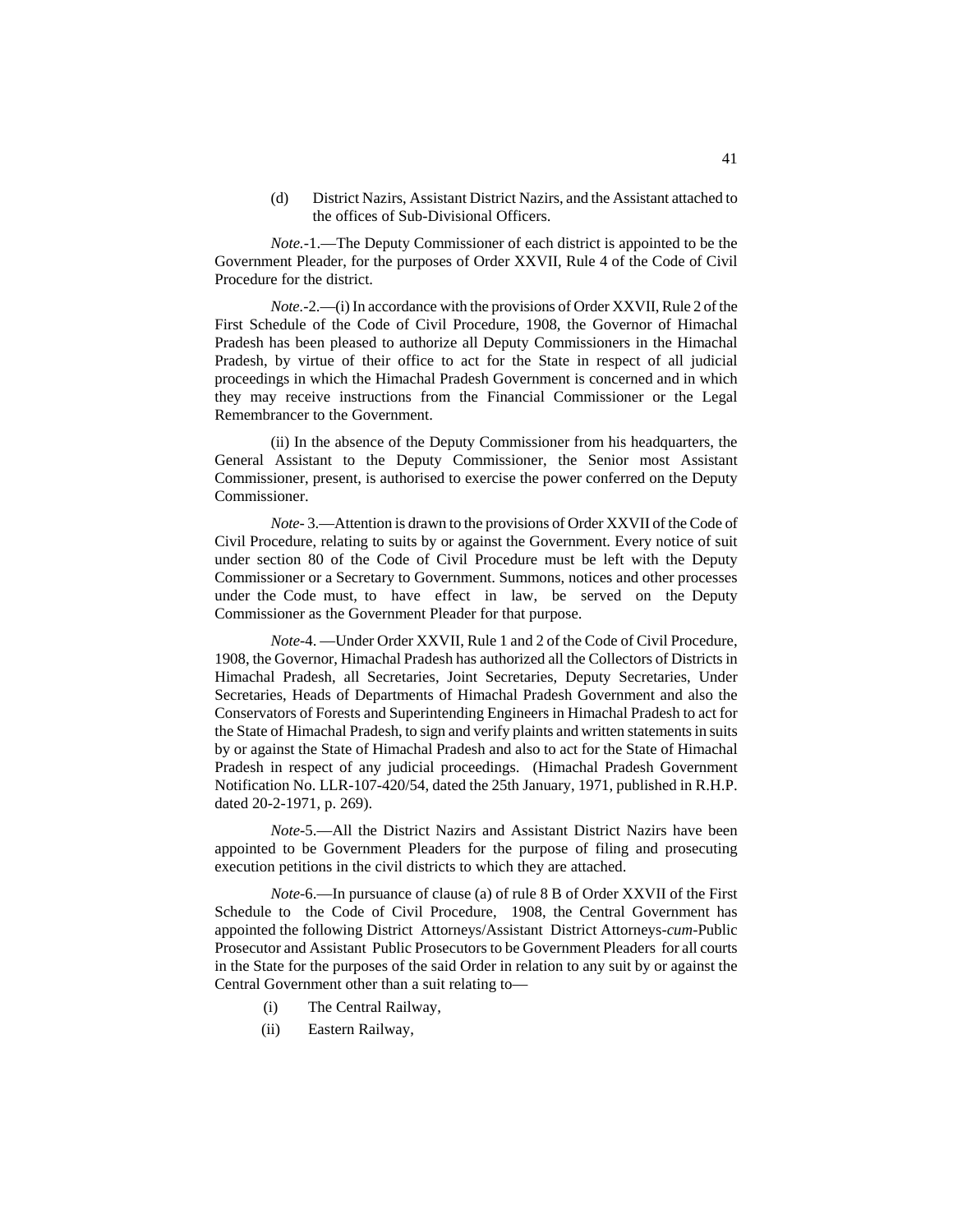(d) District Nazirs, Assistant District Nazirs, and the Assistant attached to the offices of Sub-Divisional Officers.

*Note*.-1.—The Deputy Commissioner of each district is appointed to be the Government Pleader, for the purposes of Order XXVII, Rule 4 of the Code of Civil Procedure for the district.

*Note*.-2.—(i) In accordance with the provisions of Order XXVII, Rule 2 of the First Schedule of the Code of Civil Procedure, 1908, the Governor of Himachal Pradesh has been pleased to authorize all Deputy Commissioners in the Himachal Pradesh, by virtue of their office to act for the State in respect of all judicial proceedings in which the Himachal Pradesh Government is concerned and in which they may receive instructions from the Financial Commissioner or the Legal Remembrancer to the Government.

(ii) In the absence of the Deputy Commissioner from his headquarters, the General Assistant to the Deputy Commissioner, the Senior most Assistant Commissioner, present, is authorised to exercise the power conferred on the Deputy Commissioner.

*Note*- 3.—Attention is drawn to the provisions of Order XXVII of the Code of Civil Procedure, relating to suits by or against the Government. Every notice of suit under section 80 of the Code of Civil Procedure must be left with the Deputy Commissioner or a Secretary to Government. Summons, notices and other processes under the Code must, to have effect in law, be served on the Deputy Commissioner as the Government Pleader for that purpose.

*Note*-4. —Under Order XXVII, Rule 1 and 2 of the Code of Civil Procedure, 1908, the Governor, Himachal Pradesh has authorized all the Collectors of Districts in Himachal Pradesh, all Secretaries, Joint Secretaries, Deputy Secretaries, Under Secretaries, Heads of Departments of Himachal Pradesh Government and also the Conservators of Forests and Superintending Engineers in Himachal Pradesh to act for the State of Himachal Pradesh, to sign and verify plaints and written statements in suits by or against the State of Himachal Pradesh and also to act for the State of Himachal Pradesh in respect of any judicial proceedings. (Himachal Pradesh Government Notification No. LLR-107-420/54, dated the 25th January, 1971, published in R.H.P. dated 20-2-1971, p. 269).

*Note*-5.—All the District Nazirs and Assistant District Nazirs have been appointed to be Government Pleaders for the purpose of filing and prosecuting execution petitions in the civil districts to which they are attached.

*Note*-6.—In pursuance of clause (a) of rule 8 B of Order XXVII of the First Schedule to the Code of Civil Procedure, 1908, the Central Government has appointed the following District Attorneys/Assistant District Attorneys-*cum*-Public Prosecutor and Assistant Public Prosecutors to be Government Pleaders for all courts in the State for the purposes of the said Order in relation to any suit by or against the Central Government other than a suit relating to—

(i) The Central Railway,

(ii) Eastern Railway,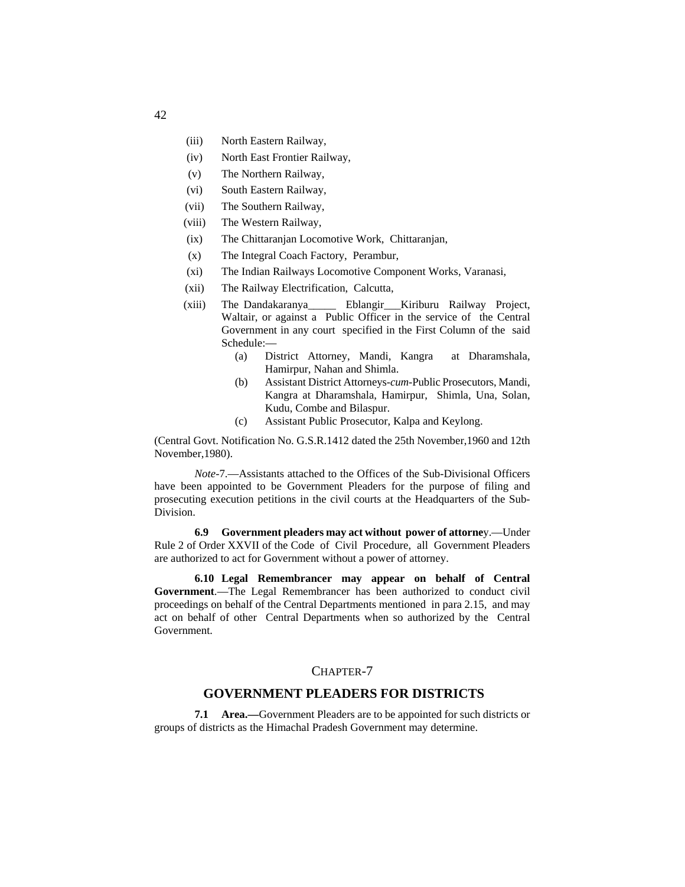(iii) North Eastern Railway,

(iv) North East Frontier Railway,

(v) The Northern Railway,

(vi) South Eastern Railway,

(vii) The Southern Railway,

(viii) The Western Railway,

(ix) The Chittaranjan Locomotive Work, Chittaranjan,

(x) The Integral Coach Factory, Perambur,

(xi) The Indian Railways Locomotive Component Works, Varanasi,

(xii) The Railway Electrification, Calcutta,

(xiii) The Dandakaranya_____ Eblangir___Kiriburu Railway Project, Waltair, or against a Public Officer in the service of the Central Government in any court specified in the First Column of the said Schedule:—

  (a) District Attorney, Mandi, Kangra at Dharamshala, Hamirpur, Nahan and Shimla.

  (b) Assistant District Attorneys-*cum*-Public Prosecutors, Mandi, Kangra at Dharamshala, Hamirpur, Shimla, Una, Solan, Kudu, Combe and Bilaspur.

  (c) Assistant Public Prosecutor, Kalpa and Keylong.

(Central Govt. Notification No. G.S.R.1412 dated the 25th November,1960 and 12th November,1980).

*Note*-7.—Assistants attached to the Offices of the Sub-Divisional Officers have been appointed to be Government Pleaders for the purpose of filing and prosecuting execution petitions in the civil courts at the Headquarters of the Sub-Division.

**6.9 Government pleaders may act without power of attorne**y.—Under Rule 2 of Order XXVII of the Code of Civil Procedure, all Government Pleaders are authorized to act for Government without a power of attorney.

**6.10 Legal Remembrancer may appear on behalf of Central Government**.—The Legal Remembrancer has been authorized to conduct civil proceedings on behalf of the Central Departments mentioned in para 2.15, and may act on behalf of other Central Departments when so authorized by the Central Government.

## CHAPTER-7

## GOVERNMENT PLEADERS FOR DISTRICTS

**7.1 Area.—**Government Pleaders are to be appointed for such districts or groups of districts as the Himachal Pradesh Government may determine.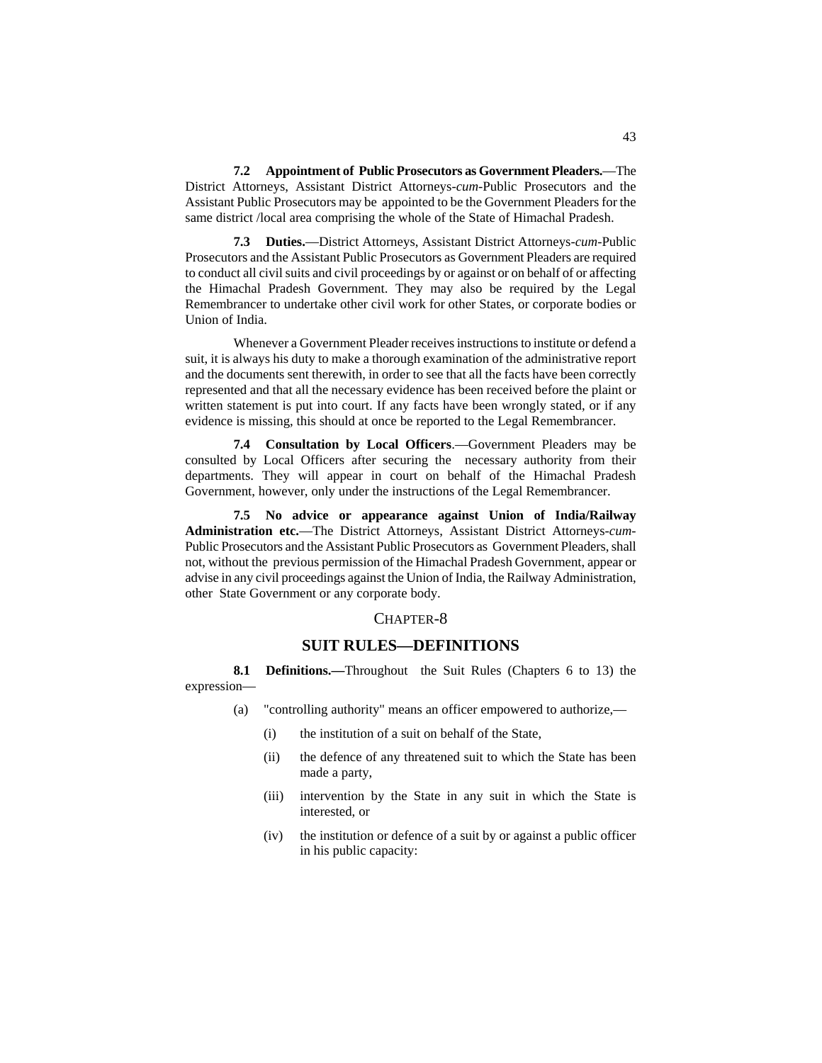**7.2 Appointment of Public Prosecutors as Government Pleaders.**—The District Attorneys, Assistant District Attorneys-*cum*-Public Prosecutors and the Assistant Public Prosecutors may be appointed to be the Government Pleaders for the same district /local area comprising the whole of the State of Himachal Pradesh.

**7.3 Duties.**—District Attorneys, Assistant District Attorneys-*cum*-Public Prosecutors and the Assistant Public Prosecutors as Government Pleaders are required to conduct all civil suits and civil proceedings by or against or on behalf of or affecting the Himachal Pradesh Government. They may also be required by the Legal Remembrancer to undertake other civil work for other States, or corporate bodies or Union of India.

Whenever a Government Pleader receives instructions to institute or defend a suit, it is always his duty to make a thorough examination of the administrative report and the documents sent therewith, in order to see that all the facts have been correctly represented and that all the necessary evidence has been received before the plaint or written statement is put into court. If any facts have been wrongly stated, or if any evidence is missing, this should at once be reported to the Legal Remembrancer.

**7.4 Consultation by Local Officers**.—Government Pleaders may be consulted by Local Officers after securing the necessary authority from their departments. They will appear in court on behalf of the Himachal Pradesh Government, however, only under the instructions of the Legal Remembrancer.

**7.5 No advice or appearance against Union of India/Railway Administration etc.**—The District Attorneys, Assistant District Attorneys-*cum*-Public Prosecutors and the Assistant Public Prosecutors as Government Pleaders, shall not, without the previous permission of the Himachal Pradesh Government, appear or advise in any civil proceedings against the Union of India, the Railway Administration, other State Government or any corporate body.

## CHAPTER-8

## SUIT RULES—DEFINITIONS

**8.1 Definitions.—**Throughout the Suit Rules (Chapters 6 to 13) the expression—

(a) "controlling authority" means an officer empowered to authorize,—

  (i) the institution of a suit on behalf of the State,

  (ii) the defence of any threatened suit to which the State has been made a party,

  (iii) intervention by the State in any suit in which the State is interested, or

  (iv) the institution or defence of a suit by or against a public officer in his public capacity: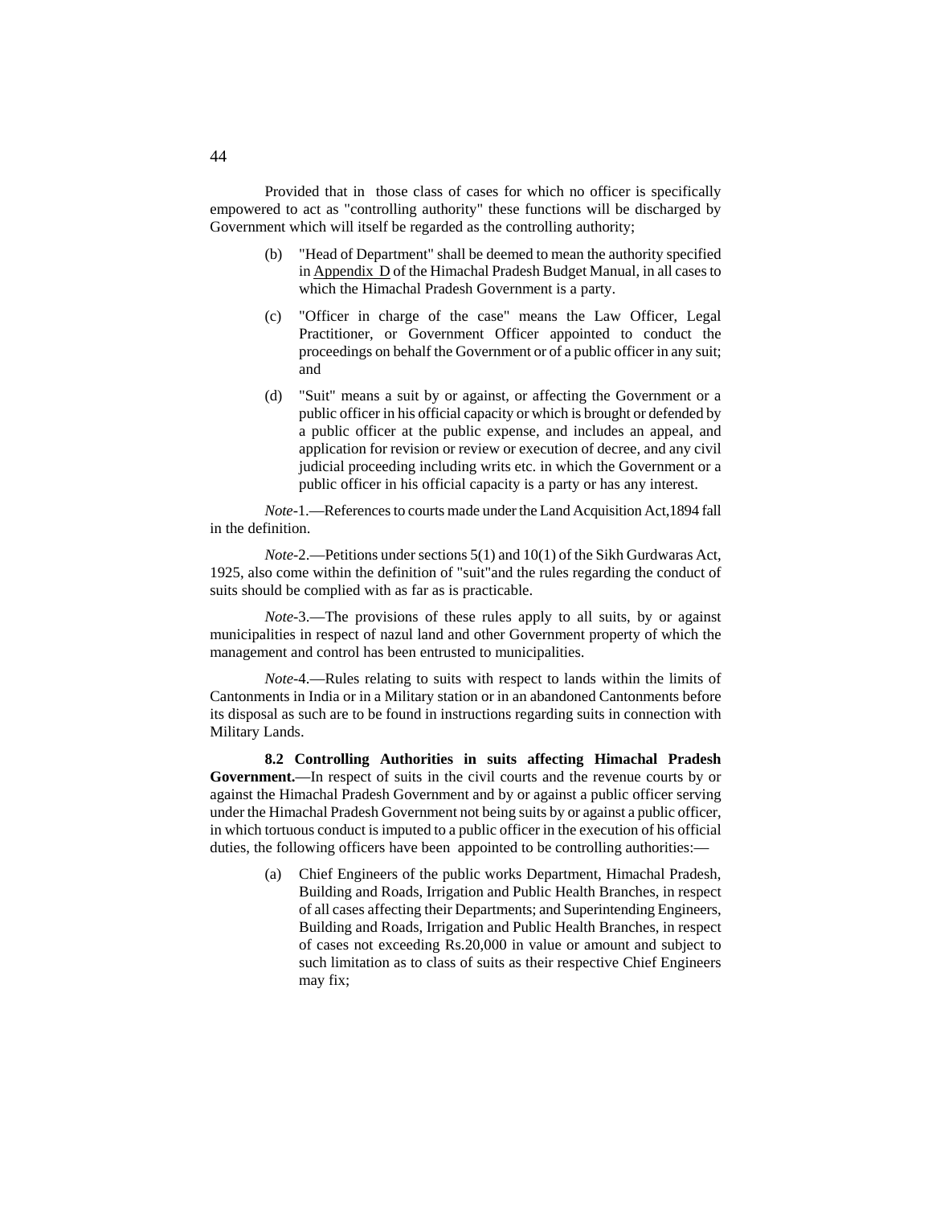Provided that in those class of cases for which no officer is specifically empowered to act as "controlling authority" these functions will be discharged by Government which will itself be regarded as the controlling authority;

(b) "Head of Department" shall be deemed to mean the authority specified in Appendix D of the Himachal Pradesh Budget Manual, in all cases to which the Himachal Pradesh Government is a party.

(c) "Officer in charge of the case" means the Law Officer, Legal Practitioner, or Government Officer appointed to conduct the proceedings on behalf the Government or of a public officer in any suit; and

(d) "Suit" means a suit by or against, or affecting the Government or a public officer in his official capacity or which is brought or defended by a public officer at the public expense, and includes an appeal, and application for revision or review or execution of decree, and any civil judicial proceeding including writs etc. in which the Government or a public officer in his official capacity is a party or has any interest.

*Note*-1.—References to courts made under the Land Acquisition Act,1894 fall in the definition.

*Note*-2.—Petitions under sections 5(1) and 10(1) of the Sikh Gurdwaras Act, 1925, also come within the definition of "suit"and the rules regarding the conduct of suits should be complied with as far as is practicable.

*Note*-3.—The provisions of these rules apply to all suits, by or against municipalities in respect of nazul land and other Government property of which the management and control has been entrusted to municipalities.

*Note*-4.—Rules relating to suits with respect to lands within the limits of Cantonments in India or in a Military station or in an abandoned Cantonments before its disposal as such are to be found in instructions regarding suits in connection with Military Lands.

**8.2 Controlling Authorities in suits affecting Himachal Pradesh Government.**—In respect of suits in the civil courts and the revenue courts by or against the Himachal Pradesh Government and by or against a public officer serving under the Himachal Pradesh Government not being suits by or against a public officer, in which tortuous conduct is imputed to a public officer in the execution of his official duties, the following officers have been appointed to be controlling authorities:—

(a) Chief Engineers of the public works Department, Himachal Pradesh, Building and Roads, Irrigation and Public Health Branches, in respect of all cases affecting their Departments; and Superintending Engineers, Building and Roads, Irrigation and Public Health Branches, in respect of cases not exceeding Rs.20,000 in value or amount and subject to such limitation as to class of suits as their respective Chief Engineers may fix;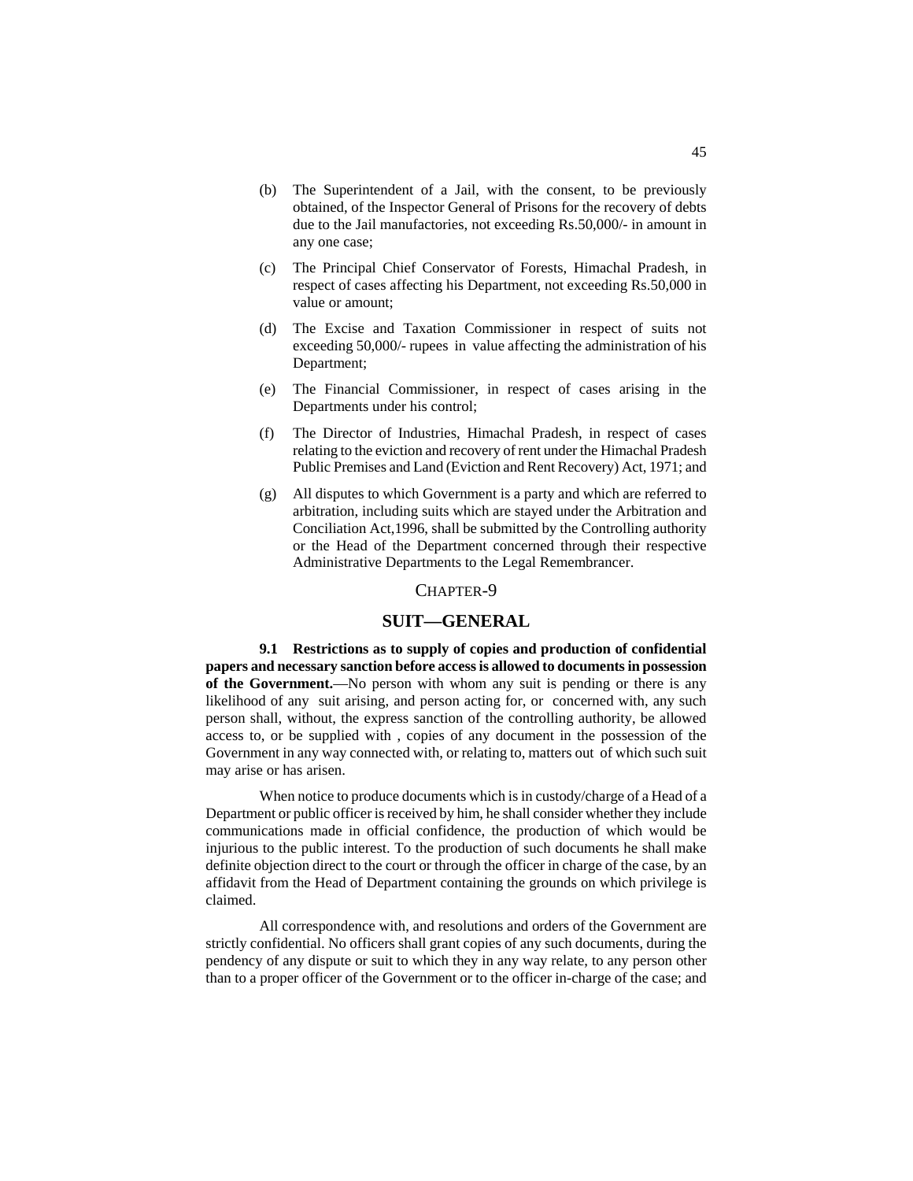(b) The Superintendent of a Jail, with the consent, to be previously obtained, of the Inspector General of Prisons for the recovery of debts due to the Jail manufactories, not exceeding Rs.50,000/- in amount in any one case;

(c) The Principal Chief Conservator of Forests, Himachal Pradesh, in respect of cases affecting his Department, not exceeding Rs.50,000 in value or amount;

(d) The Excise and Taxation Commissioner in respect of suits not exceeding 50,000/- rupees in value affecting the administration of his Department;

(e) The Financial Commissioner, in respect of cases arising in the Departments under his control;

(f) The Director of Industries, Himachal Pradesh, in respect of cases relating to the eviction and recovery of rent under the Himachal Pradesh Public Premises and Land (Eviction and Rent Recovery) Act, 1971; and

(g) All disputes to which Government is a party and which are referred to arbitration, including suits which are stayed under the Arbitration and Conciliation Act,1996, shall be submitted by the Controlling authority or the Head of the Department concerned through their respective Administrative Departments to the Legal Remembrancer.

## CHAPTER-9

## SUIT—GENERAL

**9.1 Restrictions as to supply of copies and production of confidential papers and necessary sanction before access is allowed to documents in possession of the Government.**—No person with whom any suit is pending or there is any likelihood of any suit arising, and person acting for, or concerned with, any such person shall, without, the express sanction of the controlling authority, be allowed access to, or be supplied with , copies of any document in the possession of the Government in any way connected with, or relating to, matters out of which such suit may arise or has arisen.

When notice to produce documents which is in custody/charge of a Head of a Department or public officer is received by him, he shall consider whether they include communications made in official confidence, the production of which would be injurious to the public interest. To the production of such documents he shall make definite objection direct to the court or through the officer in charge of the case, by an affidavit from the Head of Department containing the grounds on which privilege is claimed.

All correspondence with, and resolutions and orders of the Government are strictly confidential. No officers shall grant copies of any such documents, during the pendency of any dispute or suit to which they in any way relate, to any person other than to a proper officer of the Government or to the officer in-charge of the case; and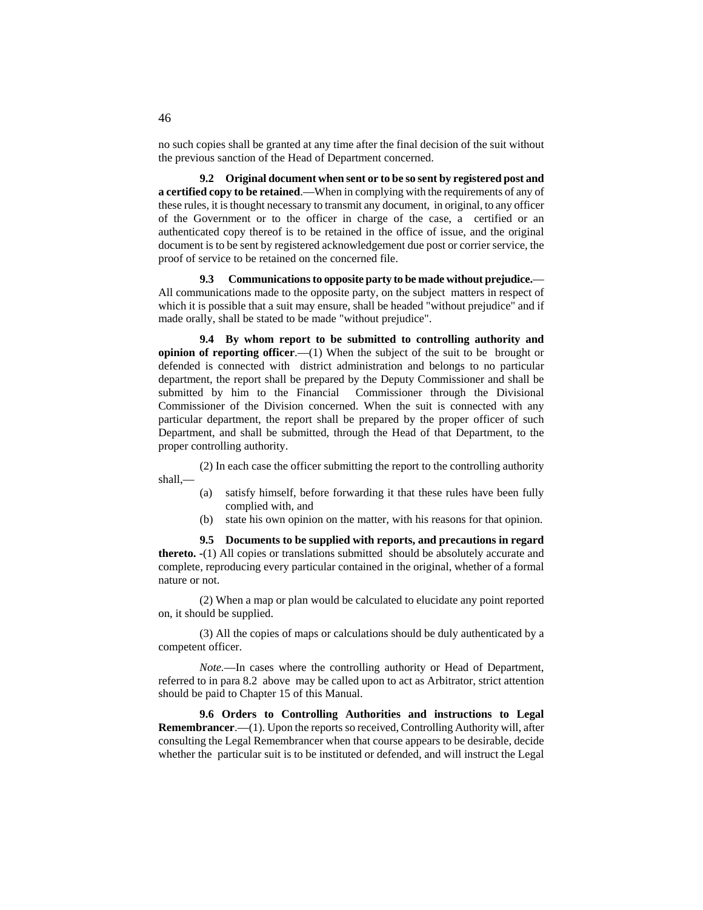no such copies shall be granted at any time after the final decision of the suit without the previous sanction of the Head of Department concerned.

**9.2 Original document when sent or to be so sent by registered post and a certified copy to be retained**.—When in complying with the requirements of any of these rules, it is thought necessary to transmit any document, in original, to any officer of the Government or to the officer in charge of the case, a certified or an authenticated copy thereof is to be retained in the office of issue, and the original document is to be sent by registered acknowledgement due post or corrier service, the proof of service to be retained on the concerned file.

**9.3 Communications to opposite party to be made without prejudice.**—All communications made to the opposite party, on the subject matters in respect of which it is possible that a suit may ensure, shall be headed "without prejudice" and if made orally, shall be stated to be made "without prejudice".

**9.4 By whom report to be submitted to controlling authority and opinion of reporting officer**.—(1) When the subject of the suit to be brought or defended is connected with district administration and belongs to no particular department, the report shall be prepared by the Deputy Commissioner and shall be submitted by him to the Financial Commissioner through the Divisional Commissioner of the Division concerned. When the suit is connected with any particular department, the report shall be prepared by the proper officer of such Department, and shall be submitted, through the Head of that Department, to the proper controlling authority.

(2) In each case the officer submitting the report to the controlling authority shall,—

(a) satisfy himself, before forwarding it that these rules have been fully complied with, and

(b) state his own opinion on the matter, with his reasons for that opinion.

**9.5 Documents to be supplied with reports, and precautions in regard thereto.** -(1) All copies or translations submitted should be absolutely accurate and complete, reproducing every particular contained in the original, whether of a formal nature or not.

(2) When a map or plan would be calculated to elucidate any point reported on, it should be supplied.

(3) All the copies of maps or calculations should be duly authenticated by a competent officer.

*Note.*—In cases where the controlling authority or Head of Department, referred to in para 8.2 above may be called upon to act as Arbitrator, strict attention should be paid to Chapter 15 of this Manual.

**9.6 Orders to Controlling Authorities and instructions to Legal Remembrancer**.—(1). Upon the reports so received, Controlling Authority will, after consulting the Legal Remembrancer when that course appears to be desirable, decide whether the particular suit is to be instituted or defended, and will instruct the Legal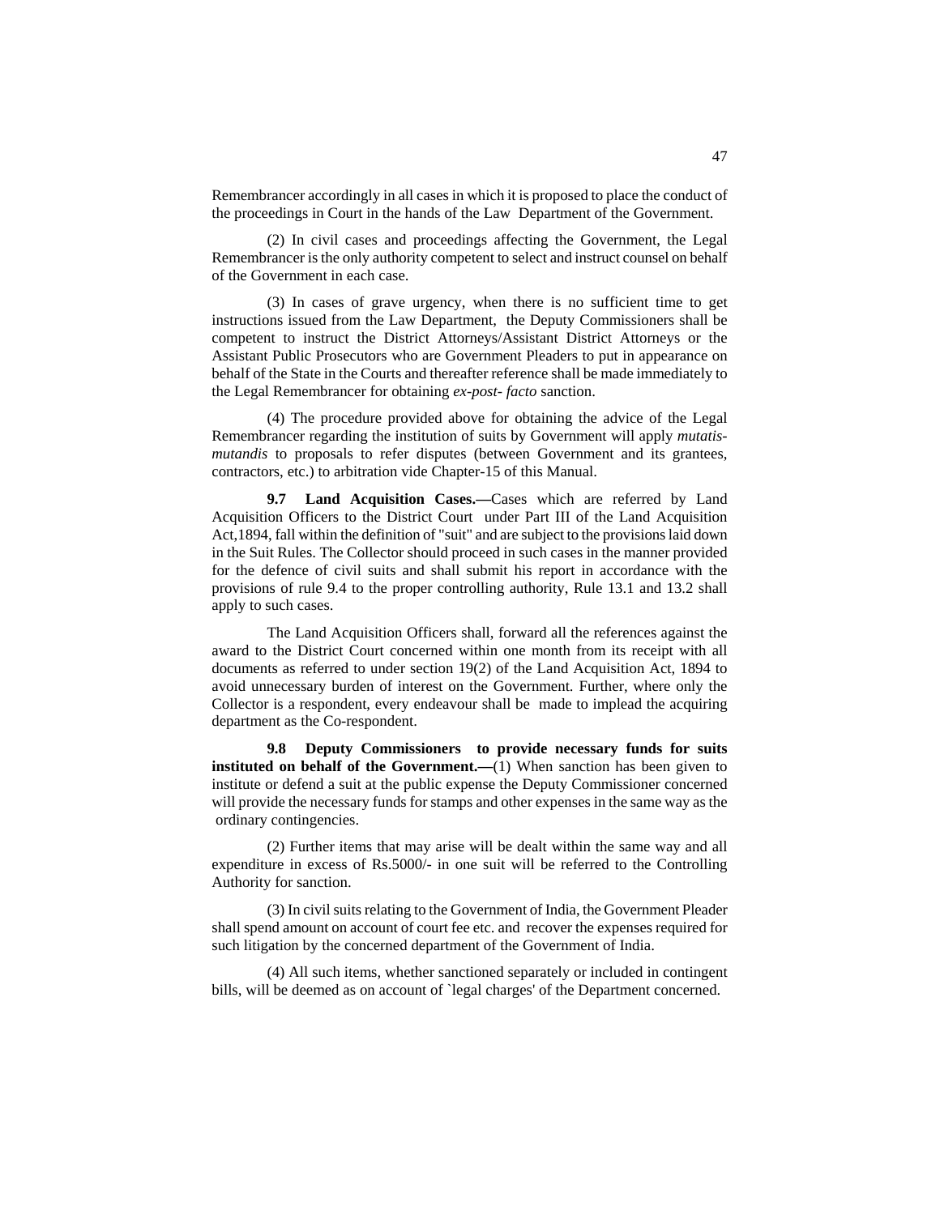Remembrancer accordingly in all cases in which it is proposed to place the conduct of the proceedings in Court in the hands of the Law Department of the Government.

(2) In civil cases and proceedings affecting the Government, the Legal Remembrancer is the only authority competent to select and instruct counsel on behalf of the Government in each case.

(3) In cases of grave urgency, when there is no sufficient time to get instructions issued from the Law Department, the Deputy Commissioners shall be competent to instruct the District Attorneys/Assistant District Attorneys or the Assistant Public Prosecutors who are Government Pleaders to put in appearance on behalf of the State in the Courts and thereafter reference shall be made immediately to the Legal Remembrancer for obtaining *ex-post- facto* sanction.

(4) The procedure provided above for obtaining the advice of the Legal Remembrancer regarding the institution of suits by Government will apply *mutatis-mutandis* to proposals to refer disputes (between Government and its grantees, contractors, etc.) to arbitration vide Chapter-15 of this Manual.

**9.7 Land Acquisition Cases.—**Cases which are referred by Land Acquisition Officers to the District Court under Part III of the Land Acquisition Act,1894, fall within the definition of "suit" and are subject to the provisions laid down in the Suit Rules. The Collector should proceed in such cases in the manner provided for the defence of civil suits and shall submit his report in accordance with the provisions of rule 9.4 to the proper controlling authority, Rule 13.1 and 13.2 shall apply to such cases.

The Land Acquisition Officers shall, forward all the references against the award to the District Court concerned within one month from its receipt with all documents as referred to under section 19(2) of the Land Acquisition Act, 1894 to avoid unnecessary burden of interest on the Government. Further, where only the Collector is a respondent, every endeavour shall be made to implead the acquiring department as the Co-respondent.

**9.8 Deputy Commissioners to provide necessary funds for suits instituted on behalf of the Government.—**(1) When sanction has been given to institute or defend a suit at the public expense the Deputy Commissioner concerned will provide the necessary funds for stamps and other expenses in the same way as the ordinary contingencies.

(2) Further items that may arise will be dealt within the same way and all expenditure in excess of Rs.5000/- in one suit will be referred to the Controlling Authority for sanction.

(3) In civil suits relating to the Government of India, the Government Pleader shall spend amount on account of court fee etc. and recover the expenses required for such litigation by the concerned department of the Government of India.

(4) All such items, whether sanctioned separately or included in contingent bills, will be deemed as on account of `legal charges' of the Department concerned.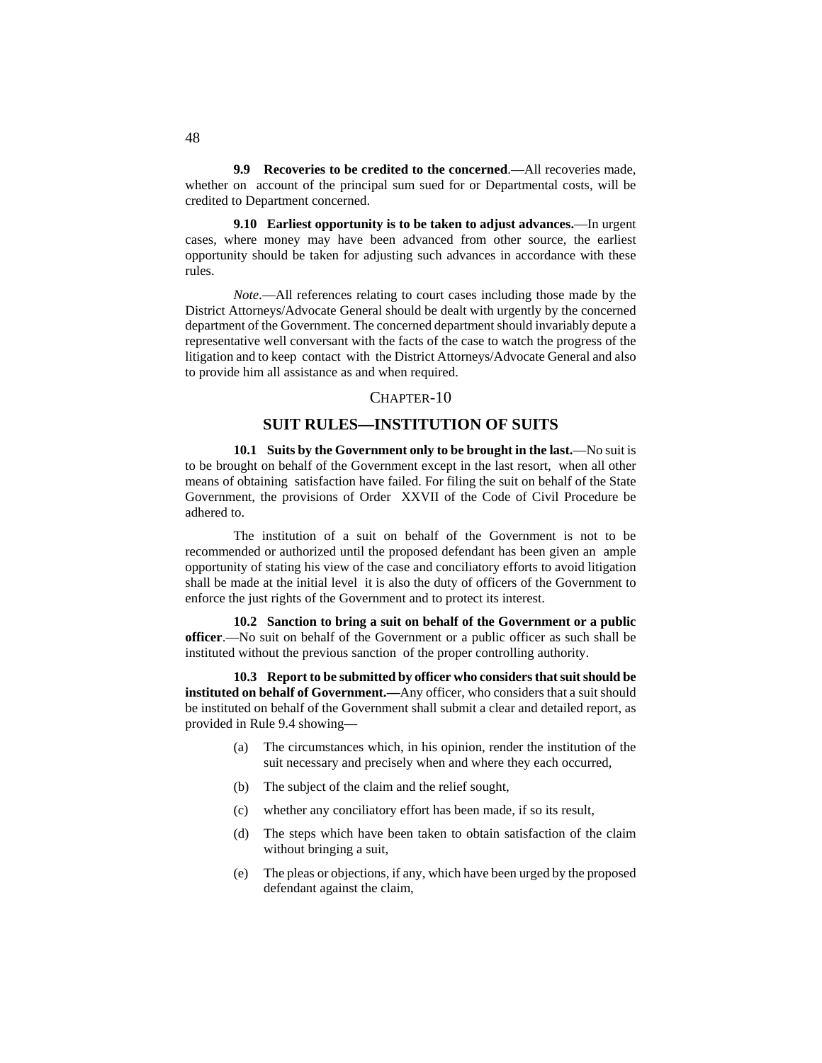**9.9 Recoveries to be credited to the concerned**.—All recoveries made, whether on account of the principal sum sued for or Departmental costs, will be credited to Department concerned.

**9.10 Earliest opportunity is to be taken to adjust advances.**—In urgent cases, where money may have been advanced from other source, the earliest opportunity should be taken for adjusting such advances in accordance with these rules.

*Note*.—All references relating to court cases including those made by the District Attorneys/Advocate General should be dealt with urgently by the concerned department of the Government. The concerned department should invariably depute a representative well conversant with the facts of the case to watch the progress of the litigation and to keep contact with the District Attorneys/Advocate General and also to provide him all assistance as and when required.

## CHAPTER-10

## SUIT RULES—INSTITUTION OF SUITS

**10.1 Suits by the Government only to be brought in the last.**—No suit is to be brought on behalf of the Government except in the last resort, when all other means of obtaining satisfaction have failed. For filing the suit on behalf of the State Government, the provisions of Order XXVII of the Code of Civil Procedure be adhered to.

The institution of a suit on behalf of the Government is not to be recommended or authorized until the proposed defendant has been given an ample opportunity of stating his view of the case and conciliatory efforts to avoid litigation shall be made at the initial level it is also the duty of officers of the Government to enforce the just rights of the Government and to protect its interest.

**10.2 Sanction to bring a suit on behalf of the Government or a public officer**.—No suit on behalf of the Government or a public officer as such shall be instituted without the previous sanction of the proper controlling authority.

**10.3 Report to be submitted by officer who considers that suit should be instituted on behalf of Government.—**Any officer, who considers that a suit should be instituted on behalf of the Government shall submit a clear and detailed report, as provided in Rule 9.4 showing—

(a) The circumstances which, in his opinion, render the institution of the suit necessary and precisely when and where they each occurred,

(b) The subject of the claim and the relief sought,

(c) whether any conciliatory effort has been made, if so its result,

(d) The steps which have been taken to obtain satisfaction of the claim without bringing a suit,

(e) The pleas or objections, if any, which have been urged by the proposed defendant against the claim,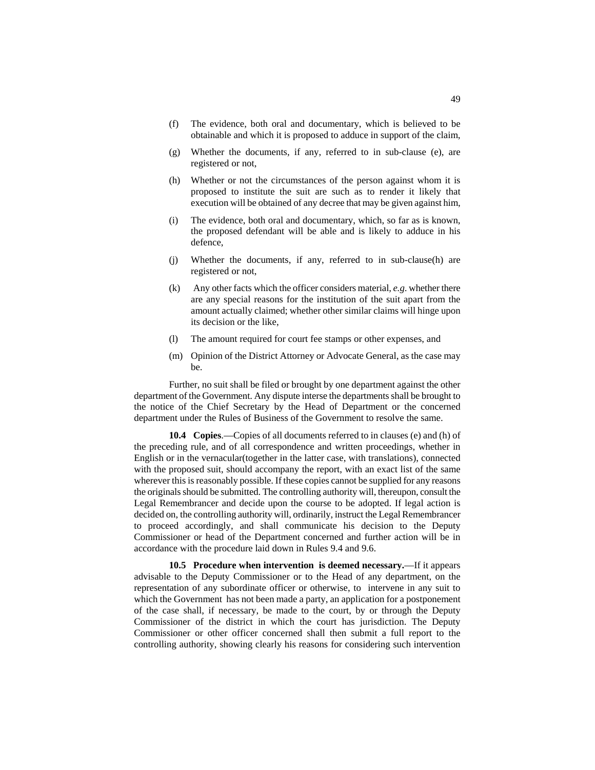(f) The evidence, both oral and documentary, which is believed to be obtainable and which it is proposed to adduce in support of the claim,

(g) Whether the documents, if any, referred to in sub-clause (e), are registered or not,

(h) Whether or not the circumstances of the person against whom it is proposed to institute the suit are such as to render it likely that execution will be obtained of any decree that may be given against him,

(i) The evidence, both oral and documentary, which, so far as is known, the proposed defendant will be able and is likely to adduce in his defence,

(j) Whether the documents, if any, referred to in sub-clause(h) are registered or not,

(k) Any other facts which the officer considers material, *e.g*. whether there are any special reasons for the institution of the suit apart from the amount actually claimed; whether other similar claims will hinge upon its decision or the like,

(l) The amount required for court fee stamps or other expenses, and

(m) Opinion of the District Attorney or Advocate General, as the case may be.

Further, no suit shall be filed or brought by one department against the other department of the Government. Any dispute interse the departments shall be brought to the notice of the Chief Secretary by the Head of Department or the concerned department under the Rules of Business of the Government to resolve the same.

**10.4 Copies**.—Copies of all documents referred to in clauses (e) and (h) of the preceding rule, and of all correspondence and written proceedings, whether in English or in the vernacular(together in the latter case, with translations), connected with the proposed suit, should accompany the report, with an exact list of the same wherever this is reasonably possible. If these copies cannot be supplied for any reasons the originals should be submitted. The controlling authority will, thereupon, consult the Legal Remembrancer and decide upon the course to be adopted. If legal action is decided on, the controlling authority will, ordinarily, instruct the Legal Remembrancer to proceed accordingly, and shall communicate his decision to the Deputy Commissioner or head of the Department concerned and further action will be in accordance with the procedure laid down in Rules 9.4 and 9.6.

**10.5 Procedure when intervention is deemed necessary.**—If it appears advisable to the Deputy Commissioner or to the Head of any department, on the representation of any subordinate officer or otherwise, to intervene in any suit to which the Government has not been made a party, an application for a postponement of the case shall, if necessary, be made to the court, by or through the Deputy Commissioner of the district in which the court has jurisdiction. The Deputy Commissioner or other officer concerned shall then submit a full report to the controlling authority, showing clearly his reasons for considering such intervention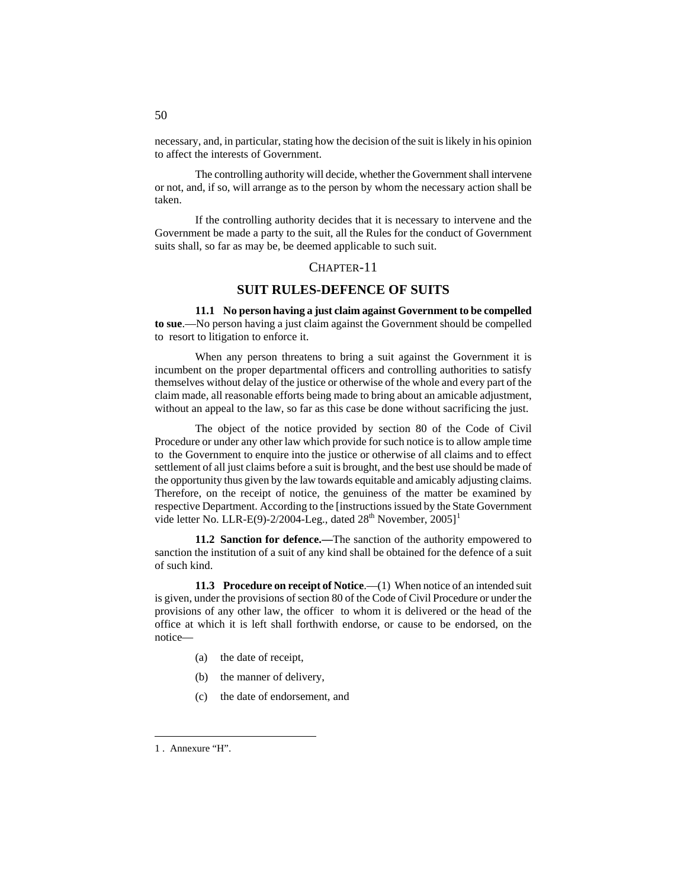necessary, and, in particular, stating how the decision of the suit is likely in his opinion to affect the interests of Government.

The controlling authority will decide, whether the Government shall intervene or not, and, if so, will arrange as to the person by whom the necessary action shall be taken.

If the controlling authority decides that it is necessary to intervene and the Government be made a party to the suit, all the Rules for the conduct of Government suits shall, so far as may be, be deemed applicable to such suit.

## CHAPTER-11

## SUIT RULES-DEFENCE OF SUITS

**11.1 No person having a just claim against Government to be compelled to sue**.—No person having a just claim against the Government should be compelled to resort to litigation to enforce it.

When any person threatens to bring a suit against the Government it is incumbent on the proper departmental officers and controlling authorities to satisfy themselves without delay of the justice or otherwise of the whole and every part of the claim made, all reasonable efforts being made to bring about an amicable adjustment, without an appeal to the law, so far as this case be done without sacrificing the just.

The object of the notice provided by section 80 of the Code of Civil Procedure or under any other law which provide for such notice is to allow ample time to the Government to enquire into the justice or otherwise of all claims and to effect settlement of all just claims before a suit is brought, and the best use should be made of the opportunity thus given by the law towards equitable and amicably adjusting claims. Therefore, on the receipt of notice, the genuiness of the matter be examined by respective Department. According to the [instructions issued by the State Government vide letter No. LLR-E(9)-2/2004-Leg., dated 28th November, 2005][1]

**11.2 Sanction for defence.—**The sanction of the authority empowered to sanction the institution of a suit of any kind shall be obtained for the defence of a suit of such kind.

**11.3 Procedure on receipt of Notice**.—(1) When notice of an intended suit is given, under the provisions of section 80 of the Code of Civil Procedure or under the provisions of any other law, the officer to whom it is delivered or the head of the office at which it is left shall forthwith endorse, or cause to be endorsed, on the notice—

(a) the date of receipt,

(b) the manner of delivery,

(c) the date of endorsement, and

---

1 . Annexure "H".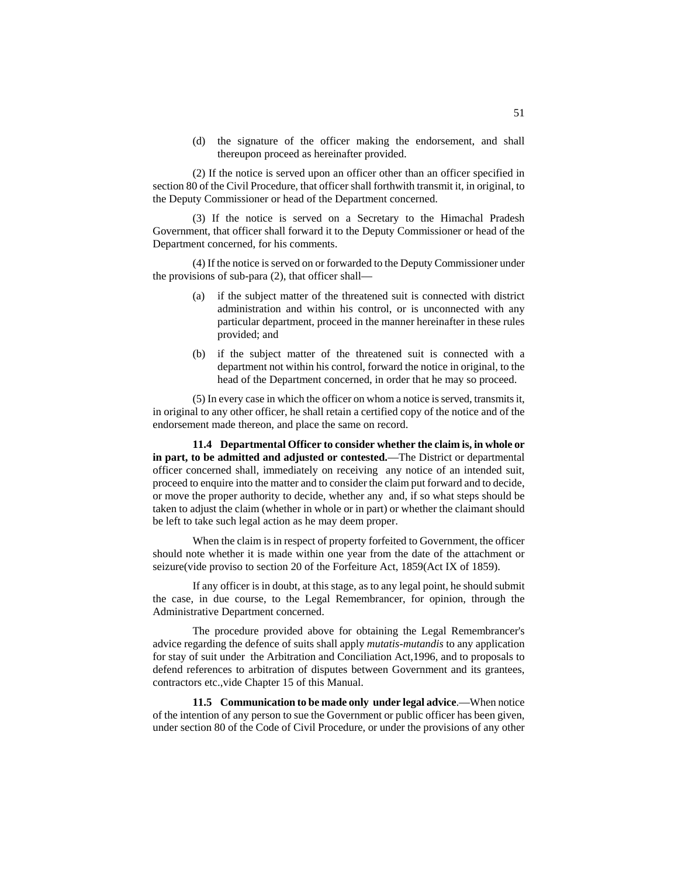(d) the signature of the officer making the endorsement, and shall thereupon proceed as hereinafter provided.

(2) If the notice is served upon an officer other than an officer specified in section 80 of the Civil Procedure, that officer shall forthwith transmit it, in original, to the Deputy Commissioner or head of the Department concerned.

(3) If the notice is served on a Secretary to the Himachal Pradesh Government, that officer shall forward it to the Deputy Commissioner or head of the Department concerned, for his comments.

(4) If the notice is served on or forwarded to the Deputy Commissioner under the provisions of sub-para (2), that officer shall—

(a) if the subject matter of the threatened suit is connected with district administration and within his control, or is unconnected with any particular department, proceed in the manner hereinafter in these rules provided; and

(b) if the subject matter of the threatened suit is connected with a department not within his control, forward the notice in original, to the head of the Department concerned, in order that he may so proceed.

(5) In every case in which the officer on whom a notice is served, transmits it, in original to any other officer, he shall retain a certified copy of the notice and of the endorsement made thereon, and place the same on record.

**11.4 Departmental Officer to consider whether the claim is, in whole or in part, to be admitted and adjusted or contested.**—The District or departmental officer concerned shall, immediately on receiving any notice of an intended suit, proceed to enquire into the matter and to consider the claim put forward and to decide, or move the proper authority to decide, whether any and, if so what steps should be taken to adjust the claim (whether in whole or in part) or whether the claimant should be left to take such legal action as he may deem proper.

When the claim is in respect of property forfeited to Government, the officer should note whether it is made within one year from the date of the attachment or seizure(vide proviso to section 20 of the Forfeiture Act, 1859(Act IX of 1859).

If any officer is in doubt, at this stage, as to any legal point, he should submit the case, in due course, to the Legal Remembrancer, for opinion, through the Administrative Department concerned.

The procedure provided above for obtaining the Legal Remembrancer's advice regarding the defence of suits shall apply *mutatis-mutandis* to any application for stay of suit under the Arbitration and Conciliation Act,1996, and to proposals to defend references to arbitration of disputes between Government and its grantees, contractors etc.,vide Chapter 15 of this Manual.

**11.5 Communication to be made only under legal advice**.—When notice of the intention of any person to sue the Government or public officer has been given, under section 80 of the Code of Civil Procedure, or under the provisions of any other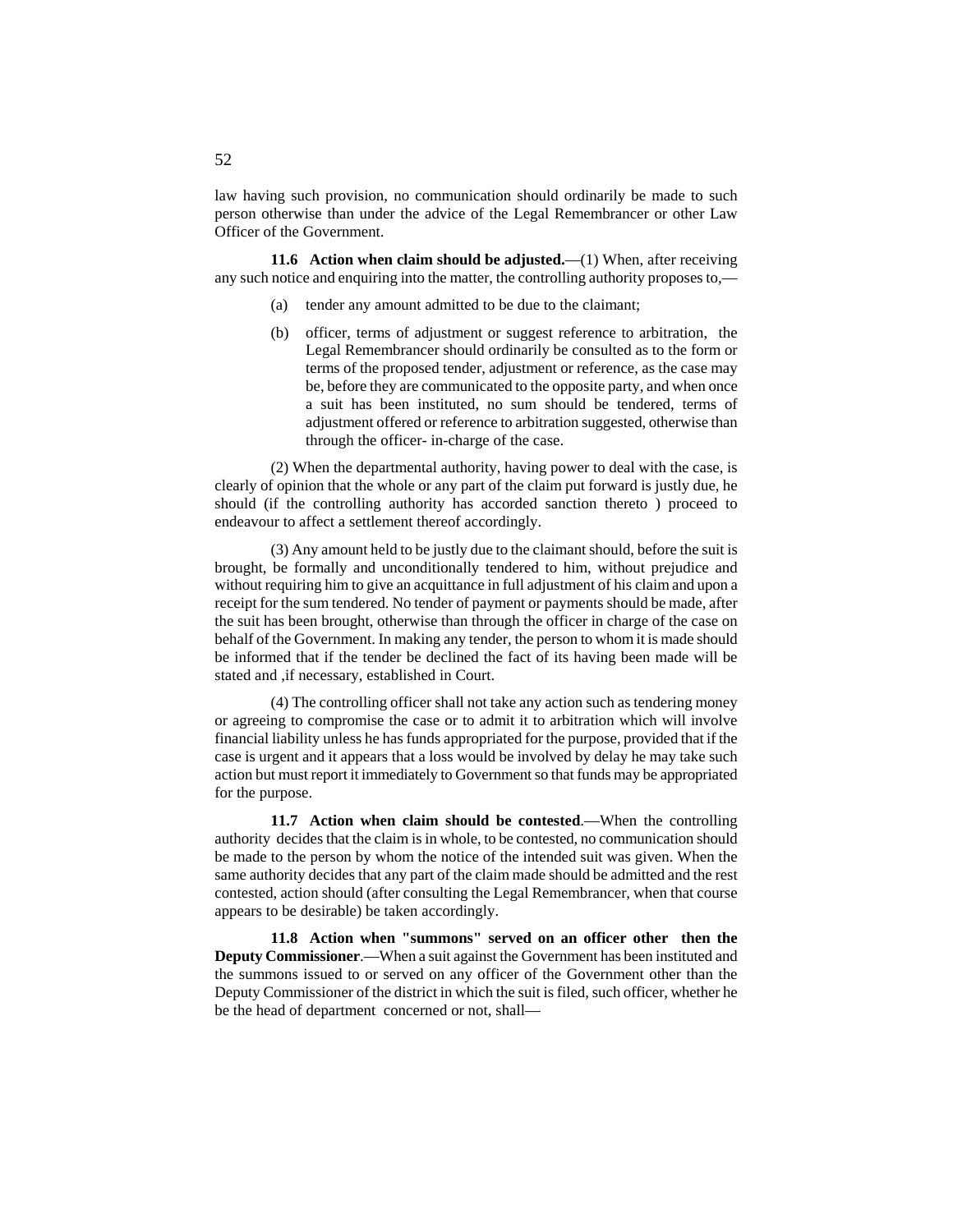law having such provision, no communication should ordinarily be made to such person otherwise than under the advice of the Legal Remembrancer or other Law Officer of the Government.

**11.6 Action when claim should be adjusted.**—(1) When, after receiving any such notice and enquiring into the matter, the controlling authority proposes to,—

(a) tender any amount admitted to be due to the claimant;

(b) officer, terms of adjustment or suggest reference to arbitration, the Legal Remembrancer should ordinarily be consulted as to the form or terms of the proposed tender, adjustment or reference, as the case may be, before they are communicated to the opposite party, and when once a suit has been instituted, no sum should be tendered, terms of adjustment offered or reference to arbitration suggested, otherwise than through the officer- in-charge of the case.

(2) When the departmental authority, having power to deal with the case, is clearly of opinion that the whole or any part of the claim put forward is justly due, he should (if the controlling authority has accorded sanction thereto ) proceed to endeavour to affect a settlement thereof accordingly.

(3) Any amount held to be justly due to the claimant should, before the suit is brought, be formally and unconditionally tendered to him, without prejudice and without requiring him to give an acquittance in full adjustment of his claim and upon a receipt for the sum tendered. No tender of payment or payments should be made, after the suit has been brought, otherwise than through the officer in charge of the case on behalf of the Government. In making any tender, the person to whom it is made should be informed that if the tender be declined the fact of its having been made will be stated and ,if necessary, established in Court.

(4) The controlling officer shall not take any action such as tendering money or agreeing to compromise the case or to admit it to arbitration which will involve financial liability unless he has funds appropriated for the purpose, provided that if the case is urgent and it appears that a loss would be involved by delay he may take such action but must report it immediately to Government so that funds may be appropriated for the purpose.

**11.7 Action when claim should be contested**.—When the controlling authority decides that the claim is in whole, to be contested, no communication should be made to the person by whom the notice of the intended suit was given. When the same authority decides that any part of the claim made should be admitted and the rest contested, action should (after consulting the Legal Remembrancer, when that course appears to be desirable) be taken accordingly.

**11.8 Action when "summons" served on an officer other then the Deputy Commissioner**.—When a suit against the Government has been instituted and the summons issued to or served on any officer of the Government other than the Deputy Commissioner of the district in which the suit is filed, such officer, whether he be the head of department concerned or not, shall—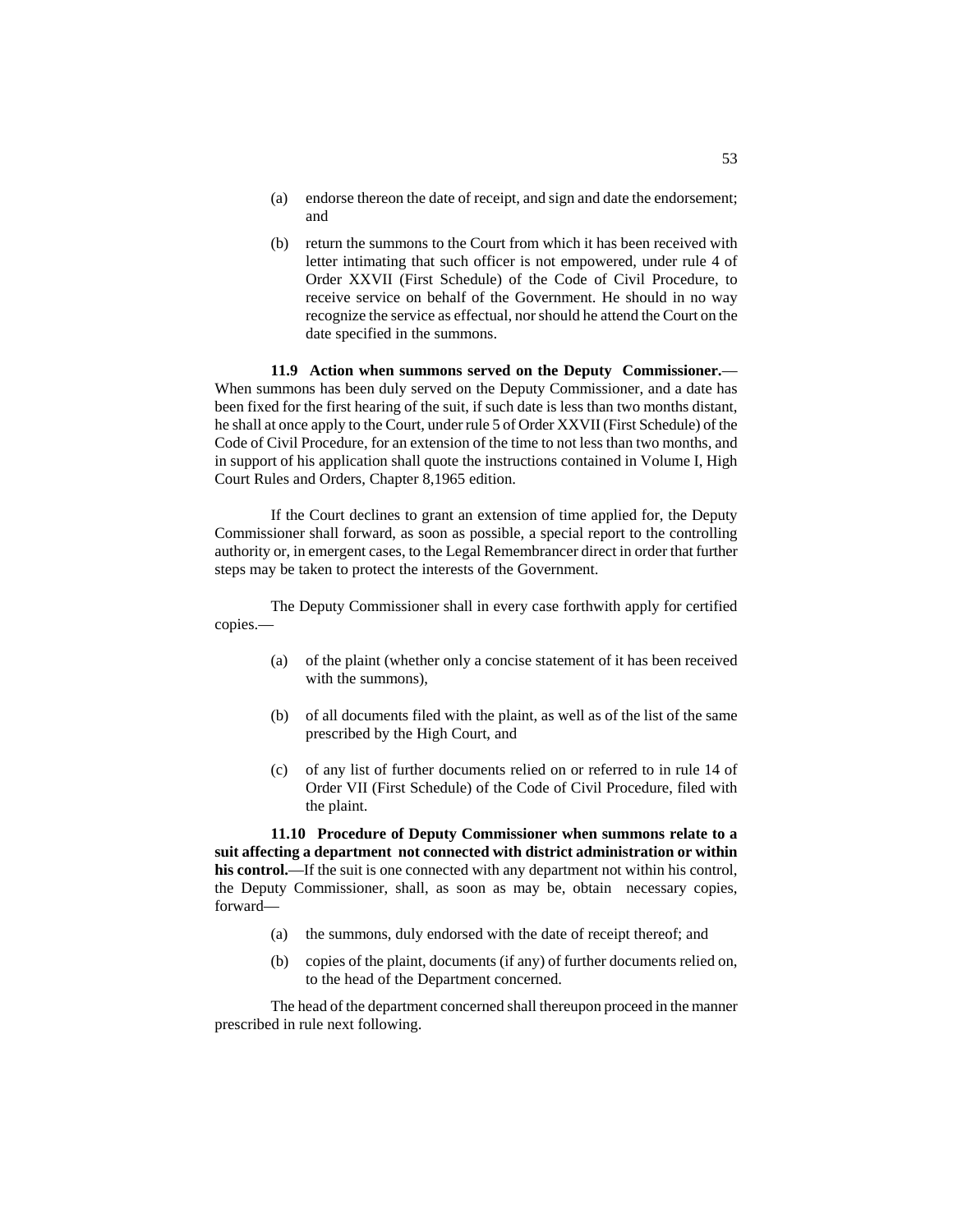(a) endorse thereon the date of receipt, and sign and date the endorsement; and

(b) return the summons to the Court from which it has been received with letter intimating that such officer is not empowered, under rule 4 of Order XXVII (First Schedule) of the Code of Civil Procedure, to receive service on behalf of the Government. He should in no way recognize the service as effectual, nor should he attend the Court on the date specified in the summons.

**11.9 Action when summons served on the Deputy Commissioner.**—When summons has been duly served on the Deputy Commissioner, and a date has been fixed for the first hearing of the suit, if such date is less than two months distant, he shall at once apply to the Court, under rule 5 of Order XXVII (First Schedule) of the Code of Civil Procedure, for an extension of the time to not less than two months, and in support of his application shall quote the instructions contained in Volume I, High Court Rules and Orders, Chapter 8,1965 edition.

If the Court declines to grant an extension of time applied for, the Deputy Commissioner shall forward, as soon as possible, a special report to the controlling authority or, in emergent cases, to the Legal Remembrancer direct in order that further steps may be taken to protect the interests of the Government.

The Deputy Commissioner shall in every case forthwith apply for certified copies.—

(a) of the plaint (whether only a concise statement of it has been received with the summons),

(b) of all documents filed with the plaint, as well as of the list of the same prescribed by the High Court, and

(c) of any list of further documents relied on or referred to in rule 14 of Order VII (First Schedule) of the Code of Civil Procedure, filed with the plaint.

**11.10 Procedure of Deputy Commissioner when summons relate to a suit affecting a department not connected with district administration or within his control.**—If the suit is one connected with any department not within his control, the Deputy Commissioner, shall, as soon as may be, obtain necessary copies, forward—

(a) the summons, duly endorsed with the date of receipt thereof; and

(b) copies of the plaint, documents (if any) of further documents relied on, to the head of the Department concerned.

The head of the department concerned shall thereupon proceed in the manner prescribed in rule next following.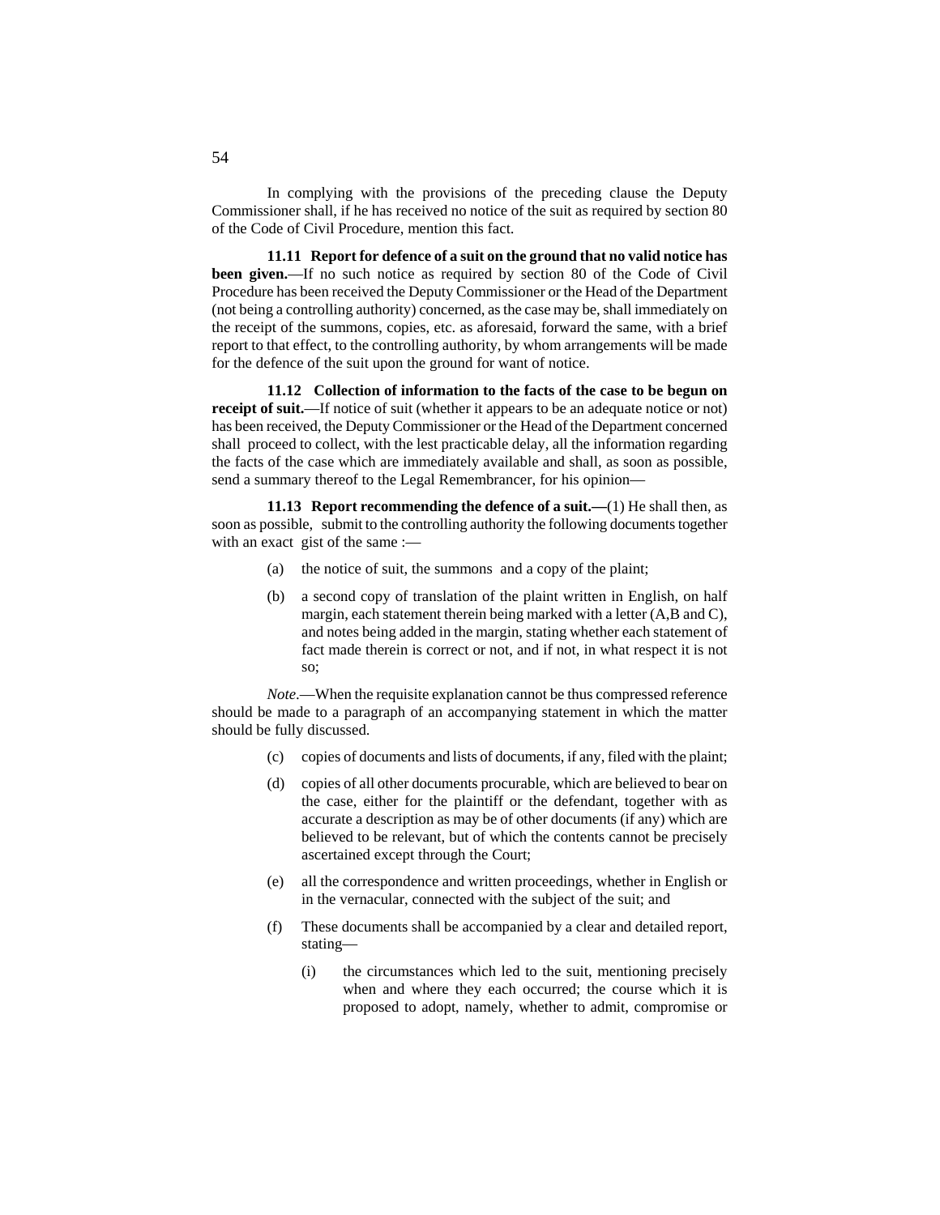In complying with the provisions of the preceding clause the Deputy Commissioner shall, if he has received no notice of the suit as required by section 80 of the Code of Civil Procedure, mention this fact.

**11.11 Report for defence of a suit on the ground that no valid notice has been given.**—If no such notice as required by section 80 of the Code of Civil Procedure has been received the Deputy Commissioner or the Head of the Department (not being a controlling authority) concerned, as the case may be, shall immediately on the receipt of the summons, copies, etc. as aforesaid, forward the same, with a brief report to that effect, to the controlling authority, by whom arrangements will be made for the defence of the suit upon the ground for want of notice.

**11.12 Collection of information to the facts of the case to be begun on receipt of suit.**—If notice of suit (whether it appears to be an adequate notice or not) has been received, the Deputy Commissioner or the Head of the Department concerned shall proceed to collect, with the lest practicable delay, all the information regarding the facts of the case which are immediately available and shall, as soon as possible, send a summary thereof to the Legal Remembrancer, for his opinion—

**11.13 Report recommending the defence of a suit.—**(1) He shall then, as soon as possible, submit to the controlling authority the following documents together with an exact gist of the same :—

(a) the notice of suit, the summons and a copy of the plaint;

(b) a second copy of translation of the plaint written in English, on half margin, each statement therein being marked with a letter (A,B and C), and notes being added in the margin, stating whether each statement of fact made therein is correct or not, and if not, in what respect it is not so;

*Note*.—When the requisite explanation cannot be thus compressed reference should be made to a paragraph of an accompanying statement in which the matter should be fully discussed.

(c) copies of documents and lists of documents, if any, filed with the plaint;

(d) copies of all other documents procurable, which are believed to bear on the case, either for the plaintiff or the defendant, together with as accurate a description as may be of other documents (if any) which are believed to be relevant, but of which the contents cannot be precisely ascertained except through the Court;

(e) all the correspondence and written proceedings, whether in English or in the vernacular, connected with the subject of the suit; and

(f) These documents shall be accompanied by a clear and detailed report, stating—

(i) the circumstances which led to the suit, mentioning precisely when and where they each occurred; the course which it is proposed to adopt, namely, whether to admit, compromise or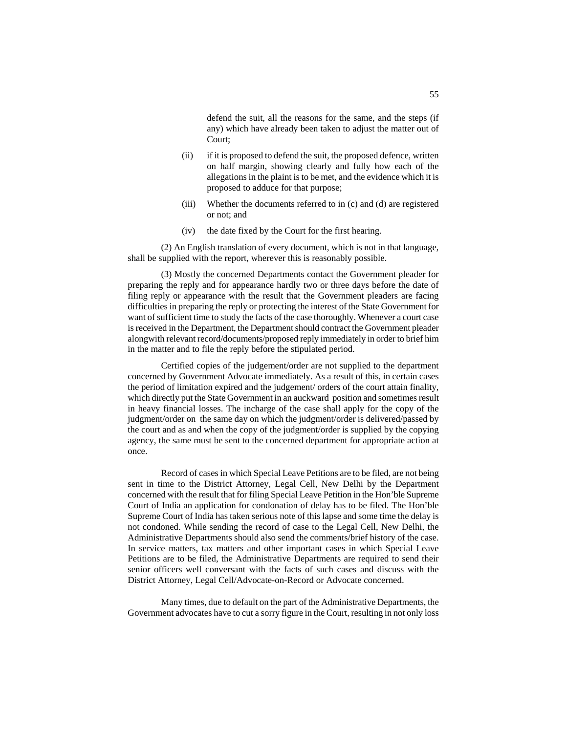defend the suit, all the reasons for the same, and the steps (if any) which have already been taken to adjust the matter out of Court;

(ii) if it is proposed to defend the suit, the proposed defence, written on half margin, showing clearly and fully how each of the allegations in the plaint is to be met, and the evidence which it is proposed to adduce for that purpose;

(iii) Whether the documents referred to in (c) and (d) are registered or not; and

(iv) the date fixed by the Court for the first hearing.

(2) An English translation of every document, which is not in that language, shall be supplied with the report, wherever this is reasonably possible.

(3) Mostly the concerned Departments contact the Government pleader for preparing the reply and for appearance hardly two or three days before the date of filing reply or appearance with the result that the Government pleaders are facing difficulties in preparing the reply or protecting the interest of the State Government for want of sufficient time to study the facts of the case thoroughly. Whenever a court case is received in the Department, the Department should contract the Government pleader alongwith relevant record/documents/proposed reply immediately in order to brief him in the matter and to file the reply before the stipulated period.

Certified copies of the judgement/order are not supplied to the department concerned by Government Advocate immediately. As a result of this, in certain cases the period of limitation expired and the judgement/ orders of the court attain finality, which directly put the State Government in an auckward position and sometimes result in heavy financial losses. The incharge of the case shall apply for the copy of the judgment/order on the same day on which the judgment/order is delivered/passed by the court and as and when the copy of the judgment/order is supplied by the copying agency, the same must be sent to the concerned department for appropriate action at once.

Record of cases in which Special Leave Petitions are to be filed, are not being sent in time to the District Attorney, Legal Cell, New Delhi by the Department concerned with the result that for filing Special Leave Petition in the Hon'ble Supreme Court of India an application for condonation of delay has to be filed. The Hon'ble Supreme Court of India has taken serious note of this lapse and some time the delay is not condoned. While sending the record of case to the Legal Cell, New Delhi, the Administrative Departments should also send the comments/brief history of the case. In service matters, tax matters and other important cases in which Special Leave Petitions are to be filed, the Administrative Departments are required to send their senior officers well conversant with the facts of such cases and discuss with the District Attorney, Legal Cell/Advocate-on-Record or Advocate concerned.

Many times, due to default on the part of the Administrative Departments, the Government advocates have to cut a sorry figure in the Court, resulting in not only loss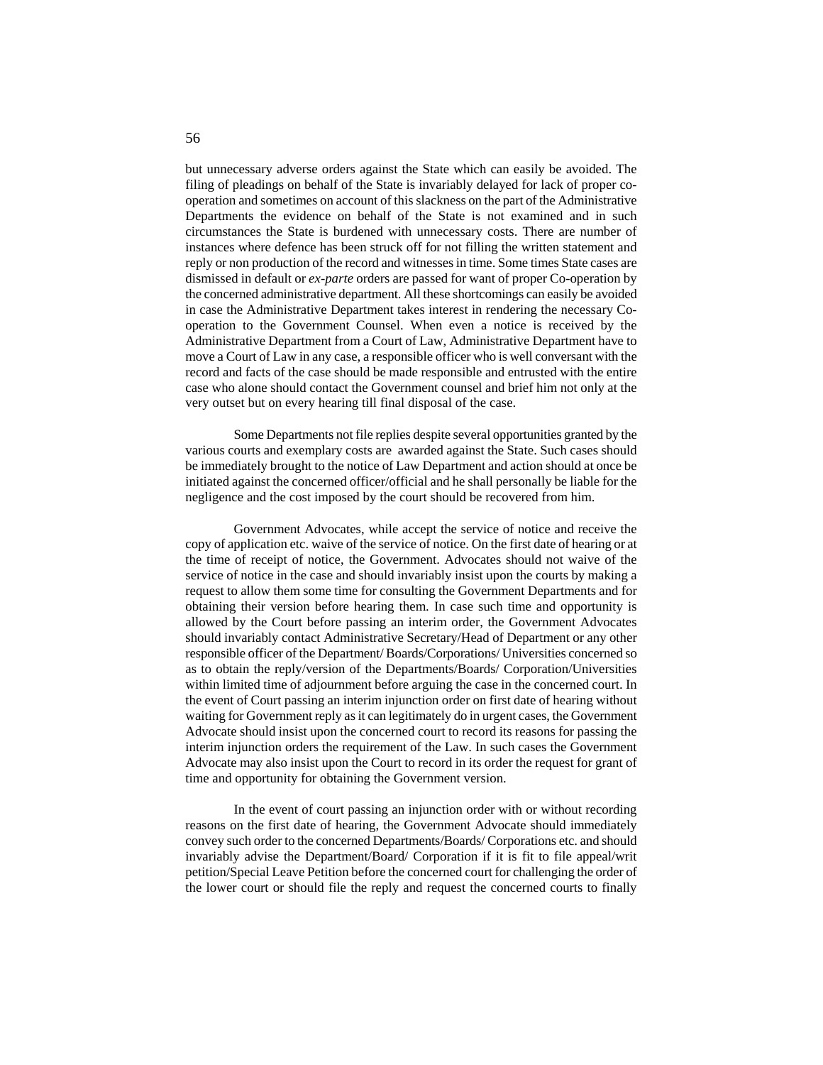but unnecessary adverse orders against the State which can easily be avoided. The filing of pleadings on behalf of the State is invariably delayed for lack of proper co-operation and sometimes on account of this slackness on the part of the Administrative Departments the evidence on behalf of the State is not examined and in such circumstances the State is burdened with unnecessary costs. There are number of instances where defence has been struck off for not filling the written statement and reply or non production of the record and witnesses in time. Some times State cases are dismissed in default or *ex-parte* orders are passed for want of proper Co-operation by the concerned administrative department. All these shortcomings can easily be avoided in case the Administrative Department takes interest in rendering the necessary Co-operation to the Government Counsel. When even a notice is received by the Administrative Department from a Court of Law, Administrative Department have to move a Court of Law in any case, a responsible officer who is well conversant with the record and facts of the case should be made responsible and entrusted with the entire case who alone should contact the Government counsel and brief him not only at the very outset but on every hearing till final disposal of the case.

Some Departments not file replies despite several opportunities granted by the various courts and exemplary costs are awarded against the State. Such cases should be immediately brought to the notice of Law Department and action should at once be initiated against the concerned officer/official and he shall personally be liable for the negligence and the cost imposed by the court should be recovered from him.

Government Advocates, while accept the service of notice and receive the copy of application etc. waive of the service of notice. On the first date of hearing or at the time of receipt of notice, the Government. Advocates should not waive of the service of notice in the case and should invariably insist upon the courts by making a request to allow them some time for consulting the Government Departments and for obtaining their version before hearing them. In case such time and opportunity is allowed by the Court before passing an interim order, the Government Advocates should invariably contact Administrative Secretary/Head of Department or any other responsible officer of the Department/ Boards/Corporations/ Universities concerned so as to obtain the reply/version of the Departments/Boards/ Corporation/Universities within limited time of adjournment before arguing the case in the concerned court. In the event of Court passing an interim injunction order on first date of hearing without waiting for Government reply as it can legitimately do in urgent cases, the Government Advocate should insist upon the concerned court to record its reasons for passing the interim injunction orders the requirement of the Law. In such cases the Government Advocate may also insist upon the Court to record in its order the request for grant of time and opportunity for obtaining the Government version.

In the event of court passing an injunction order with or without recording reasons on the first date of hearing, the Government Advocate should immediately convey such order to the concerned Departments/Boards/ Corporations etc. and should invariably advise the Department/Board/ Corporation if it is fit to file appeal/writ petition/Special Leave Petition before the concerned court for challenging the order of the lower court or should file the reply and request the concerned courts to finally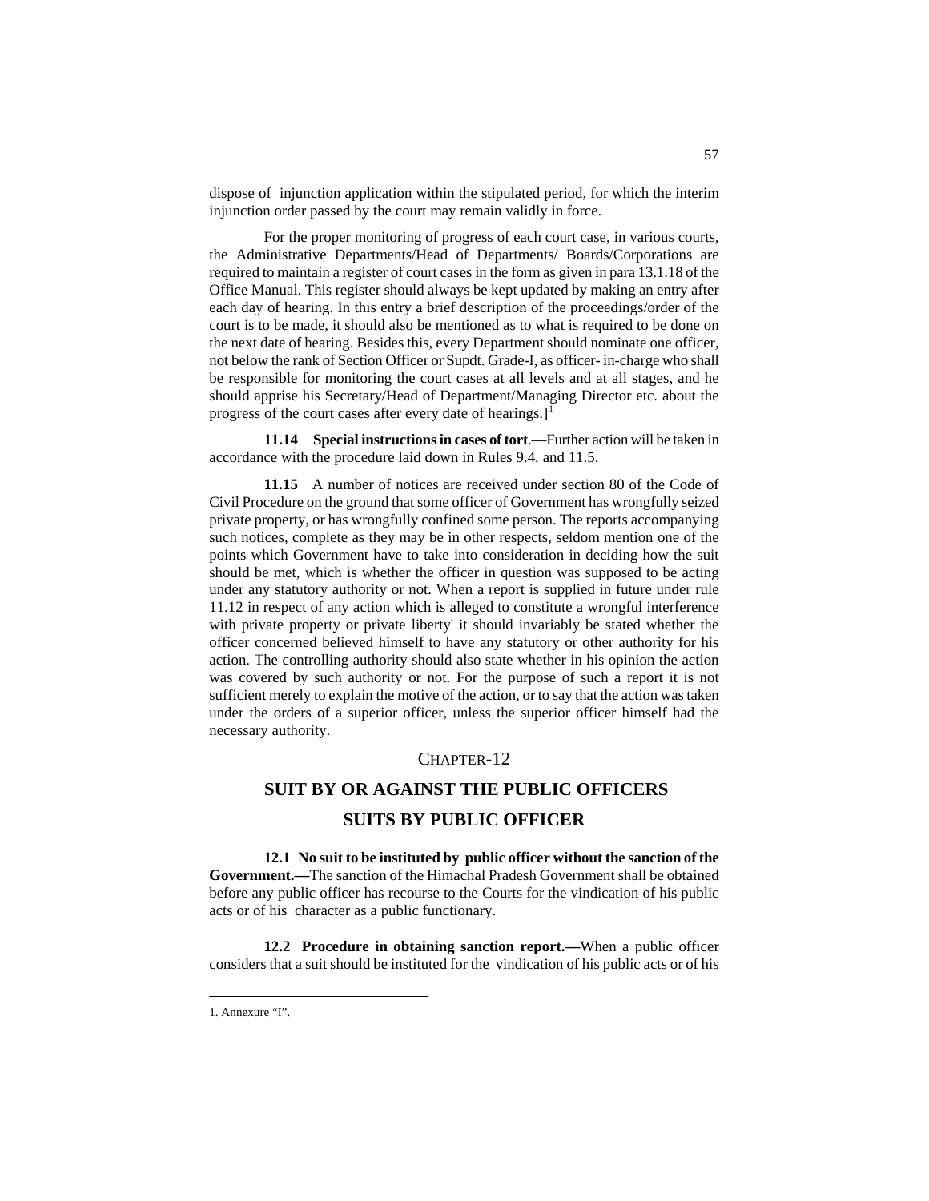dispose of injunction application within the stipulated period, for which the interim injunction order passed by the court may remain validly in force.

For the proper monitoring of progress of each court case, in various courts, the Administrative Departments/Head of Departments/ Boards/Corporations are required to maintain a register of court cases in the form as given in para 13.1.18 of the Office Manual. This register should always be kept updated by making an entry after each day of hearing. In this entry a brief description of the proceedings/order of the court is to be made, it should also be mentioned as to what is required to be done on the next date of hearing. Besides this, every Department should nominate one officer, not below the rank of Section Officer or Supdt. Grade-I, as officer- in-charge who shall be responsible for monitoring the court cases at all levels and at all stages, and he should apprise his Secretary/Head of Department/Managing Director etc. about the progress of the court cases after every date of hearings.][1]

**11.14 Special instructions in cases of tort**.—Further action will be taken in accordance with the procedure laid down in Rules 9.4. and 11.5.

**11.15** A number of notices are received under section 80 of the Code of Civil Procedure on the ground that some officer of Government has wrongfully seized private property, or has wrongfully confined some person. The reports accompanying such notices, complete as they may be in other respects, seldom mention one of the points which Government have to take into consideration in deciding how the suit should be met, which is whether the officer in question was supposed to be acting under any statutory authority or not. When a report is supplied in future under rule 11.12 in respect of any action which is alleged to constitute a wrongful interference with private property or private liberty' it should invariably be stated whether the officer concerned believed himself to have any statutory or other authority for his action. The controlling authority should also state whether in his opinion the action was covered by such authority or not. For the purpose of such a report it is not sufficient merely to explain the motive of the action, or to say that the action was taken under the orders of a superior officer, unless the superior officer himself had the necessary authority.

## CHAPTER-12

## SUIT BY OR AGAINST THE PUBLIC OFFICERS

## SUITS BY PUBLIC OFFICER

**12.1 No suit to be instituted by public officer without the sanction of the Government.—**The sanction of the Himachal Pradesh Government shall be obtained before any public officer has recourse to the Courts for the vindication of his public acts or of his character as a public functionary.

**12.2 Procedure in obtaining sanction report.—**When a public officer considers that a suit should be instituted for the vindication of his public acts or of his

---

1. Annexure "I".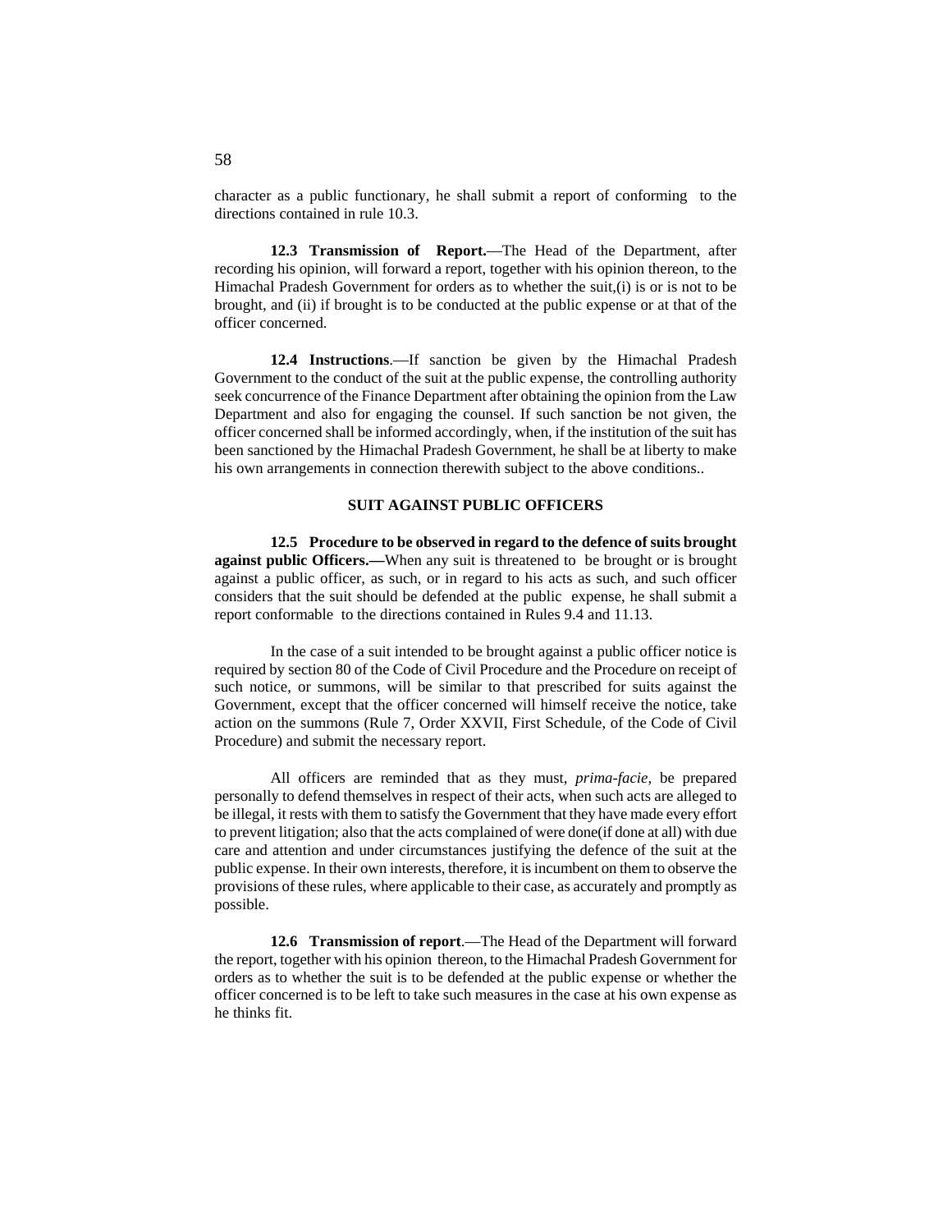character as a public functionary, he shall submit a report of conforming to the directions contained in rule 10.3.

**12.3 Transmission of Report.**—The Head of the Department, after recording his opinion, will forward a report, together with his opinion thereon, to the Himachal Pradesh Government for orders as to whether the suit,(i) is or is not to be brought, and (ii) if brought is to be conducted at the public expense or at that of the officer concerned.

**12.4 Instructions**.—If sanction be given by the Himachal Pradesh Government to the conduct of the suit at the public expense, the controlling authority seek concurrence of the Finance Department after obtaining the opinion from the Law Department and also for engaging the counsel. If such sanction be not given, the officer concerned shall be informed accordingly, when, if the institution of the suit has been sanctioned by the Himachal Pradesh Government, he shall be at liberty to make his own arrangements in connection therewith subject to the above conditions..

### SUIT AGAINST PUBLIC OFFICERS

**12.5 Procedure to be observed in regard to the defence of suits brought against public Officers.—**When any suit is threatened to be brought or is brought against a public officer, as such, or in regard to his acts as such, and such officer considers that the suit should be defended at the public expense, he shall submit a report conformable to the directions contained in Rules 9.4 and 11.13.

In the case of a suit intended to be brought against a public officer notice is required by section 80 of the Code of Civil Procedure and the Procedure on receipt of such notice, or summons, will be similar to that prescribed for suits against the Government, except that the officer concerned will himself receive the notice, take action on the summons (Rule 7, Order XXVII, First Schedule, of the Code of Civil Procedure) and submit the necessary report.

All officers are reminded that as they must, *prima-facie,* be prepared personally to defend themselves in respect of their acts, when such acts are alleged to be illegal, it rests with them to satisfy the Government that they have made every effort to prevent litigation; also that the acts complained of were done(if done at all) with due care and attention and under circumstances justifying the defence of the suit at the public expense. In their own interests, therefore, it is incumbent on them to observe the provisions of these rules, where applicable to their case, as accurately and promptly as possible.

**12.6 Transmission of report**.—The Head of the Department will forward the report, together with his opinion thereon, to the Himachal Pradesh Government for orders as to whether the suit is to be defended at the public expense or whether the officer concerned is to be left to take such measures in the case at his own expense as he thinks fit.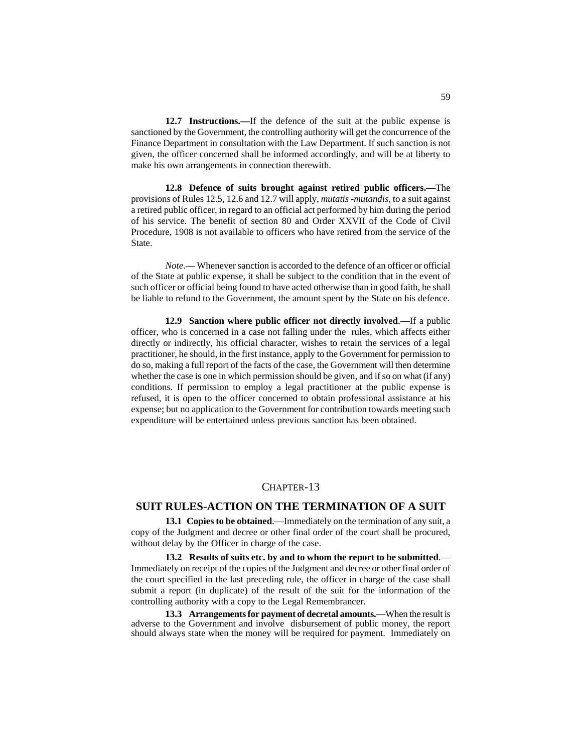**12.7 Instructions.—**If the defence of the suit at the public expense is sanctioned by the Government, the controlling authority will get the concurrence of the Finance Department in consultation with the Law Department. If such sanction is not given, the officer concerned shall be informed accordingly, and will be at liberty to make his own arrangements in connection therewith.

**12.8 Defence of suits brought against retired public officers.**—The provisions of Rules 12.5, 12.6 and 12.7 will apply, *mutatis -mutandis*, to a suit against a retired public officer, in regard to an official act performed by him during the period of his service. The benefit of section 80 and Order XXVII of the Code of Civil Procedure, 1908 is not available to officers who have retired from the service of the State.

*Note*.— Whenever sanction is accorded to the defence of an officer or official of the State at public expense, it shall be subject to the condition that in the event of such officer or official being found to have acted otherwise than in good faith, he shall be liable to refund to the Government, the amount spent by the State on his defence.

**12.9 Sanction where public officer not directly involved**.—If a public officer, who is concerned in a case not falling under the rules, which affects either directly or indirectly, his official character, wishes to retain the services of a legal practitioner, he should, in the first instance, apply to the Government for permission to do so, making a full report of the facts of the case, the Government will then determine whether the case is one in which permission should be given, and if so on what (if any) conditions. If permission to employ a legal practitioner at the public expense is refused, it is open to the officer concerned to obtain professional assistance at his expense; but no application to the Government for contribution towards meeting such expenditure will be entertained unless previous sanction has been obtained.

## CHAPTER-13

## SUIT RULES-ACTION ON THE TERMINATION OF A SUIT

**13.1 Copies to be obtained**.—Immediately on the termination of any suit, a copy of the Judgment and decree or other final order of the court shall be procured, without delay by the Officer in charge of the case.

**13.2 Results of suits etc. by and to whom the report to be submitted**.—Immediately on receipt of the copies of the Judgment and decree or other final order of the court specified in the last preceding rule, the officer in charge of the case shall submit a report (in duplicate) of the result of the suit for the information of the controlling authority with a copy to the Legal Remembrancer.

**13.3 Arrangements for payment of decretal amounts.—**When the result is adverse to the Government and involve disbursement of public money, the report should always state when the money will be required for payment. Immediately on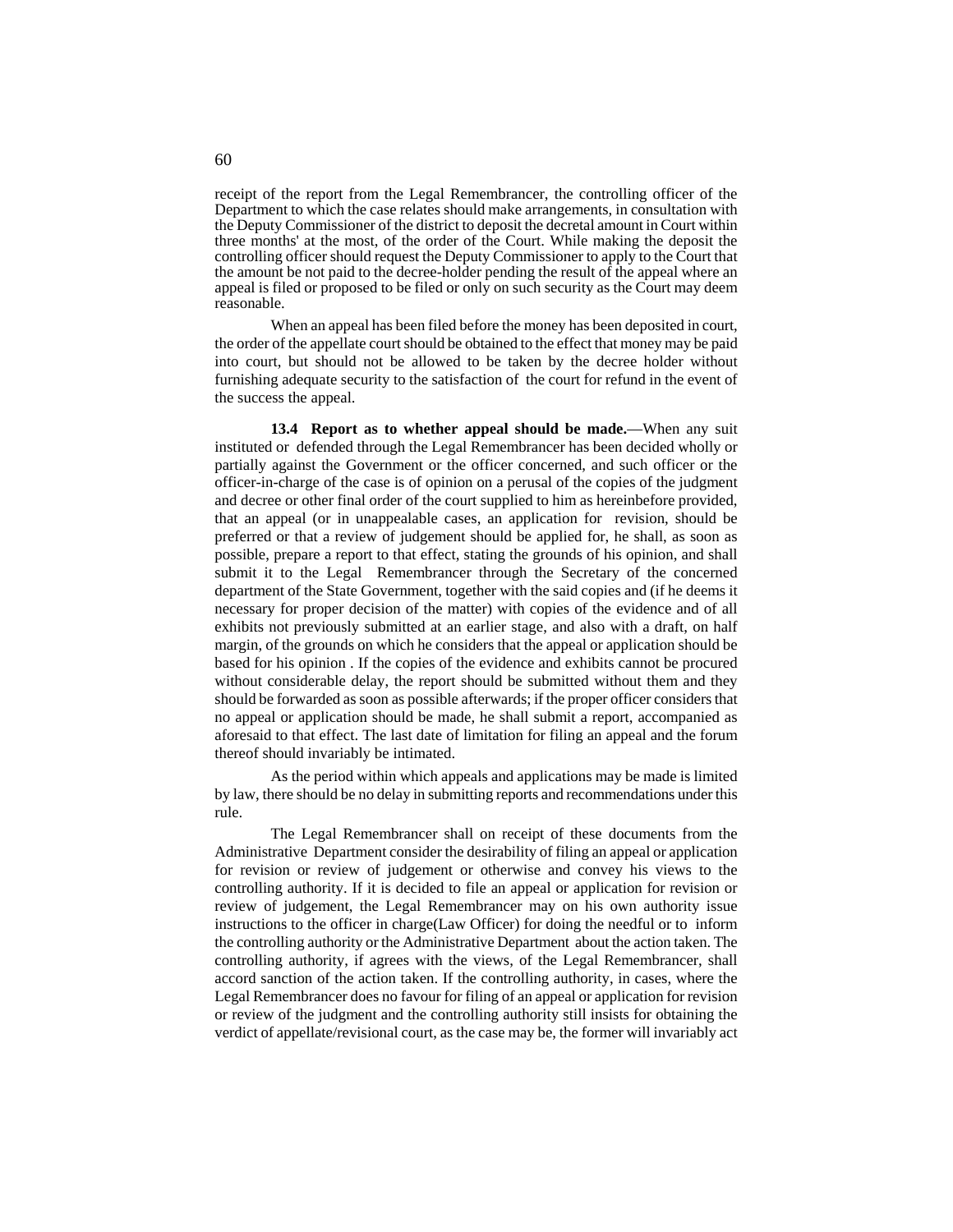receipt of the report from the Legal Remembrancer, the controlling officer of the Department to which the case relates should make arrangements, in consultation with the Deputy Commissioner of the district to deposit the decretal amount in Court within three months' at the most, of the order of the Court. While making the deposit the controlling officer should request the Deputy Commissioner to apply to the Court that the amount be not paid to the decree-holder pending the result of the appeal where an appeal is filed or proposed to be filed or only on such security as the Court may deem reasonable.

When an appeal has been filed before the money has been deposited in court, the order of the appellate court should be obtained to the effect that money may be paid into court, but should not be allowed to be taken by the decree holder without furnishing adequate security to the satisfaction of the court for refund in the event of the success the appeal.

**13.4 Report as to whether appeal should be made.**—When any suit instituted or defended through the Legal Remembrancer has been decided wholly or partially against the Government or the officer concerned, and such officer or the officer-in-charge of the case is of opinion on a perusal of the copies of the judgment and decree or other final order of the court supplied to him as hereinbefore provided, that an appeal (or in unappealable cases, an application for revision, should be preferred or that a review of judgement should be applied for, he shall, as soon as possible, prepare a report to that effect, stating the grounds of his opinion, and shall submit it to the Legal Remembrancer through the Secretary of the concerned department of the State Government, together with the said copies and (if he deems it necessary for proper decision of the matter) with copies of the evidence and of all exhibits not previously submitted at an earlier stage, and also with a draft, on half margin, of the grounds on which he considers that the appeal or application should be based for his opinion . If the copies of the evidence and exhibits cannot be procured without considerable delay, the report should be submitted without them and they should be forwarded as soon as possible afterwards; if the proper officer considers that no appeal or application should be made, he shall submit a report, accompanied as aforesaid to that effect. The last date of limitation for filing an appeal and the forum thereof should invariably be intimated.

As the period within which appeals and applications may be made is limited by law, there should be no delay in submitting reports and recommendations under this rule.

The Legal Remembrancer shall on receipt of these documents from the Administrative Department consider the desirability of filing an appeal or application for revision or review of judgement or otherwise and convey his views to the controlling authority. If it is decided to file an appeal or application for revision or review of judgement, the Legal Remembrancer may on his own authority issue instructions to the officer in charge(Law Officer) for doing the needful or to inform the controlling authority or the Administrative Department about the action taken. The controlling authority, if agrees with the views, of the Legal Remembrancer, shall accord sanction of the action taken. If the controlling authority, in cases, where the Legal Remembrancer does no favour for filing of an appeal or application for revision or review of the judgment and the controlling authority still insists for obtaining the verdict of appellate/revisional court, as the case may be, the former will invariably act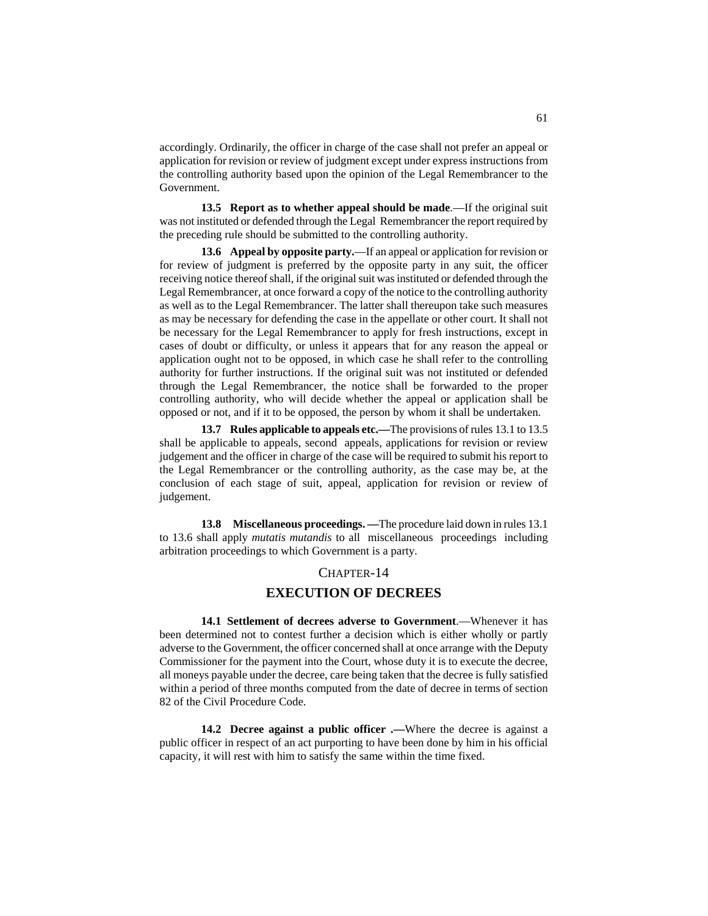accordingly. Ordinarily, the officer in charge of the case shall not prefer an appeal or application for revision or review of judgment except under express instructions from the controlling authority based upon the opinion of the Legal Remembrancer to the Government.

**13.5 Report as to whether appeal should be made**.—If the original suit was not instituted or defended through the Legal Remembrancer the report required by the preceding rule should be submitted to the controlling authority.

**13.6 Appeal by opposite party.**—If an appeal or application for revision or for review of judgment is preferred by the opposite party in any suit, the officer receiving notice thereof shall, if the original suit was instituted or defended through the Legal Remembrancer, at once forward a copy of the notice to the controlling authority as well as to the Legal Remembrancer. The latter shall thereupon take such measures as may be necessary for defending the case in the appellate or other court. It shall not be necessary for the Legal Remembrancer to apply for fresh instructions, except in cases of doubt or difficulty, or unless it appears that for any reason the appeal or application ought not to be opposed, in which case he shall refer to the controlling authority for further instructions. If the original suit was not instituted or defended through the Legal Remembrancer, the notice shall be forwarded to the proper controlling authority, who will decide whether the appeal or application shall be opposed or not, and if it to be opposed, the person by whom it shall be undertaken.

**13.7 Rules applicable to appeals etc.—**The provisions of rules 13.1 to 13.5 shall be applicable to appeals, second appeals, applications for revision or review judgement and the officer in charge of the case will be required to submit his report to the Legal Remembrancer or the controlling authority, as the case may be, at the conclusion of each stage of suit, appeal, application for revision or review of judgement.

**13.8 Miscellaneous proceedings. —**The procedure laid down in rules 13.1 to 13.6 shall apply *mutatis mutandis* to all miscellaneous proceedings including arbitration proceedings to which Government is a party.

## CHAPTER-14

## EXECUTION OF DECREES

**14.1 Settlement of decrees adverse to Government**.—Whenever it has been determined not to contest further a decision which is either wholly or partly adverse to the Government, the officer concerned shall at once arrange with the Deputy Commissioner for the payment into the Court, whose duty it is to execute the decree, all moneys payable under the decree, care being taken that the decree is fully satisfied within a period of three months computed from the date of decree in terms of section 82 of the Civil Procedure Code.

**14.2 Decree against a public officer .—**Where the decree is against a public officer in respect of an act purporting to have been done by him in his official capacity, it will rest with him to satisfy the same within the time fixed.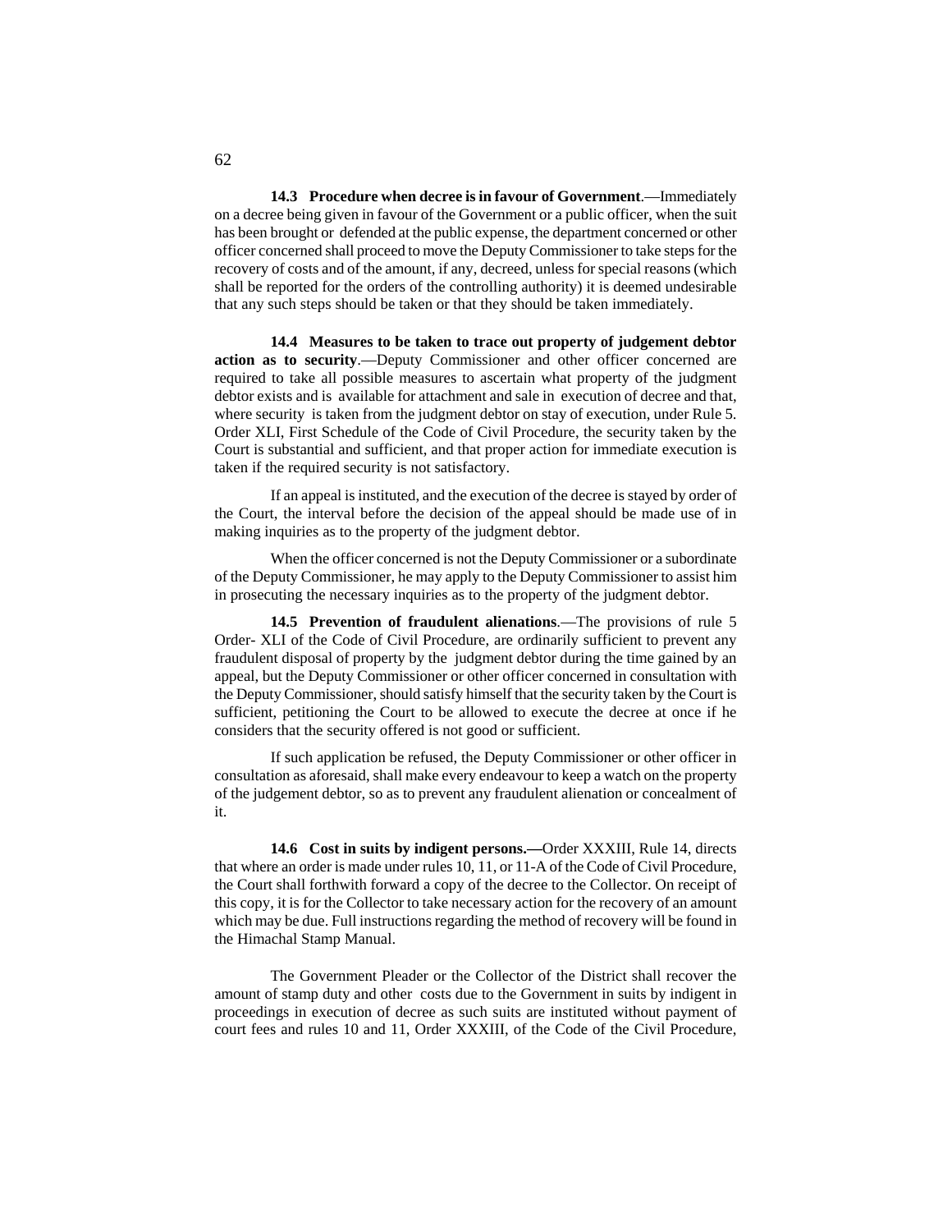**14.3 Procedure when decree is in favour of Government**.—Immediately on a decree being given in favour of the Government or a public officer, when the suit has been brought or defended at the public expense, the department concerned or other officer concerned shall proceed to move the Deputy Commissioner to take steps for the recovery of costs and of the amount, if any, decreed, unless for special reasons (which shall be reported for the orders of the controlling authority) it is deemed undesirable that any such steps should be taken or that they should be taken immediately.

**14.4 Measures to be taken to trace out property of judgement debtor action as to security**.—Deputy Commissioner and other officer concerned are required to take all possible measures to ascertain what property of the judgment debtor exists and is available for attachment and sale in execution of decree and that, where security is taken from the judgment debtor on stay of execution, under Rule 5. Order XLI, First Schedule of the Code of Civil Procedure, the security taken by the Court is substantial and sufficient, and that proper action for immediate execution is taken if the required security is not satisfactory.

If an appeal is instituted, and the execution of the decree is stayed by order of the Court, the interval before the decision of the appeal should be made use of in making inquiries as to the property of the judgment debtor.

When the officer concerned is not the Deputy Commissioner or a subordinate of the Deputy Commissioner, he may apply to the Deputy Commissioner to assist him in prosecuting the necessary inquiries as to the property of the judgment debtor.

**14.5 Prevention of fraudulent alienations**.—The provisions of rule 5 Order- XLI of the Code of Civil Procedure, are ordinarily sufficient to prevent any fraudulent disposal of property by the judgment debtor during the time gained by an appeal, but the Deputy Commissioner or other officer concerned in consultation with the Deputy Commissioner, should satisfy himself that the security taken by the Court is sufficient, petitioning the Court to be allowed to execute the decree at once if he considers that the security offered is not good or sufficient.

If such application be refused, the Deputy Commissioner or other officer in consultation as aforesaid, shall make every endeavour to keep a watch on the property of the judgement debtor, so as to prevent any fraudulent alienation or concealment of it.

**14.6 Cost in suits by indigent persons.—**Order XXXIII, Rule 14, directs that where an order is made under rules 10, 11, or 11-A of the Code of Civil Procedure, the Court shall forthwith forward a copy of the decree to the Collector. On receipt of this copy, it is for the Collector to take necessary action for the recovery of an amount which may be due. Full instructions regarding the method of recovery will be found in the Himachal Stamp Manual.

The Government Pleader or the Collector of the District shall recover the amount of stamp duty and other costs due to the Government in suits by indigent in proceedings in execution of decree as such suits are instituted without payment of court fees and rules 10 and 11, Order XXXIII, of the Code of the Civil Procedure,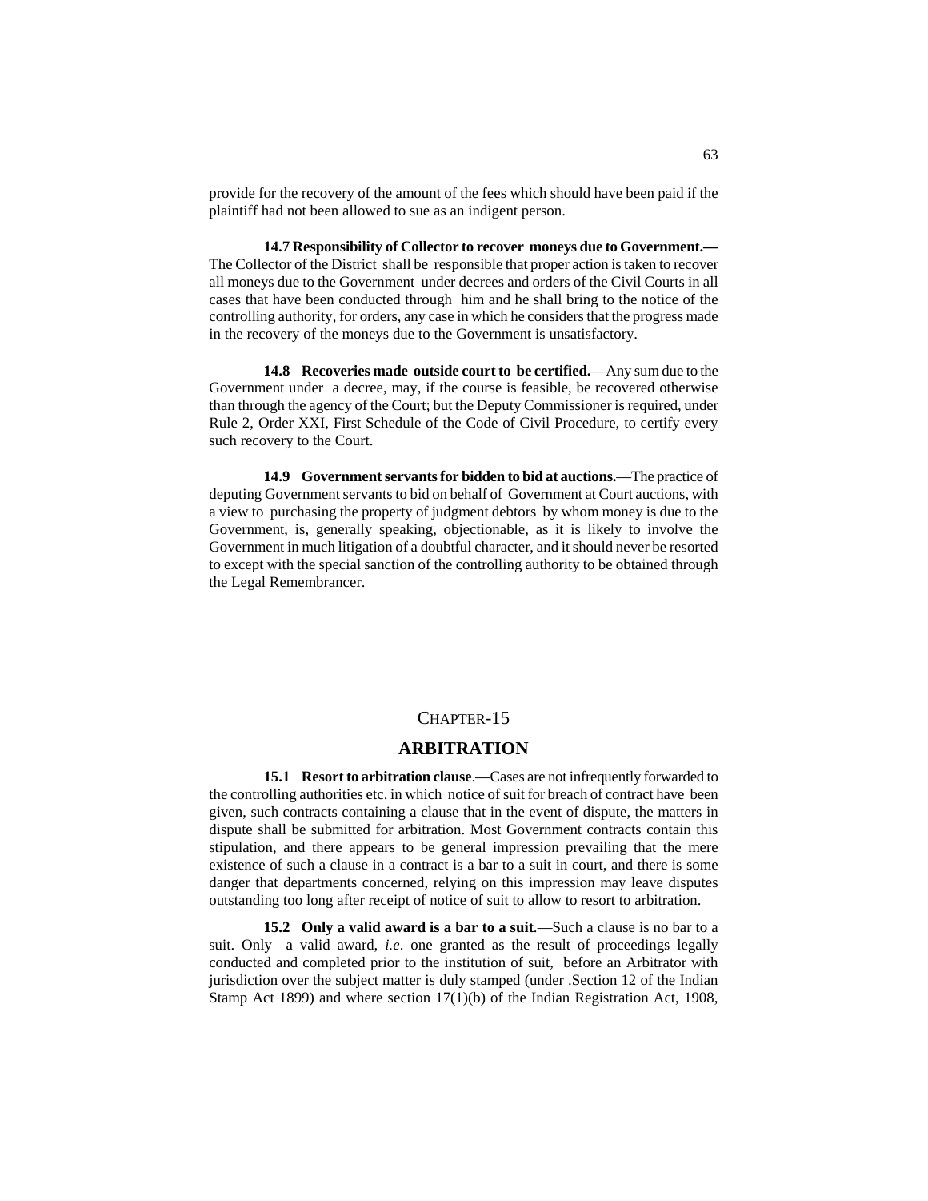provide for the recovery of the amount of the fees which should have been paid if the plaintiff had not been allowed to sue as an indigent person.

**14.7 Responsibility of Collector to recover moneys due to Government.—** The Collector of the District shall be responsible that proper action is taken to recover all moneys due to the Government under decrees and orders of the Civil Courts in all cases that have been conducted through him and he shall bring to the notice of the controlling authority, for orders, any case in which he considers that the progress made in the recovery of the moneys due to the Government is unsatisfactory.

**14.8 Recoveries made outside court to be certified.**—Any sum due to the Government under a decree, may, if the course is feasible, be recovered otherwise than through the agency of the Court; but the Deputy Commissioner is required, under Rule 2, Order XXI, First Schedule of the Code of Civil Procedure, to certify every such recovery to the Court.

**14.9 Government servants for bidden to bid at auctions.**—The practice of deputing Government servants to bid on behalf of Government at Court auctions, with a view to purchasing the property of judgment debtors by whom money is due to the Government, is, generally speaking, objectionable, as it is likely to involve the Government in much litigation of a doubtful character, and it should never be resorted to except with the special sanction of the controlling authority to be obtained through the Legal Remembrancer.

# CHAPTER-15

## ARBITRATION

**15.1 Resort to arbitration clause**.—Cases are not infrequently forwarded to the controlling authorities etc. in which notice of suit for breach of contract have been given, such contracts containing a clause that in the event of dispute, the matters in dispute shall be submitted for arbitration. Most Government contracts contain this stipulation, and there appears to be general impression prevailing that the mere existence of such a clause in a contract is a bar to a suit in court, and there is some danger that departments concerned, relying on this impression may leave disputes outstanding too long after receipt of notice of suit to allow to resort to arbitration.

**15.2 Only a valid award is a bar to a suit**.—Such a clause is no bar to a suit. Only a valid award, *i.e*. one granted as the result of proceedings legally conducted and completed prior to the institution of suit, before an Arbitrator with jurisdiction over the subject matter is duly stamped (under .Section 12 of the Indian Stamp Act 1899) and where section 17(1)(b) of the Indian Registration Act, 1908,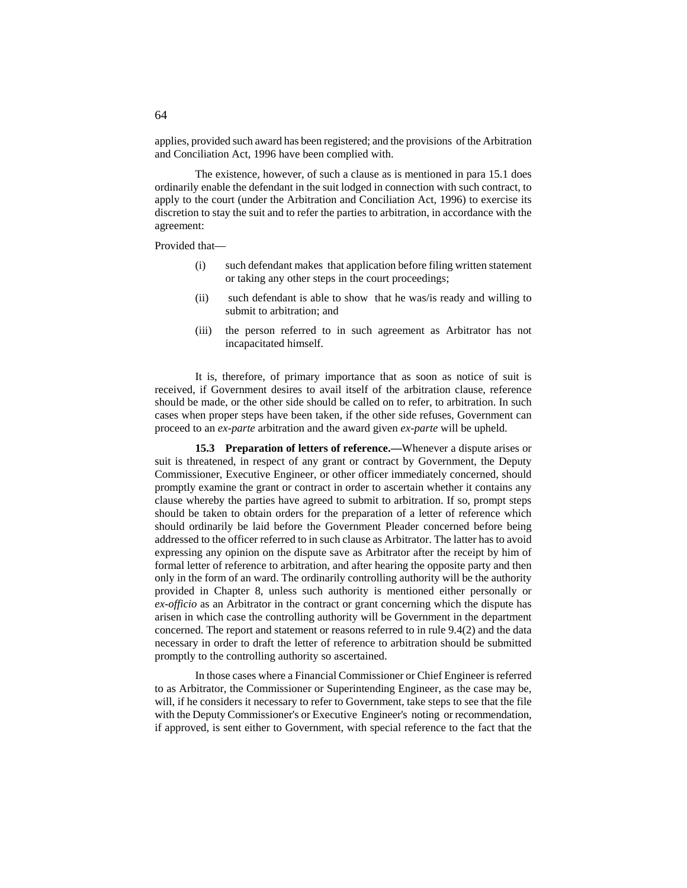applies, provided such award has been registered; and the provisions of the Arbitration and Conciliation Act, 1996 have been complied with.

The existence, however, of such a clause as is mentioned in para 15.1 does ordinarily enable the defendant in the suit lodged in connection with such contract, to apply to the court (under the Arbitration and Conciliation Act, 1996) to exercise its discretion to stay the suit and to refer the parties to arbitration, in accordance with the agreement:

Provided that—

(i) such defendant makes that application before filing written statement or taking any other steps in the court proceedings;

(ii) such defendant is able to show that he was/is ready and willing to submit to arbitration; and

(iii) the person referred to in such agreement as Arbitrator has not incapacitated himself.

It is, therefore, of primary importance that as soon as notice of suit is received, if Government desires to avail itself of the arbitration clause, reference should be made, or the other side should be called on to refer, to arbitration. In such cases when proper steps have been taken, if the other side refuses, Government can proceed to an *ex-parte* arbitration and the award given *ex-parte* will be upheld.

**15.3 Preparation of letters of reference.—**Whenever a dispute arises or suit is threatened, in respect of any grant or contract by Government, the Deputy Commissioner, Executive Engineer, or other officer immediately concerned, should promptly examine the grant or contract in order to ascertain whether it contains any clause whereby the parties have agreed to submit to arbitration. If so, prompt steps should be taken to obtain orders for the preparation of a letter of reference which should ordinarily be laid before the Government Pleader concerned before being addressed to the officer referred to in such clause as Arbitrator. The latter has to avoid expressing any opinion on the dispute save as Arbitrator after the receipt by him of formal letter of reference to arbitration, and after hearing the opposite party and then only in the form of an ward. The ordinarily controlling authority will be the authority provided in Chapter 8, unless such authority is mentioned either personally or *ex-officio* as an Arbitrator in the contract or grant concerning which the dispute has arisen in which case the controlling authority will be Government in the department concerned. The report and statement or reasons referred to in rule 9.4(2) and the data necessary in order to draft the letter of reference to arbitration should be submitted promptly to the controlling authority so ascertained.

In those cases where a Financial Commissioner or Chief Engineer is referred to as Arbitrator, the Commissioner or Superintending Engineer, as the case may be, will, if he considers it necessary to refer to Government, take steps to see that the file with the Deputy Commissioner's or Executive Engineer's noting or recommendation, if approved, is sent either to Government, with special reference to the fact that the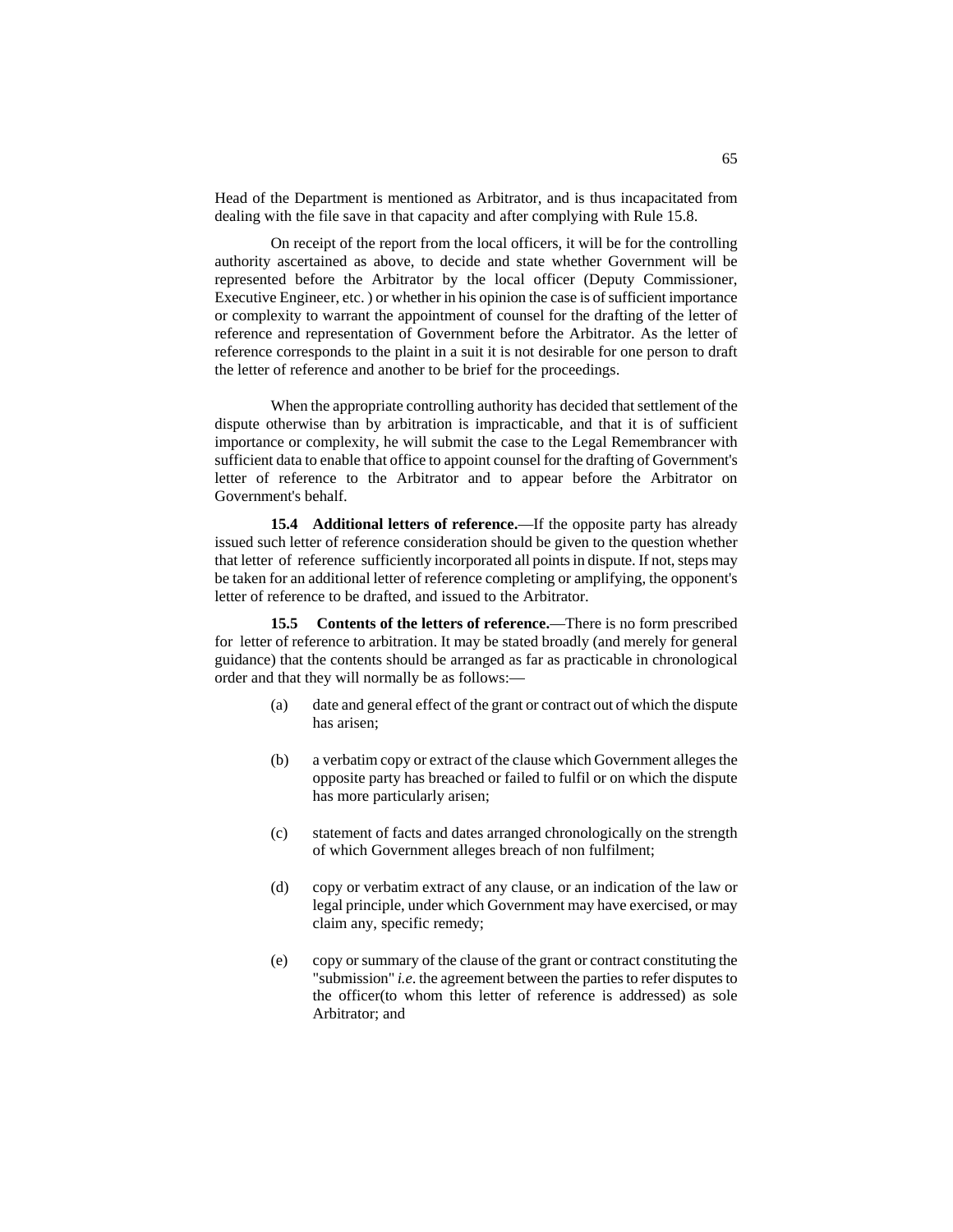Head of the Department is mentioned as Arbitrator, and is thus incapacitated from dealing with the file save in that capacity and after complying with Rule 15.8.

On receipt of the report from the local officers, it will be for the controlling authority ascertained as above, to decide and state whether Government will be represented before the Arbitrator by the local officer (Deputy Commissioner, Executive Engineer, etc. ) or whether in his opinion the case is of sufficient importance or complexity to warrant the appointment of counsel for the drafting of the letter of reference and representation of Government before the Arbitrator. As the letter of reference corresponds to the plaint in a suit it is not desirable for one person to draft the letter of reference and another to be brief for the proceedings.

When the appropriate controlling authority has decided that settlement of the dispute otherwise than by arbitration is impracticable, and that it is of sufficient importance or complexity, he will submit the case to the Legal Remembrancer with sufficient data to enable that office to appoint counsel for the drafting of Government's letter of reference to the Arbitrator and to appear before the Arbitrator on Government's behalf.

**15.4 Additional letters of reference.**—If the opposite party has already issued such letter of reference consideration should be given to the question whether that letter of reference sufficiently incorporated all points in dispute. If not, steps may be taken for an additional letter of reference completing or amplifying, the opponent's letter of reference to be drafted, and issued to the Arbitrator.

**15.5 Contents of the letters of reference.**—There is no form prescribed for letter of reference to arbitration. It may be stated broadly (and merely for general guidance) that the contents should be arranged as far as practicable in chronological order and that they will normally be as follows:—

(a) date and general effect of the grant or contract out of which the dispute has arisen;

(b) a verbatim copy or extract of the clause which Government alleges the opposite party has breached or failed to fulfil or on which the dispute has more particularly arisen;

(c) statement of facts and dates arranged chronologically on the strength of which Government alleges breach of non fulfilment;

(d) copy or verbatim extract of any clause, or an indication of the law or legal principle, under which Government may have exercised, or may claim any, specific remedy;

(e) copy or summary of the clause of the grant or contract constituting the "submission" *i.e*. the agreement between the parties to refer disputes to the officer(to whom this letter of reference is addressed) as sole Arbitrator; and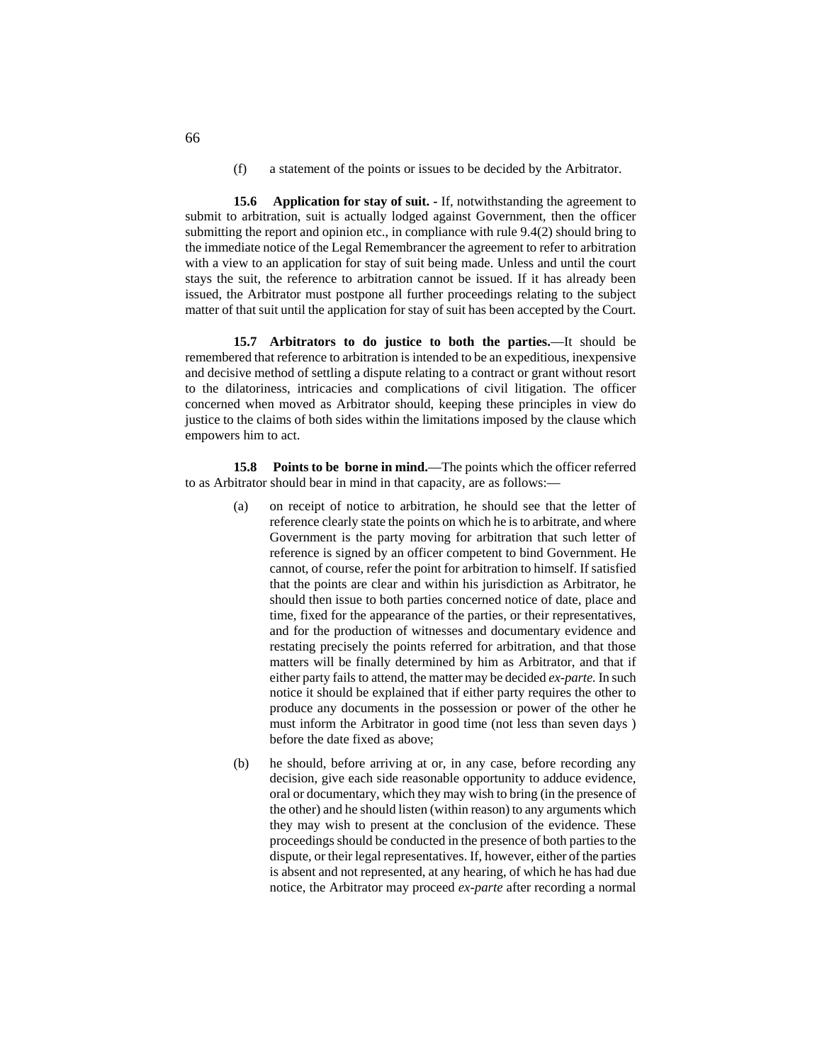(f) a statement of the points or issues to be decided by the Arbitrator.

**15.6 Application for stay of suit. -** If, notwithstanding the agreement to submit to arbitration, suit is actually lodged against Government, then the officer submitting the report and opinion etc., in compliance with rule 9.4(2) should bring to the immediate notice of the Legal Remembrancer the agreement to refer to arbitration with a view to an application for stay of suit being made. Unless and until the court stays the suit, the reference to arbitration cannot be issued. If it has already been issued, the Arbitrator must postpone all further proceedings relating to the subject matter of that suit until the application for stay of suit has been accepted by the Court.

**15.7 Arbitrators to do justice to both the parties.**—It should be remembered that reference to arbitration is intended to be an expeditious, inexpensive and decisive method of settling a dispute relating to a contract or grant without resort to the dilatoriness, intricacies and complications of civil litigation. The officer concerned when moved as Arbitrator should, keeping these principles in view do justice to the claims of both sides within the limitations imposed by the clause which empowers him to act.

**15.8 Points to be borne in mind.**—The points which the officer referred to as Arbitrator should bear in mind in that capacity, are as follows:—

(a) on receipt of notice to arbitration, he should see that the letter of reference clearly state the points on which he is to arbitrate, and where Government is the party moving for arbitration that such letter of reference is signed by an officer competent to bind Government. He cannot, of course, refer the point for arbitration to himself. If satisfied that the points are clear and within his jurisdiction as Arbitrator, he should then issue to both parties concerned notice of date, place and time, fixed for the appearance of the parties, or their representatives, and for the production of witnesses and documentary evidence and restating precisely the points referred for arbitration, and that those matters will be finally determined by him as Arbitrator, and that if either party fails to attend, the matter may be decided *ex-parte.* In such notice it should be explained that if either party requires the other to produce any documents in the possession or power of the other he must inform the Arbitrator in good time (not less than seven days ) before the date fixed as above;

(b) he should, before arriving at or, in any case, before recording any decision, give each side reasonable opportunity to adduce evidence, oral or documentary, which they may wish to bring (in the presence of the other) and he should listen (within reason) to any arguments which they may wish to present at the conclusion of the evidence. These proceedings should be conducted in the presence of both parties to the dispute, or their legal representatives. If, however, either of the parties is absent and not represented, at any hearing, of which he has had due notice, the Arbitrator may proceed *ex-parte* after recording a normal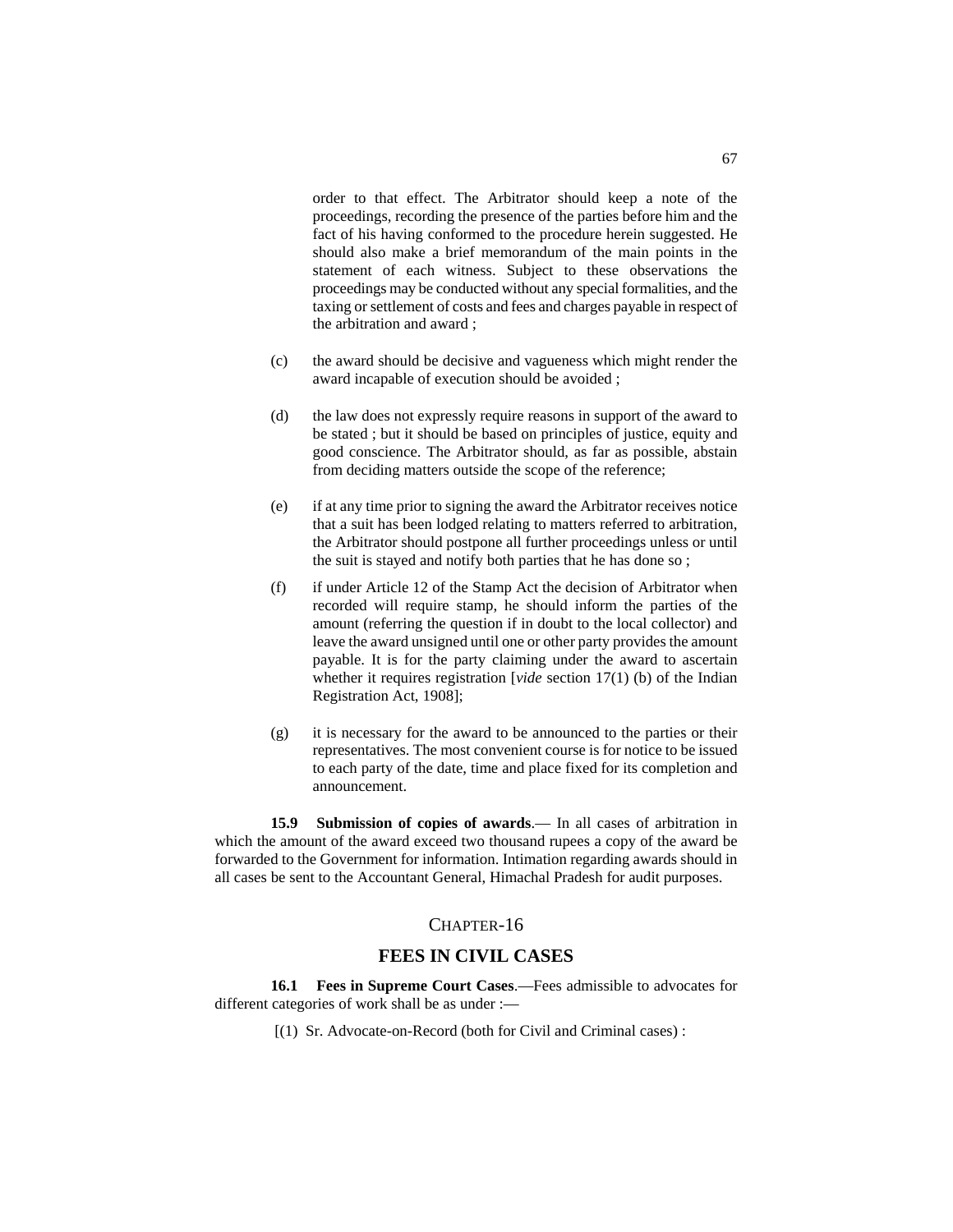order to that effect. The Arbitrator should keep a note of the proceedings, recording the presence of the parties before him and the fact of his having conformed to the procedure herein suggested. He should also make a brief memorandum of the main points in the statement of each witness. Subject to these observations the proceedings may be conducted without any special formalities, and the taxing or settlement of costs and fees and charges payable in respect of the arbitration and award ;

(c) the award should be decisive and vagueness which might render the award incapable of execution should be avoided ;

(d) the law does not expressly require reasons in support of the award to be stated ; but it should be based on principles of justice, equity and good conscience. The Arbitrator should, as far as possible, abstain from deciding matters outside the scope of the reference;

(e) if at any time prior to signing the award the Arbitrator receives notice that a suit has been lodged relating to matters referred to arbitration, the Arbitrator should postpone all further proceedings unless or until the suit is stayed and notify both parties that he has done so ;

(f) if under Article 12 of the Stamp Act the decision of Arbitrator when recorded will require stamp, he should inform the parties of the amount (referring the question if in doubt to the local collector) and leave the award unsigned until one or other party provides the amount payable. It is for the party claiming under the award to ascertain whether it requires registration [*vide* section 17(1) (b) of the Indian Registration Act, 1908];

(g) it is necessary for the award to be announced to the parties or their representatives. The most convenient course is for notice to be issued to each party of the date, time and place fixed for its completion and announcement.

**15.9 Submission of copies of awards**.— In all cases of arbitration in which the amount of the award exceed two thousand rupees a copy of the award be forwarded to the Government for information. Intimation regarding awards should in all cases be sent to the Accountant General, Himachal Pradesh for audit purposes.

## CHAPTER-16

## FEES IN CIVIL CASES

**16.1 Fees in Supreme Court Cases**.—Fees admissible to advocates for different categories of work shall be as under :—

[(1) Sr. Advocate-on-Record (both for Civil and Criminal cases) :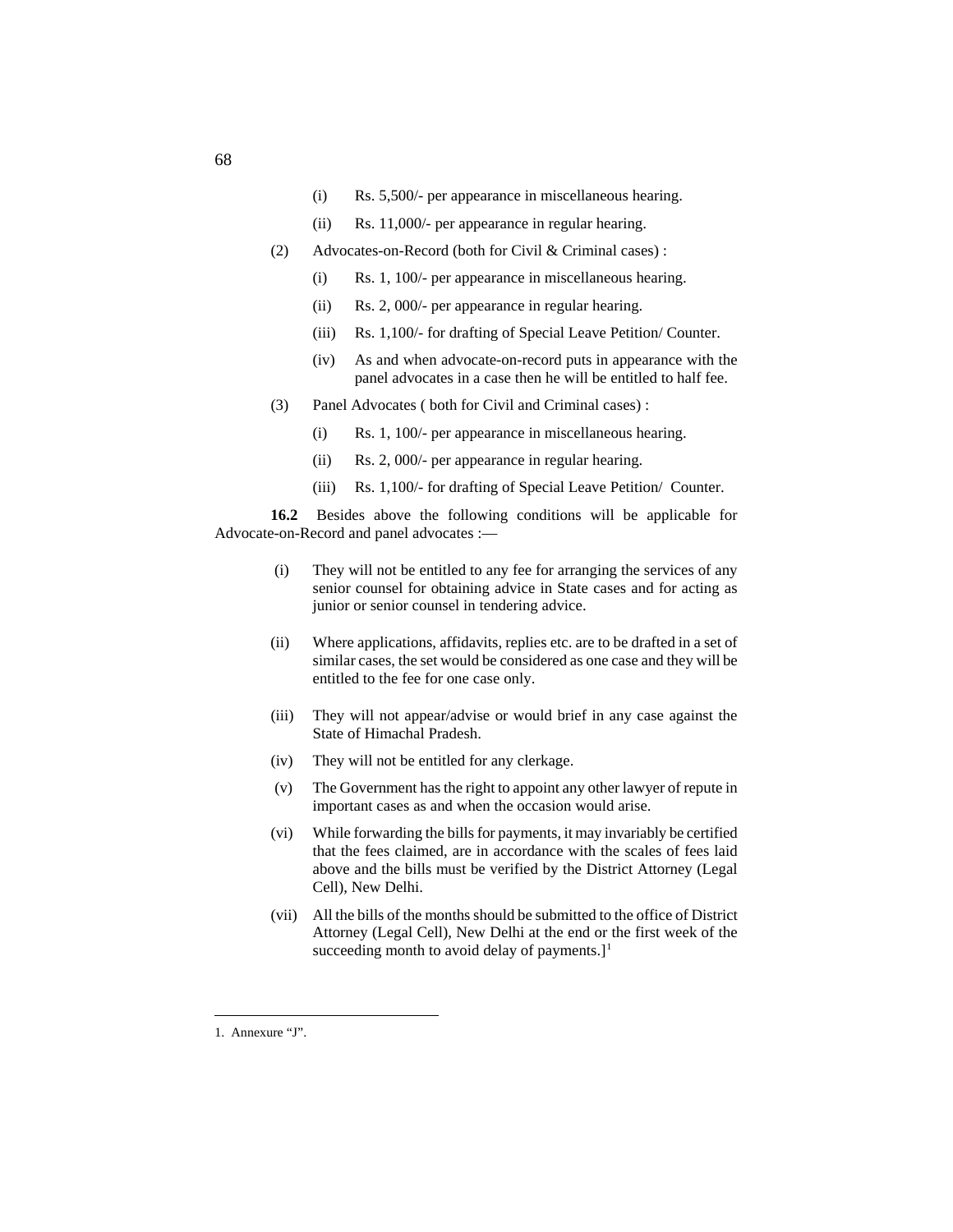(i) Rs. 5,500/- per appearance in miscellaneous hearing.

(ii) Rs. 11,000/- per appearance in regular hearing.

(2) Advocates-on-Record (both for Civil & Criminal cases) :

(i) Rs. 1, 100/- per appearance in miscellaneous hearing.

(ii) Rs. 2, 000/- per appearance in regular hearing.

(iii) Rs. 1,100/- for drafting of Special Leave Petition/ Counter.

(iv) As and when advocate-on-record puts in appearance with the panel advocates in a case then he will be entitled to half fee.

(3) Panel Advocates ( both for Civil and Criminal cases) :

(i) Rs. 1, 100/- per appearance in miscellaneous hearing.

(ii) Rs. 2, 000/- per appearance in regular hearing.

(iii) Rs. 1,100/- for drafting of Special Leave Petition/ Counter.

**16.2** Besides above the following conditions will be applicable for Advocate-on-Record and panel advocates :—

(i) They will not be entitled to any fee for arranging the services of any senior counsel for obtaining advice in State cases and for acting as junior or senior counsel in tendering advice.

(ii) Where applications, affidavits, replies etc. are to be drafted in a set of similar cases, the set would be considered as one case and they will be entitled to the fee for one case only.

(iii) They will not appear/advise or would brief in any case against the State of Himachal Pradesh.

(iv) They will not be entitled for any clerkage.

(v) The Government has the right to appoint any other lawyer of repute in important cases as and when the occasion would arise.

(vi) While forwarding the bills for payments, it may invariably be certified that the fees claimed, are in accordance with the scales of fees laid above and the bills must be verified by the District Attorney (Legal Cell), New Delhi.

(vii) All the bills of the months should be submitted to the office of District Attorney (Legal Cell), New Delhi at the end or the first week of the succeeding month to avoid delay of payments.][1]

---

1. Annexure "J".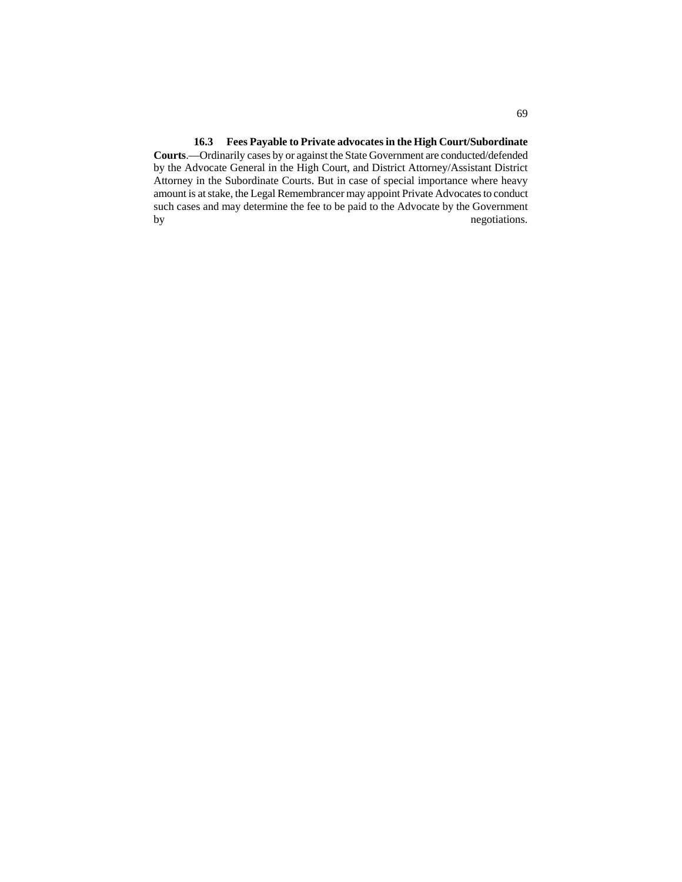**16.3 Fees Payable to Private advocates in the High Court/Subordinate Courts**.—Ordinarily cases by or against the State Government are conducted/defended by the Advocate General in the High Court, and District Attorney/Assistant District Attorney in the Subordinate Courts. But in case of special importance where heavy amount is at stake, the Legal Remembrancer may appoint Private Advocates to conduct such cases and may determine the fee to be paid to the Advocate by the Government by negotiations.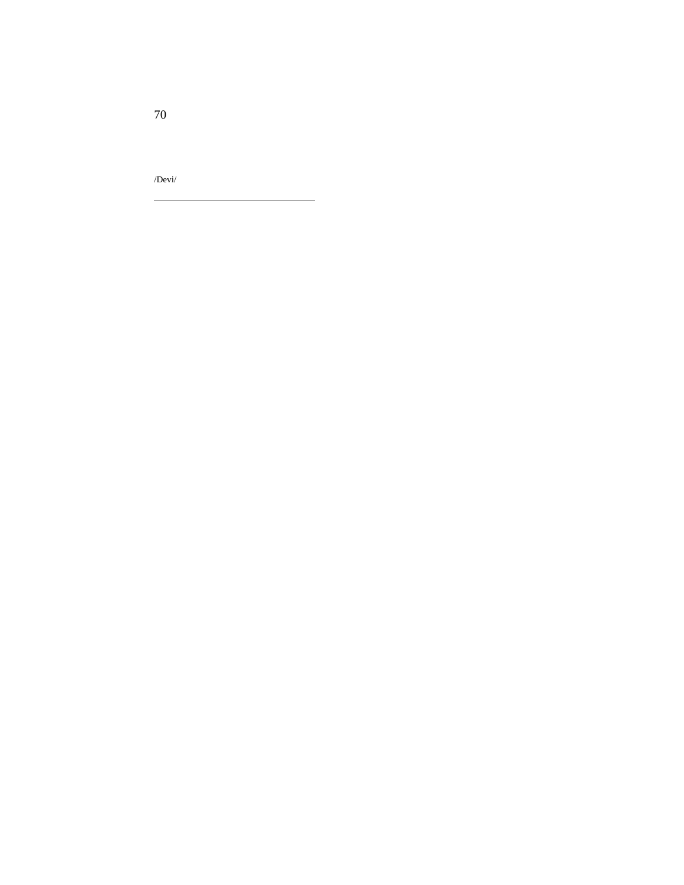/Devi/

---